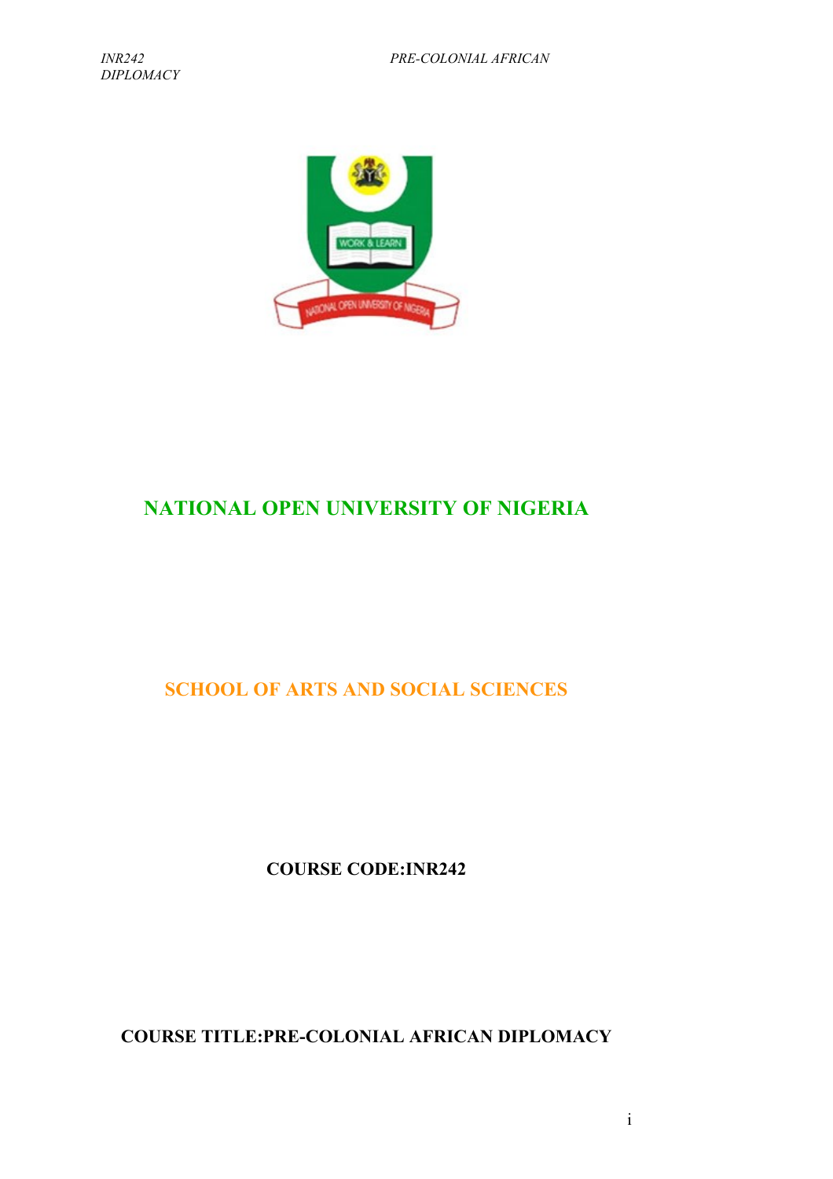# NATIONAL OPEN UNIVERSITY OF NIGERIA

## SCHOOL OF ARTS AND SOCIAL SCIENCES

**COURSE CODE:INR242**

**COURSE TITLE:PRE-COLONIAL AFRICAN DIPLOMACY**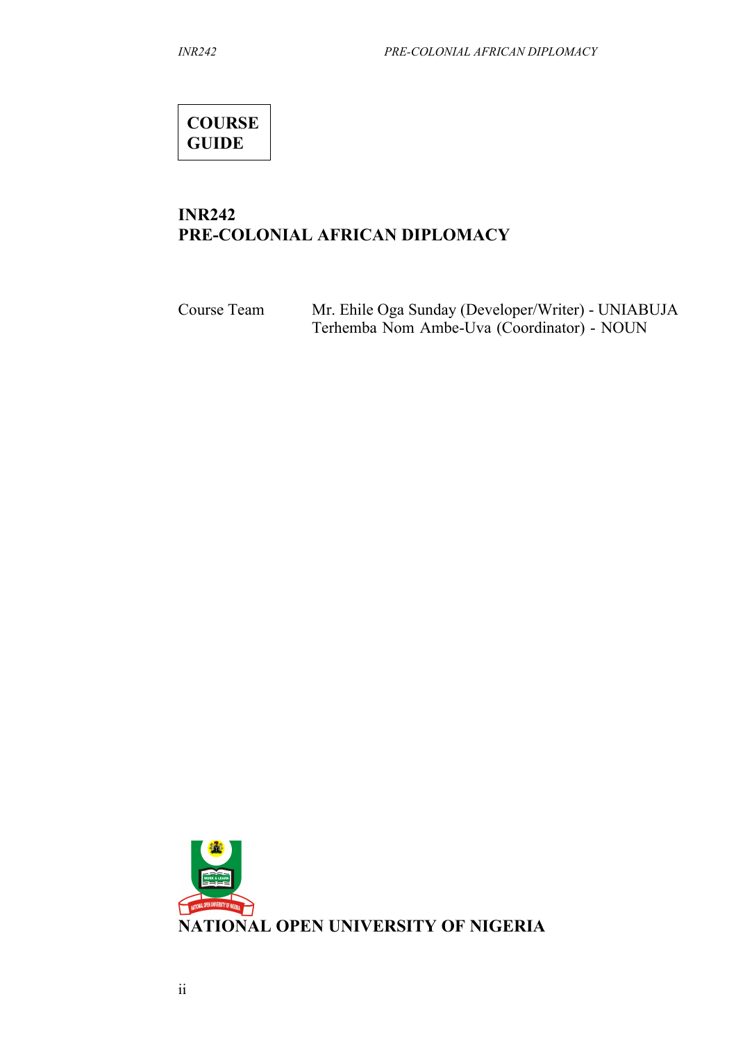**COURSE GUIDE**

# INR242
# PRE-COLONIAL AFRICAN DIPLOMACY

Course Team Mr. Ehile Oga Sunday (Developer/Writer) - UNIABUJA
Terhemba Nom Ambe-Uva (Coordinator) - NOUN

**NATIONAL OPEN UNIVERSITY OF NIGERIA**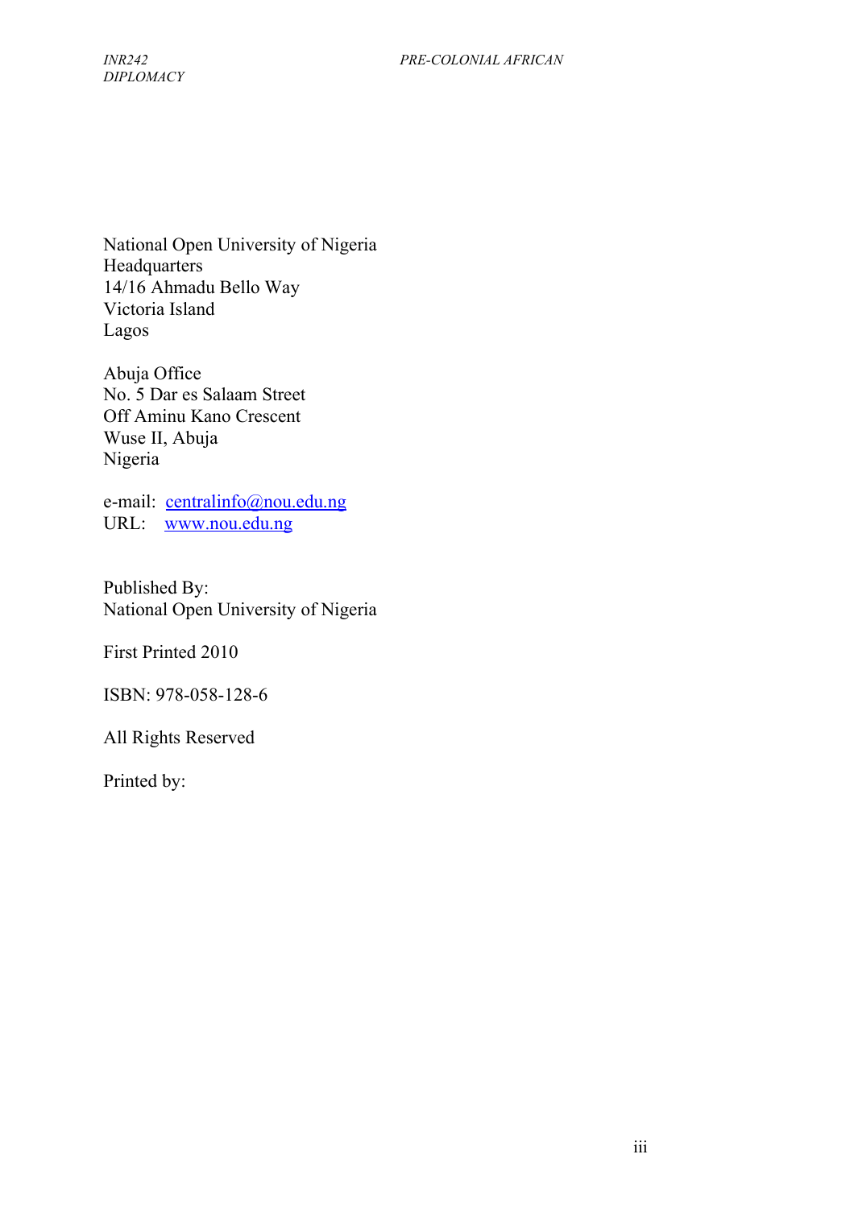National Open University of Nigeria
Headquarters
14/16 Ahmadu Bello Way
Victoria Island
Lagos

Abuja Office
No. 5 Dar es Salaam Street
Off Aminu Kano Crescent
Wuse II, Abuja
Nigeria

e-mail: centralinfo@nou.edu.ng
URL: www.nou.edu.ng

Published By:
National Open University of Nigeria

First Printed 2010

ISBN: 978-058-128-6

All Rights Reserved

Printed by: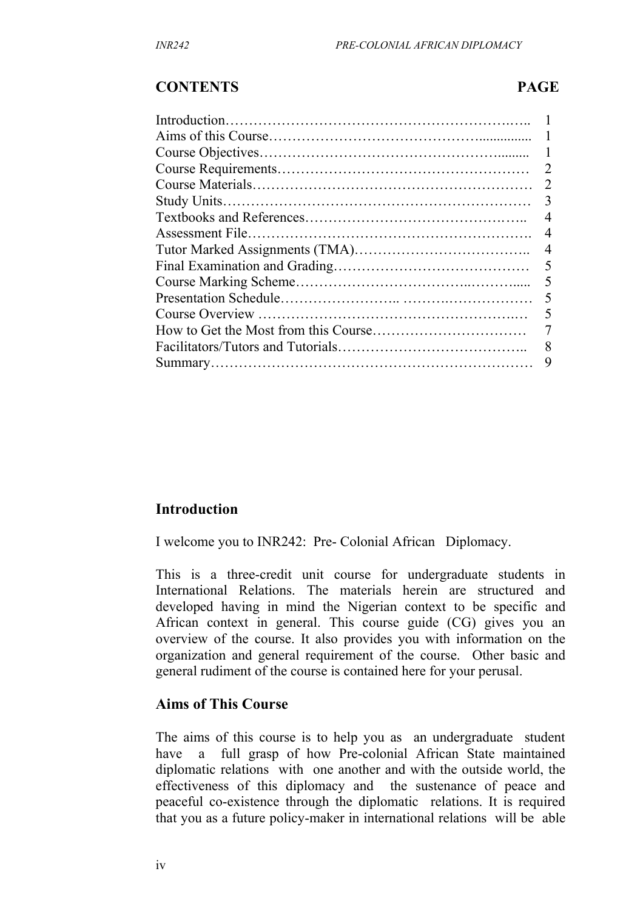## CONTENTS

| | PAGE |
|---|---|
| Introduction | 1 |
| Aims of this Course | 1 |
| Course Objectives | 1 |
| Course Requirements | 2 |
| Course Materials | 2 |
| Study Units | 3 |
| Textbooks and References | 4 |
| Assessment File | 4 |
| Tutor Marked Assignments (TMA) | 4 |
| Final Examination and Grading | 5 |
| Course Marking Scheme | 5 |
| Presentation Schedule | 5 |
| Course Overview | 5 |
| How to Get the Most from this Course | 7 |
| Facilitators/Tutors and Tutorials | 8 |
| Summary | 9 |

## Introduction

I welcome you to INR242: Pre- Colonial African Diplomacy.

This is a three-credit unit course for undergraduate students in International Relations. The materials herein are structured and developed having in mind the Nigerian context to be specific and African context in general. This course guide (CG) gives you an overview of the course. It also provides you with information on the organization and general requirement of the course. Other basic and general rudiment of the course is contained here for your perusal.

## Aims of This Course

The aims of this course is to help you as an undergraduate student have a full grasp of how Pre-colonial African State maintained diplomatic relations with one another and with the outside world, the effectiveness of this diplomacy and the sustenance of peace and peaceful co-existence through the diplomatic relations. It is required that you as a future policy-maker in international relations will be able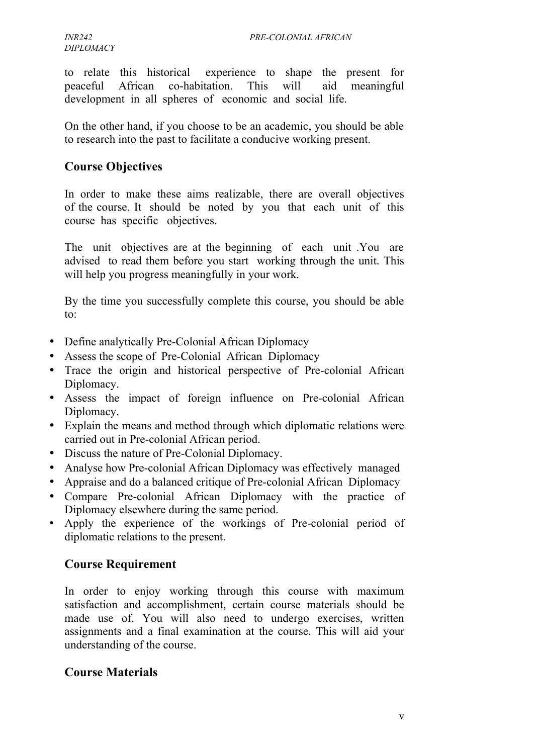to relate this historical experience to shape the present for peaceful African co-habitation. This will aid meaningful development in all spheres of economic and social life.

On the other hand, if you choose to be an academic, you should be able to research into the past to facilitate a conducive working present.

## Course Objectives

In order to make these aims realizable, there are overall objectives of the course. It should be noted by you that each unit of this course has specific objectives.

The unit objectives are at the beginning of each unit .You are advised to read them before you start working through the unit. This will help you progress meaningfully in your work.

By the time you successfully complete this course, you should be able to:

- Define analytically Pre-Colonial African Diplomacy
- Assess the scope of Pre-Colonial African Diplomacy
- Trace the origin and historical perspective of Pre-colonial African Diplomacy.
- Assess the impact of foreign influence on Pre-colonial African Diplomacy.
- Explain the means and method through which diplomatic relations were carried out in Pre-colonial African period.
- Discuss the nature of Pre-Colonial Diplomacy.
- Analyse how Pre-colonial African Diplomacy was effectively managed
- Appraise and do a balanced critique of Pre-colonial African Diplomacy
- Compare Pre-colonial African Diplomacy with the practice of Diplomacy elsewhere during the same period.
- Apply the experience of the workings of Pre-colonial period of diplomatic relations to the present.

## Course Requirement

In order to enjoy working through this course with maximum satisfaction and accomplishment, certain course materials should be made use of. You will also need to undergo exercises, written assignments and a final examination at the course. This will aid your understanding of the course.

## Course Materials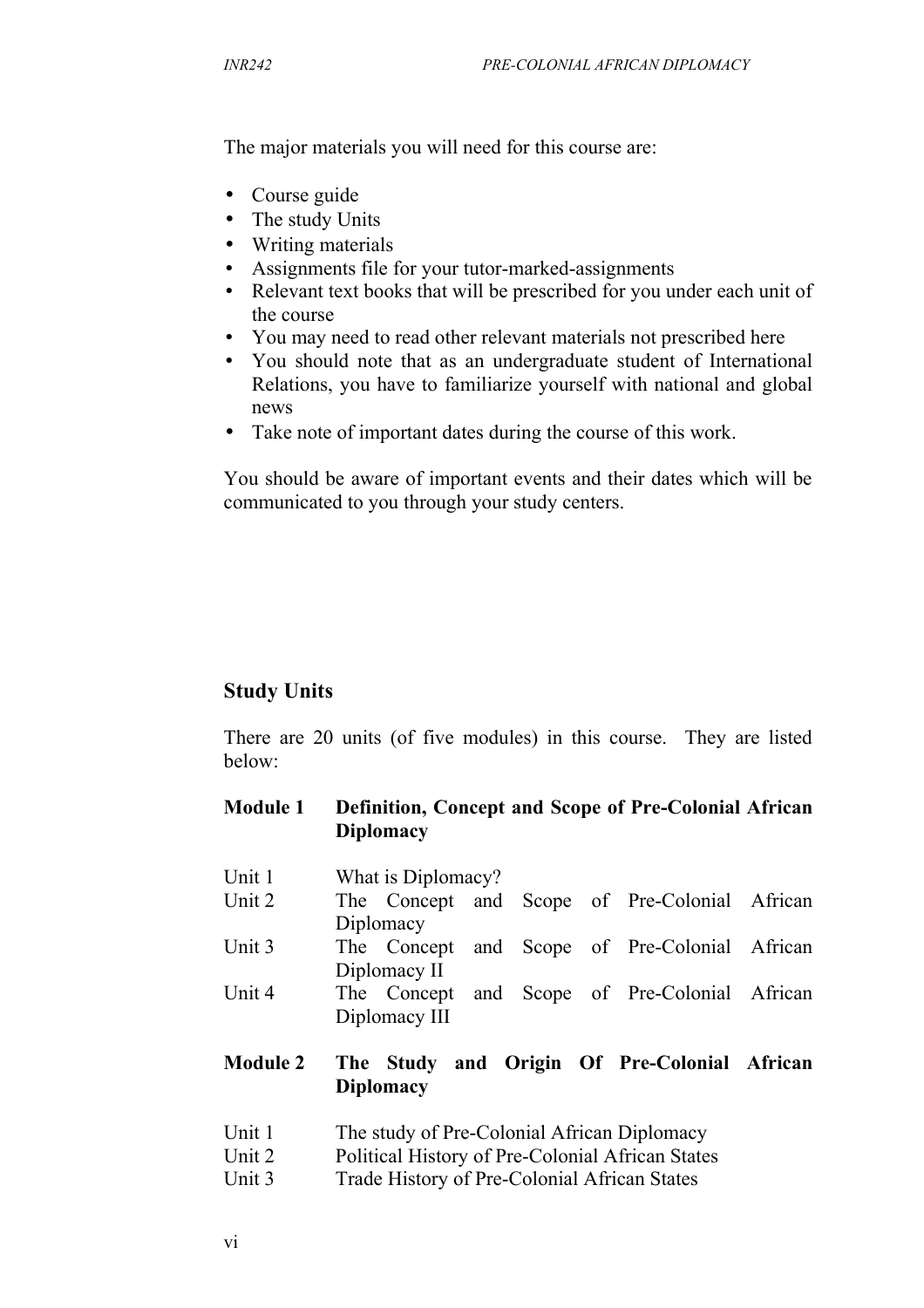The major materials you will need for this course are:

- Course guide
- The study Units
- Writing materials
- Assignments file for your tutor-marked-assignments
- Relevant text books that will be prescribed for you under each unit of the course
- You may need to read other relevant materials not prescribed here
- You should note that as an undergraduate student of International Relations, you have to familiarize yourself with national and global news
- Take note of important dates during the course of this work.

You should be aware of important events and their dates which will be communicated to you through your study centers.

## Study Units

There are 20 units (of five modules) in this course. They are listed below:

**Module 1 Definition, Concept and Scope of Pre-Colonial African Diplomacy**

| | |
|---|---|
| Unit 1 | What is Diplomacy? |
| Unit 2 | The Concept and Scope of Pre-Colonial African Diplomacy |
| Unit 3 | The Concept and Scope of Pre-Colonial African Diplomacy II |
| Unit 4 | The Concept and Scope of Pre-Colonial African Diplomacy III |

**Module 2 The Study and Origin Of Pre-Colonial African Diplomacy**

| | |
|---|---|
| Unit 1 | The study of Pre-Colonial African Diplomacy |
| Unit 2 | Political History of Pre-Colonial African States |
| Unit 3 | Trade History of Pre-Colonial African States |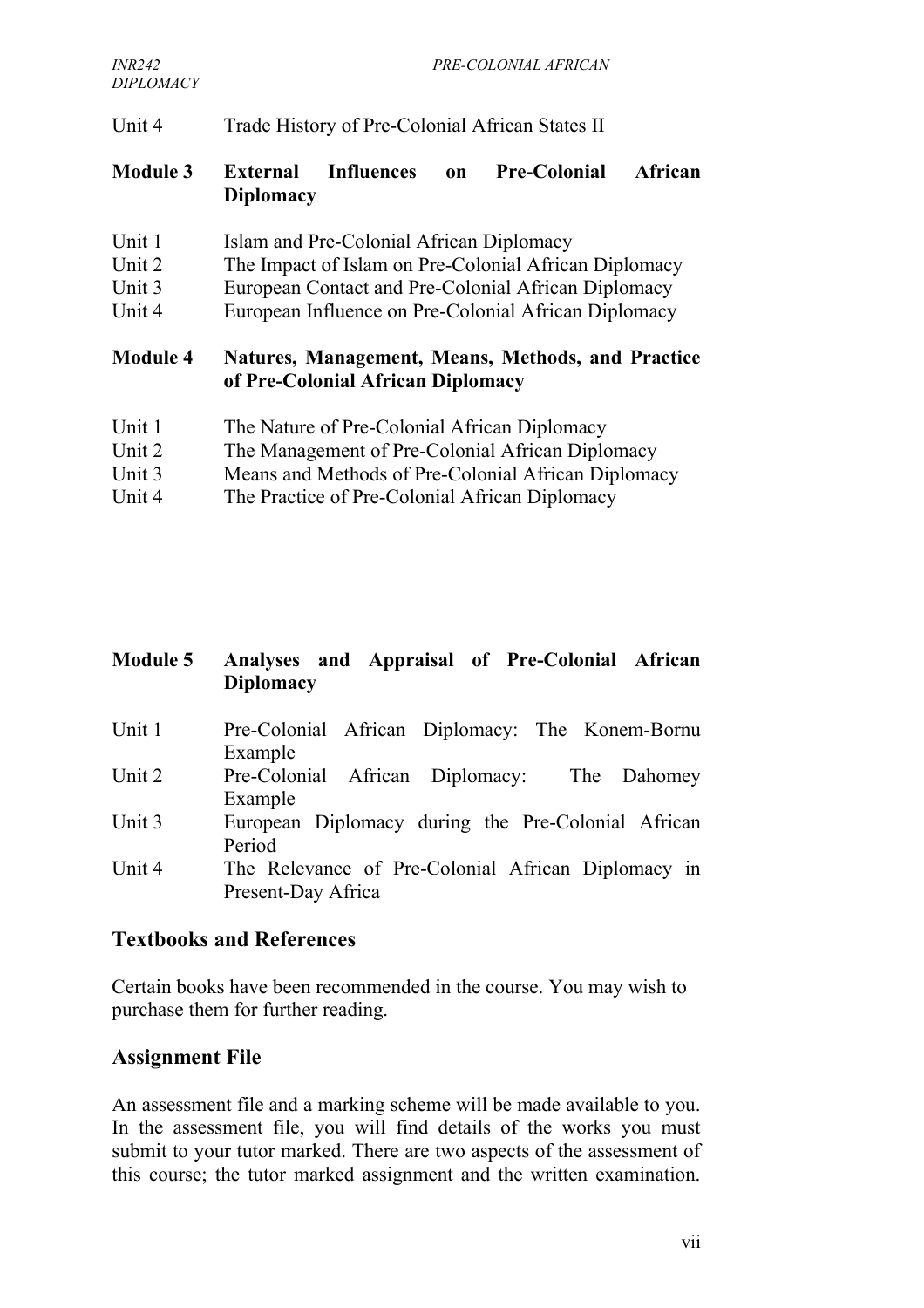Unit 4 Trade History of Pre-Colonial African States II

**Module 3 External Influences on Pre-Colonial African Diplomacy**

Unit 1 Islam and Pre-Colonial African Diplomacy
Unit 2 The Impact of Islam on Pre-Colonial African Diplomacy
Unit 3 European Contact and Pre-Colonial African Diplomacy
Unit 4 European Influence on Pre-Colonial African Diplomacy

**Module 4 Natures, Management, Means, Methods, and Practice of Pre-Colonial African Diplomacy**

Unit 1 The Nature of Pre-Colonial African Diplomacy
Unit 2 The Management of Pre-Colonial African Diplomacy
Unit 3 Means and Methods of Pre-Colonial African Diplomacy
Unit 4 The Practice of Pre-Colonial African Diplomacy

**Module 5 Analyses and Appraisal of Pre-Colonial African Diplomacy**

Unit 1 Pre-Colonial African Diplomacy: The Konem-Bornu Example
Unit 2 Pre-Colonial African Diplomacy: The Dahomey Example
Unit 3 European Diplomacy during the Pre-Colonial African Period
Unit 4 The Relevance of Pre-Colonial African Diplomacy in Present-Day Africa

## Textbooks and References

Certain books have been recommended in the course. You may wish to purchase them for further reading.

## Assignment File

An assessment file and a marking scheme will be made available to you. In the assessment file, you will find details of the works you must submit to your tutor marked. There are two aspects of the assessment of this course; the tutor marked assignment and the written examination.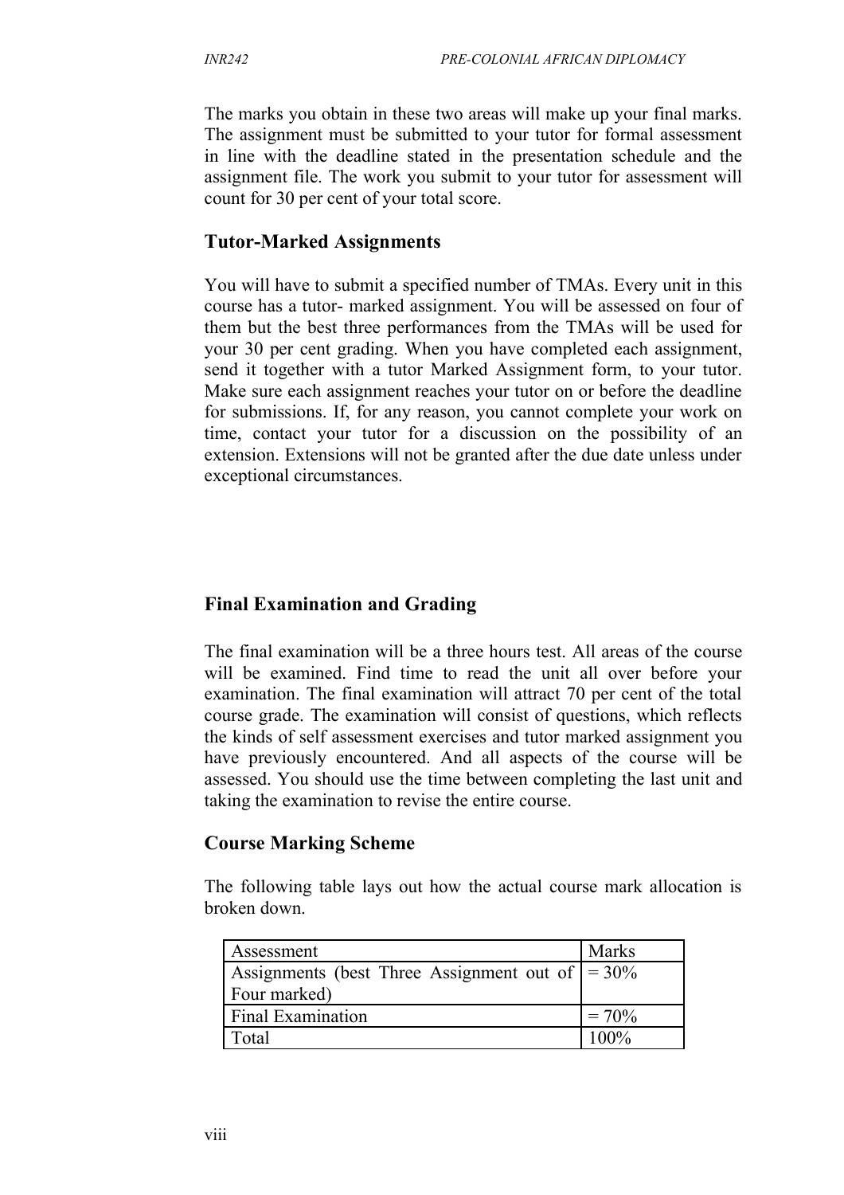The marks you obtain in these two areas will make up your final marks. The assignment must be submitted to your tutor for formal assessment in line with the deadline stated in the presentation schedule and the assignment file. The work you submit to your tutor for assessment will count for 30 per cent of your total score.

## Tutor-Marked Assignments

You will have to submit a specified number of TMAs. Every unit in this course has a tutor- marked assignment. You will be assessed on four of them but the best three performances from the TMAs will be used for your 30 per cent grading. When you have completed each assignment, send it together with a tutor Marked Assignment form, to your tutor. Make sure each assignment reaches your tutor on or before the deadline for submissions. If, for any reason, you cannot complete your work on time, contact your tutor for a discussion on the possibility of an extension. Extensions will not be granted after the due date unless under exceptional circumstances.

## Final Examination and Grading

The final examination will be a three hours test. All areas of the course will be examined. Find time to read the unit all over before your examination. The final examination will attract 70 per cent of the total course grade. The examination will consist of questions, which reflects the kinds of self assessment exercises and tutor marked assignment you have previously encountered. And all aspects of the course will be assessed. You should use the time between completing the last unit and taking the examination to revise the entire course.

## Course Marking Scheme

The following table lays out how the actual course mark allocation is broken down.

| Assessment | Marks |
| --- | --- |
| Assignments (best Three Assignment out of Four marked) | = 30% |
| Final Examination | = 70% |
| Total | 100% |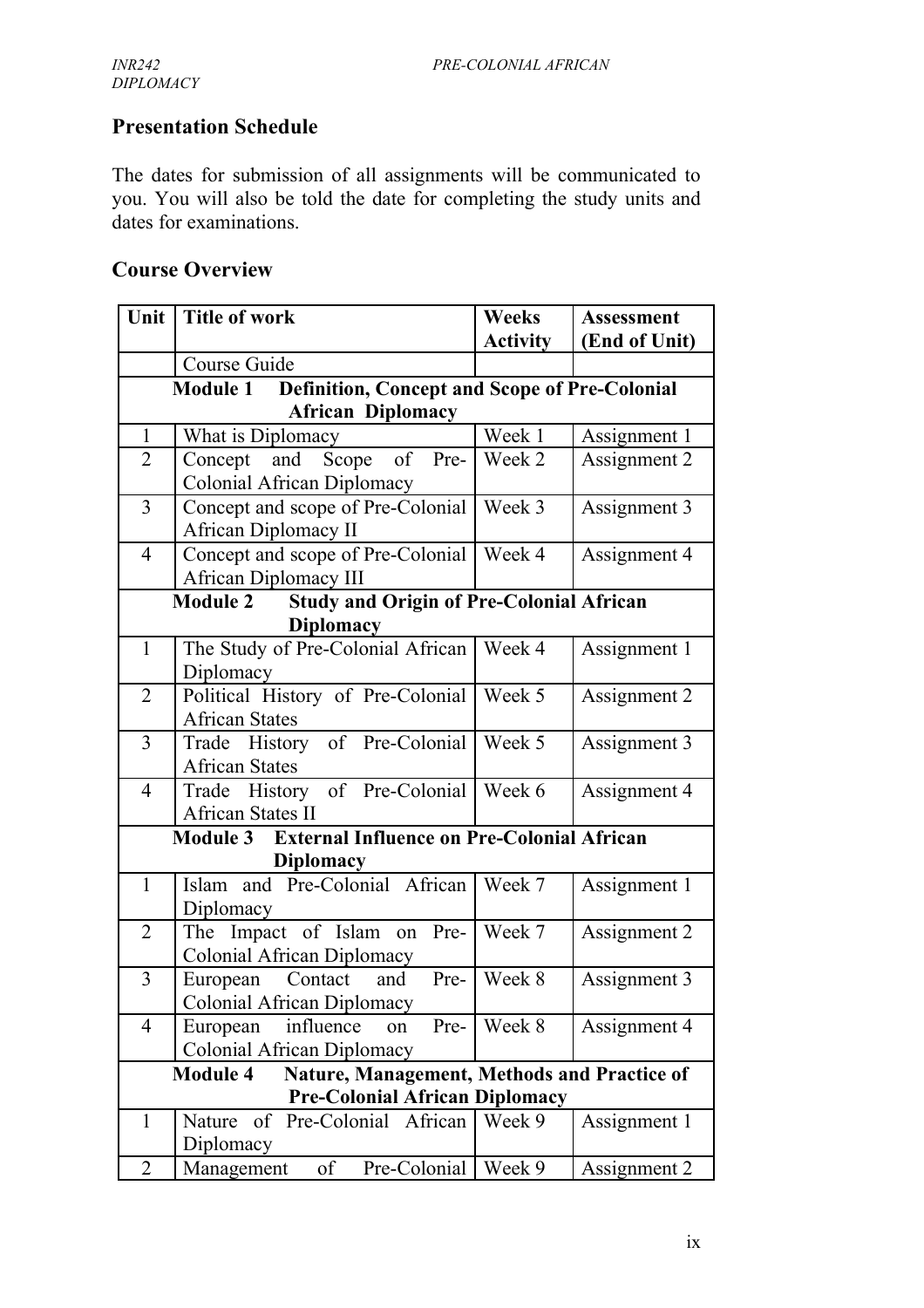## Presentation Schedule

The dates for submission of all assignments will be communicated to you. You will also be told the date for completing the study units and dates for examinations.

## Course Overview

| Unit | Title of work | Weeks Activity | Assessment (End of Unit) |
|---|---|---|---|
| | Course Guide | | |
| | **Module 1 Definition, Concept and Scope of Pre-Colonial African Diplomacy** | | |
| 1 | What is Diplomacy | Week 1 | Assignment 1 |
| 2 | Concept and Scope of Pre-Colonial African Diplomacy | Week 2 | Assignment 2 |
| 3 | Concept and scope of Pre-Colonial African Diplomacy II | Week 3 | Assignment 3 |
| 4 | Concept and scope of Pre-Colonial African Diplomacy III | Week 4 | Assignment 4 |
| | **Module 2 Study and Origin of Pre-Colonial African Diplomacy** | | |
| 1 | The Study of Pre-Colonial African Diplomacy | Week 4 | Assignment 1 |
| 2 | Political History of Pre-Colonial African States | Week 5 | Assignment 2 |
| 3 | Trade History of Pre-Colonial African States | Week 5 | Assignment 3 |
| 4 | Trade History of Pre-Colonial African States II | Week 6 | Assignment 4 |
| | **Module 3 External Influence on Pre-Colonial African Diplomacy** | | |
| 1 | Islam and Pre-Colonial African Diplomacy | Week 7 | Assignment 1 |
| 2 | The Impact of Islam on Pre-Colonial African Diplomacy | Week 7 | Assignment 2 |
| 3 | European Contact and Pre-Colonial African Diplomacy | Week 8 | Assignment 3 |
| 4 | European influence on Pre-Colonial African Diplomacy | Week 8 | Assignment 4 |
| | **Module 4 Nature, Management, Methods and Practice of Pre-Colonial African Diplomacy** | | |
| 1 | Nature of Pre-Colonial African Diplomacy | Week 9 | Assignment 1 |
| 2 | Management of Pre-Colonial | Week 9 | Assignment 2 |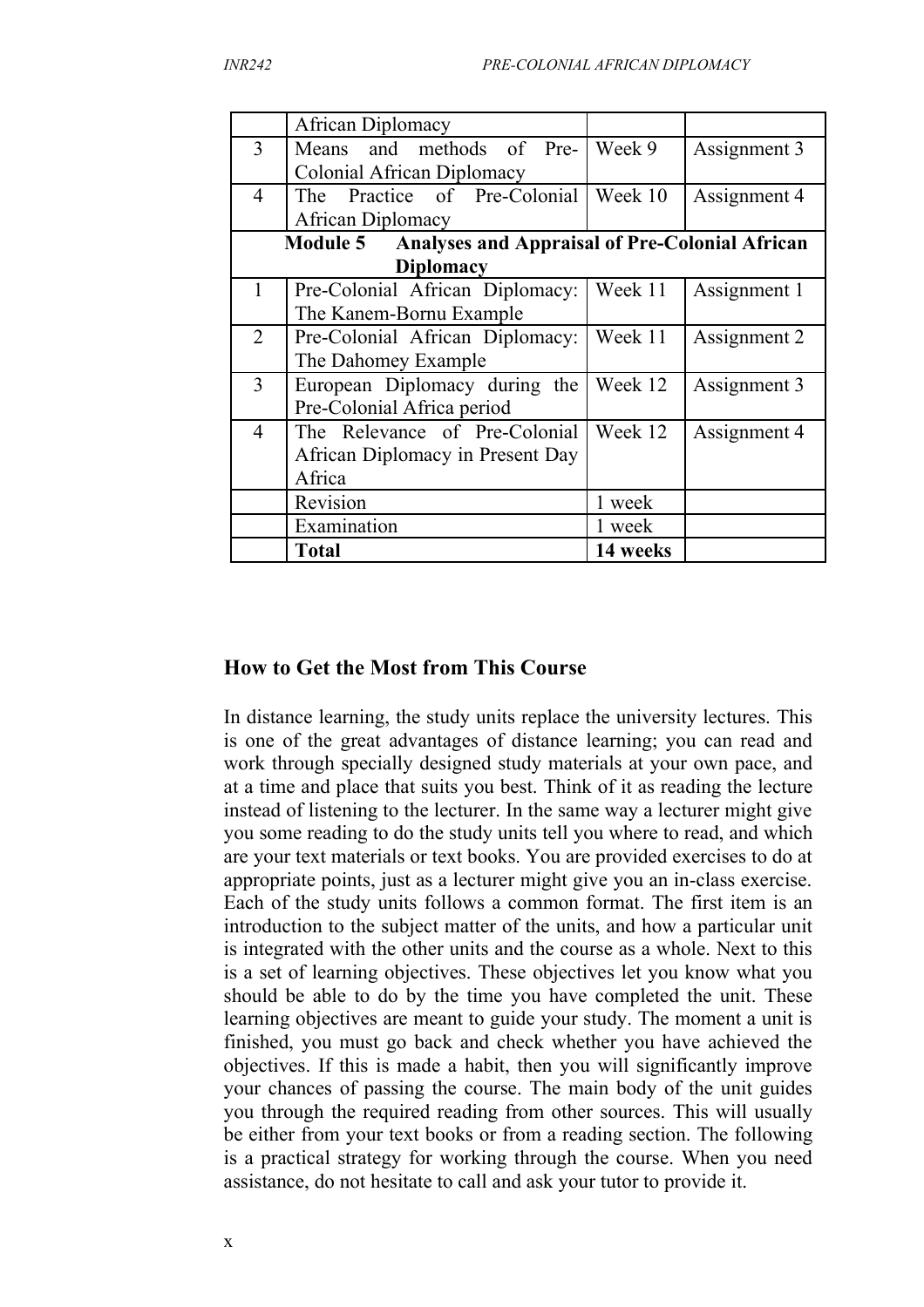| | African Diplomacy | | |
|---|---|---|---|
| 3 | Means and methods of Pre-Colonial African Diplomacy | Week 9 | Assignment 3 |
| 4 | The Practice of Pre-Colonial African Diplomacy | Week 10 | Assignment 4 |
| **Module 5** | **Analyses and Appraisal of Pre-Colonial African Diplomacy** | | |
| 1 | Pre-Colonial African Diplomacy: The Kanem-Bornu Example | Week 11 | Assignment 1 |
| 2 | Pre-Colonial African Diplomacy: The Dahomey Example | Week 11 | Assignment 2 |
| 3 | European Diplomacy during the Pre-Colonial Africa period | Week 12 | Assignment 3 |
| 4 | The Relevance of Pre-Colonial African Diplomacy in Present Day Africa | Week 12 | Assignment 4 |
| | Revision | 1 week | |
| | Examination | 1 week | |
| | **Total** | **14 weeks** | |

## How to Get the Most from This Course

In distance learning, the study units replace the university lectures. This is one of the great advantages of distance learning; you can read and work through specially designed study materials at your own pace, and at a time and place that suits you best. Think of it as reading the lecture instead of listening to the lecturer. In the same way a lecturer might give you some reading to do the study units tell you where to read, and which are your text materials or text books. You are provided exercises to do at appropriate points, just as a lecturer might give you an in-class exercise. Each of the study units follows a common format. The first item is an introduction to the subject matter of the units, and how a particular unit is integrated with the other units and the course as a whole. Next to this is a set of learning objectives. These objectives let you know what you should be able to do by the time you have completed the unit. These learning objectives are meant to guide your study. The moment a unit is finished, you must go back and check whether you have achieved the objectives. If this is made a habit, then you will significantly improve your chances of passing the course. The main body of the unit guides you through the required reading from other sources. This will usually be either from your text books or from a reading section. The following is a practical strategy for working through the course. When you need assistance, do not hesitate to call and ask your tutor to provide it.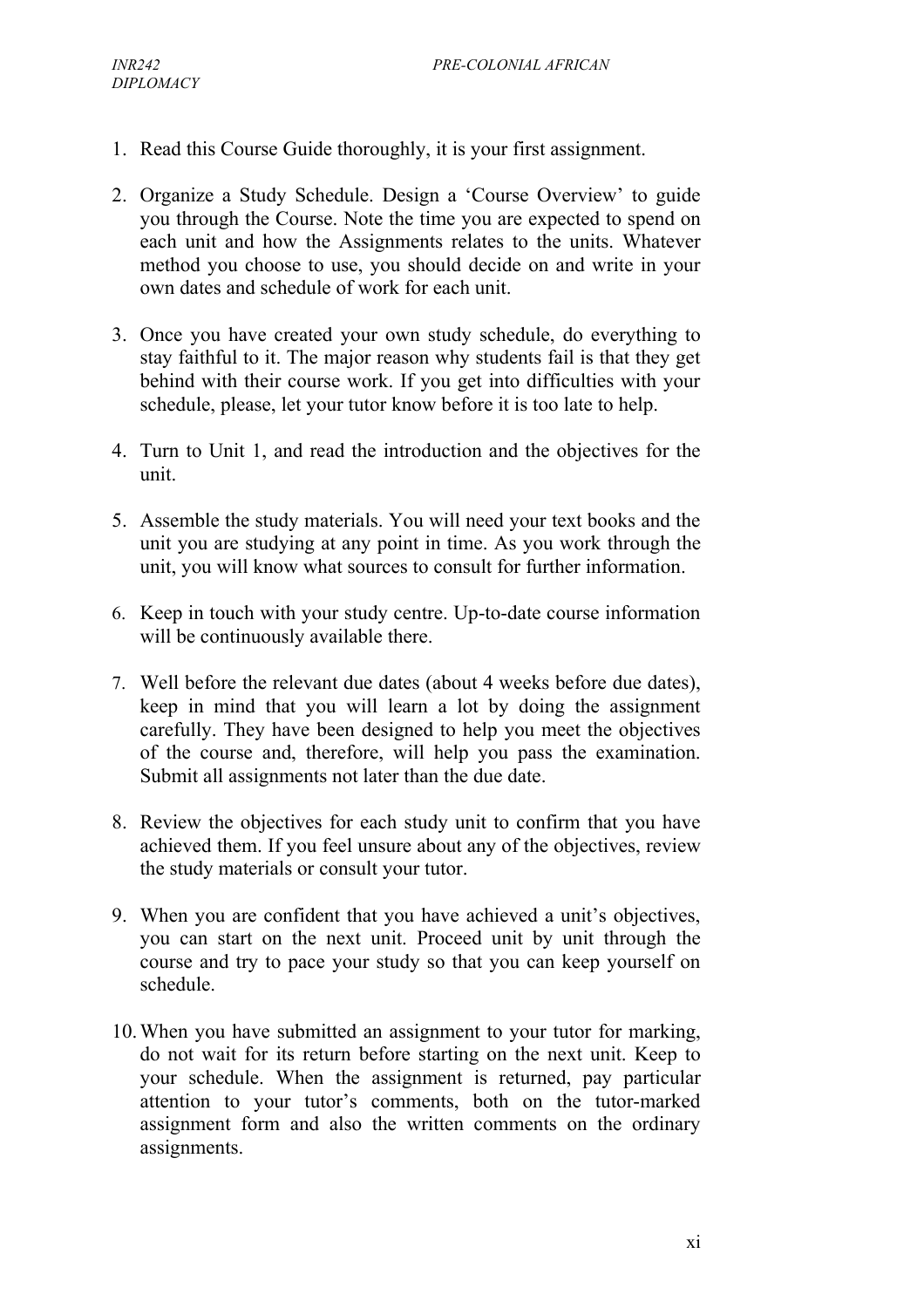1. Read this Course Guide thoroughly, it is your first assignment.

2. Organize a Study Schedule. Design a 'Course Overview' to guide you through the Course. Note the time you are expected to spend on each unit and how the Assignments relates to the units. Whatever method you choose to use, you should decide on and write in your own dates and schedule of work for each unit.

3. Once you have created your own study schedule, do everything to stay faithful to it. The major reason why students fail is that they get behind with their course work. If you get into difficulties with your schedule, please, let your tutor know before it is too late to help.

4. Turn to Unit 1, and read the introduction and the objectives for the unit.

5. Assemble the study materials. You will need your text books and the unit you are studying at any point in time. As you work through the unit, you will know what sources to consult for further information.

6. Keep in touch with your study centre. Up-to-date course information will be continuously available there.

7. Well before the relevant due dates (about 4 weeks before due dates), keep in mind that you will learn a lot by doing the assignment carefully. They have been designed to help you meet the objectives of the course and, therefore, will help you pass the examination. Submit all assignments not later than the due date.

8. Review the objectives for each study unit to confirm that you have achieved them. If you feel unsure about any of the objectives, review the study materials or consult your tutor.

9. When you are confident that you have achieved a unit's objectives, you can start on the next unit. Proceed unit by unit through the course and try to pace your study so that you can keep yourself on schedule.

10. When you have submitted an assignment to your tutor for marking, do not wait for its return before starting on the next unit. Keep to your schedule. When the assignment is returned, pay particular attention to your tutor's comments, both on the tutor-marked assignment form and also the written comments on the ordinary assignments.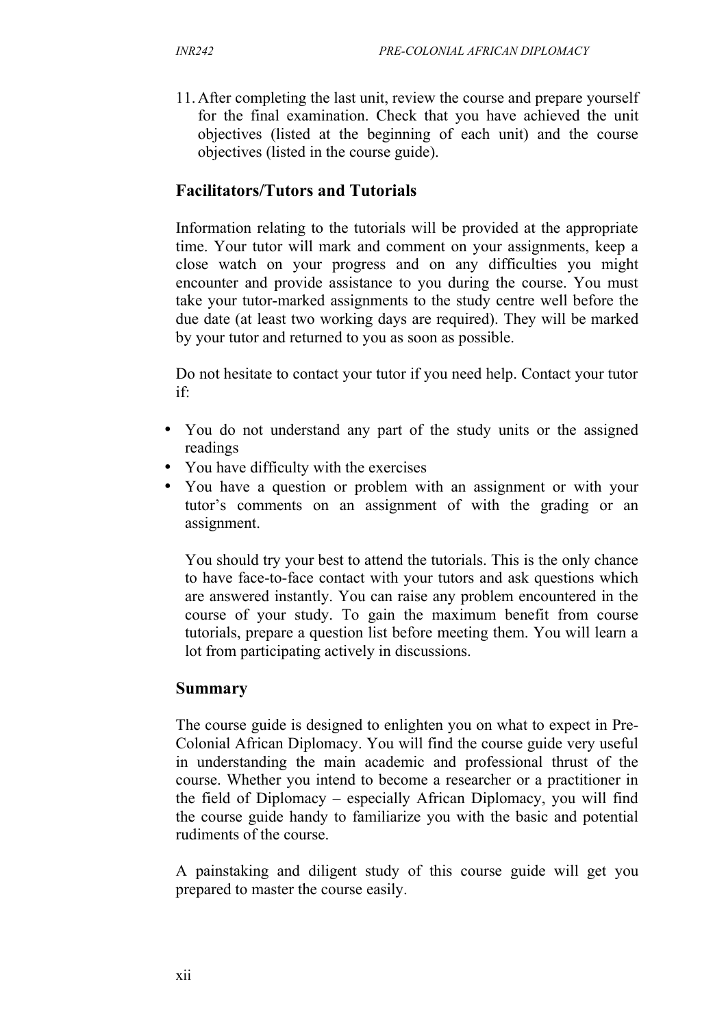11. After completing the last unit, review the course and prepare yourself for the final examination. Check that you have achieved the unit objectives (listed at the beginning of each unit) and the course objectives (listed in the course guide).

## Facilitators/Tutors and Tutorials

Information relating to the tutorials will be provided at the appropriate time. Your tutor will mark and comment on your assignments, keep a close watch on your progress and on any difficulties you might encounter and provide assistance to you during the course. You must take your tutor-marked assignments to the study centre well before the due date (at least two working days are required). They will be marked by your tutor and returned to you as soon as possible.

Do not hesitate to contact your tutor if you need help. Contact your tutor if:

- You do not understand any part of the study units or the assigned readings
- You have difficulty with the exercises
- You have a question or problem with an assignment or with your tutor's comments on an assignment of with the grading or an assignment.

You should try your best to attend the tutorials. This is the only chance to have face-to-face contact with your tutors and ask questions which are answered instantly. You can raise any problem encountered in the course of your study. To gain the maximum benefit from course tutorials, prepare a question list before meeting them. You will learn a lot from participating actively in discussions.

## Summary

The course guide is designed to enlighten you on what to expect in Pre-Colonial African Diplomacy. You will find the course guide very useful in understanding the main academic and professional thrust of the course. Whether you intend to become a researcher or a practitioner in the field of Diplomacy – especially African Diplomacy, you will find the course guide handy to familiarize you with the basic and potential rudiments of the course.

A painstaking and diligent study of this course guide will get you prepared to master the course easily.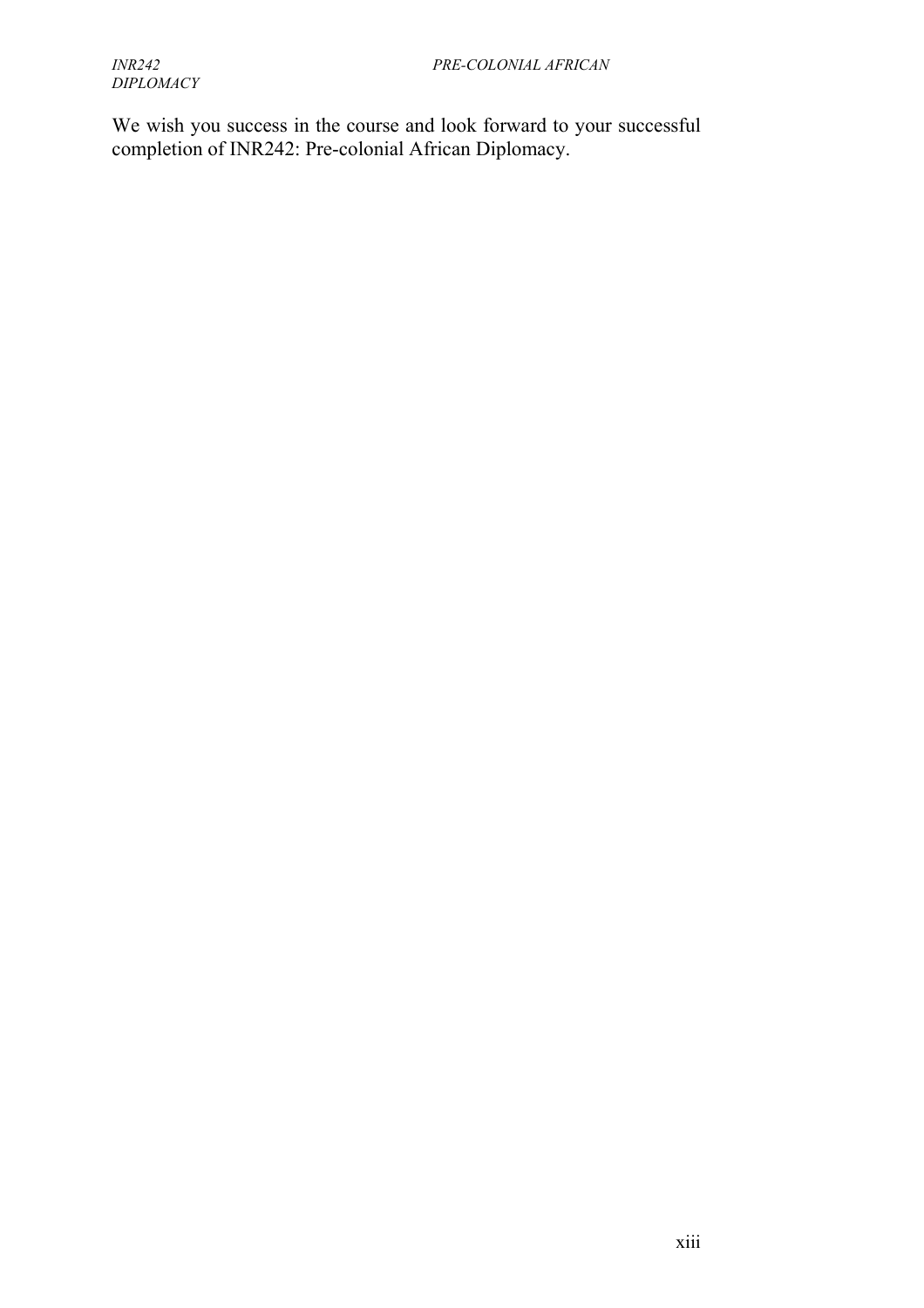We wish you success in the course and look forward to your successful completion of INR242: Pre-colonial African Diplomacy.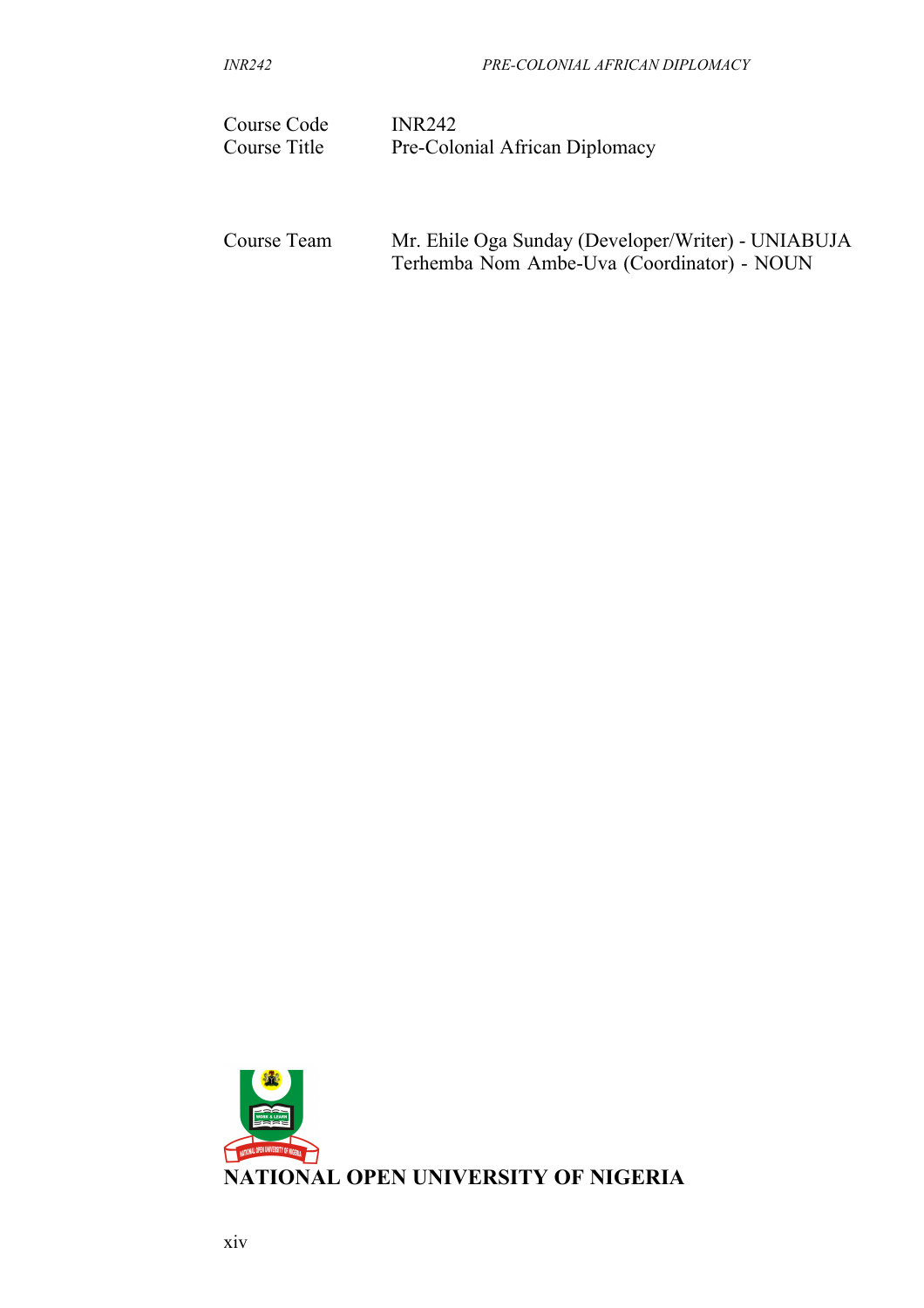| | |
|---|---|
| Course Code | INR242 |
| Course Title | Pre-Colonial African Diplomacy |

| | |
|---|---|
| Course Team | Mr. Ehile Oga Sunday (Developer/Writer) - UNIABUJA |
| | Terhemba Nom Ambe-Uva (Coordinator) - NOUN |

**NATIONAL OPEN UNIVERSITY OF NIGERIA**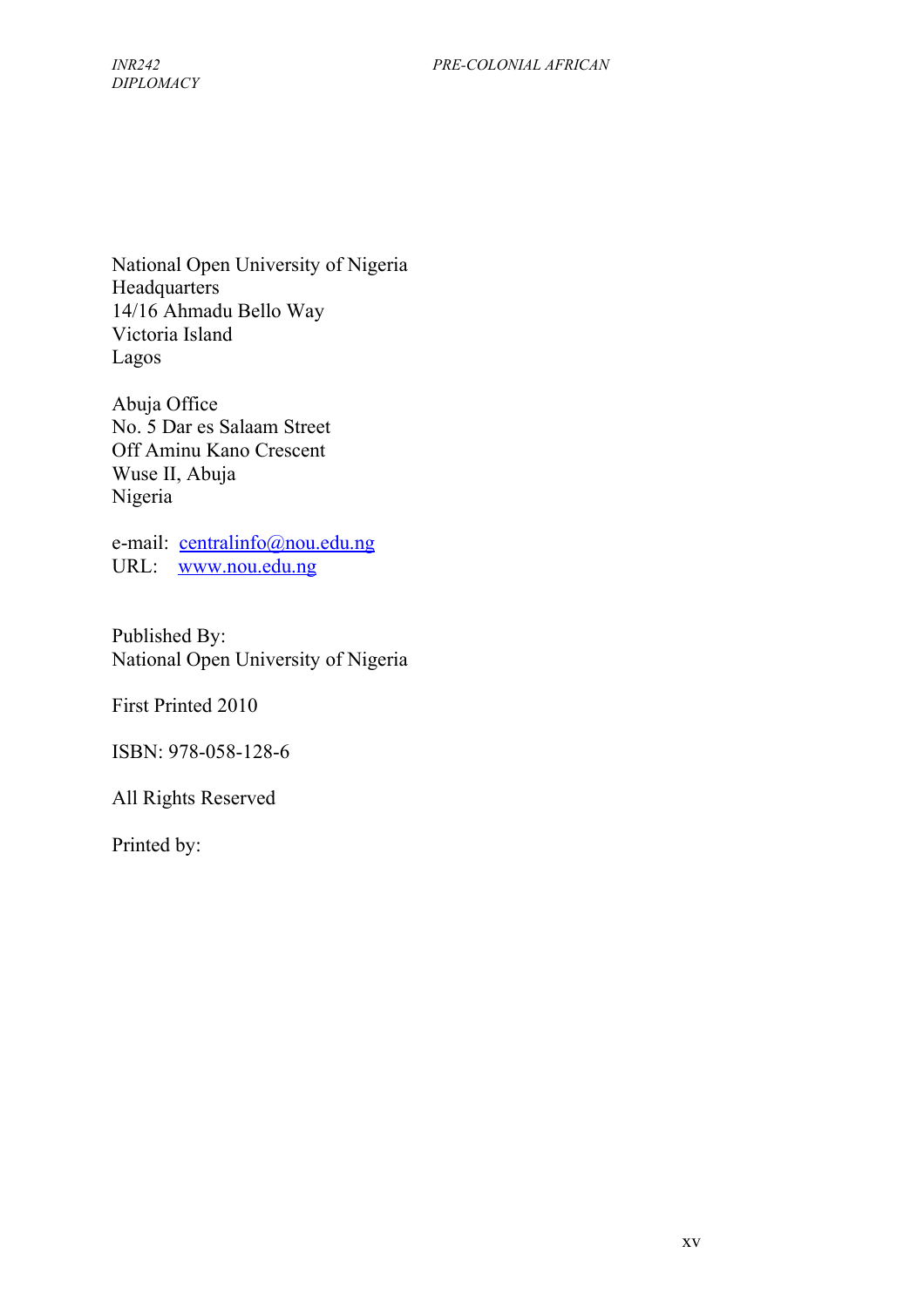National Open University of Nigeria
Headquarters
14/16 Ahmadu Bello Way
Victoria Island
Lagos

Abuja Office
No. 5 Dar es Salaam Street
Off Aminu Kano Crescent
Wuse II, Abuja
Nigeria

e-mail: centralinfo@nou.edu.ng
URL: www.nou.edu.ng

Published By:
National Open University of Nigeria

First Printed 2010

ISBN: 978-058-128-6

All Rights Reserved

Printed by: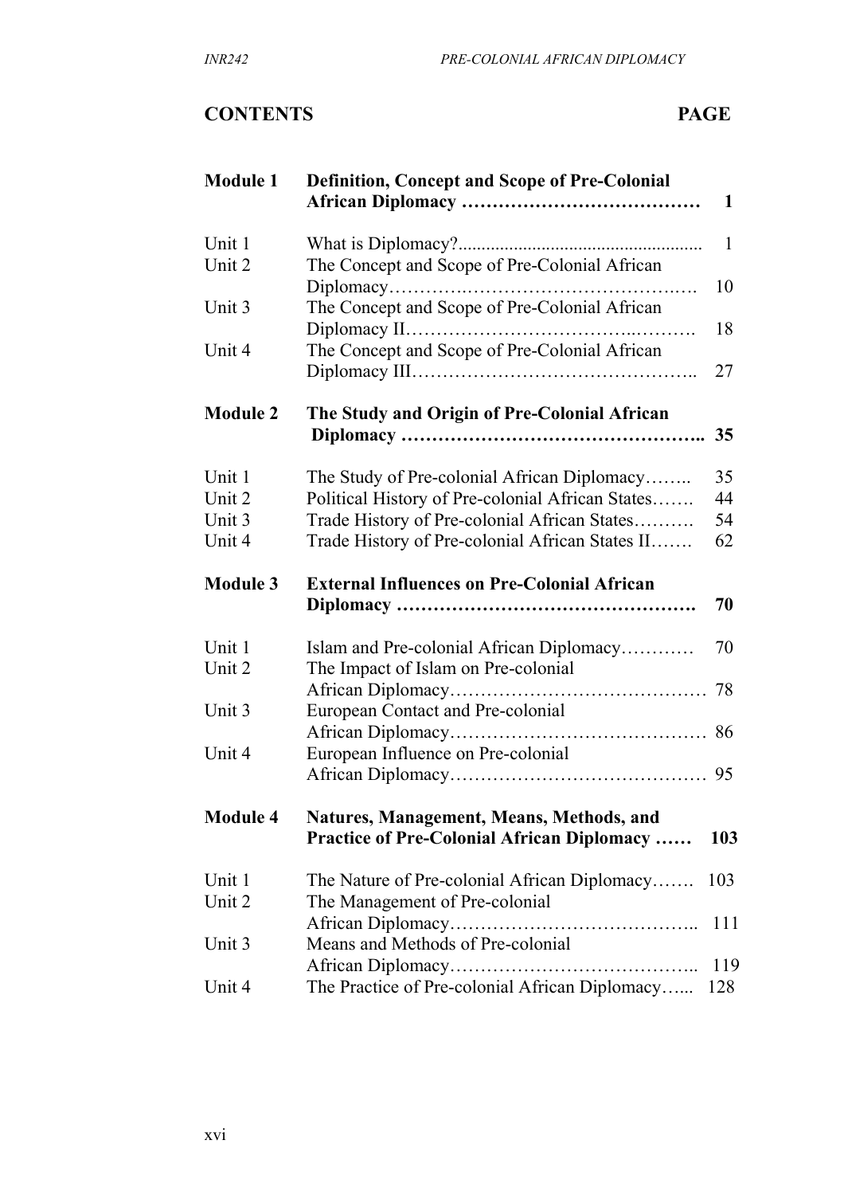## CONTENTS PAGE

| | | |
|---|---|---|
| **Module 1** | **Definition, Concept and Scope of Pre-Colonial African Diplomacy** | **1** |
| Unit 1 | What is Diplomacy? | 1 |
| Unit 2 | The Concept and Scope of Pre-Colonial African Diplomacy | 10 |
| Unit 3 | The Concept and Scope of Pre-Colonial African Diplomacy II | 18 |
| Unit 4 | The Concept and Scope of Pre-Colonial African Diplomacy III | 27 |
| **Module 2** | **The Study and Origin of Pre-Colonial African Diplomacy** | **35** |
| Unit 1 | The Study of Pre-colonial African Diplomacy | 35 |
| Unit 2 | Political History of Pre-colonial African States | 44 |
| Unit 3 | Trade History of Pre-colonial African States | 54 |
| Unit 4 | Trade History of Pre-colonial African States II | 62 |
| **Module 3** | **External Influences on Pre-Colonial African Diplomacy** | **70** |
| Unit 1 | Islam and Pre-colonial African Diplomacy | 70 |
| Unit 2 | The Impact of Islam on Pre-colonial African Diplomacy | 78 |
| Unit 3 | European Contact and Pre-colonial African Diplomacy | 86 |
| Unit 4 | European Influence on Pre-colonial African Diplomacy | 95 |
| **Module 4** | **Natures, Management, Means, Methods, and Practice of Pre-Colonial African Diplomacy** | **103** |
| Unit 1 | The Nature of Pre-colonial African Diplomacy | 103 |
| Unit 2 | The Management of Pre-colonial African Diplomacy | 111 |
| Unit 3 | Means and Methods of Pre-colonial African Diplomacy | 119 |
| Unit 4 | The Practice of Pre-colonial African Diplomacy | 128 |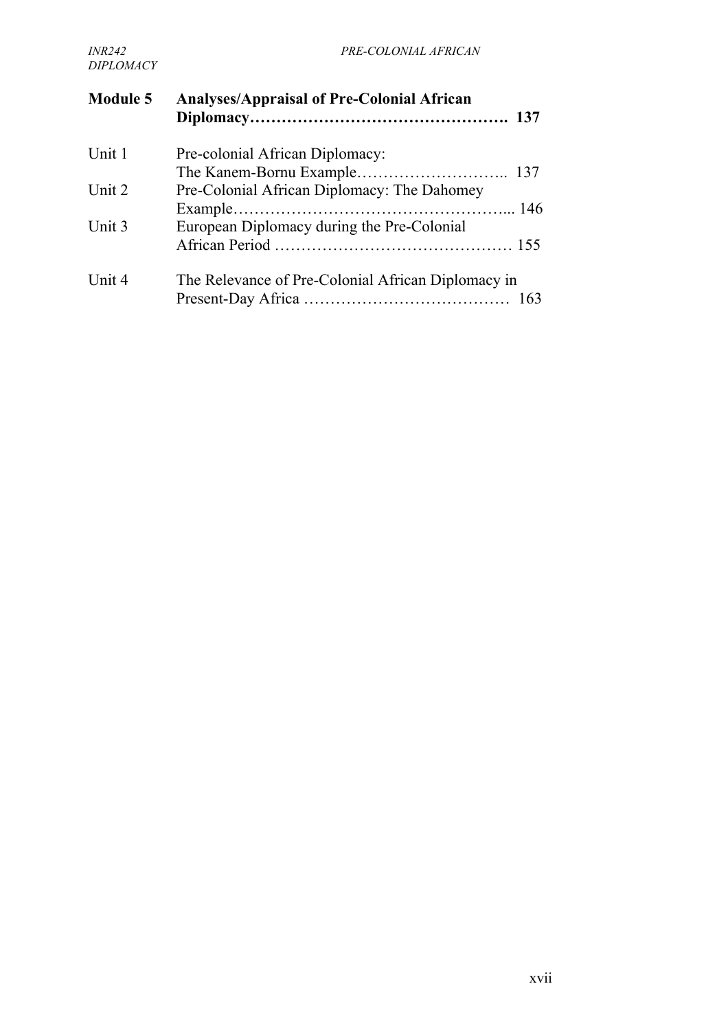| | | |
|---|---|---|
| **Module 5** | **Analyses/Appraisal of Pre-Colonial African Diplomacy** | **137** |
| Unit 1 | Pre-colonial African Diplomacy: The Kanem-Bornu Example | 137 |
| Unit 2 | Pre-Colonial African Diplomacy: The Dahomey Example | 146 |
| Unit 3 | European Diplomacy during the Pre-Colonial African Period | 155 |
| Unit 4 | The Relevance of Pre-Colonial African Diplomacy in Present-Day Africa | 163 |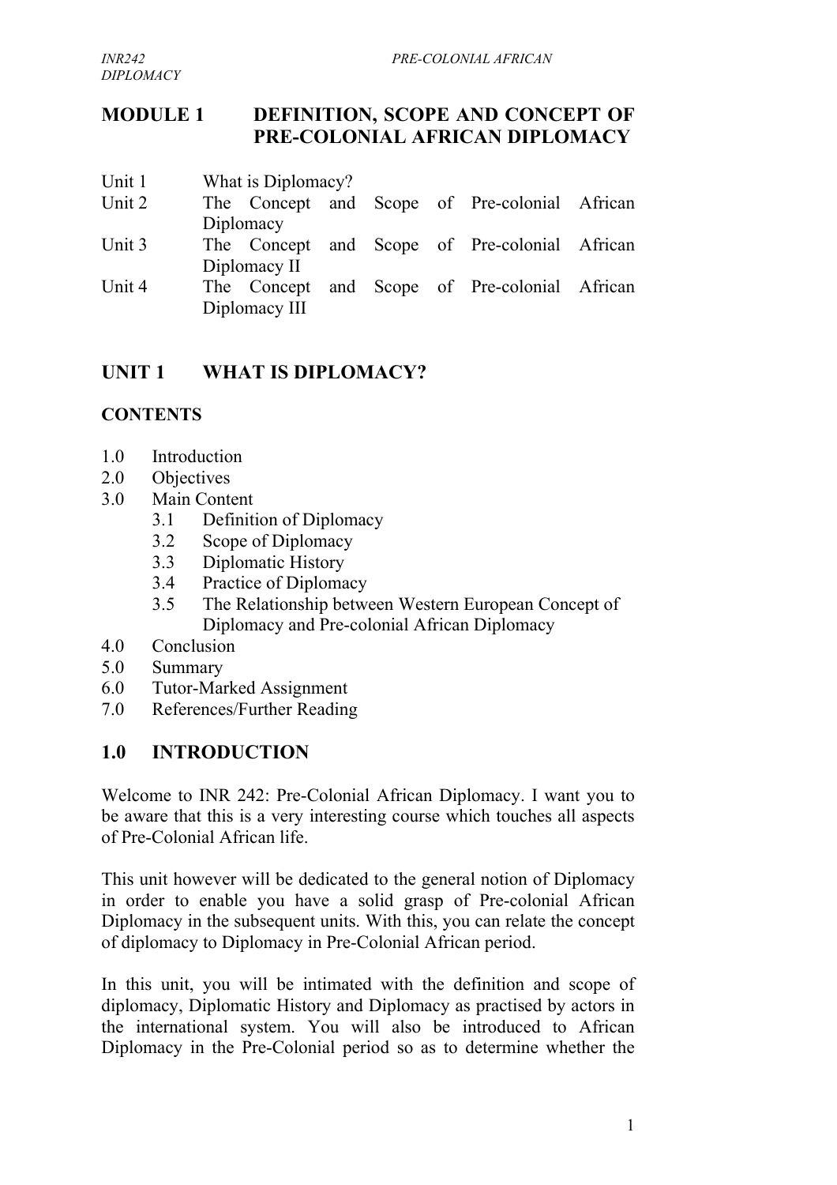# MODULE 1 DEFINITION, SCOPE AND CONCEPT OF PRE-COLONIAL AFRICAN DIPLOMACY

Unit 1 What is Diplomacy?
Unit 2 The Concept and Scope of Pre-colonial African Diplomacy
Unit 3 The Concept and Scope of Pre-colonial African Diplomacy II
Unit 4 The Concept and Scope of Pre-colonial African Diplomacy III

## UNIT 1 WHAT IS DIPLOMACY?

**CONTENTS**

1.0 Introduction
2.0 Objectives
3.0 Main Content
  3.1 Definition of Diplomacy
  3.2 Scope of Diplomacy
  3.3 Diplomatic History
  3.4 Practice of Diplomacy
  3.5 The Relationship between Western European Concept of Diplomacy and Pre-colonial African Diplomacy
4.0 Conclusion
5.0 Summary
6.0 Tutor-Marked Assignment
7.0 References/Further Reading

## 1.0 INTRODUCTION

Welcome to INR 242: Pre-Colonial African Diplomacy. I want you to be aware that this is a very interesting course which touches all aspects of Pre-Colonial African life.

This unit however will be dedicated to the general notion of Diplomacy in order to enable you have a solid grasp of Pre-colonial African Diplomacy in the subsequent units. With this, you can relate the concept of diplomacy to Diplomacy in Pre-Colonial African period.

In this unit, you will be intimated with the definition and scope of diplomacy, Diplomatic History and Diplomacy as practised by actors in the international system. You will also be introduced to African Diplomacy in the Pre-Colonial period so as to determine whether the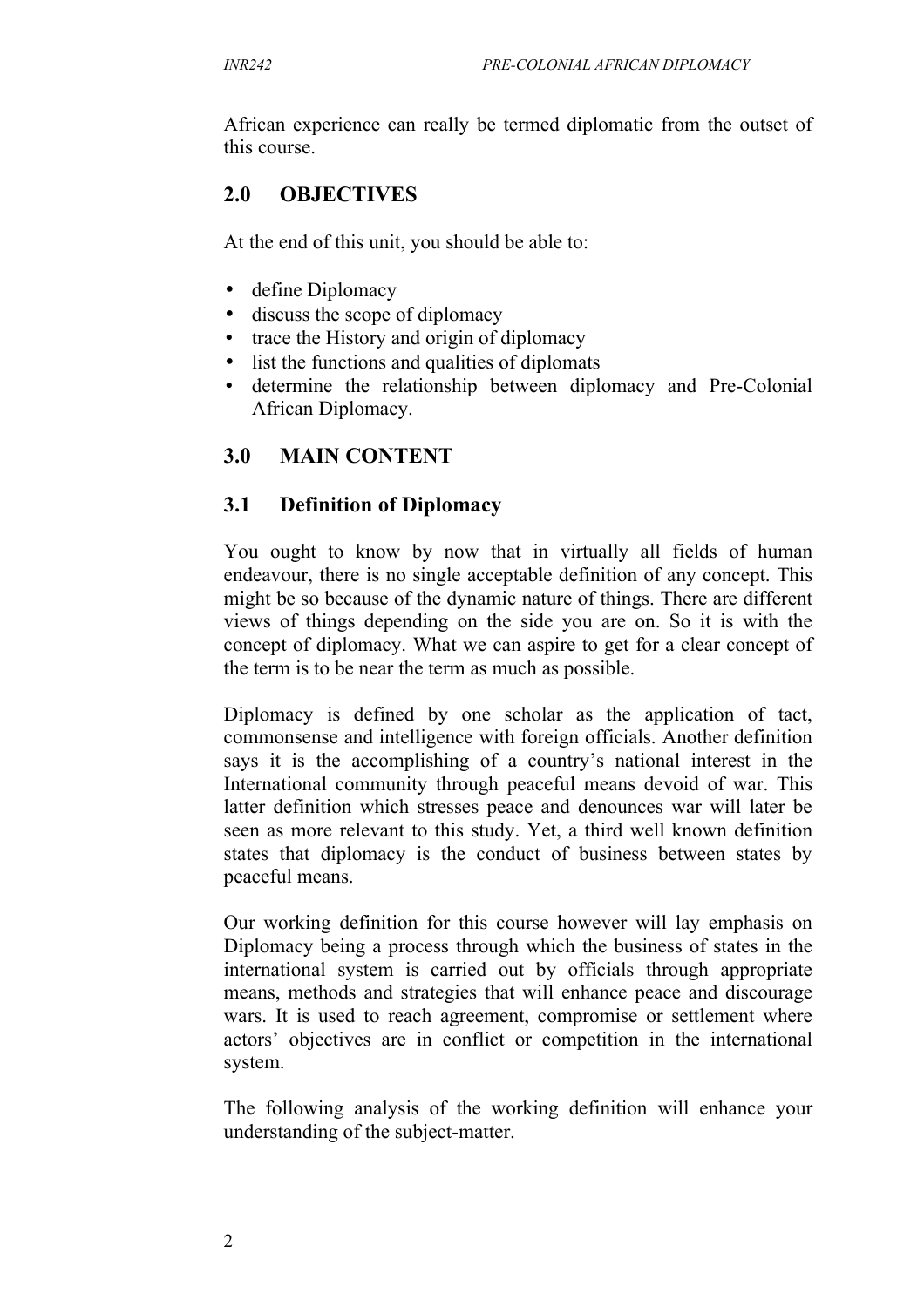African experience can really be termed diplomatic from the outset of this course.

## 2.0 OBJECTIVES

At the end of this unit, you should be able to:

- define Diplomacy
- discuss the scope of diplomacy
- trace the History and origin of diplomacy
- list the functions and qualities of diplomats
- determine the relationship between diplomacy and Pre-Colonial African Diplomacy.

## 3.0 MAIN CONTENT

### 3.1 Definition of Diplomacy

You ought to know by now that in virtually all fields of human endeavour, there is no single acceptable definition of any concept. This might be so because of the dynamic nature of things. There are different views of things depending on the side you are on. So it is with the concept of diplomacy. What we can aspire to get for a clear concept of the term is to be near the term as much as possible.

Diplomacy is defined by one scholar as the application of tact, commonsense and intelligence with foreign officials. Another definition says it is the accomplishing of a country's national interest in the International community through peaceful means devoid of war. This latter definition which stresses peace and denounces war will later be seen as more relevant to this study. Yet, a third well known definition states that diplomacy is the conduct of business between states by peaceful means.

Our working definition for this course however will lay emphasis on Diplomacy being a process through which the business of states in the international system is carried out by officials through appropriate means, methods and strategies that will enhance peace and discourage wars. It is used to reach agreement, compromise or settlement where actors' objectives are in conflict or competition in the international system.

The following analysis of the working definition will enhance your understanding of the subject-matter.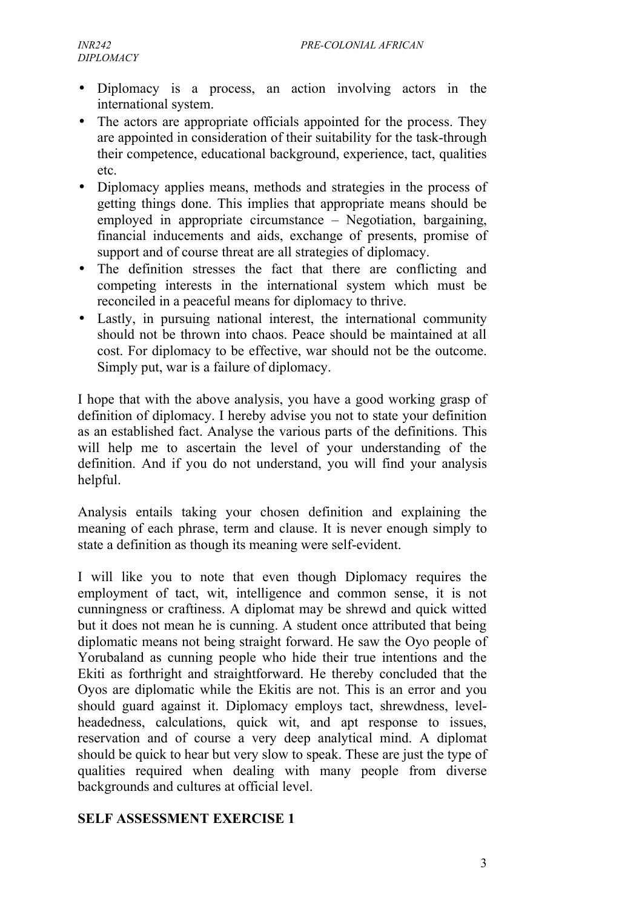- Diplomacy is a process, an action involving actors in the international system.
- The actors are appropriate officials appointed for the process. They are appointed in consideration of their suitability for the task-through their competence, educational background, experience, tact, qualities etc.
- Diplomacy applies means, methods and strategies in the process of getting things done. This implies that appropriate means should be employed in appropriate circumstance – Negotiation, bargaining, financial inducements and aids, exchange of presents, promise of support and of course threat are all strategies of diplomacy.
- The definition stresses the fact that there are conflicting and competing interests in the international system which must be reconciled in a peaceful means for diplomacy to thrive.
- Lastly, in pursuing national interest, the international community should not be thrown into chaos. Peace should be maintained at all cost. For diplomacy to be effective, war should not be the outcome. Simply put, war is a failure of diplomacy.

I hope that with the above analysis, you have a good working grasp of definition of diplomacy. I hereby advise you not to state your definition as an established fact. Analyse the various parts of the definitions. This will help me to ascertain the level of your understanding of the definition. And if you do not understand, you will find your analysis helpful.

Analysis entails taking your chosen definition and explaining the meaning of each phrase, term and clause. It is never enough simply to state a definition as though its meaning were self-evident.

I will like you to note that even though Diplomacy requires the employment of tact, wit, intelligence and common sense, it is not cunningness or craftiness. A diplomat may be shrewd and quick witted but it does not mean he is cunning. A student once attributed that being diplomatic means not being straight forward. He saw the Oyo people of Yorubaland as cunning people who hide their true intentions and the Ekiti as forthright and straightforward. He thereby concluded that the Oyos are diplomatic while the Ekitis are not. This is an error and you should guard against it. Diplomacy employs tact, shrewdness, level-headedness, calculations, quick wit, and apt response to issues, reservation and of course a very deep analytical mind. A diplomat should be quick to hear but very slow to speak. These are just the type of qualities required when dealing with many people from diverse backgrounds and cultures at official level.

**SELF ASSESSMENT EXERCISE 1**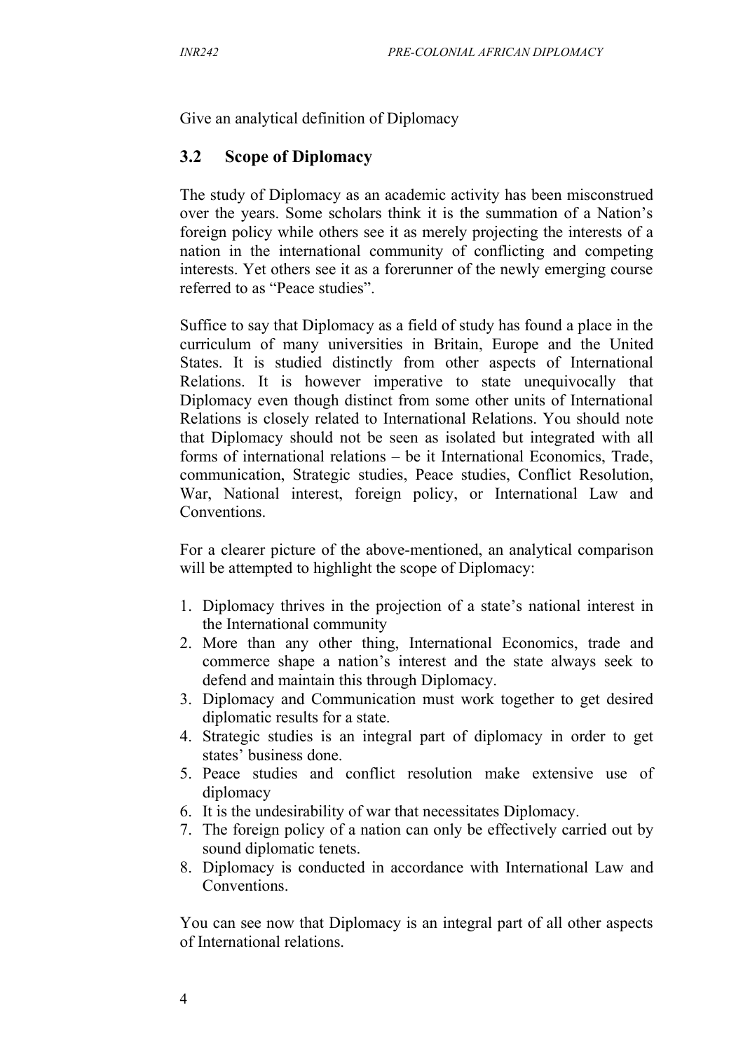Give an analytical definition of Diplomacy

## 3.2 Scope of Diplomacy

The study of Diplomacy as an academic activity has been misconstrued over the years. Some scholars think it is the summation of a Nation's foreign policy while others see it as merely projecting the interests of a nation in the international community of conflicting and competing interests. Yet others see it as a forerunner of the newly emerging course referred to as "Peace studies".

Suffice to say that Diplomacy as a field of study has found a place in the curriculum of many universities in Britain, Europe and the United States. It is studied distinctly from other aspects of International Relations. It is however imperative to state unequivocally that Diplomacy even though distinct from some other units of International Relations is closely related to International Relations. You should note that Diplomacy should not be seen as isolated but integrated with all forms of international relations – be it International Economics, Trade, communication, Strategic studies, Peace studies, Conflict Resolution, War, National interest, foreign policy, or International Law and Conventions.

For a clearer picture of the above-mentioned, an analytical comparison will be attempted to highlight the scope of Diplomacy:

1. Diplomacy thrives in the projection of a state's national interest in the International community
2. More than any other thing, International Economics, trade and commerce shape a nation's interest and the state always seek to defend and maintain this through Diplomacy.
3. Diplomacy and Communication must work together to get desired diplomatic results for a state.
4. Strategic studies is an integral part of diplomacy in order to get states' business done.
5. Peace studies and conflict resolution make extensive use of diplomacy
6. It is the undesirability of war that necessitates Diplomacy.
7. The foreign policy of a nation can only be effectively carried out by sound diplomatic tenets.
8. Diplomacy is conducted in accordance with International Law and Conventions.

You can see now that Diplomacy is an integral part of all other aspects of International relations.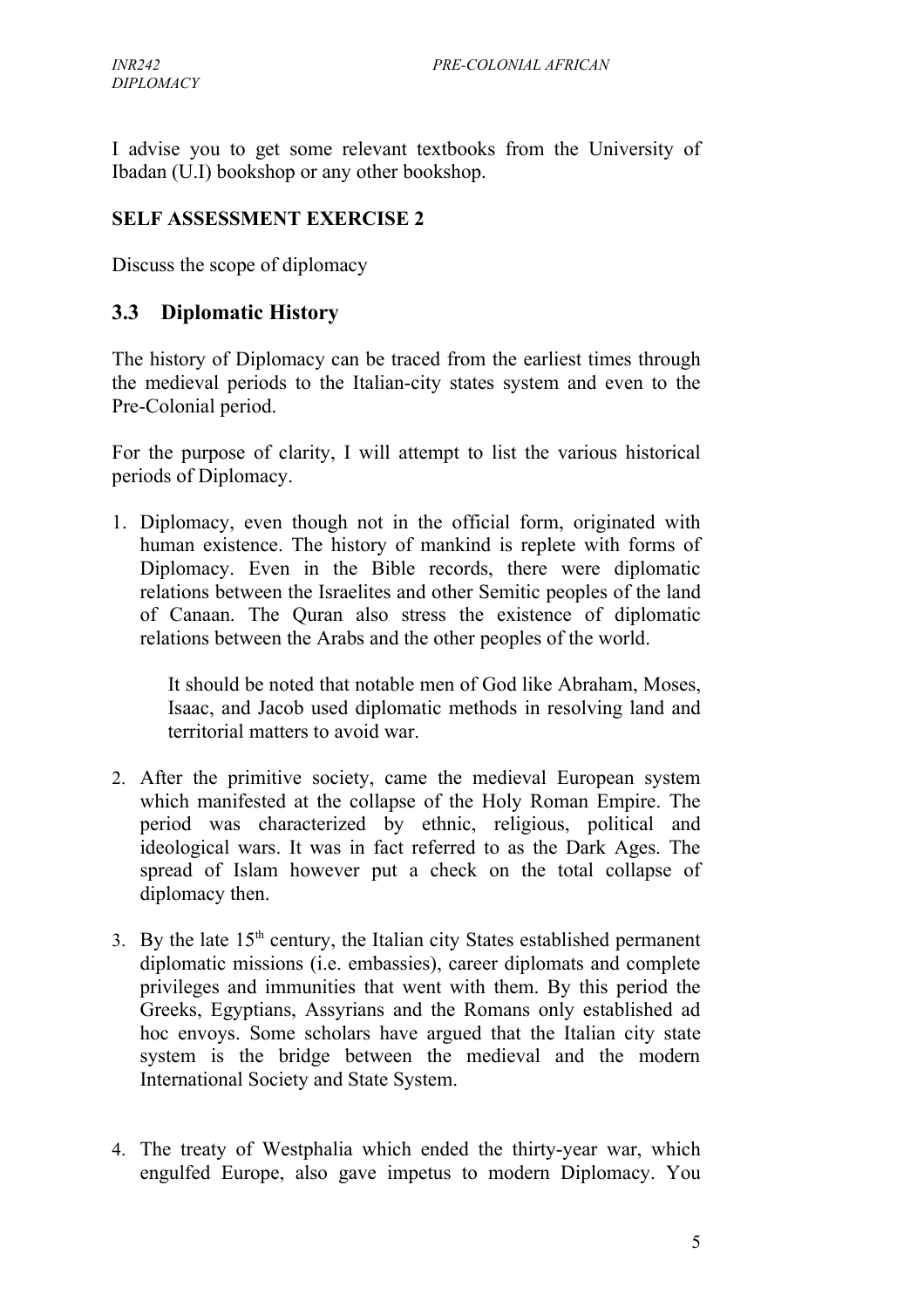I advise you to get some relevant textbooks from the University of Ibadan (U.I) bookshop or any other bookshop.

**SELF ASSESSMENT EXERCISE 2**

Discuss the scope of diplomacy

## 3.3 Diplomatic History

The history of Diplomacy can be traced from the earliest times through the medieval periods to the Italian-city states system and even to the Pre-Colonial period.

For the purpose of clarity, I will attempt to list the various historical periods of Diplomacy.

1. Diplomacy, even though not in the official form, originated with human existence. The history of mankind is replete with forms of Diplomacy. Even in the Bible records, there were diplomatic relations between the Israelites and other Semitic peoples of the land of Canaan. The Quran also stress the existence of diplomatic relations between the Arabs and the other peoples of the world.

   It should be noted that notable men of God like Abraham, Moses, Isaac, and Jacob used diplomatic methods in resolving land and territorial matters to avoid war.

2. After the primitive society, came the medieval European system which manifested at the collapse of the Holy Roman Empire. The period was characterized by ethnic, religious, political and ideological wars. It was in fact referred to as the Dark Ages. The spread of Islam however put a check on the total collapse of diplomacy then.

3. By the late 15th century, the Italian city States established permanent diplomatic missions (i.e. embassies), career diplomats and complete privileges and immunities that went with them. By this period the Greeks, Egyptians, Assyrians and the Romans only established ad hoc envoys. Some scholars have argued that the Italian city state system is the bridge between the medieval and the modern International Society and State System.

4. The treaty of Westphalia which ended the thirty-year war, which engulfed Europe, also gave impetus to modern Diplomacy. You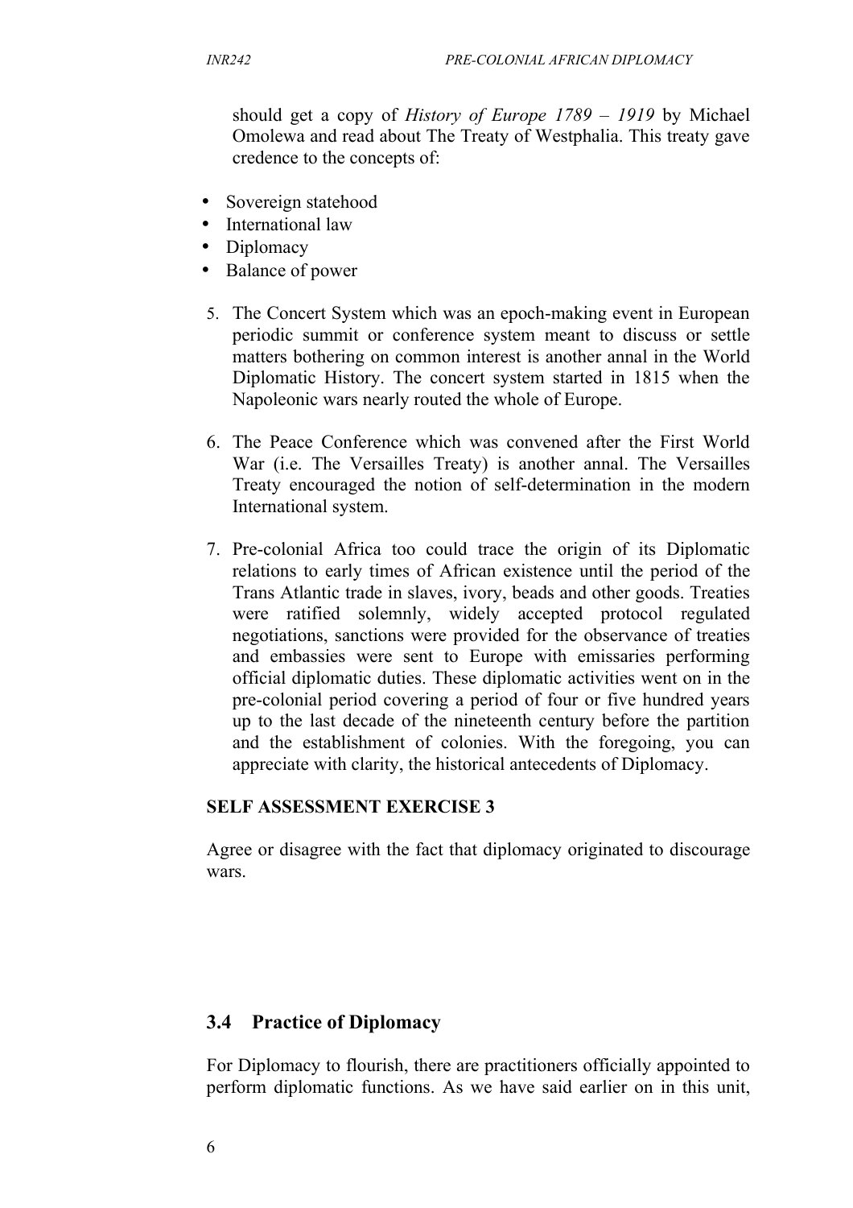should get a copy of *History of Europe 1789 – 1919* by Michael Omolewa and read about The Treaty of Westphalia. This treaty gave credence to the concepts of:

- Sovereign statehood
- International law
- Diplomacy
- Balance of power

5. The Concert System which was an epoch-making event in European periodic summit or conference system meant to discuss or settle matters bothering on common interest is another annal in the World Diplomatic History. The concert system started in 1815 when the Napoleonic wars nearly routed the whole of Europe.

6. The Peace Conference which was convened after the First World War (i.e. The Versailles Treaty) is another annal. The Versailles Treaty encouraged the notion of self-determination in the modern International system.

7. Pre-colonial Africa too could trace the origin of its Diplomatic relations to early times of African existence until the period of the Trans Atlantic trade in slaves, ivory, beads and other goods. Treaties were ratified solemnly, widely accepted protocol regulated negotiations, sanctions were provided for the observance of treaties and embassies were sent to Europe with emissaries performing official diplomatic duties. These diplomatic activities went on in the pre-colonial period covering a period of four or five hundred years up to the last decade of the nineteenth century before the partition and the establishment of colonies. With the foregoing, you can appreciate with clarity, the historical antecedents of Diplomacy.

**SELF ASSESSMENT EXERCISE 3**

Agree or disagree with the fact that diplomacy originated to discourage wars.

### 3.4 Practice of Diplomacy

For Diplomacy to flourish, there are practitioners officially appointed to perform diplomatic functions. As we have said earlier on in this unit,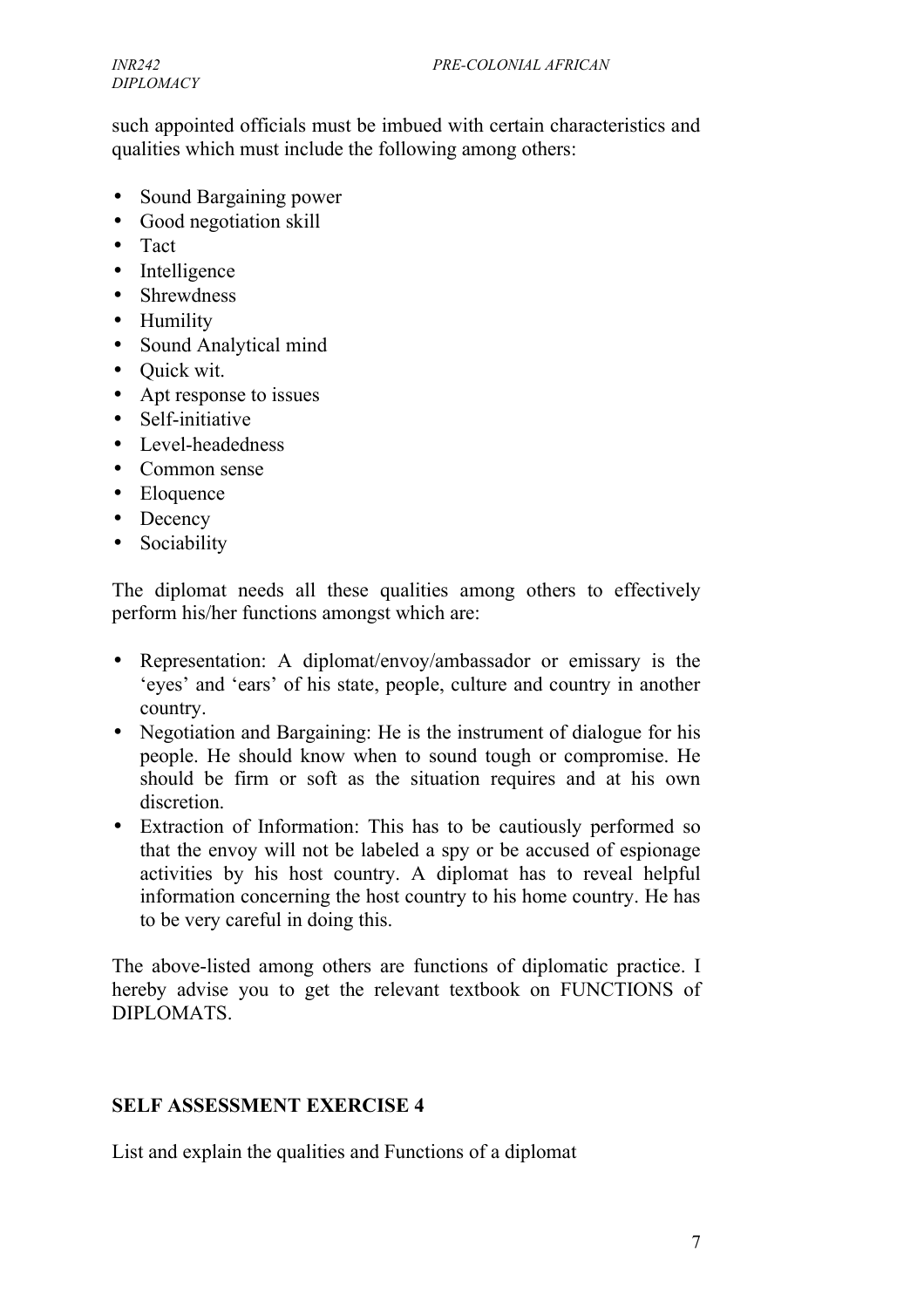such appointed officials must be imbued with certain characteristics and qualities which must include the following among others:

- Sound Bargaining power
- Good negotiation skill
- Tact
- Intelligence
- Shrewdness
- Humility
- Sound Analytical mind
- Quick wit.
- Apt response to issues
- Self-initiative
- Level-headedness
- Common sense
- Eloquence
- Decency
- Sociability

The diplomat needs all these qualities among others to effectively perform his/her functions amongst which are:

- Representation: A diplomat/envoy/ambassador or emissary is the 'eyes' and 'ears' of his state, people, culture and country in another country.
- Negotiation and Bargaining: He is the instrument of dialogue for his people. He should know when to sound tough or compromise. He should be firm or soft as the situation requires and at his own discretion.
- Extraction of Information: This has to be cautiously performed so that the envoy will not be labeled a spy or be accused of espionage activities by his host country. A diplomat has to reveal helpful information concerning the host country to his home country. He has to be very careful in doing this.

The above-listed among others are functions of diplomatic practice. I hereby advise you to get the relevant textbook on FUNCTIONS of DIPLOMATS.

## SELF ASSESSMENT EXERCISE 4

List and explain the qualities and Functions of a diplomat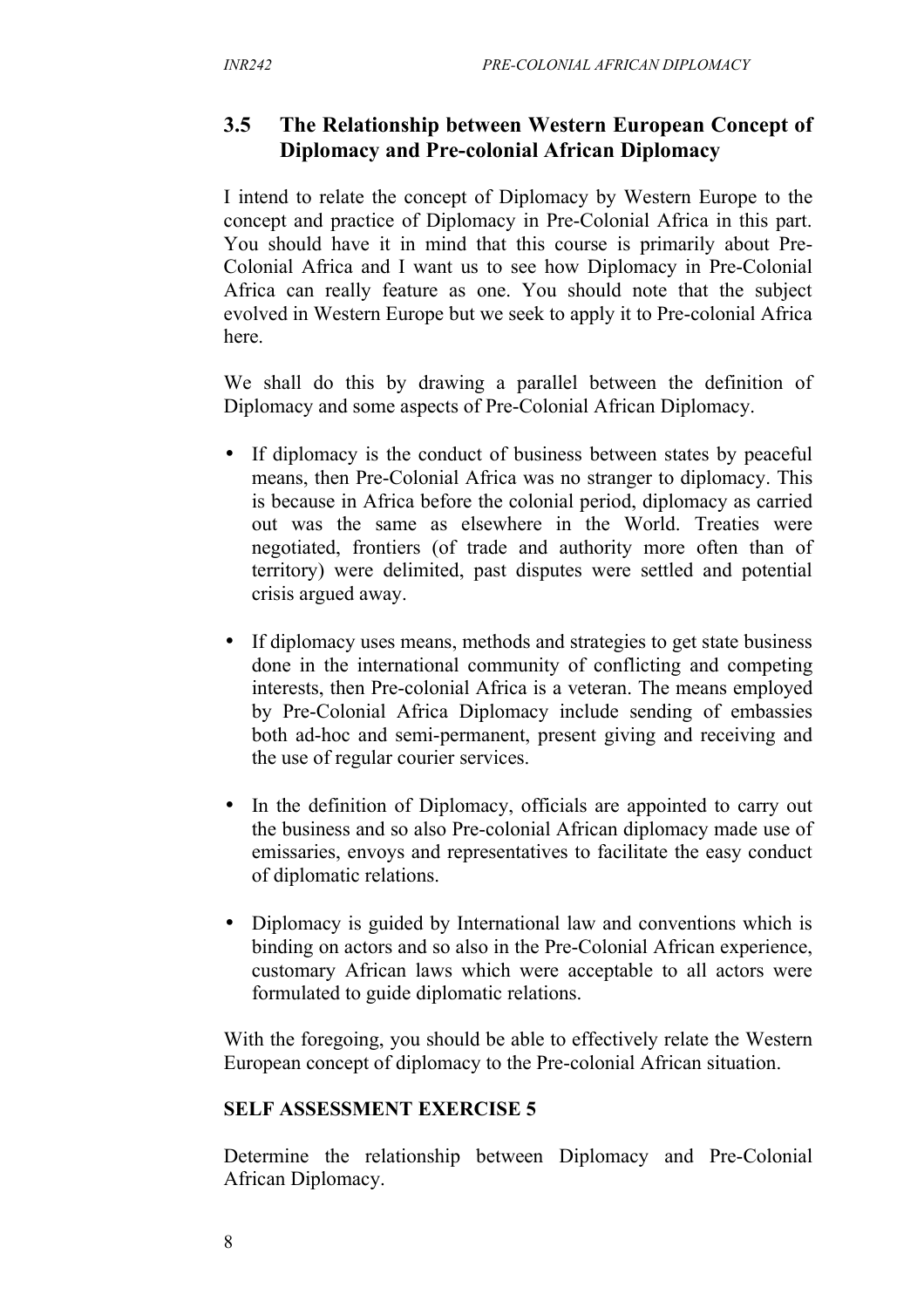## 3.5 The Relationship between Western European Concept of Diplomacy and Pre-colonial African Diplomacy

I intend to relate the concept of Diplomacy by Western Europe to the concept and practice of Diplomacy in Pre-Colonial Africa in this part. You should have it in mind that this course is primarily about Pre-Colonial Africa and I want us to see how Diplomacy in Pre-Colonial Africa can really feature as one. You should note that the subject evolved in Western Europe but we seek to apply it to Pre-colonial Africa here.

We shall do this by drawing a parallel between the definition of Diplomacy and some aspects of Pre-Colonial African Diplomacy.

- If diplomacy is the conduct of business between states by peaceful means, then Pre-Colonial Africa was no stranger to diplomacy. This is because in Africa before the colonial period, diplomacy as carried out was the same as elsewhere in the World. Treaties were negotiated, frontiers (of trade and authority more often than of territory) were delimited, past disputes were settled and potential crisis argued away.

- If diplomacy uses means, methods and strategies to get state business done in the international community of conflicting and competing interests, then Pre-colonial Africa is a veteran. The means employed by Pre-Colonial Africa Diplomacy include sending of embassies both ad-hoc and semi-permanent, present giving and receiving and the use of regular courier services.

- In the definition of Diplomacy, officials are appointed to carry out the business and so also Pre-colonial African diplomacy made use of emissaries, envoys and representatives to facilitate the easy conduct of diplomatic relations.

- Diplomacy is guided by International law and conventions which is binding on actors and so also in the Pre-Colonial African experience, customary African laws which were acceptable to all actors were formulated to guide diplomatic relations.

With the foregoing, you should be able to effectively relate the Western European concept of diplomacy to the Pre-colonial African situation.

**SELF ASSESSMENT EXERCISE 5**

Determine the relationship between Diplomacy and Pre-Colonial African Diplomacy.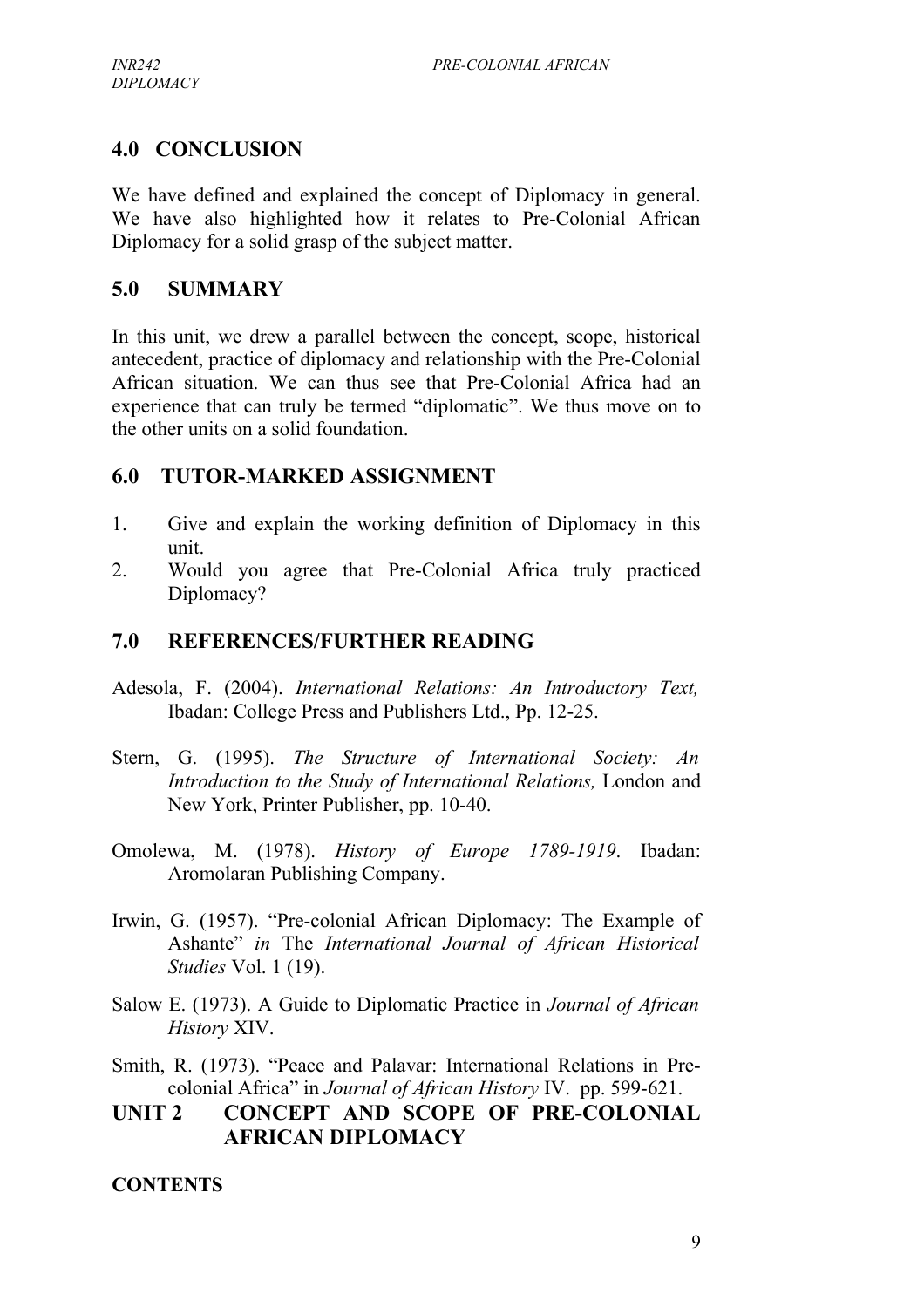## 4.0 CONCLUSION

We have defined and explained the concept of Diplomacy in general. We have also highlighted how it relates to Pre-Colonial African Diplomacy for a solid grasp of the subject matter.

## 5.0 SUMMARY

In this unit, we drew a parallel between the concept, scope, historical antecedent, practice of diplomacy and relationship with the Pre-Colonial African situation. We can thus see that Pre-Colonial Africa had an experience that can truly be termed "diplomatic". We thus move on to the other units on a solid foundation.

## 6.0 TUTOR-MARKED ASSIGNMENT

1. Give and explain the working definition of Diplomacy in this unit.
2. Would you agree that Pre-Colonial Africa truly practiced Diplomacy?

## 7.0 REFERENCES/FURTHER READING

Adesola, F. (2004). *International Relations: An Introductory Text,* Ibadan: College Press and Publishers Ltd., Pp. 12-25.

Stern, G. (1995). *The Structure of International Society: An Introduction to the Study of International Relations,* London and New York, Printer Publisher, pp. 10-40.

Omolewa, M. (1978). *History of Europe 1789-1919*. Ibadan: Aromolaran Publishing Company.

Irwin, G. (1957). "Pre-colonial African Diplomacy: The Example of Ashante" *in* The *International Journal of African Historical Studies* Vol. 1 (19).

Salow E. (1973). A Guide to Diplomatic Practice in *Journal of African History* XIV.

Smith, R. (1973). "Peace and Palavar: International Relations in Pre-colonial Africa" in *Journal of African History* IV. pp. 599-621.

# UNIT 2 CONCEPT AND SCOPE OF PRE-COLONIAL AFRICAN DIPLOMACY

**CONTENTS**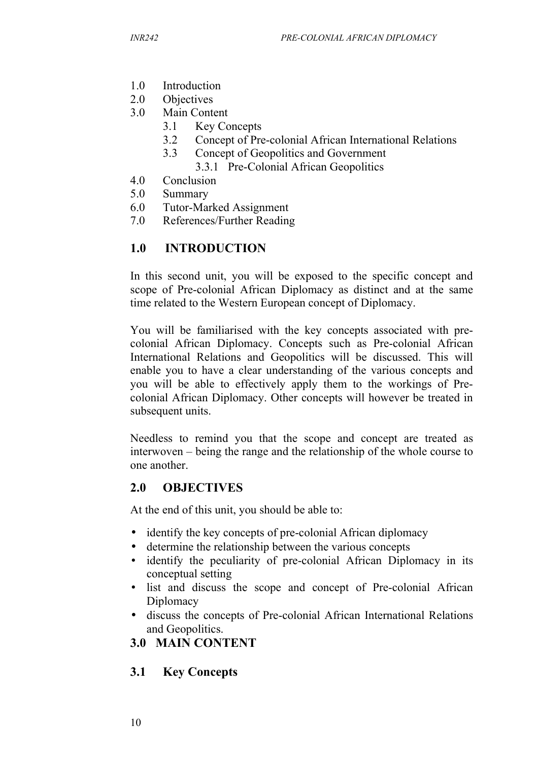1.0 Introduction
2.0 Objectives
3.0 Main Content
    3.1 Key Concepts
    3.2 Concept of Pre-colonial African International Relations
    3.3 Concept of Geopolitics and Government
        3.3.1 Pre-Colonial African Geopolitics
4.0 Conclusion
5.0 Summary
6.0 Tutor-Marked Assignment
7.0 References/Further Reading

## 1.0 INTRODUCTION

In this second unit, you will be exposed to the specific concept and scope of Pre-colonial African Diplomacy as distinct and at the same time related to the Western European concept of Diplomacy.

You will be familiarised with the key concepts associated with pre-colonial African diplomacy. Concepts such as Pre-colonial African International Relations and Geopolitics will be discussed. This will enable you to have a clear understanding of the various concepts and you will be able to effectively apply them to the workings of Pre-colonial African Diplomacy. Other concepts will however be treated in subsequent units.

Needless to remind you that the scope and concept are treated as interwoven – being the range and the relationship of the whole course to one another.

## 2.0 OBJECTIVES

At the end of this unit, you should be able to:

- identify the key concepts of pre-colonial African diplomacy
- determine the relationship between the various concepts
- identify the peculiarity of pre-colonial African Diplomacy in its conceptual setting
- list and discuss the scope and concept of Pre-colonial African Diplomacy
- discuss the concepts of Pre-colonial African International Relations and Geopolitics.

## 3.0 MAIN CONTENT

### 3.1 Key Concepts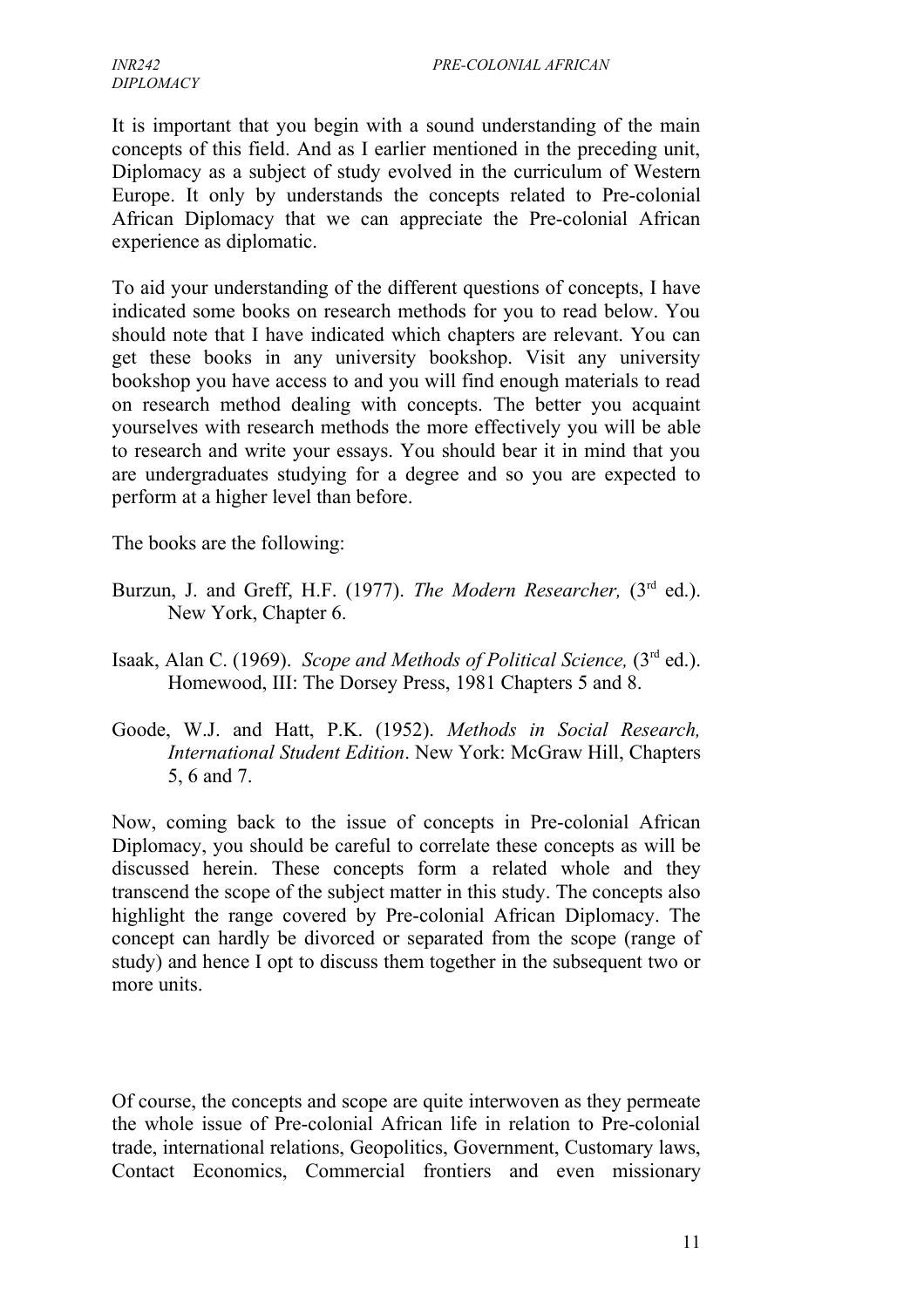It is important that you begin with a sound understanding of the main concepts of this field. And as I earlier mentioned in the preceding unit, Diplomacy as a subject of study evolved in the curriculum of Western Europe. It only by understands the concepts related to Pre-colonial African Diplomacy that we can appreciate the Pre-colonial African experience as diplomatic.

To aid your understanding of the different questions of concepts, I have indicated some books on research methods for you to read below. You should note that I have indicated which chapters are relevant. You can get these books in any university bookshop. Visit any university bookshop you have access to and you will find enough materials to read on research method dealing with concepts. The better you acquaint yourselves with research methods the more effectively you will be able to research and write your essays. You should bear it in mind that you are undergraduates studying for a degree and so you are expected to perform at a higher level than before.

The books are the following:

Burzun, J. and Greff, H.F. (1977). *The Modern Researcher,* (3rd ed.). New York, Chapter 6.

Isaak, Alan C. (1969). *Scope and Methods of Political Science,* (3rd ed.). Homewood, III: The Dorsey Press, 1981 Chapters 5 and 8.

Goode, W.J. and Hatt, P.K. (1952). *Methods in Social Research, International Student Edition*. New York: McGraw Hill, Chapters 5, 6 and 7.

Now, coming back to the issue of concepts in Pre-colonial African Diplomacy, you should be careful to correlate these concepts as will be discussed herein. These concepts form a related whole and they transcend the scope of the subject matter in this study. The concepts also highlight the range covered by Pre-colonial African Diplomacy. The concept can hardly be divorced or separated from the scope (range of study) and hence I opt to discuss them together in the subsequent two or more units.

Of course, the concepts and scope are quite interwoven as they permeate the whole issue of Pre-colonial African life in relation to Pre-colonial trade, international relations, Geopolitics, Government, Customary laws, Contact Economics, Commercial frontiers and even missionary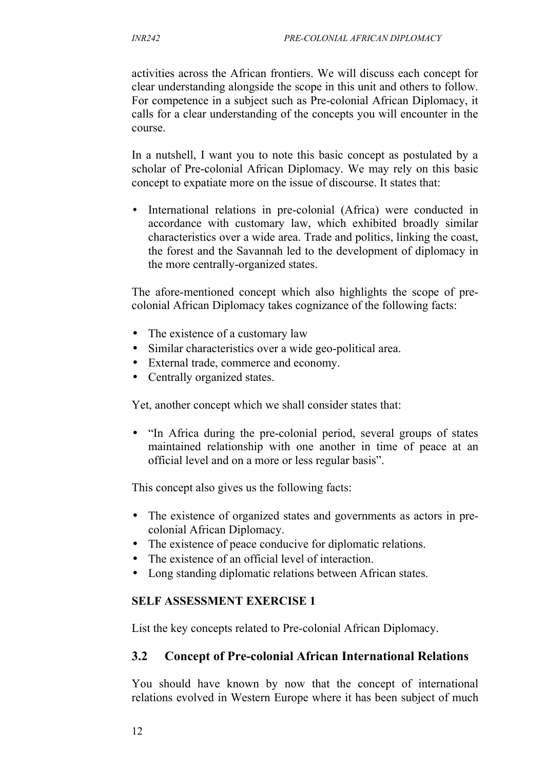activities across the African frontiers. We will discuss each concept for clear understanding alongside the scope in this unit and others to follow. For competence in a subject such as Pre-colonial African Diplomacy, it calls for a clear understanding of the concepts you will encounter in the course.

In a nutshell, I want you to note this basic concept as postulated by a scholar of Pre-colonial African Diplomacy. We may rely on this basic concept to expatiate more on the issue of discourse. It states that:

- International relations in pre-colonial (Africa) were conducted in accordance with customary law, which exhibited broadly similar characteristics over a wide area. Trade and politics, linking the coast, the forest and the Savannah led to the development of diplomacy in the more centrally-organized states.

The afore-mentioned concept which also highlights the scope of pre-colonial African Diplomacy takes cognizance of the following facts:

- The existence of a customary law
- Similar characteristics over a wide geo-political area.
- External trade, commerce and economy.
- Centrally organized states.

Yet, another concept which we shall consider states that:

- "In Africa during the pre-colonial period, several groups of states maintained relationship with one another in time of peace at an official level and on a more or less regular basis".

This concept also gives us the following facts:

- The existence of organized states and governments as actors in pre-colonial African Diplomacy.
- The existence of peace conducive for diplomatic relations.
- The existence of an official level of interaction.
- Long standing diplomatic relations between African states.

**SELF ASSESSMENT EXERCISE 1**

List the key concepts related to Pre-colonial African Diplomacy.

## 3.2 Concept of Pre-colonial African International Relations

You should have known by now that the concept of international relations evolved in Western Europe where it has been subject of much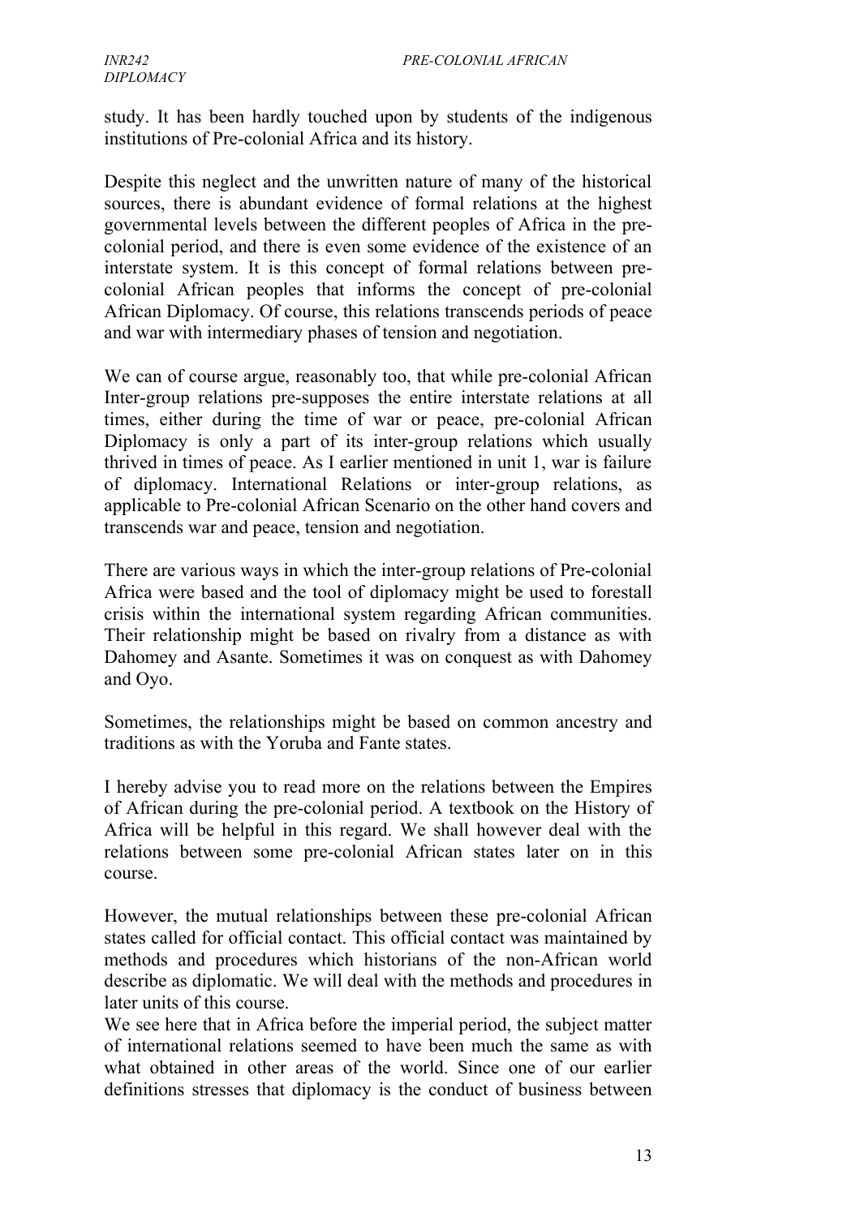study. It has been hardly touched upon by students of the indigenous institutions of Pre-colonial Africa and its history.

Despite this neglect and the unwritten nature of many of the historical sources, there is abundant evidence of formal relations at the highest governmental levels between the different peoples of Africa in the pre-colonial period, and there is even some evidence of the existence of an interstate system. It is this concept of formal relations between pre-colonial African peoples that informs the concept of pre-colonial African Diplomacy. Of course, this relations transcends periods of peace and war with intermediary phases of tension and negotiation.

We can of course argue, reasonably too, that while pre-colonial African Inter-group relations pre-supposes the entire interstate relations at all times, either during the time of war or peace, pre-colonial African Diplomacy is only a part of its inter-group relations which usually thrived in times of peace. As I earlier mentioned in unit 1, war is failure of diplomacy. International Relations or inter-group relations, as applicable to Pre-colonial African Scenario on the other hand covers and transcends war and peace, tension and negotiation.

There are various ways in which the inter-group relations of Pre-colonial Africa were based and the tool of diplomacy might be used to forestall crisis within the international system regarding African communities. Their relationship might be based on rivalry from a distance as with Dahomey and Asante. Sometimes it was on conquest as with Dahomey and Oyo.

Sometimes, the relationships might be based on common ancestry and traditions as with the Yoruba and Fante states.

I hereby advise you to read more on the relations between the Empires of African during the pre-colonial period. A textbook on the History of Africa will be helpful in this regard. We shall however deal with the relations between some pre-colonial African states later on in this course.

However, the mutual relationships between these pre-colonial African states called for official contact. This official contact was maintained by methods and procedures which historians of the non-African world describe as diplomatic. We will deal with the methods and procedures in later units of this course.

We see here that in Africa before the imperial period, the subject matter of international relations seemed to have been much the same as with what obtained in other areas of the world. Since one of our earlier definitions stresses that diplomacy is the conduct of business between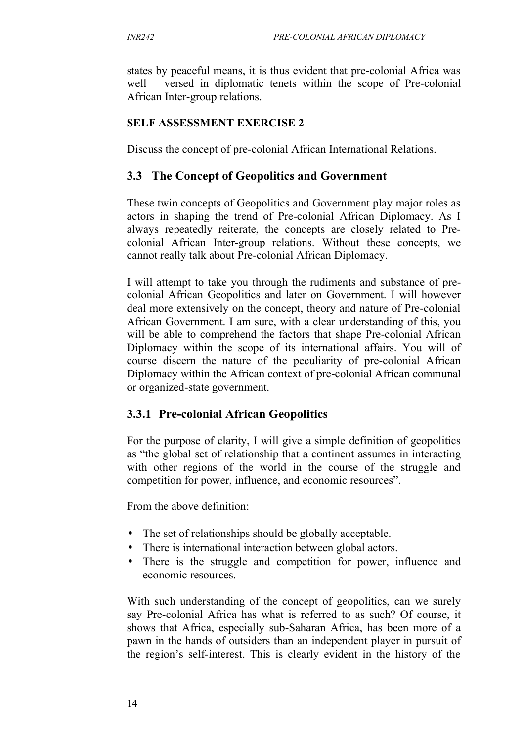states by peaceful means, it is thus evident that pre-colonial Africa was well – versed in diplomatic tenets within the scope of Pre-colonial African Inter-group relations.

**SELF ASSESSMENT EXERCISE 2**

Discuss the concept of pre-colonial African International Relations.

## 3.3 The Concept of Geopolitics and Government

These twin concepts of Geopolitics and Government play major roles as actors in shaping the trend of Pre-colonial African Diplomacy. As I always repeatedly reiterate, the concepts are closely related to Pre-colonial African Inter-group relations. Without these concepts, we cannot really talk about Pre-colonial African Diplomacy.

I will attempt to take you through the rudiments and substance of pre-colonial African Geopolitics and later on Government. I will however deal more extensively on the concept, theory and nature of Pre-colonial African Government. I am sure, with a clear understanding of this, you will be able to comprehend the factors that shape Pre-colonial African Diplomacy within the scope of its international affairs. You will of course discern the nature of the peculiarity of pre-colonial African Diplomacy within the African context of pre-colonial African communal or organized-state government.

### 3.3.1 Pre-colonial African Geopolitics

For the purpose of clarity, I will give a simple definition of geopolitics as "the global set of relationship that a continent assumes in interacting with other regions of the world in the course of the struggle and competition for power, influence, and economic resources".

From the above definition:

- The set of relationships should be globally acceptable.
- There is international interaction between global actors.
- There is the struggle and competition for power, influence and economic resources.

With such understanding of the concept of geopolitics, can we surely say Pre-colonial Africa has what is referred to as such? Of course, it shows that Africa, especially sub-Saharan Africa, has been more of a pawn in the hands of outsiders than an independent player in pursuit of the region's self-interest. This is clearly evident in the history of the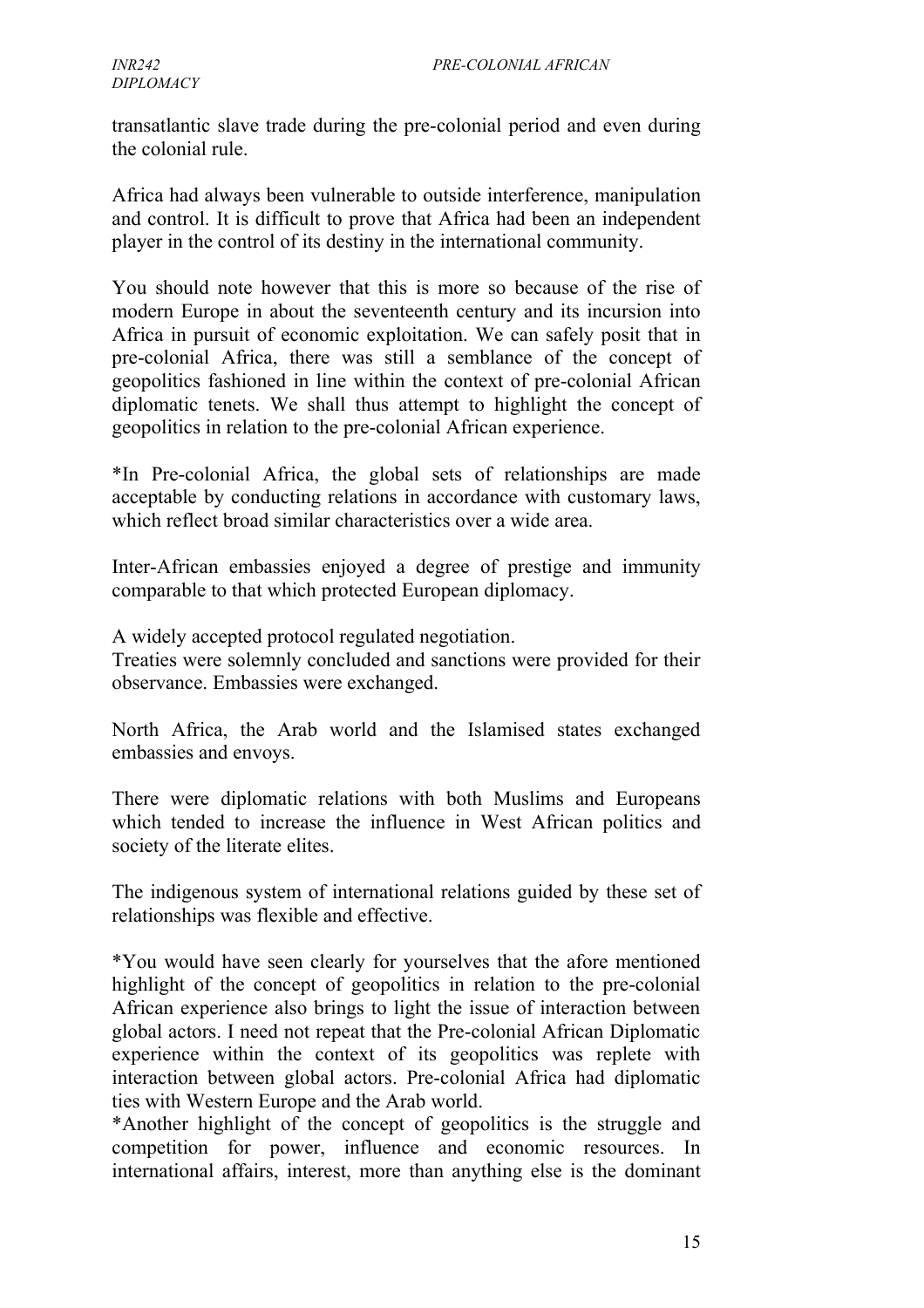transatlantic slave trade during the pre-colonial period and even during the colonial rule.

Africa had always been vulnerable to outside interference, manipulation and control. It is difficult to prove that Africa had been an independent player in the control of its destiny in the international community.

You should note however that this is more so because of the rise of modern Europe in about the seventeenth century and its incursion into Africa in pursuit of economic exploitation. We can safely posit that in pre-colonial Africa, there was still a semblance of the concept of geopolitics fashioned in line within the context of pre-colonial African diplomatic tenets. We shall thus attempt to highlight the concept of geopolitics in relation to the pre-colonial African experience.

*In Pre-colonial Africa, the global sets of relationships are made acceptable by conducting relations in accordance with customary laws, which reflect broad similar characteristics over a wide area.

Inter-African embassies enjoyed a degree of prestige and immunity comparable to that which protected European diplomacy.

A widely accepted protocol regulated negotiation.
Treaties were solemnly concluded and sanctions were provided for their observance. Embassies were exchanged.

North Africa, the Arab world and the Islamised states exchanged embassies and envoys.

There were diplomatic relations with both Muslims and Europeans which tended to increase the influence in West African politics and society of the literate elites.

The indigenous system of international relations guided by these set of relationships was flexible and effective.

*You would have seen clearly for yourselves that the afore mentioned highlight of the concept of geopolitics in relation to the pre-colonial African experience also brings to light the issue of interaction between global actors. I need not repeat that the Pre-colonial African Diplomatic experience within the context of its geopolitics was replete with interaction between global actors. Pre-colonial Africa had diplomatic ties with Western Europe and the Arab world.
*Another highlight of the concept of geopolitics is the struggle and competition for power, influence and economic resources. In international affairs, interest, more than anything else is the dominant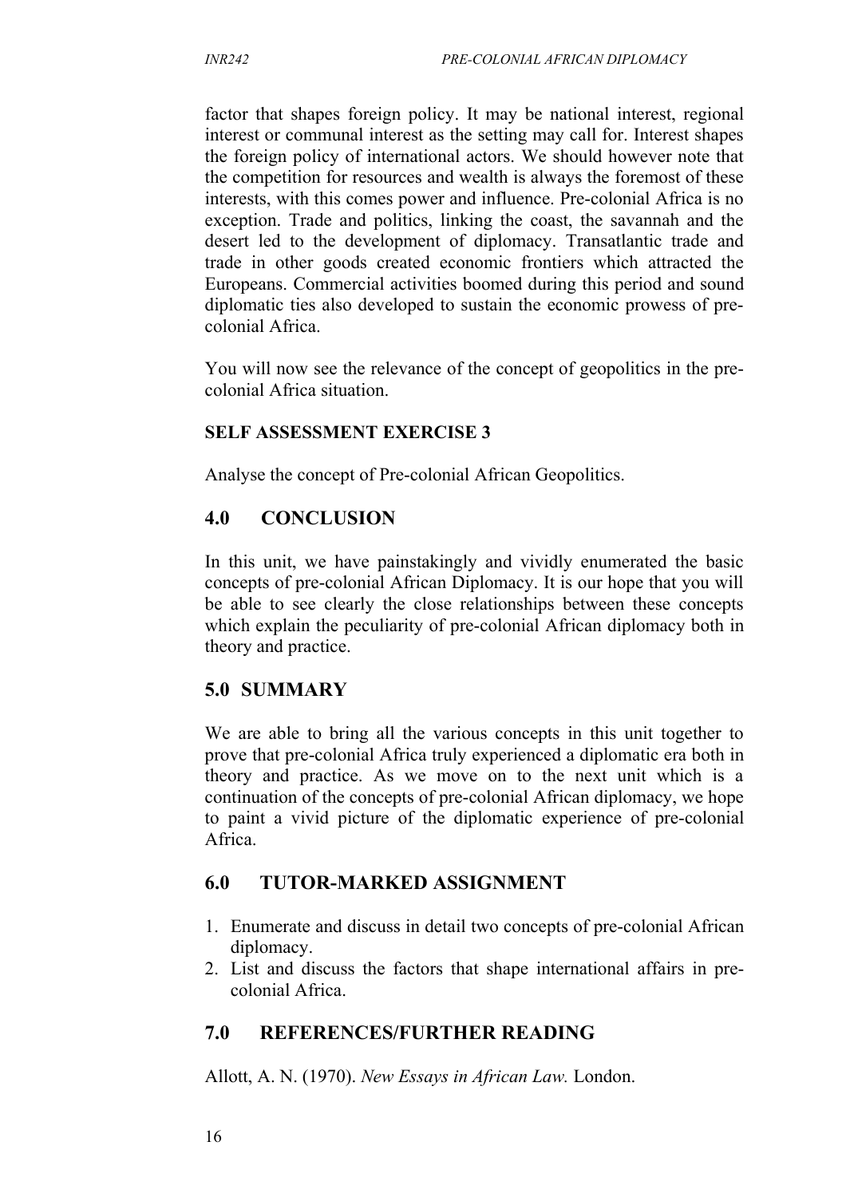factor that shapes foreign policy. It may be national interest, regional interest or communal interest as the setting may call for. Interest shapes the foreign policy of international actors. We should however note that the competition for resources and wealth is always the foremost of these interests, with this comes power and influence. Pre-colonial Africa is no exception. Trade and politics, linking the coast, the savannah and the desert led to the development of diplomacy. Transatlantic trade and trade in other goods created economic frontiers which attracted the Europeans. Commercial activities boomed during this period and sound diplomatic ties also developed to sustain the economic prowess of pre-colonial Africa.

You will now see the relevance of the concept of geopolitics in the pre-colonial Africa situation.

**SELF ASSESSMENT EXERCISE 3**

Analyse the concept of Pre-colonial African Geopolitics.

## 4.0 CONCLUSION

In this unit, we have painstakingly and vividly enumerated the basic concepts of pre-colonial African Diplomacy. It is our hope that you will be able to see clearly the close relationships between these concepts which explain the peculiarity of pre-colonial African diplomacy both in theory and practice.

## 5.0 SUMMARY

We are able to bring all the various concepts in this unit together to prove that pre-colonial Africa truly experienced a diplomatic era both in theory and practice. As we move on to the next unit which is a continuation of the concepts of pre-colonial African diplomacy, we hope to paint a vivid picture of the diplomatic experience of pre-colonial Africa.

## 6.0 TUTOR-MARKED ASSIGNMENT

1. Enumerate and discuss in detail two concepts of pre-colonial African diplomacy.
2. List and discuss the factors that shape international affairs in pre-colonial Africa.

## 7.0 REFERENCES/FURTHER READING

Allott, A. N. (1970). *New Essays in African Law.* London.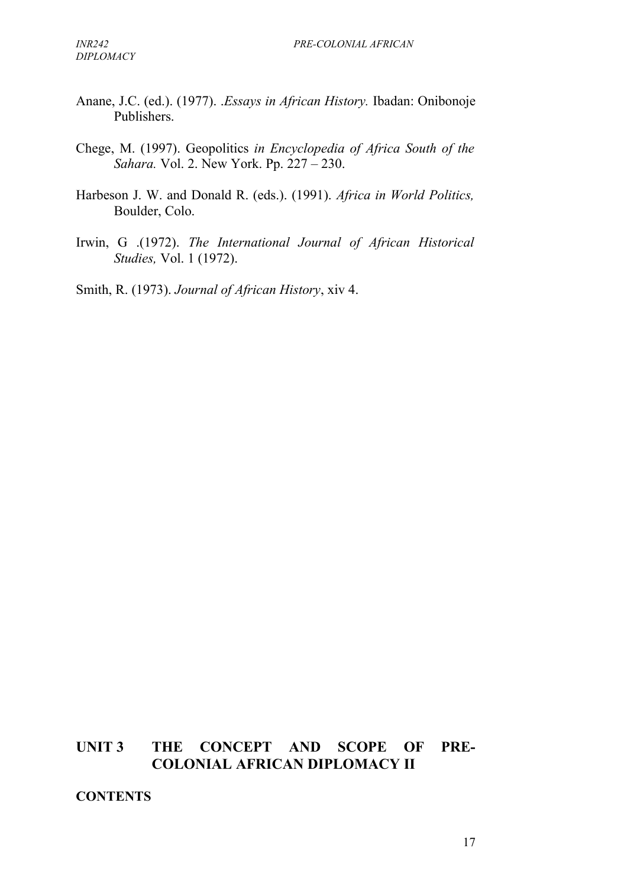Anane, J.C. (ed.). (1977). .*Essays in African History.* Ibadan: Onibonoje Publishers.

Chege, M. (1997). Geopolitics *in Encyclopedia of Africa South of the Sahara.* Vol. 2. New York. Pp. 227 – 230.

Harbeson J. W. and Donald R. (eds.). (1991). *Africa in World Politics,* Boulder, Colo.

Irwin, G .(1972). *The International Journal of African Historical Studies,* Vol. 1 (1972).

Smith, R. (1973). *Journal of African History*, xiv 4.

# UNIT 3 THE CONCEPT AND SCOPE OF PRE-COLONIAL AFRICAN DIPLOMACY II

**CONTENTS**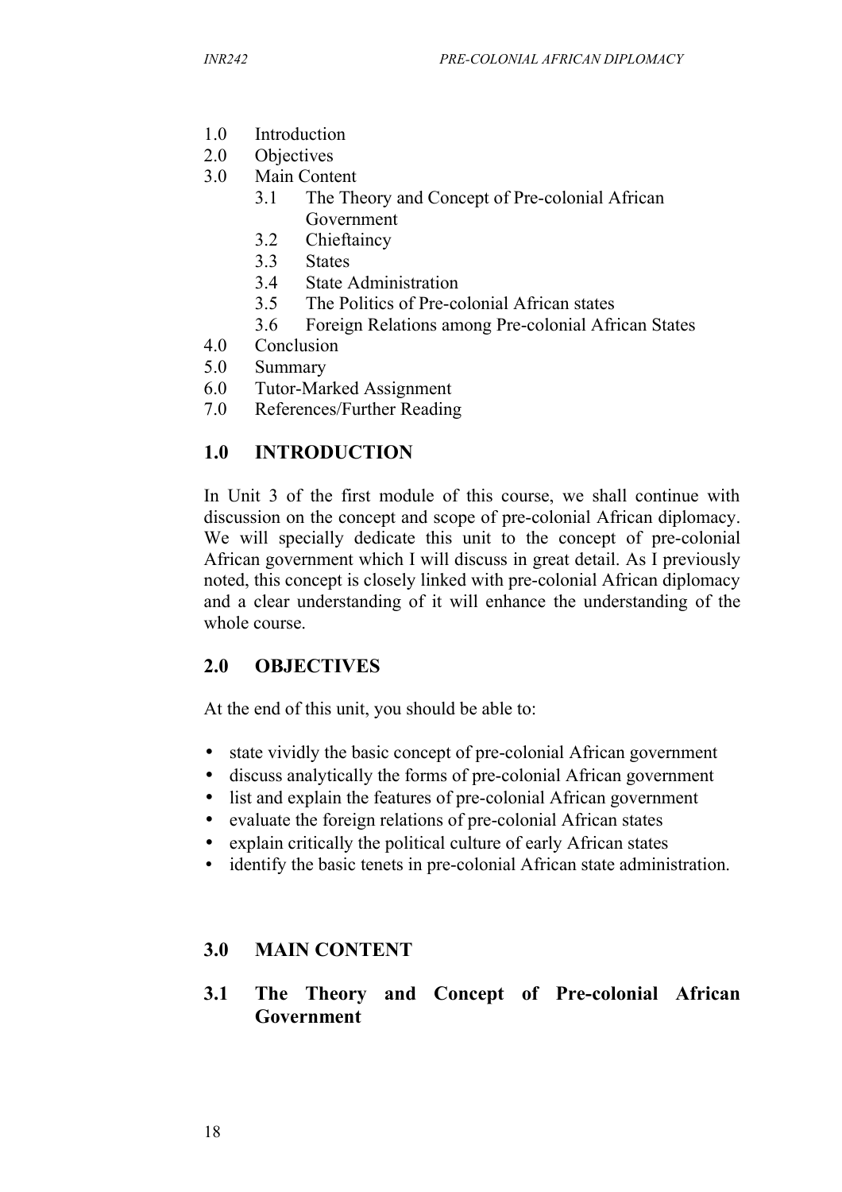1.0 Introduction
2.0 Objectives
3.0 Main Content
    3.1 The Theory and Concept of Pre-colonial African Government
    3.2 Chieftaincy
    3.3 States
    3.4 State Administration
    3.5 The Politics of Pre-colonial African states
    3.6 Foreign Relations among Pre-colonial African States
4.0 Conclusion
5.0 Summary
6.0 Tutor-Marked Assignment
7.0 References/Further Reading

## 1.0 INTRODUCTION

In Unit 3 of the first module of this course, we shall continue with discussion on the concept and scope of pre-colonial African diplomacy. We will specially dedicate this unit to the concept of pre-colonial African government which I will discuss in great detail. As I previously noted, this concept is closely linked with pre-colonial African diplomacy and a clear understanding of it will enhance the understanding of the whole course.

## 2.0 OBJECTIVES

At the end of this unit, you should be able to:

- state vividly the basic concept of pre-colonial African government
- discuss analytically the forms of pre-colonial African government
- list and explain the features of pre-colonial African government
- evaluate the foreign relations of pre-colonial African states
- explain critically the political culture of early African states
- identify the basic tenets in pre-colonial African state administration.

## 3.0 MAIN CONTENT

### 3.1 The Theory and Concept of Pre-colonial African Government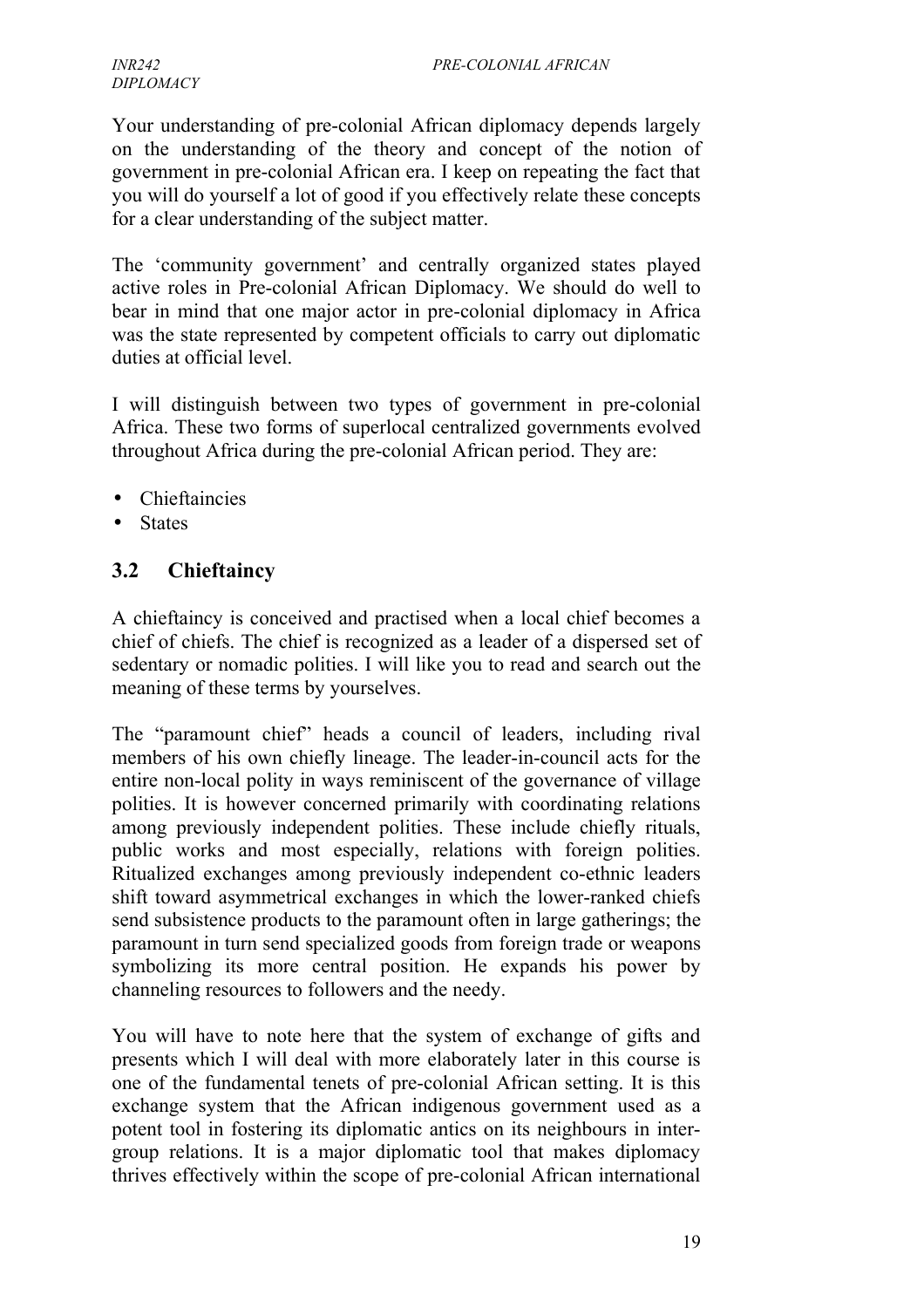Your understanding of pre-colonial African diplomacy depends largely on the understanding of the theory and concept of the notion of government in pre-colonial African era. I keep on repeating the fact that you will do yourself a lot of good if you effectively relate these concepts for a clear understanding of the subject matter.

The 'community government' and centrally organized states played active roles in Pre-colonial African Diplomacy. We should do well to bear in mind that one major actor in pre-colonial diplomacy in Africa was the state represented by competent officials to carry out diplomatic duties at official level.

I will distinguish between two types of government in pre-colonial Africa. These two forms of superlocal centralized governments evolved throughout Africa during the pre-colonial African period. They are:

- Chieftaincies
- States

## 3.2 Chieftaincy

A chieftaincy is conceived and practised when a local chief becomes a chief of chiefs. The chief is recognized as a leader of a dispersed set of sedentary or nomadic polities. I will like you to read and search out the meaning of these terms by yourselves.

The "paramount chief" heads a council of leaders, including rival members of his own chiefly lineage. The leader-in-council acts for the entire non-local polity in ways reminiscent of the governance of village polities. It is however concerned primarily with coordinating relations among previously independent polities. These include chiefly rituals, public works and most especially, relations with foreign polities. Ritualized exchanges among previously independent co-ethnic leaders shift toward asymmetrical exchanges in which the lower-ranked chiefs send subsistence products to the paramount often in large gatherings; the paramount in turn send specialized goods from foreign trade or weapons symbolizing its more central position. He expands his power by channeling resources to followers and the needy.

You will have to note here that the system of exchange of gifts and presents which I will deal with more elaborately later in this course is one of the fundamental tenets of pre-colonial African setting. It is this exchange system that the African indigenous government used as a potent tool in fostering its diplomatic antics on its neighbours in inter-group relations. It is a major diplomatic tool that makes diplomacy thrives effectively within the scope of pre-colonial African international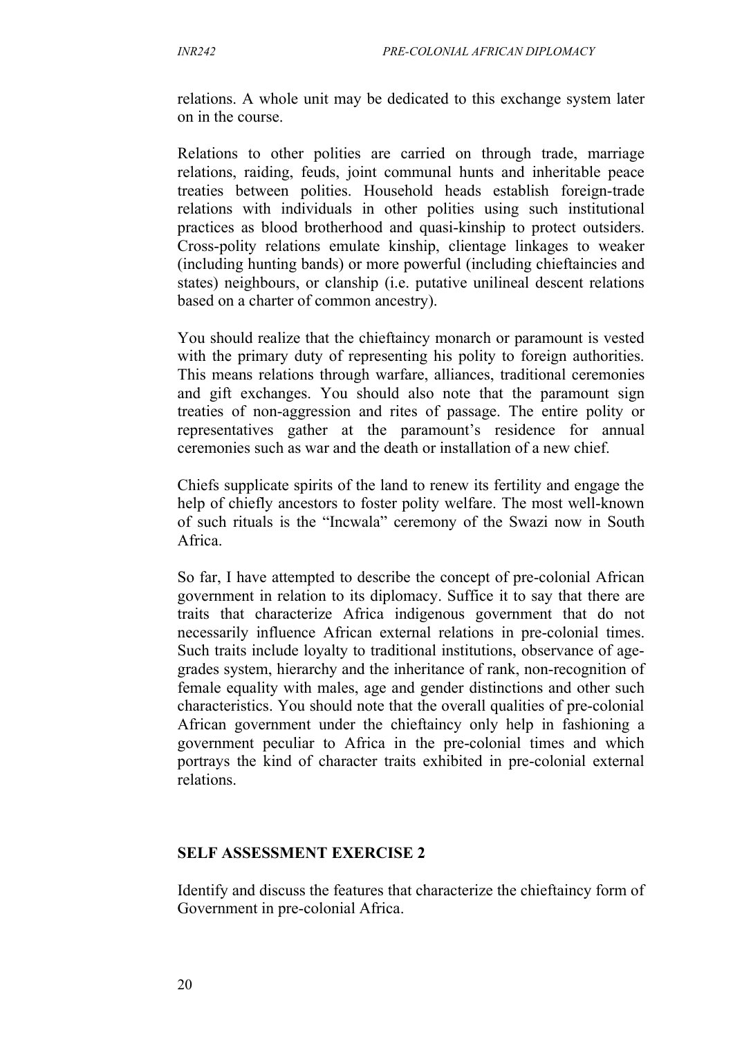relations. A whole unit may be dedicated to this exchange system later on in the course.

Relations to other polities are carried on through trade, marriage relations, raiding, feuds, joint communal hunts and inheritable peace treaties between polities. Household heads establish foreign-trade relations with individuals in other polities using such institutional practices as blood brotherhood and quasi-kinship to protect outsiders. Cross-polity relations emulate kinship, clientage linkages to weaker (including hunting bands) or more powerful (including chieftaincies and states) neighbours, or clanship (i.e. putative unilineal descent relations based on a charter of common ancestry).

You should realize that the chieftaincy monarch or paramount is vested with the primary duty of representing his polity to foreign authorities. This means relations through warfare, alliances, traditional ceremonies and gift exchanges. You should also note that the paramount sign treaties of non-aggression and rites of passage. The entire polity or representatives gather at the paramount's residence for annual ceremonies such as war and the death or installation of a new chief.

Chiefs supplicate spirits of the land to renew its fertility and engage the help of chiefly ancestors to foster polity welfare. The most well-known of such rituals is the "Incwala" ceremony of the Swazi now in South Africa.

So far, I have attempted to describe the concept of pre-colonial African government in relation to its diplomacy. Suffice it to say that there are traits that characterize Africa indigenous government that do not necessarily influence African external relations in pre-colonial times. Such traits include loyalty to traditional institutions, observance of age-grades system, hierarchy and the inheritance of rank, non-recognition of female equality with males, age and gender distinctions and other such characteristics. You should note that the overall qualities of pre-colonial African government under the chieftaincy only help in fashioning a government peculiar to Africa in the pre-colonial times and which portrays the kind of character traits exhibited in pre-colonial external relations.

## SELF ASSESSMENT EXERCISE 2

Identify and discuss the features that characterize the chieftaincy form of Government in pre-colonial Africa.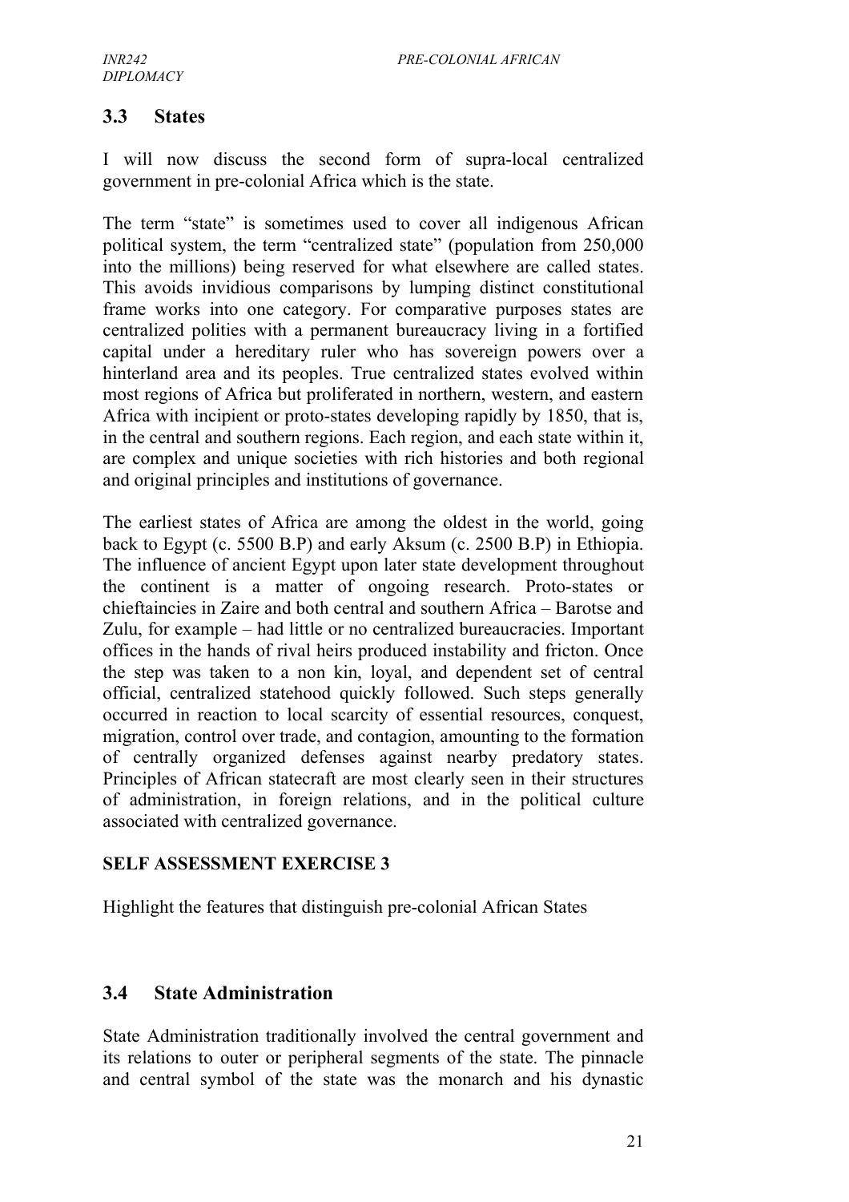## 3.3 States

I will now discuss the second form of supra-local centralized government in pre-colonial Africa which is the state.

The term "state" is sometimes used to cover all indigenous African political system, the term "centralized state" (population from 250,000 into the millions) being reserved for what elsewhere are called states. This avoids invidious comparisons by lumping distinct constitutional frame works into one category. For comparative purposes states are centralized polities with a permanent bureaucracy living in a fortified capital under a hereditary ruler who has sovereign powers over a hinterland area and its peoples. True centralized states evolved within most regions of Africa but proliferated in northern, western, and eastern Africa with incipient or proto-states developing rapidly by 1850, that is, in the central and southern regions. Each region, and each state within it, are complex and unique societies with rich histories and both regional and original principles and institutions of governance.

The earliest states of Africa are among the oldest in the world, going back to Egypt (c. 5500 B.P) and early Aksum (c. 2500 B.P) in Ethiopia. The influence of ancient Egypt upon later state development throughout the continent is a matter of ongoing research. Proto-states or chieftaincies in Zaire and both central and southern Africa – Barotse and Zulu, for example – had little or no centralized bureaucracies. Important offices in the hands of rival heirs produced instability and fricton. Once the step was taken to a non kin, loyal, and dependent set of central official, centralized statehood quickly followed. Such steps generally occurred in reaction to local scarcity of essential resources, conquest, migration, control over trade, and contagion, amounting to the formation of centrally organized defenses against nearby predatory states. Principles of African statecraft are most clearly seen in their structures of administration, in foreign relations, and in the political culture associated with centralized governance.

**SELF ASSESSMENT EXERCISE 3**

Highlight the features that distinguish pre-colonial African States

## 3.4 State Administration

State Administration traditionally involved the central government and its relations to outer or peripheral segments of the state. The pinnacle and central symbol of the state was the monarch and his dynastic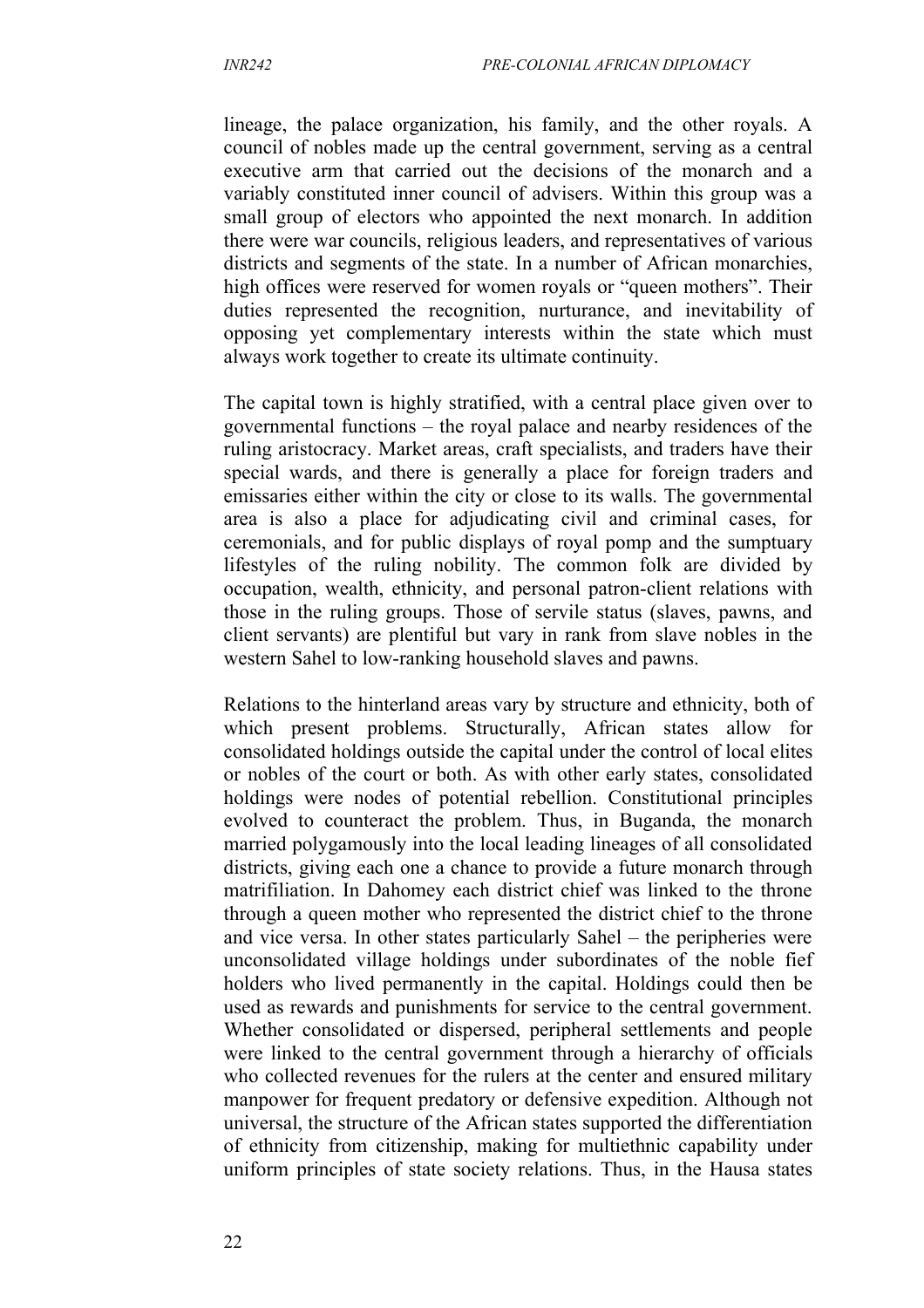lineage, the palace organization, his family, and the other royals. A council of nobles made up the central government, serving as a central executive arm that carried out the decisions of the monarch and a variably constituted inner council of advisers. Within this group was a small group of electors who appointed the next monarch. In addition there were war councils, religious leaders, and representatives of various districts and segments of the state. In a number of African monarchies, high offices were reserved for women royals or "queen mothers". Their duties represented the recognition, nurturance, and inevitability of opposing yet complementary interests within the state which must always work together to create its ultimate continuity.

The capital town is highly stratified, with a central place given over to governmental functions – the royal palace and nearby residences of the ruling aristocracy. Market areas, craft specialists, and traders have their special wards, and there is generally a place for foreign traders and emissaries either within the city or close to its walls. The governmental area is also a place for adjudicating civil and criminal cases, for ceremonials, and for public displays of royal pomp and the sumptuary lifestyles of the ruling nobility. The common folk are divided by occupation, wealth, ethnicity, and personal patron-client relations with those in the ruling groups. Those of servile status (slaves, pawns, and client servants) are plentiful but vary in rank from slave nobles in the western Sahel to low-ranking household slaves and pawns.

Relations to the hinterland areas vary by structure and ethnicity, both of which present problems. Structurally, African states allow for consolidated holdings outside the capital under the control of local elites or nobles of the court or both. As with other early states, consolidated holdings were nodes of potential rebellion. Constitutional principles evolved to counteract the problem. Thus, in Buganda, the monarch married polygamously into the local leading lineages of all consolidated districts, giving each one a chance to provide a future monarch through matrifiliation. In Dahomey each district chief was linked to the throne through a queen mother who represented the district chief to the throne and vice versa. In other states particularly Sahel – the peripheries were unconsolidated village holdings under subordinates of the noble fief holders who lived permanently in the capital. Holdings could then be used as rewards and punishments for service to the central government. Whether consolidated or dispersed, peripheral settlements and people were linked to the central government through a hierarchy of officials who collected revenues for the rulers at the center and ensured military manpower for frequent predatory or defensive expedition. Although not universal, the structure of the African states supported the differentiation of ethnicity from citizenship, making for multiethnic capability under uniform principles of state society relations. Thus, in the Hausa states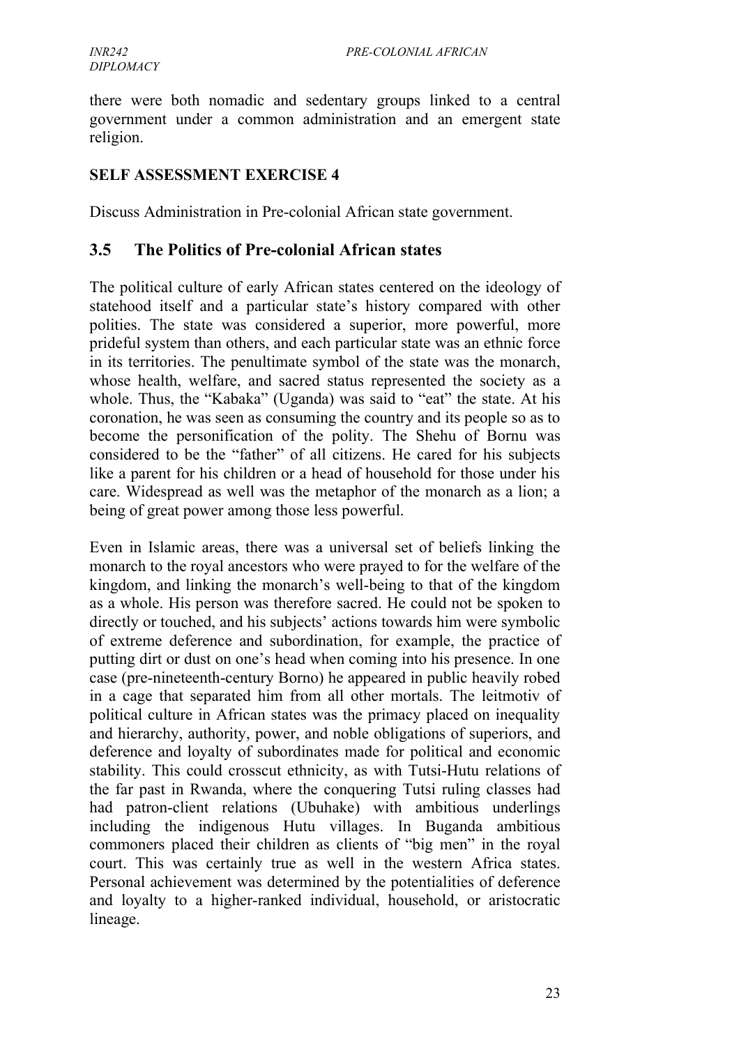there were both nomadic and sedentary groups linked to a central government under a common administration and an emergent state religion.

**SELF ASSESSMENT EXERCISE 4**

Discuss Administration in Pre-colonial African state government.

## 3.5 The Politics of Pre-colonial African states

The political culture of early African states centered on the ideology of statehood itself and a particular state's history compared with other polities. The state was considered a superior, more powerful, more prideful system than others, and each particular state was an ethnic force in its territories. The penultimate symbol of the state was the monarch, whose health, welfare, and sacred status represented the society as a whole. Thus, the "Kabaka" (Uganda) was said to "eat" the state. At his coronation, he was seen as consuming the country and its people so as to become the personification of the polity. The Shehu of Bornu was considered to be the "father" of all citizens. He cared for his subjects like a parent for his children or a head of household for those under his care. Widespread as well was the metaphor of the monarch as a lion; a being of great power among those less powerful.

Even in Islamic areas, there was a universal set of beliefs linking the monarch to the royal ancestors who were prayed to for the welfare of the kingdom, and linking the monarch's well-being to that of the kingdom as a whole. His person was therefore sacred. He could not be spoken to directly or touched, and his subjects' actions towards him were symbolic of extreme deference and subordination, for example, the practice of putting dirt or dust on one's head when coming into his presence. In one case (pre-nineteenth-century Borno) he appeared in public heavily robed in a cage that separated him from all other mortals. The leitmotiv of political culture in African states was the primacy placed on inequality and hierarchy, authority, power, and noble obligations of superiors, and deference and loyalty of subordinates made for political and economic stability. This could crosscut ethnicity, as with Tutsi-Hutu relations of the far past in Rwanda, where the conquering Tutsi ruling classes had had patron-client relations (Ubuhake) with ambitious underlings including the indigenous Hutu villages. In Buganda ambitious commoners placed their children as clients of "big men" in the royal court. This was certainly true as well in the western Africa states. Personal achievement was determined by the potentialities of deference and loyalty to a higher-ranked individual, household, or aristocratic lineage.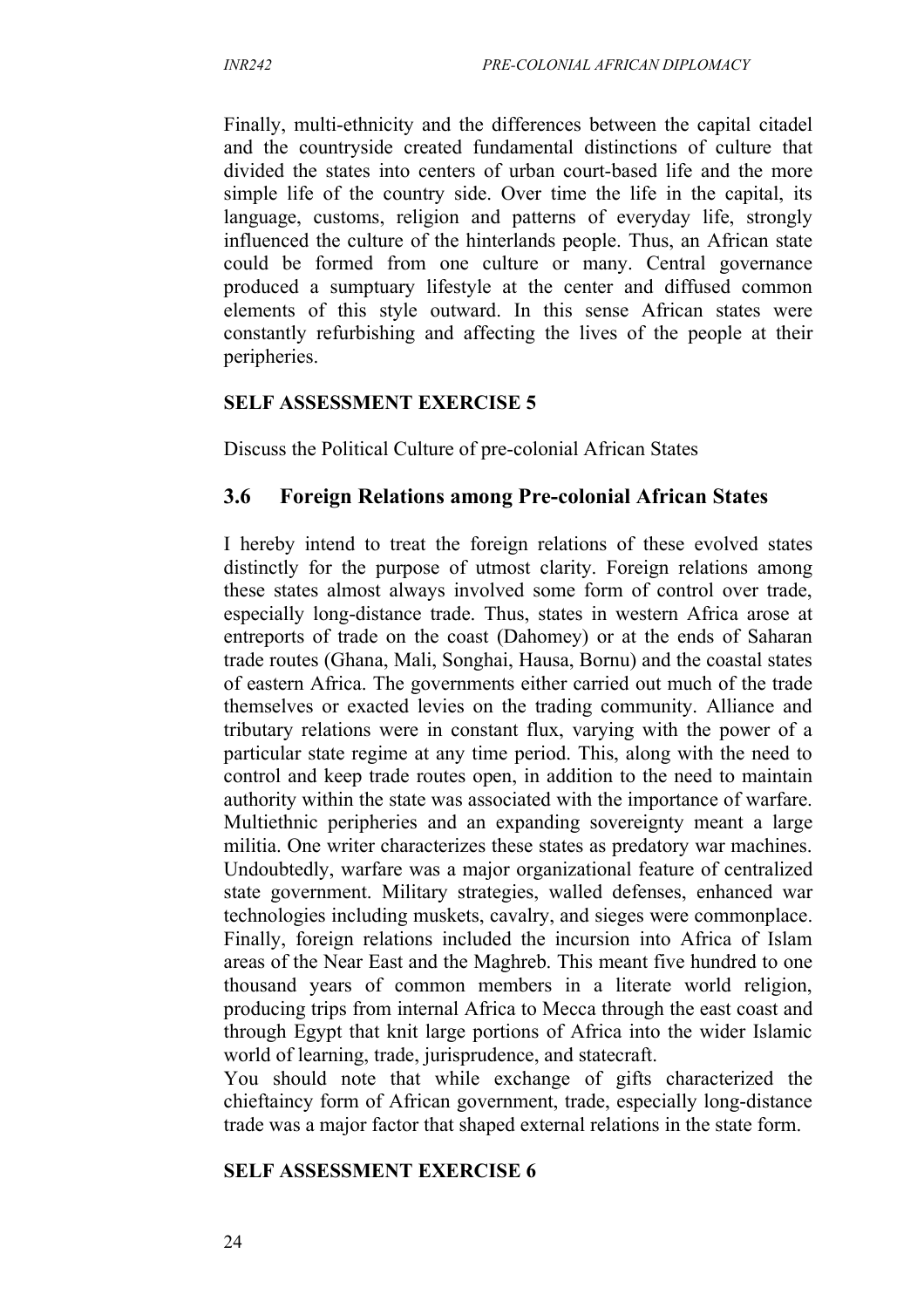Finally, multi-ethnicity and the differences between the capital citadel and the countryside created fundamental distinctions of culture that divided the states into centers of urban court-based life and the more simple life of the country side. Over time the life in the capital, its language, customs, religion and patterns of everyday life, strongly influenced the culture of the hinterlands people. Thus, an African state could be formed from one culture or many. Central governance produced a sumptuary lifestyle at the center and diffused common elements of this style outward. In this sense African states were constantly refurbishing and affecting the lives of the people at their peripheries.

**SELF ASSESSMENT EXERCISE 5**

Discuss the Political Culture of pre-colonial African States

## 3.6 Foreign Relations among Pre-colonial African States

I hereby intend to treat the foreign relations of these evolved states distinctly for the purpose of utmost clarity. Foreign relations among these states almost always involved some form of control over trade, especially long-distance trade. Thus, states in western Africa arose at entreports of trade on the coast (Dahomey) or at the ends of Saharan trade routes (Ghana, Mali, Songhai, Hausa, Bornu) and the coastal states of eastern Africa. The governments either carried out much of the trade themselves or exacted levies on the trading community. Alliance and tributary relations were in constant flux, varying with the power of a particular state regime at any time period. This, along with the need to control and keep trade routes open, in addition to the need to maintain authority within the state was associated with the importance of warfare. Multiethnic peripheries and an expanding sovereignty meant a large militia. One writer characterizes these states as predatory war machines. Undoubtedly, warfare was a major organizational feature of centralized state government. Military strategies, walled defenses, enhanced war technologies including muskets, cavalry, and sieges were commonplace. Finally, foreign relations included the incursion into Africa of Islam areas of the Near East and the Maghreb. This meant five hundred to one thousand years of common members in a literate world religion, producing trips from internal Africa to Mecca through the east coast and through Egypt that knit large portions of Africa into the wider Islamic world of learning, trade, jurisprudence, and statecraft.

You should note that while exchange of gifts characterized the chieftaincy form of African government, trade, especially long-distance trade was a major factor that shaped external relations in the state form.

**SELF ASSESSMENT EXERCISE 6**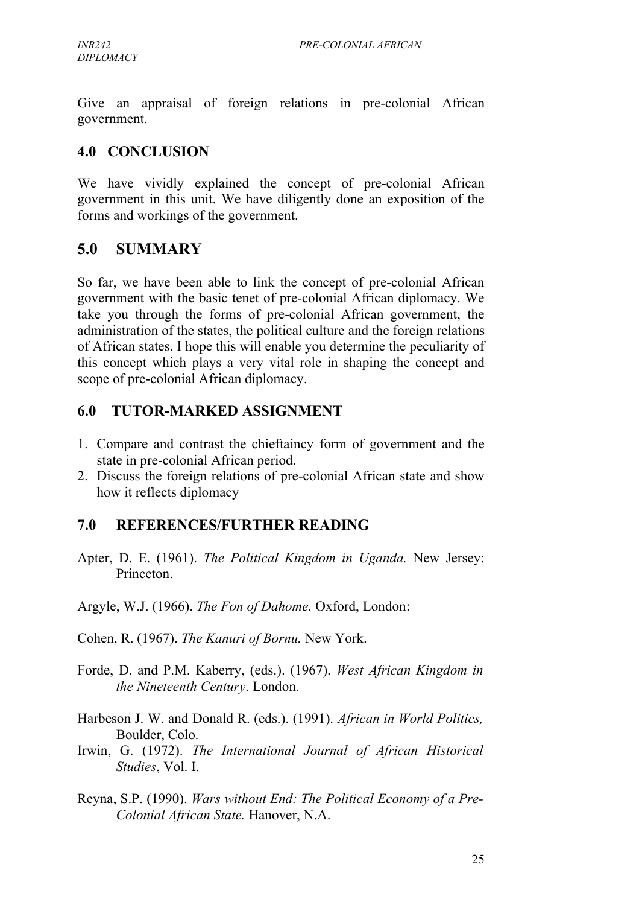Give an appraisal of foreign relations in pre-colonial African government.

## 4.0 CONCLUSION

We have vividly explained the concept of pre-colonial African government in this unit. We have diligently done an exposition of the forms and workings of the government.

## 5.0 SUMMARY

So far, we have been able to link the concept of pre-colonial African government with the basic tenet of pre-colonial African diplomacy. We take you through the forms of pre-colonial African government, the administration of the states, the political culture and the foreign relations of African states. I hope this will enable you determine the peculiarity of this concept which plays a very vital role in shaping the concept and scope of pre-colonial African diplomacy.

## 6.0 TUTOR-MARKED ASSIGNMENT

1. Compare and contrast the chieftaincy form of government and the state in pre-colonial African period.
2. Discuss the foreign relations of pre-colonial African state and show how it reflects diplomacy

## 7.0 REFERENCES/FURTHER READING

Apter, D. E. (1961). *The Political Kingdom in Uganda.* New Jersey: Princeton.

Argyle, W.J. (1966). *The Fon of Dahome.* Oxford, London:

Cohen, R. (1967). *The Kanuri of Bornu.* New York.

Forde, D. and P.M. Kaberry, (eds.). (1967). *West African Kingdom in the Nineteenth Century*. London.

Harbeson J. W. and Donald R. (eds.). (1991). *African in World Politics,* Boulder, Colo.

Irwin, G. (1972). *The International Journal of African Historical Studies*, Vol. I.

Reyna, S.P. (1990). *Wars without End: The Political Economy of a Pre-Colonial African State.* Hanover, N.A.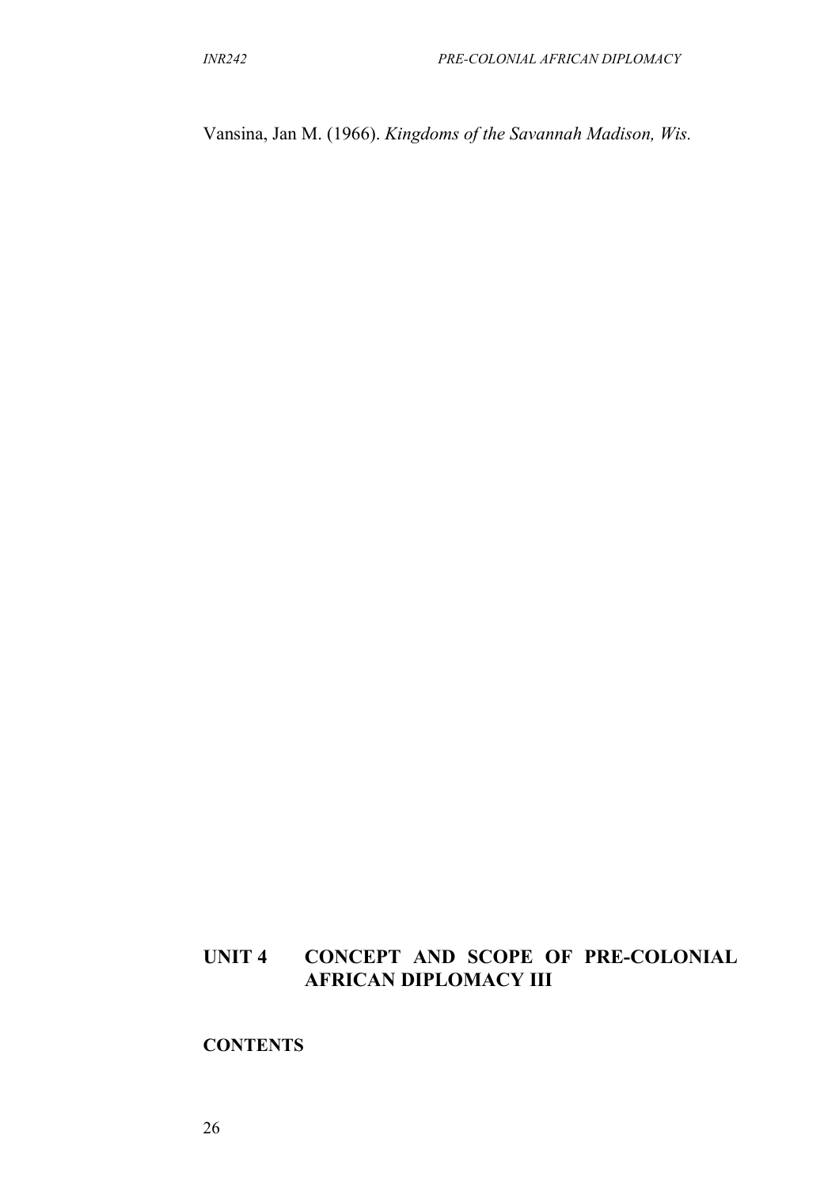Vansina, Jan M. (1966). *Kingdoms of the Savannah Madison, Wis.*

# UNIT 4 CONCEPT AND SCOPE OF PRE-COLONIAL AFRICAN DIPLOMACY III

## CONTENTS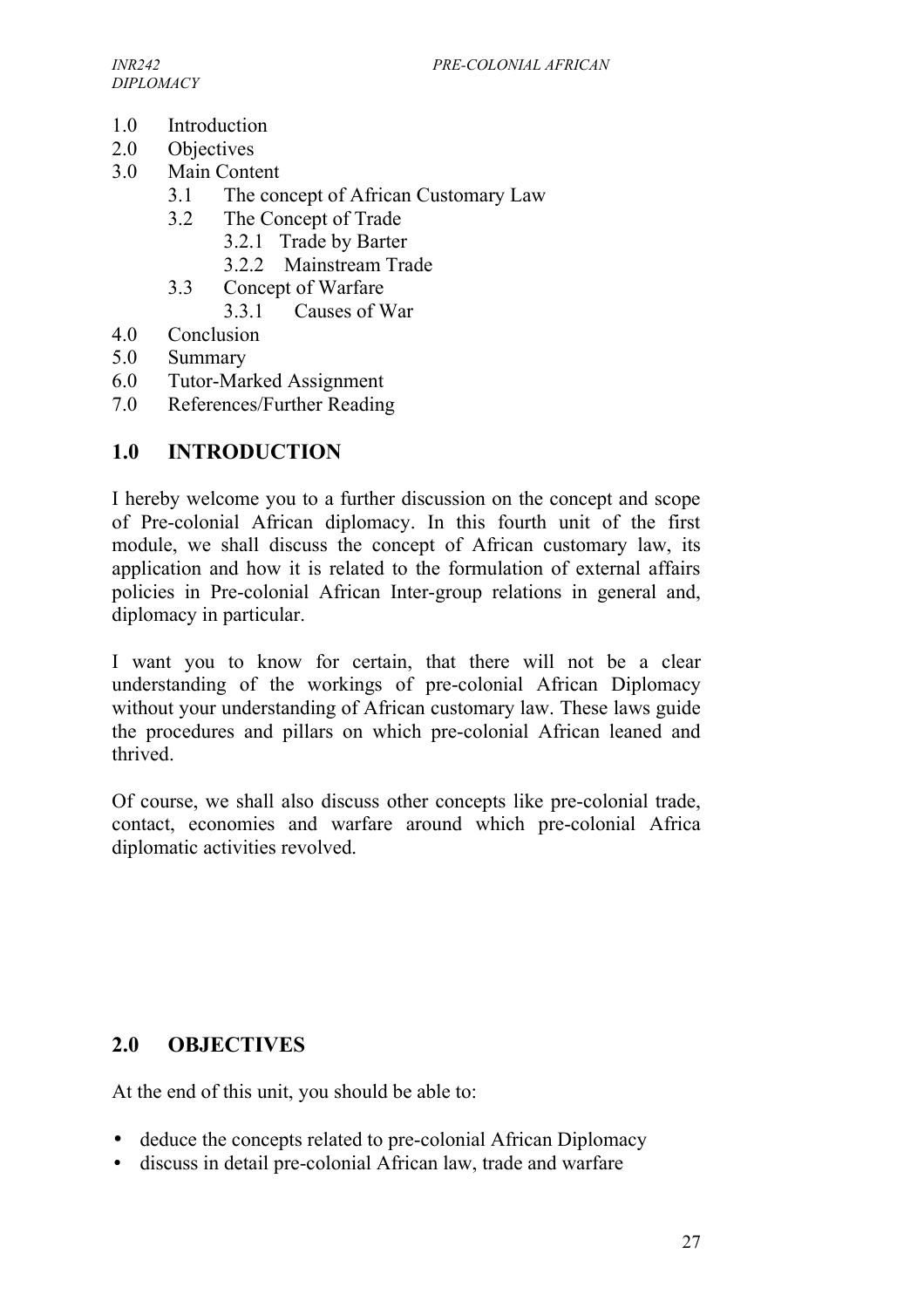1.0 Introduction
2.0 Objectives
3.0 Main Content
    3.1 The concept of African Customary Law
    3.2 The Concept of Trade
        3.2.1 Trade by Barter
        3.2.2 Mainstream Trade
    3.3 Concept of Warfare
        3.3.1 Causes of War
4.0 Conclusion
5.0 Summary
6.0 Tutor-Marked Assignment
7.0 References/Further Reading

## 1.0 INTRODUCTION

I hereby welcome you to a further discussion on the concept and scope of Pre-colonial African diplomacy. In this fourth unit of the first module, we shall discuss the concept of African customary law, its application and how it is related to the formulation of external affairs policies in Pre-colonial African Inter-group relations in general and, diplomacy in particular.

I want you to know for certain, that there will not be a clear understanding of the workings of pre-colonial African Diplomacy without your understanding of African customary law. These laws guide the procedures and pillars on which pre-colonial African leaned and thrived.

Of course, we shall also discuss other concepts like pre-colonial trade, contact, economies and warfare around which pre-colonial Africa diplomatic activities revolved.

## 2.0 OBJECTIVES

At the end of this unit, you should be able to:

- deduce the concepts related to pre-colonial African Diplomacy
- discuss in detail pre-colonial African law, trade and warfare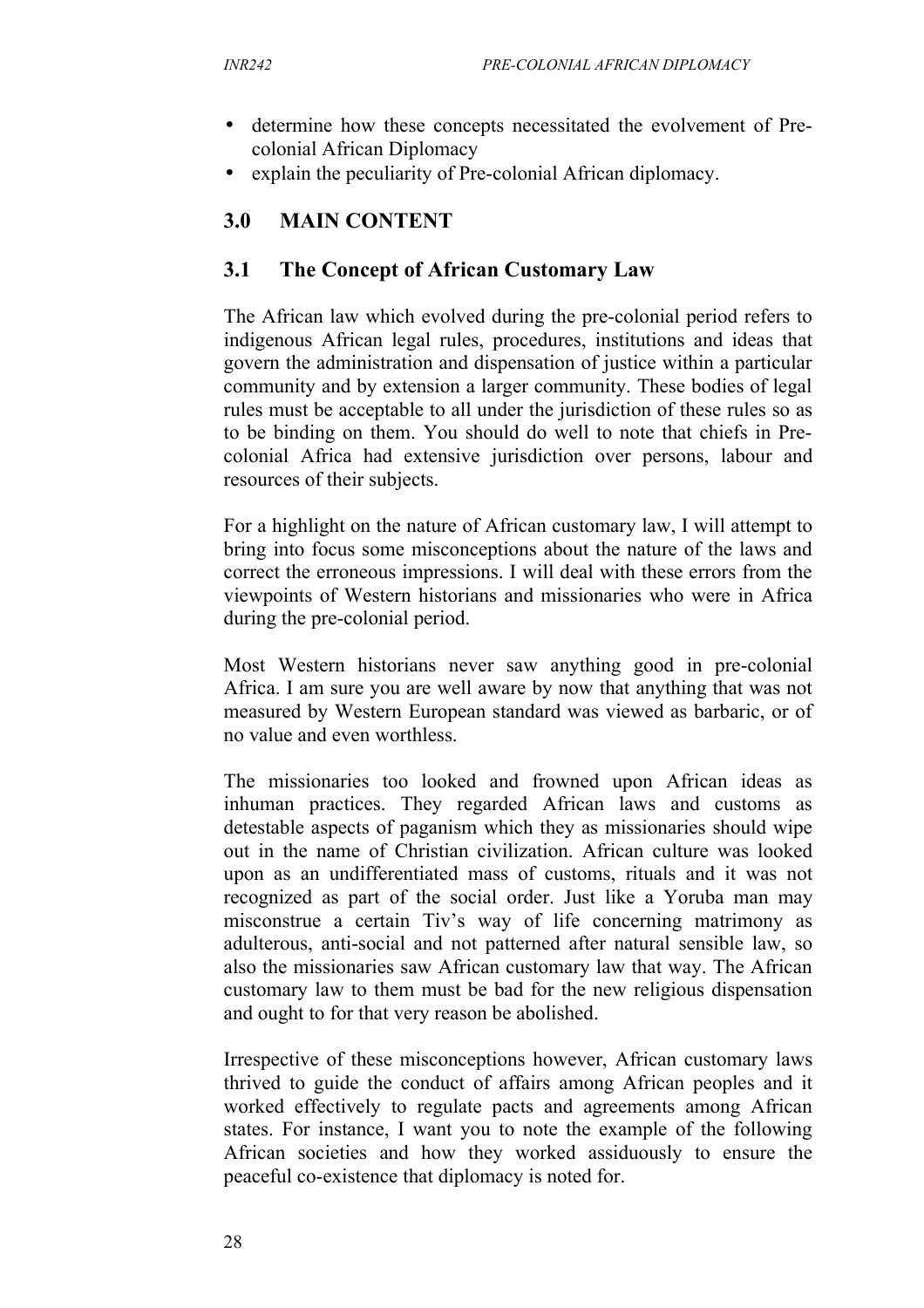- determine how these concepts necessitated the evolvement of Pre-colonial African Diplomacy
- explain the peculiarity of Pre-colonial African diplomacy.

## 3.0 MAIN CONTENT

### 3.1 The Concept of African Customary Law

The African law which evolved during the pre-colonial period refers to indigenous African legal rules, procedures, institutions and ideas that govern the administration and dispensation of justice within a particular community and by extension a larger community. These bodies of legal rules must be acceptable to all under the jurisdiction of these rules so as to be binding on them. You should do well to note that chiefs in Pre-colonial Africa had extensive jurisdiction over persons, labour and resources of their subjects.

For a highlight on the nature of African customary law, I will attempt to bring into focus some misconceptions about the nature of the laws and correct the erroneous impressions. I will deal with these errors from the viewpoints of Western historians and missionaries who were in Africa during the pre-colonial period.

Most Western historians never saw anything good in pre-colonial Africa. I am sure you are well aware by now that anything that was not measured by Western European standard was viewed as barbaric, or of no value and even worthless.

The missionaries too looked and frowned upon African ideas as inhuman practices. They regarded African laws and customs as detestable aspects of paganism which they as missionaries should wipe out in the name of Christian civilization. African culture was looked upon as an undifferentiated mass of customs, rituals and it was not recognized as part of the social order. Just like a Yoruba man may misconstrue a certain Tiv's way of life concerning matrimony as adulterous, anti-social and not patterned after natural sensible law, so also the missionaries saw African customary law that way. The African customary law to them must be bad for the new religious dispensation and ought to for that very reason be abolished.

Irrespective of these misconceptions however, African customary laws thrived to guide the conduct of affairs among African peoples and it worked effectively to regulate pacts and agreements among African states. For instance, I want you to note the example of the following African societies and how they worked assiduously to ensure the peaceful co-existence that diplomacy is noted for.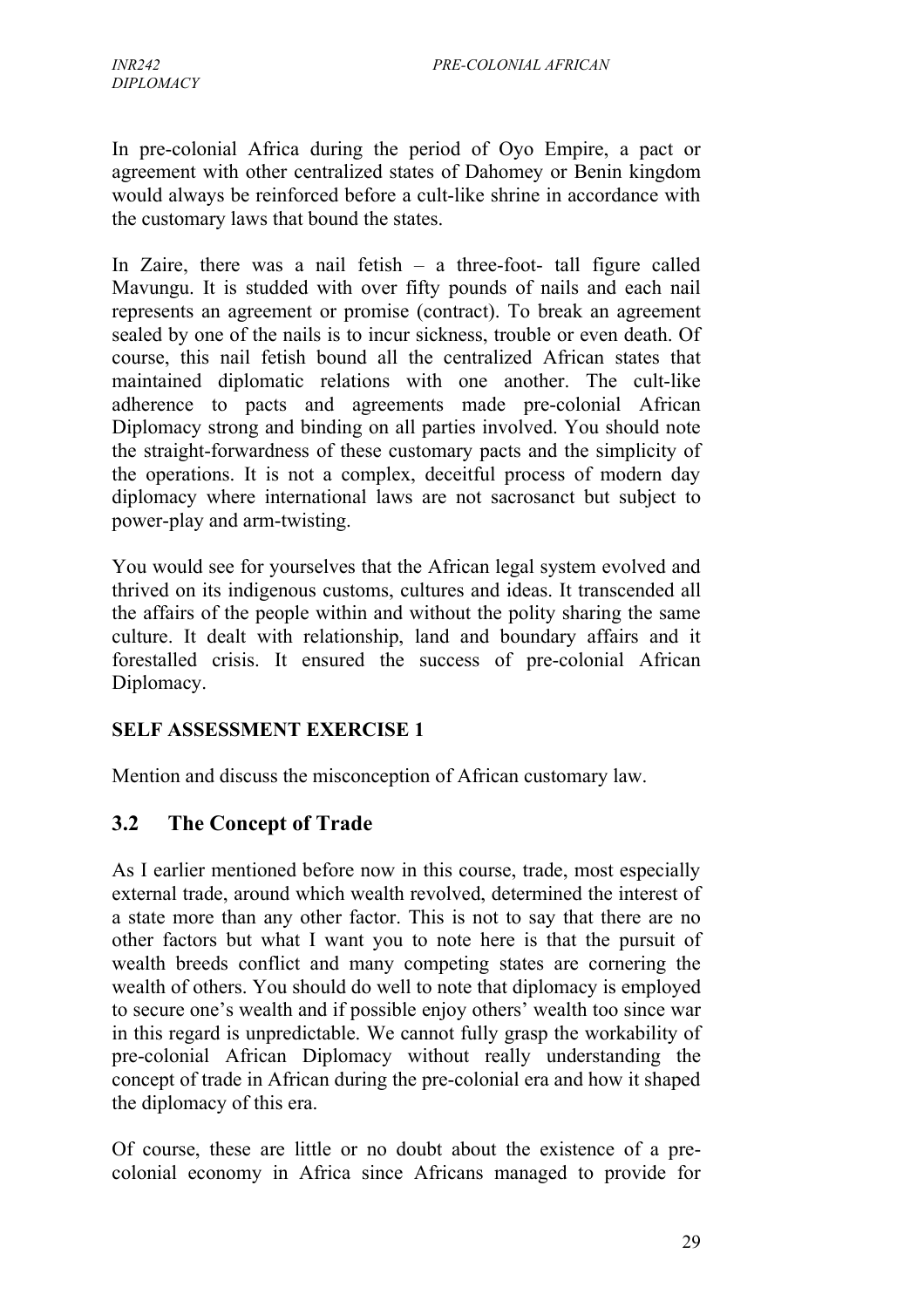In pre-colonial Africa during the period of Oyo Empire, a pact or agreement with other centralized states of Dahomey or Benin kingdom would always be reinforced before a cult-like shrine in accordance with the customary laws that bound the states.

In Zaire, there was a nail fetish – a three-foot- tall figure called Mavungu. It is studded with over fifty pounds of nails and each nail represents an agreement or promise (contract). To break an agreement sealed by one of the nails is to incur sickness, trouble or even death. Of course, this nail fetish bound all the centralized African states that maintained diplomatic relations with one another. The cult-like adherence to pacts and agreements made pre-colonial African Diplomacy strong and binding on all parties involved. You should note the straight-forwardness of these customary pacts and the simplicity of the operations. It is not a complex, deceitful process of modern day diplomacy where international laws are not sacrosanct but subject to power-play and arm-twisting.

You would see for yourselves that the African legal system evolved and thrived on its indigenous customs, cultures and ideas. It transcended all the affairs of the people within and without the polity sharing the same culture. It dealt with relationship, land and boundary affairs and it forestalled crisis. It ensured the success of pre-colonial African Diplomacy.

**SELF ASSESSMENT EXERCISE 1**

Mention and discuss the misconception of African customary law.

## 3.2 The Concept of Trade

As I earlier mentioned before now in this course, trade, most especially external trade, around which wealth revolved, determined the interest of a state more than any other factor. This is not to say that there are no other factors but what I want you to note here is that the pursuit of wealth breeds conflict and many competing states are cornering the wealth of others. You should do well to note that diplomacy is employed to secure one's wealth and if possible enjoy others' wealth too since war in this regard is unpredictable. We cannot fully grasp the workability of pre-colonial African Diplomacy without really understanding the concept of trade in African during the pre-colonial era and how it shaped the diplomacy of this era.

Of course, these are little or no doubt about the existence of a pre-colonial economy in Africa since Africans managed to provide for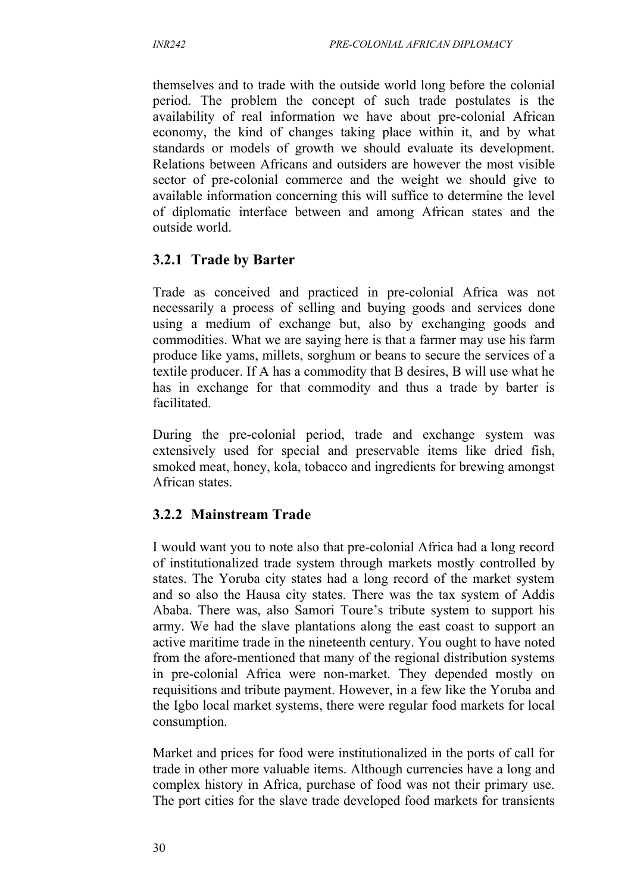themselves and to trade with the outside world long before the colonial period. The problem the concept of such trade postulates is the availability of real information we have about pre-colonial African economy, the kind of changes taking place within it, and by what standards or models of growth we should evaluate its development. Relations between Africans and outsiders are however the most visible sector of pre-colonial commerce and the weight we should give to available information concerning this will suffice to determine the level of diplomatic interface between and among African states and the outside world.

### 3.2.1 Trade by Barter

Trade as conceived and practiced in pre-colonial Africa was not necessarily a process of selling and buying goods and services done using a medium of exchange but, also by exchanging goods and commodities. What we are saying here is that a farmer may use his farm produce like yams, millets, sorghum or beans to secure the services of a textile producer. If A has a commodity that B desires, B will use what he has in exchange for that commodity and thus a trade by barter is facilitated.

During the pre-colonial period, trade and exchange system was extensively used for special and preservable items like dried fish, smoked meat, honey, kola, tobacco and ingredients for brewing amongst African states.

### 3.2.2 Mainstream Trade

I would want you to note also that pre-colonial Africa had a long record of institutionalized trade system through markets mostly controlled by states. The Yoruba city states had a long record of the market system and so also the Hausa city states. There was the tax system of Addis Ababa. There was, also Samori Toure's tribute system to support his army. We had the slave plantations along the east coast to support an active maritime trade in the nineteenth century. You ought to have noted from the afore-mentioned that many of the regional distribution systems in pre-colonial Africa were non-market. They depended mostly on requisitions and tribute payment. However, in a few like the Yoruba and the Igbo local market systems, there were regular food markets for local consumption.

Market and prices for food were institutionalized in the ports of call for trade in other more valuable items. Although currencies have a long and complex history in Africa, purchase of food was not their primary use. The port cities for the slave trade developed food markets for transients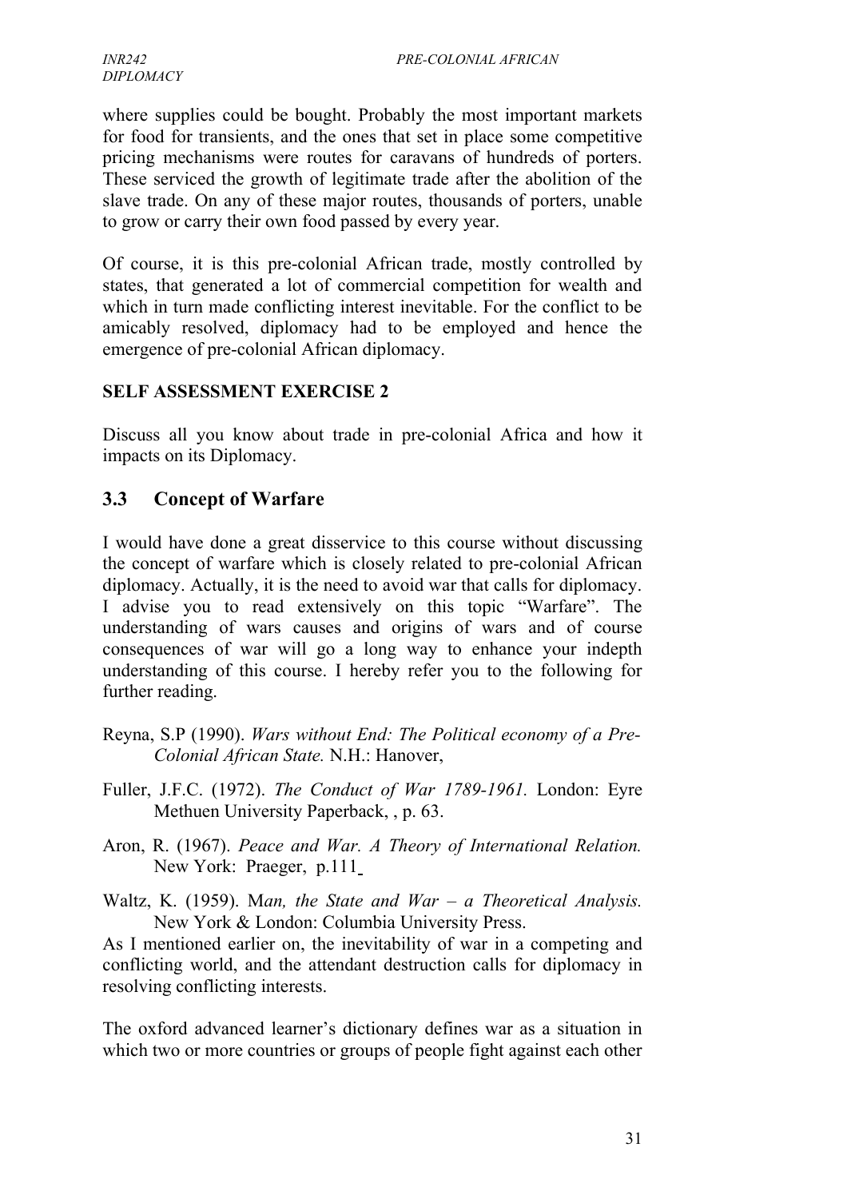where supplies could be bought. Probably the most important markets for food for transients, and the ones that set in place some competitive pricing mechanisms were routes for caravans of hundreds of porters. These serviced the growth of legitimate trade after the abolition of the slave trade. On any of these major routes, thousands of porters, unable to grow or carry their own food passed by every year.

Of course, it is this pre-colonial African trade, mostly controlled by states, that generated a lot of commercial competition for wealth and which in turn made conflicting interest inevitable. For the conflict to be amicably resolved, diplomacy had to be employed and hence the emergence of pre-colonial African diplomacy.

**SELF ASSESSMENT EXERCISE 2**

Discuss all you know about trade in pre-colonial Africa and how it impacts on its Diplomacy.

## 3.3 Concept of Warfare

I would have done a great disservice to this course without discussing the concept of warfare which is closely related to pre-colonial African diplomacy. Actually, it is the need to avoid war that calls for diplomacy. I advise you to read extensively on this topic "Warfare". The understanding of wars causes and origins of wars and of course consequences of war will go a long way to enhance your indepth understanding of this course. I hereby refer you to the following for further reading.

Reyna, S.P (1990). *Wars without End: The Political economy of a Pre-Colonial African State.* N.H.: Hanover,

Fuller, J.F.C. (1972). *The Conduct of War 1789-1961.* London: Eyre Methuen University Paperback, , p. 63.

Aron, R. (1967). *Peace and War. A Theory of International Relation.* New York: Praeger, p.111

Waltz, K. (1959). M*an, the State and War – a Theoretical Analysis.* New York & London: Columbia University Press.

As I mentioned earlier on, the inevitability of war in a competing and conflicting world, and the attendant destruction calls for diplomacy in resolving conflicting interests.

The oxford advanced learner's dictionary defines war as a situation in which two or more countries or groups of people fight against each other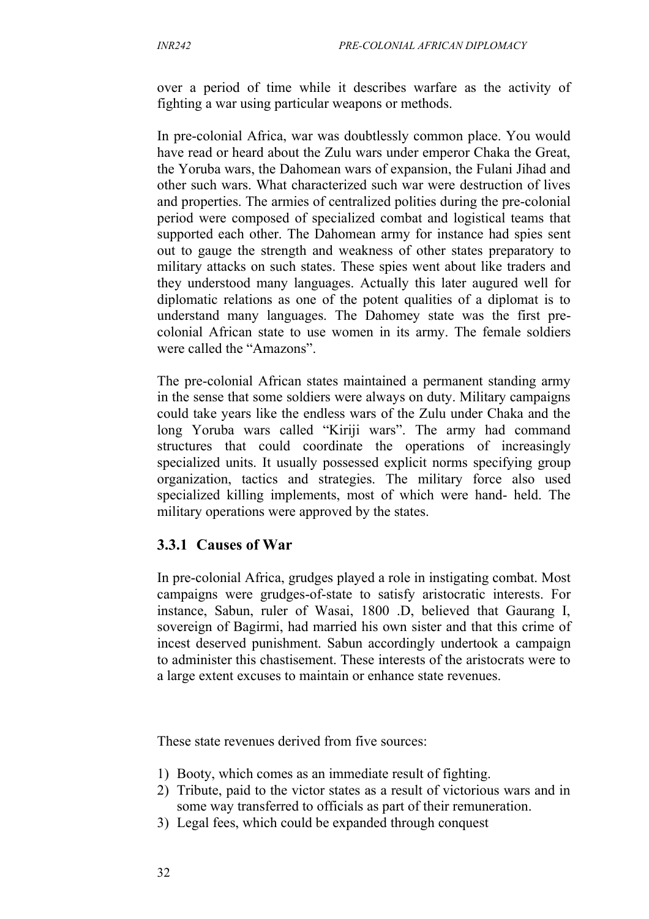over a period of time while it describes warfare as the activity of fighting a war using particular weapons or methods.

In pre-colonial Africa, war was doubtlessly common place. You would have read or heard about the Zulu wars under emperor Chaka the Great, the Yoruba wars, the Dahomean wars of expansion, the Fulani Jihad and other such wars. What characterized such war were destruction of lives and properties. The armies of centralized polities during the pre-colonial period were composed of specialized combat and logistical teams that supported each other. The Dahomean army for instance had spies sent out to gauge the strength and weakness of other states preparatory to military attacks on such states. These spies went about like traders and they understood many languages. Actually this later augured well for diplomatic relations as one of the potent qualities of a diplomat is to understand many languages. The Dahomey state was the first pre-colonial African state to use women in its army. The female soldiers were called the "Amazons".

The pre-colonial African states maintained a permanent standing army in the sense that some soldiers were always on duty. Military campaigns could take years like the endless wars of the Zulu under Chaka and the long Yoruba wars called "Kiriji wars". The army had command structures that could coordinate the operations of increasingly specialized units. It usually possessed explicit norms specifying group organization, tactics and strategies. The military force also used specialized killing implements, most of which were hand- held. The military operations were approved by the states.

### 3.3.1 Causes of War

In pre-colonial Africa, grudges played a role in instigating combat. Most campaigns were grudges-of-state to satisfy aristocratic interests. For instance, Sabun, ruler of Wasai, 1800 .D, believed that Gaurang I, sovereign of Bagirmi, had married his own sister and that this crime of incest deserved punishment. Sabun accordingly undertook a campaign to administer this chastisement. These interests of the aristocrats were to a large extent excuses to maintain or enhance state revenues.

These state revenues derived from five sources:

1) Booty, which comes as an immediate result of fighting.
2) Tribute, paid to the victor states as a result of victorious wars and in some way transferred to officials as part of their remuneration.
3) Legal fees, which could be expanded through conquest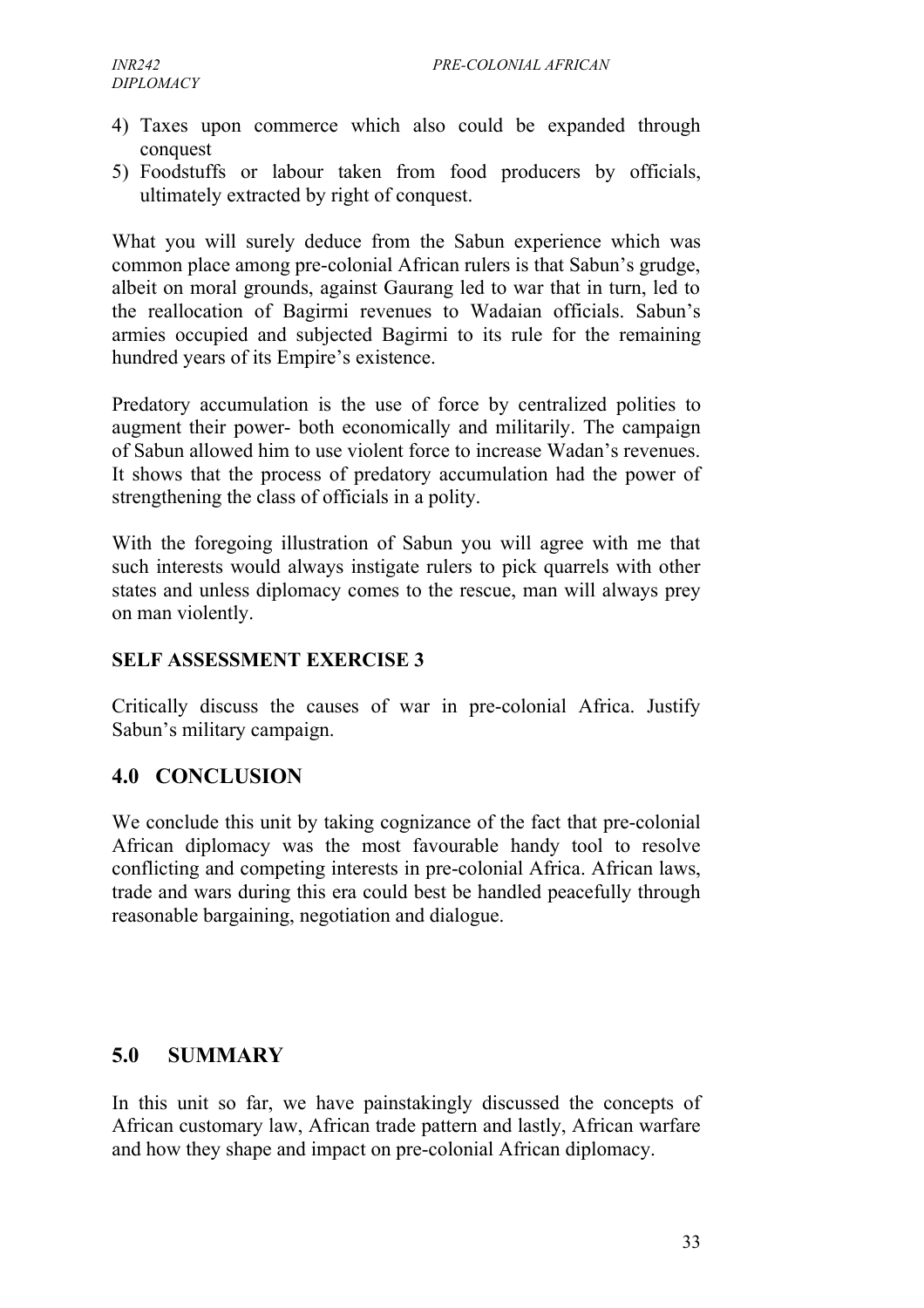4) Taxes upon commerce which also could be expanded through conquest
5) Foodstuffs or labour taken from food producers by officials, ultimately extracted by right of conquest.

What you will surely deduce from the Sabun experience which was common place among pre-colonial African rulers is that Sabun's grudge, albeit on moral grounds, against Gaurang led to war that in turn, led to the reallocation of Bagirmi revenues to Wadaian officials. Sabun's armies occupied and subjected Bagirmi to its rule for the remaining hundred years of its Empire's existence.

Predatory accumulation is the use of force by centralized polities to augment their power- both economically and militarily. The campaign of Sabun allowed him to use violent force to increase Wadan's revenues. It shows that the process of predatory accumulation had the power of strengthening the class of officials in a polity.

With the foregoing illustration of Sabun you will agree with me that such interests would always instigate rulers to pick quarrels with other states and unless diplomacy comes to the rescue, man will always prey on man violently.

**SELF ASSESSMENT EXERCISE 3**

Critically discuss the causes of war in pre-colonial Africa. Justify Sabun's military campaign.

## 4.0 CONCLUSION

We conclude this unit by taking cognizance of the fact that pre-colonial African diplomacy was the most favourable handy tool to resolve conflicting and competing interests in pre-colonial Africa. African laws, trade and wars during this era could best be handled peacefully through reasonable bargaining, negotiation and dialogue.

## 5.0 SUMMARY

In this unit so far, we have painstakingly discussed the concepts of African customary law, African trade pattern and lastly, African warfare and how they shape and impact on pre-colonial African diplomacy.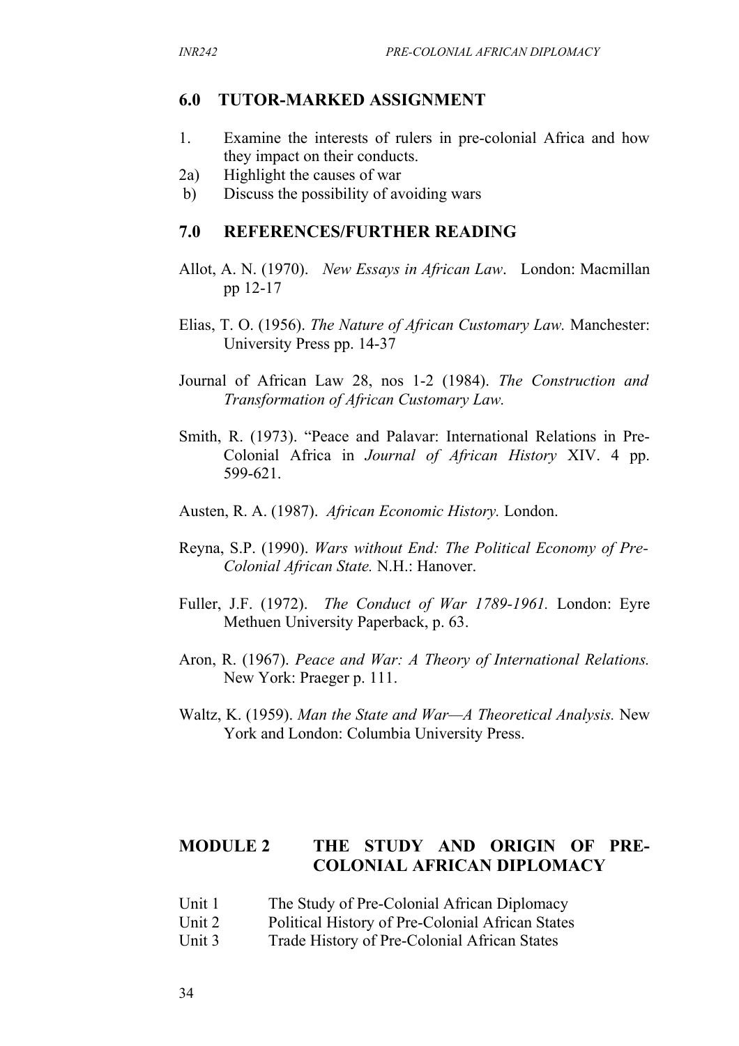## 6.0 TUTOR-MARKED ASSIGNMENT

1. Examine the interests of rulers in pre-colonial Africa and how they impact on their conducts.
2a) Highlight the causes of war
b) Discuss the possibility of avoiding wars

## 7.0 REFERENCES/FURTHER READING

Allot, A. N. (1970). *New Essays in African Law*. London: Macmillan pp 12-17

Elias, T. O. (1956). *The Nature of African Customary Law.* Manchester: University Press pp. 14-37

Journal of African Law 28, nos 1-2 (1984). *The Construction and Transformation of African Customary Law.*

Smith, R. (1973). "Peace and Palavar: International Relations in Pre-Colonial Africa in *Journal of African History* XIV. 4 pp. 599-621.

Austen, R. A. (1987). *African Economic History.* London.

Reyna, S.P. (1990). *Wars without End: The Political Economy of Pre-Colonial African State.* N.H.: Hanover.

Fuller, J.F. (1972). *The Conduct of War 1789-1961.* London: Eyre Methuen University Paperback, p. 63.

Aron, R. (1967). *Peace and War: A Theory of International Relations.* New York: Praeger p. 111.

Waltz, K. (1959). *Man the State and War—A Theoretical Analysis.* New York and London: Columbia University Press.

# MODULE 2 THE STUDY AND ORIGIN OF PRE-COLONIAL AFRICAN DIPLOMACY

Unit 1 The Study of Pre-Colonial African Diplomacy
Unit 2 Political History of Pre-Colonial African States
Unit 3 Trade History of Pre-Colonial African States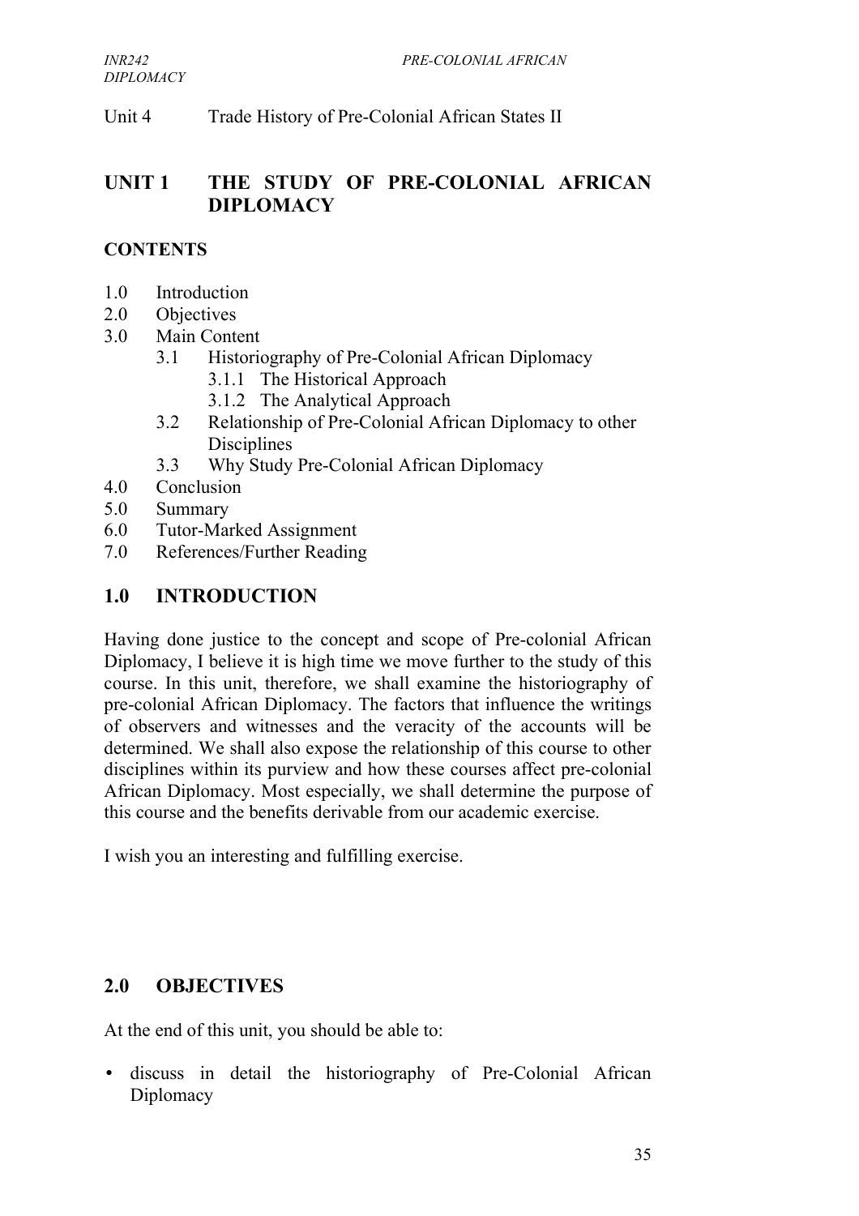Unit 4 Trade History of Pre-Colonial African States II

# UNIT 1 THE STUDY OF PRE-COLONIAL AFRICAN DIPLOMACY

## CONTENTS

1.0 Introduction
2.0 Objectives
3.0 Main Content
   3.1 Historiography of Pre-Colonial African Diplomacy
      3.1.1 The Historical Approach
      3.1.2 The Analytical Approach
   3.2 Relationship of Pre-Colonial African Diplomacy to other Disciplines
   3.3 Why Study Pre-Colonial African Diplomacy
4.0 Conclusion
5.0 Summary
6.0 Tutor-Marked Assignment
7.0 References/Further Reading

## 1.0 INTRODUCTION

Having done justice to the concept and scope of Pre-colonial African Diplomacy, I believe it is high time we move further to the study of this course. In this unit, therefore, we shall examine the historiography of pre-colonial African Diplomacy. The factors that influence the writings of observers and witnesses and the veracity of the accounts will be determined. We shall also expose the relationship of this course to other disciplines within its purview and how these courses affect pre-colonial African Diplomacy. Most especially, we shall determine the purpose of this course and the benefits derivable from our academic exercise.

I wish you an interesting and fulfilling exercise.

## 2.0 OBJECTIVES

At the end of this unit, you should be able to:

- discuss in detail the historiography of Pre-Colonial African Diplomacy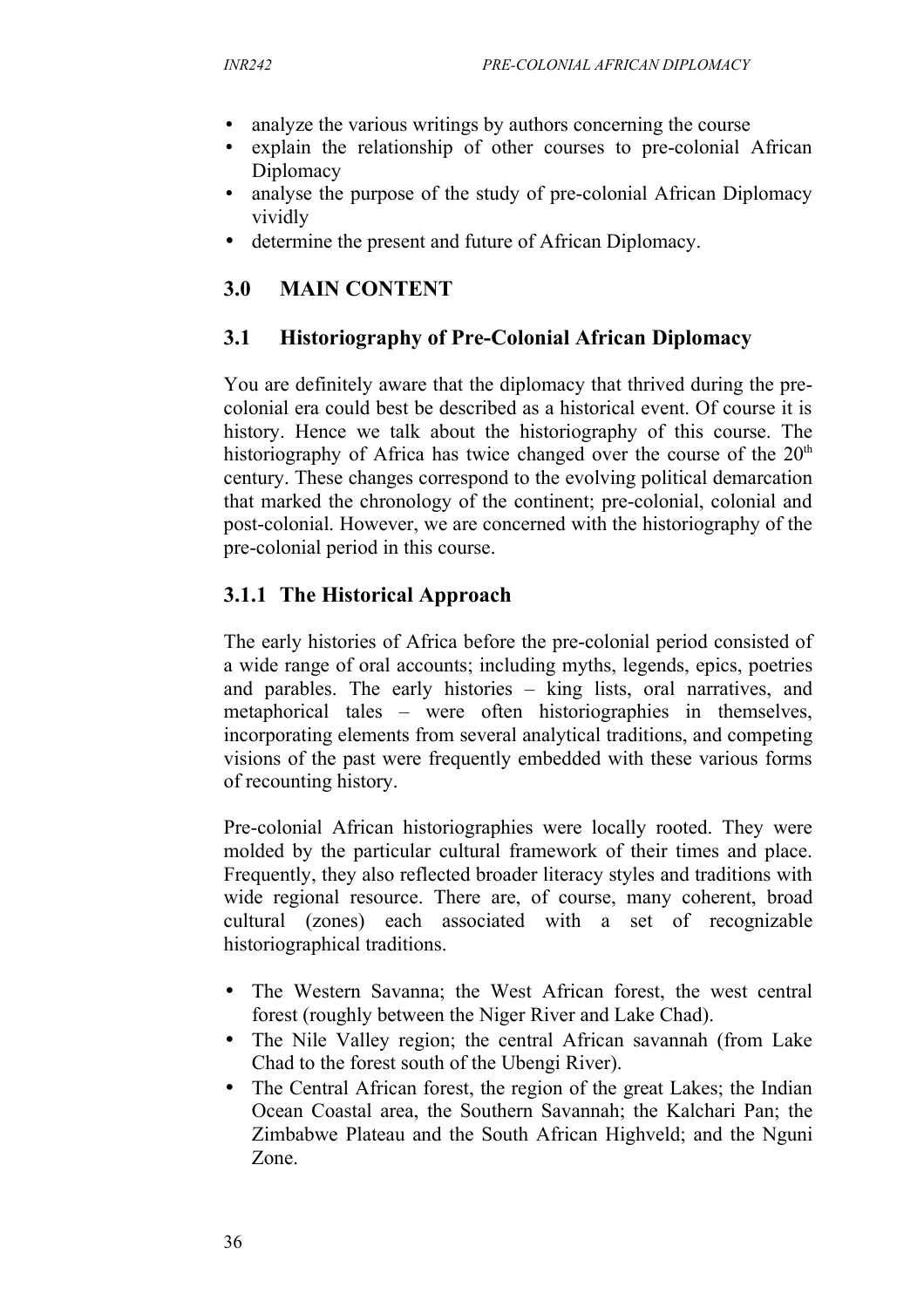- analyze the various writings by authors concerning the course
- explain the relationship of other courses to pre-colonial African Diplomacy
- analyse the purpose of the study of pre-colonial African Diplomacy vividly
- determine the present and future of African Diplomacy.

## 3.0 MAIN CONTENT

### 3.1 Historiography of Pre-Colonial African Diplomacy

You are definitely aware that the diplomacy that thrived during the pre-colonial era could best be described as a historical event. Of course it is history. Hence we talk about the historiography of this course. The historiography of Africa has twice changed over the course of the 20th century. These changes correspond to the evolving political demarcation that marked the chronology of the continent; pre-colonial, colonial and post-colonial. However, we are concerned with the historiography of the pre-colonial period in this course.

#### 3.1.1 The Historical Approach

The early histories of Africa before the pre-colonial period consisted of a wide range of oral accounts; including myths, legends, epics, poetries and parables. The early histories – king lists, oral narratives, and metaphorical tales – were often historiographies in themselves, incorporating elements from several analytical traditions, and competing visions of the past were frequently embedded with these various forms of recounting history.

Pre-colonial African historiographies were locally rooted. They were molded by the particular cultural framework of their times and place. Frequently, they also reflected broader literacy styles and traditions with wide regional resource. There are, of course, many coherent, broad cultural (zones) each associated with a set of recognizable historiographical traditions.

- The Western Savanna; the West African forest, the west central forest (roughly between the Niger River and Lake Chad).
- The Nile Valley region; the central African savannah (from Lake Chad to the forest south of the Ubengi River).
- The Central African forest, the region of the great Lakes; the Indian Ocean Coastal area, the Southern Savannah; the Kalchari Pan; the Zimbabwe Plateau and the South African Highveld; and the Nguni Zone.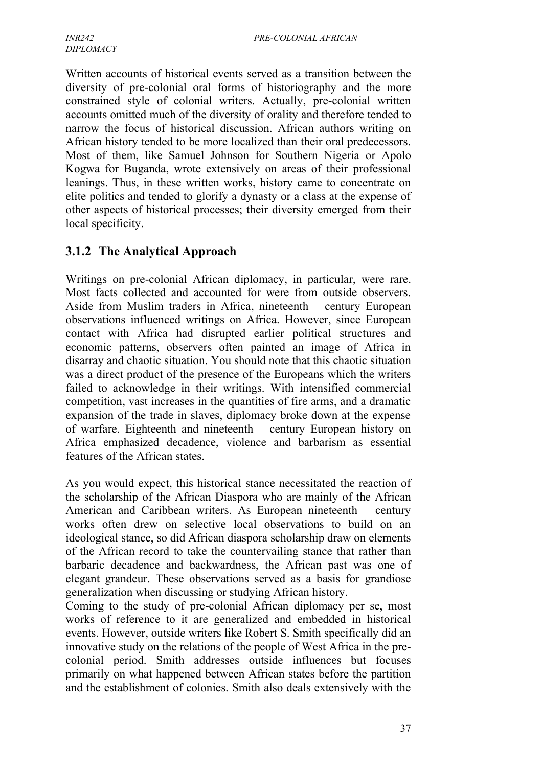Written accounts of historical events served as a transition between the diversity of pre-colonial oral forms of historiography and the more constrained style of colonial writers. Actually, pre-colonial written accounts omitted much of the diversity of orality and therefore tended to narrow the focus of historical discussion. African authors writing on African history tended to be more localized than their oral predecessors. Most of them, like Samuel Johnson for Southern Nigeria or Apolo Kogwa for Buganda, wrote extensively on areas of their professional leanings. Thus, in these written works, history came to concentrate on elite politics and tended to glorify a dynasty or a class at the expense of other aspects of historical processes; their diversity emerged from their local specificity.

### 3.1.2 The Analytical Approach

Writings on pre-colonial African diplomacy, in particular, were rare. Most facts collected and accounted for were from outside observers. Aside from Muslim traders in Africa, nineteenth – century European observations influenced writings on Africa. However, since European contact with Africa had disrupted earlier political structures and economic patterns, observers often painted an image of Africa in disarray and chaotic situation. You should note that this chaotic situation was a direct product of the presence of the Europeans which the writers failed to acknowledge in their writings. With intensified commercial competition, vast increases in the quantities of fire arms, and a dramatic expansion of the trade in slaves, diplomacy broke down at the expense of warfare. Eighteenth and nineteenth – century European history on Africa emphasized decadence, violence and barbarism as essential features of the African states.

As you would expect, this historical stance necessitated the reaction of the scholarship of the African Diaspora who are mainly of the African American and Caribbean writers. As European nineteenth – century works often drew on selective local observations to build on an ideological stance, so did African diaspora scholarship draw on elements of the African record to take the countervailing stance that rather than barbaric decadence and backwardness, the African past was one of elegant grandeur. These observations served as a basis for grandiose generalization when discussing or studying African history.

Coming to the study of pre-colonial African diplomacy per se, most works of reference to it are generalized and embedded in historical events. However, outside writers like Robert S. Smith specifically did an innovative study on the relations of the people of West Africa in the pre-colonial period. Smith addresses outside influences but focuses primarily on what happened between African states before the partition and the establishment of colonies. Smith also deals extensively with the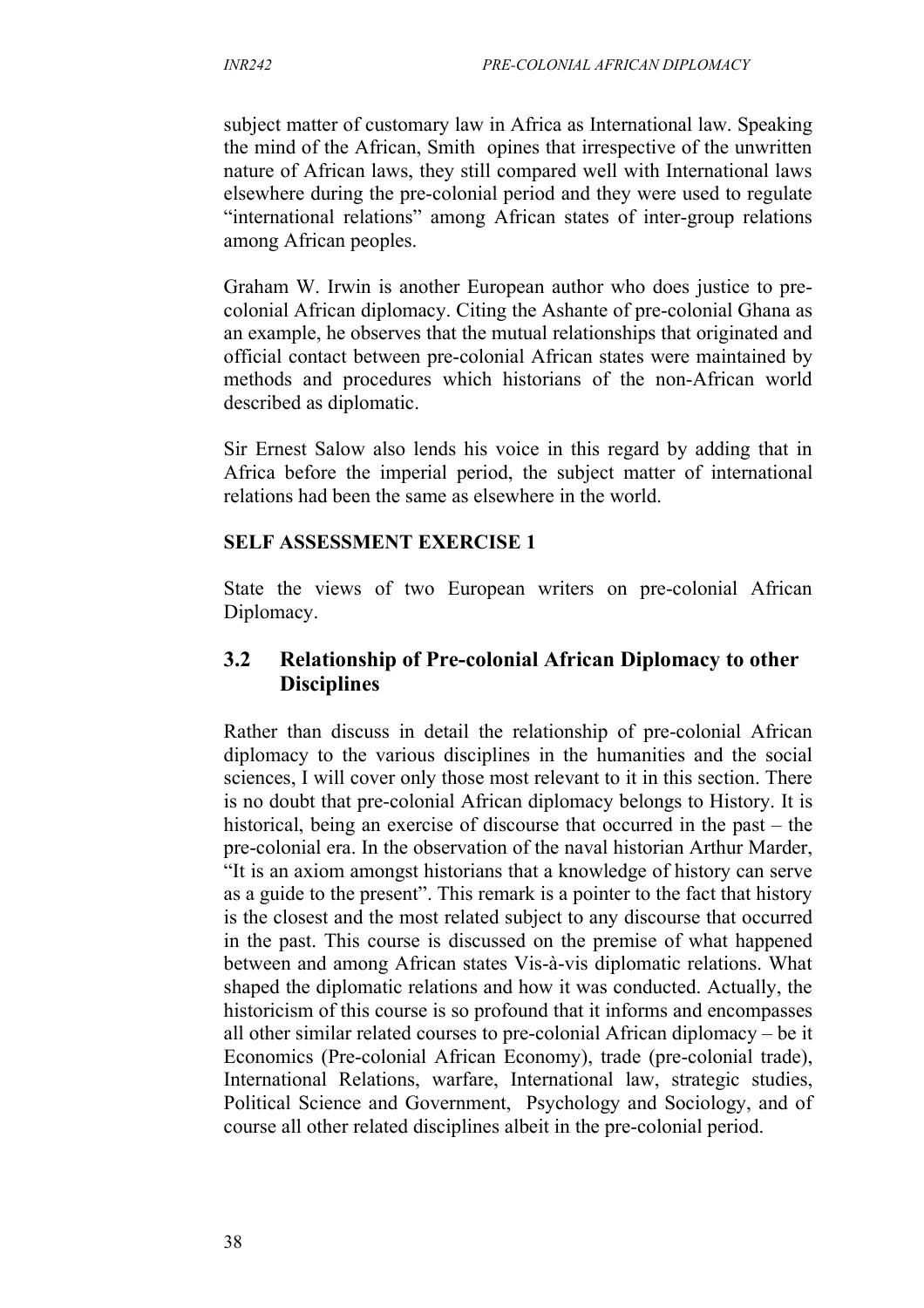subject matter of customary law in Africa as International law. Speaking the mind of the African, Smith opines that irrespective of the unwritten nature of African laws, they still compared well with International laws elsewhere during the pre-colonial period and they were used to regulate "international relations" among African states of inter-group relations among African peoples.

Graham W. Irwin is another European author who does justice to pre-colonial African diplomacy. Citing the Ashante of pre-colonial Ghana as an example, he observes that the mutual relationships that originated and official contact between pre-colonial African states were maintained by methods and procedures which historians of the non-African world described as diplomatic.

Sir Ernest Salow also lends his voice in this regard by adding that in Africa before the imperial period, the subject matter of international relations had been the same as elsewhere in the world.

**SELF ASSESSMENT EXERCISE 1**

State the views of two European writers on pre-colonial African Diplomacy.

## 3.2 Relationship of Pre-colonial African Diplomacy to other Disciplines

Rather than discuss in detail the relationship of pre-colonial African diplomacy to the various disciplines in the humanities and the social sciences, I will cover only those most relevant to it in this section. There is no doubt that pre-colonial African diplomacy belongs to History. It is historical, being an exercise of discourse that occurred in the past – the pre-colonial era. In the observation of the naval historian Arthur Marder, "It is an axiom amongst historians that a knowledge of history can serve as a guide to the present". This remark is a pointer to the fact that history is the closest and the most related subject to any discourse that occurred in the past. This course is discussed on the premise of what happened between and among African states Vis-à-vis diplomatic relations. What shaped the diplomatic relations and how it was conducted. Actually, the historicism of this course is so profound that it informs and encompasses all other similar related courses to pre-colonial African diplomacy – be it Economics (Pre-colonial African Economy), trade (pre-colonial trade), International Relations, warfare, International law, strategic studies, Political Science and Government, Psychology and Sociology, and of course all other related disciplines albeit in the pre-colonial period.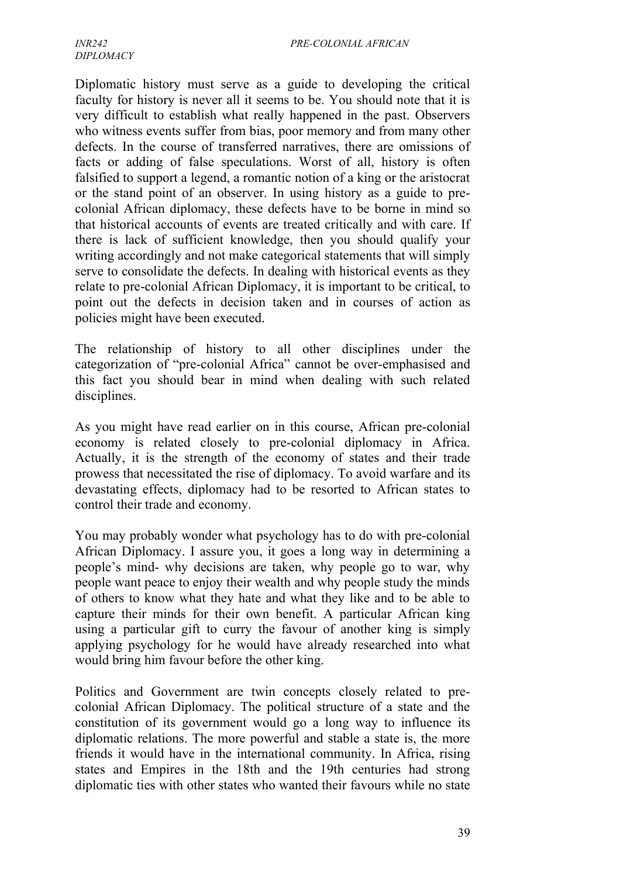Diplomatic history must serve as a guide to developing the critical faculty for history is never all it seems to be. You should note that it is very difficult to establish what really happened in the past. Observers who witness events suffer from bias, poor memory and from many other defects. In the course of transferred narratives, there are omissions of facts or adding of false speculations. Worst of all, history is often falsified to support a legend, a romantic notion of a king or the aristocrat or the stand point of an observer. In using history as a guide to pre-colonial African diplomacy, these defects have to be borne in mind so that historical accounts of events are treated critically and with care. If there is lack of sufficient knowledge, then you should qualify your writing accordingly and not make categorical statements that will simply serve to consolidate the defects. In dealing with historical events as they relate to pre-colonial African Diplomacy, it is important to be critical, to point out the defects in decision taken and in courses of action as policies might have been executed.

The relationship of history to all other disciplines under the categorization of "pre-colonial Africa" cannot be over-emphasised and this fact you should bear in mind when dealing with such related disciplines.

As you might have read earlier on in this course, African pre-colonial economy is related closely to pre-colonial diplomacy in Africa. Actually, it is the strength of the economy of states and their trade prowess that necessitated the rise of diplomacy. To avoid warfare and its devastating effects, diplomacy had to be resorted to African states to control their trade and economy.

You may probably wonder what psychology has to do with pre-colonial African Diplomacy. I assure you, it goes a long way in determining a people's mind- why decisions are taken, why people go to war, why people want peace to enjoy their wealth and why people study the minds of others to know what they hate and what they like and to be able to capture their minds for their own benefit. A particular African king using a particular gift to curry the favour of another king is simply applying psychology for he would have already researched into what would bring him favour before the other king.

Politics and Government are twin concepts closely related to pre-colonial African Diplomacy. The political structure of a state and the constitution of its government would go a long way to influence its diplomatic relations. The more powerful and stable a state is, the more friends it would have in the international community. In Africa, rising states and Empires in the 18th and the 19th centuries had strong diplomatic ties with other states who wanted their favours while no state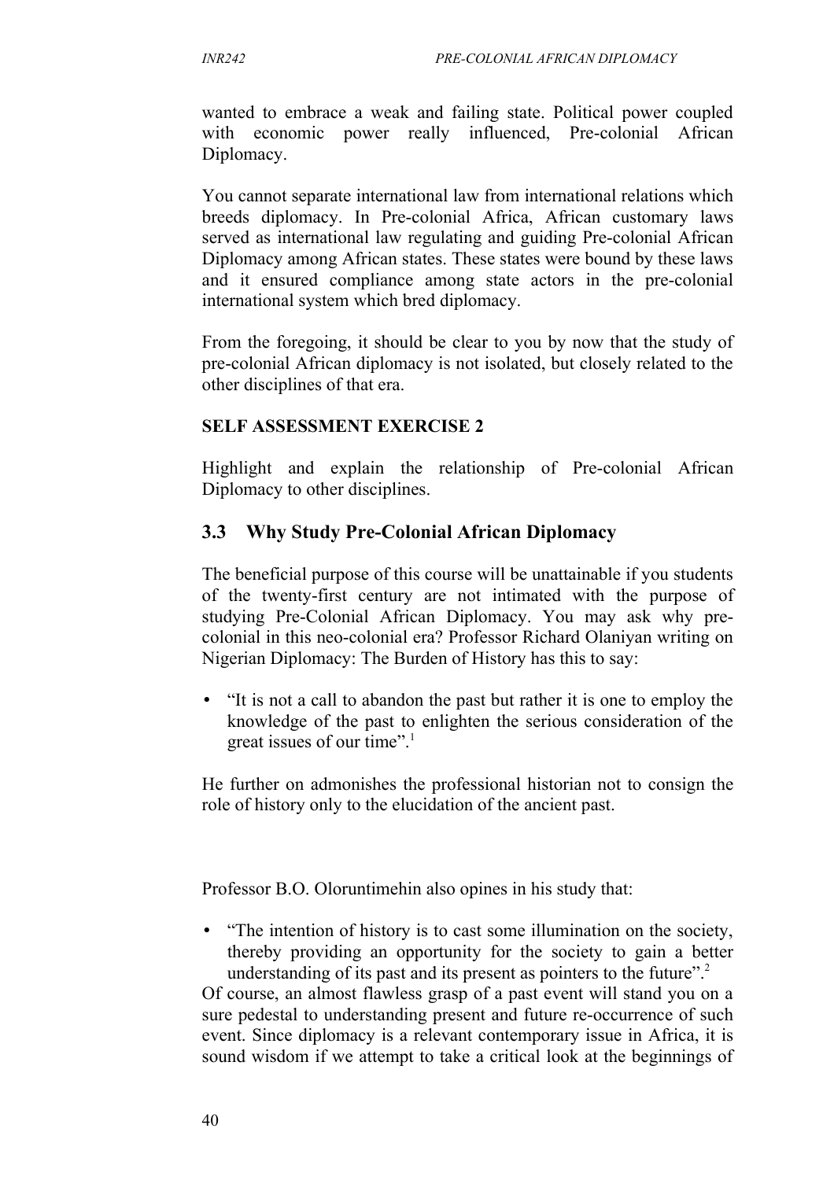wanted to embrace a weak and failing state. Political power coupled with economic power really influenced, Pre-colonial African Diplomacy.

You cannot separate international law from international relations which breeds diplomacy. In Pre-colonial Africa, African customary laws served as international law regulating and guiding Pre-colonial African Diplomacy among African states. These states were bound by these laws and it ensured compliance among state actors in the pre-colonial international system which bred diplomacy.

From the foregoing, it should be clear to you by now that the study of pre-colonial African diplomacy is not isolated, but closely related to the other disciplines of that era.

**SELF ASSESSMENT EXERCISE 2**

Highlight and explain the relationship of Pre-colonial African Diplomacy to other disciplines.

## 3.3 Why Study Pre-Colonial African Diplomacy

The beneficial purpose of this course will be unattainable if you students of the twenty-first century are not intimated with the purpose of studying Pre-Colonial African Diplomacy. You may ask why pre-colonial in this neo-colonial era? Professor Richard Olaniyan writing on Nigerian Diplomacy: The Burden of History has this to say:

- "It is not a call to abandon the past but rather it is one to employ the knowledge of the past to enlighten the serious consideration of the great issues of our time".[1]

He further on admonishes the professional historian not to consign the role of history only to the elucidation of the ancient past.

Professor B.O. Oloruntimehin also opines in his study that:

- "The intention of history is to cast some illumination on the society, thereby providing an opportunity for the society to gain a better understanding of its past and its present as pointers to the future".[2]

Of course, an almost flawless grasp of a past event will stand you on a sure pedestal to understanding present and future re-occurrence of such event. Since diplomacy is a relevant contemporary issue in Africa, it is sound wisdom if we attempt to take a critical look at the beginnings of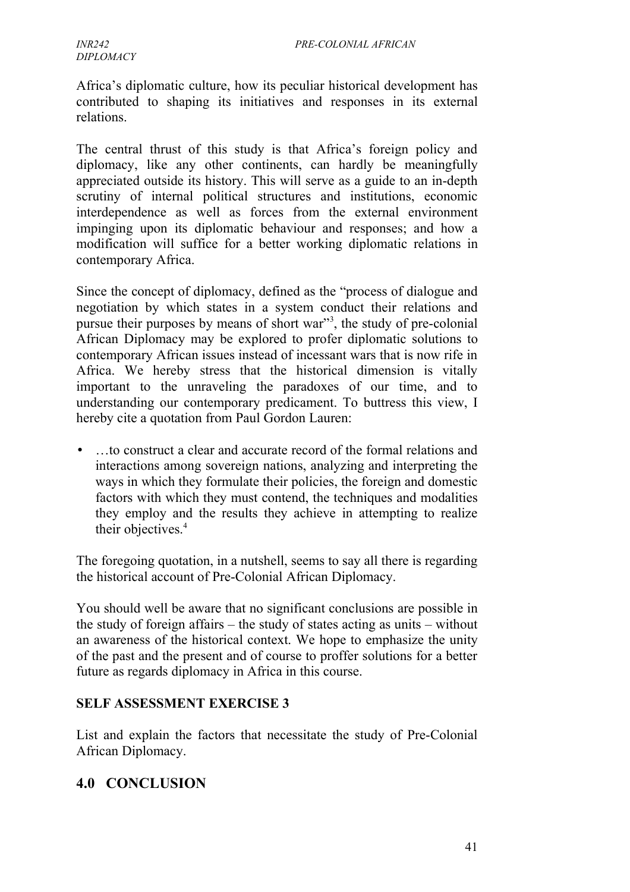Africa’s diplomatic culture, how its peculiar historical development has contributed to shaping its initiatives and responses in its external relations.

The central thrust of this study is that Africa’s foreign policy and diplomacy, like any other continents, can hardly be meaningfully appreciated outside its history. This will serve as a guide to an in-depth scrutiny of internal political structures and institutions, economic interdependence as well as forces from the external environment impinging upon its diplomatic behaviour and responses; and how a modification will suffice for a better working diplomatic relations in contemporary Africa.

Since the concept of diplomacy, defined as the “process of dialogue and negotiation by which states in a system conduct their relations and pursue their purposes by means of short war”[3], the study of pre-colonial African Diplomacy may be explored to profer diplomatic solutions to contemporary African issues instead of incessant wars that is now rife in Africa. We hereby stress that the historical dimension is vitally important to the unraveling the paradoxes of our time, and to understanding our contemporary predicament. To buttress this view, I hereby cite a quotation from Paul Gordon Lauren:

- …to construct a clear and accurate record of the formal relations and interactions among sovereign nations, analyzing and interpreting the ways in which they formulate their policies, the foreign and domestic factors with which they must contend, the techniques and modalities they employ and the results they achieve in attempting to realize their objectives.[4]

The foregoing quotation, in a nutshell, seems to say all there is regarding the historical account of Pre-Colonial African Diplomacy.

You should well be aware that no significant conclusions are possible in the study of foreign affairs – the study of states acting as units – without an awareness of the historical context. We hope to emphasize the unity of the past and the present and of course to proffer solutions for a better future as regards diplomacy in Africa in this course.

**SELF ASSESSMENT EXERCISE 3**

List and explain the factors that necessitate the study of Pre-Colonial African Diplomacy.

## 4.0 CONCLUSION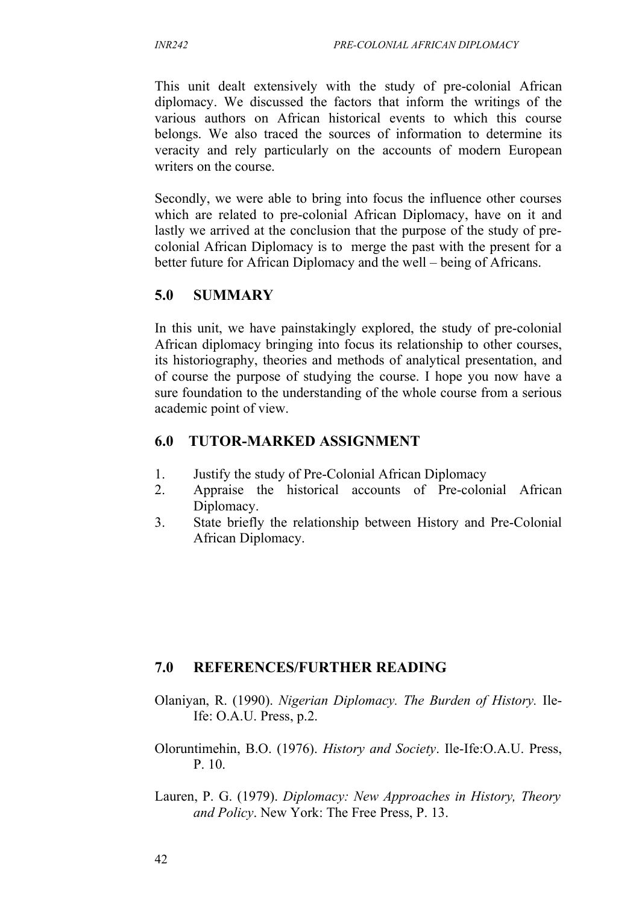This unit dealt extensively with the study of pre-colonial African diplomacy. We discussed the factors that inform the writings of the various authors on African historical events to which this course belongs. We also traced the sources of information to determine its veracity and rely particularly on the accounts of modern European writers on the course.

Secondly, we were able to bring into focus the influence other courses which are related to pre-colonial African Diplomacy, have on it and lastly we arrived at the conclusion that the purpose of the study of pre-colonial African Diplomacy is to merge the past with the present for a better future for African Diplomacy and the well – being of Africans.

## 5.0 SUMMARY

In this unit, we have painstakingly explored, the study of pre-colonial African diplomacy bringing into focus its relationship to other courses, its historiography, theories and methods of analytical presentation, and of course the purpose of studying the course. I hope you now have a sure foundation to the understanding of the whole course from a serious academic point of view.

## 6.0 TUTOR-MARKED ASSIGNMENT

1. Justify the study of Pre-Colonial African Diplomacy
2. Appraise the historical accounts of Pre-colonial African Diplomacy.
3. State briefly the relationship between History and Pre-Colonial African Diplomacy.

## 7.0 REFERENCES/FURTHER READING

Olaniyan, R. (1990). *Nigerian Diplomacy. The Burden of History.* Ile-Ife: O.A.U. Press, p.2.

Oloruntimehin, B.O. (1976). *History and Society*. Ile-Ife:O.A.U. Press, P. 10.

Lauren, P. G. (1979). *Diplomacy: New Approaches in History, Theory and Policy*. New York: The Free Press, P. 13.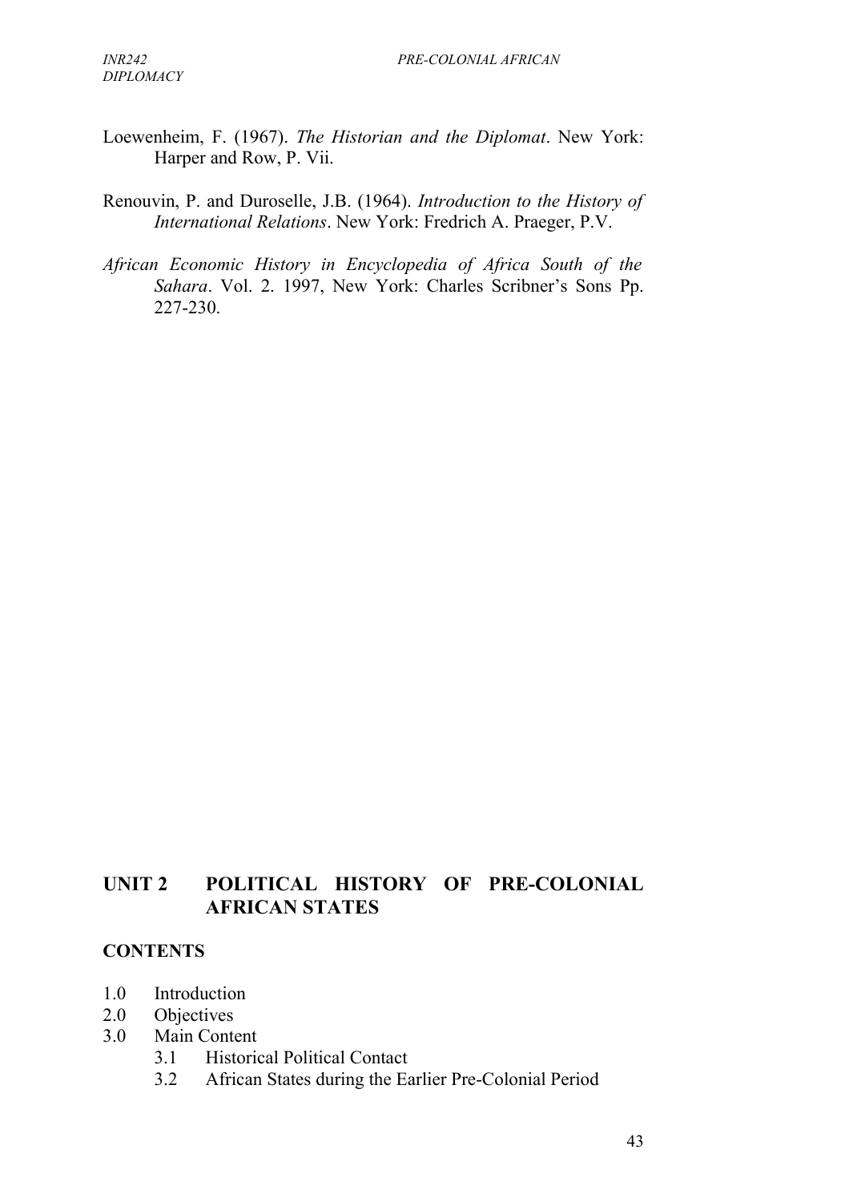Loewenheim, F. (1967). *The Historian and the Diplomat*. New York: Harper and Row, P. Vii.

Renouvin, P. and Duroselle, J.B. (1964). *Introduction to the History of International Relations*. New York: Fredrich A. Praeger, P.V.

*African Economic History in Encyclopedia of Africa South of the Sahara*. Vol. 2. 1997, New York: Charles Scribner's Sons Pp. 227-230.

## UNIT 2 POLITICAL HISTORY OF PRE-COLONIAL AFRICAN STATES

**CONTENTS**

- 1.0 Introduction
- 2.0 Objectives
- 3.0 Main Content
    - 3.1 Historical Political Contact
    - 3.2 African States during the Earlier Pre-Colonial Period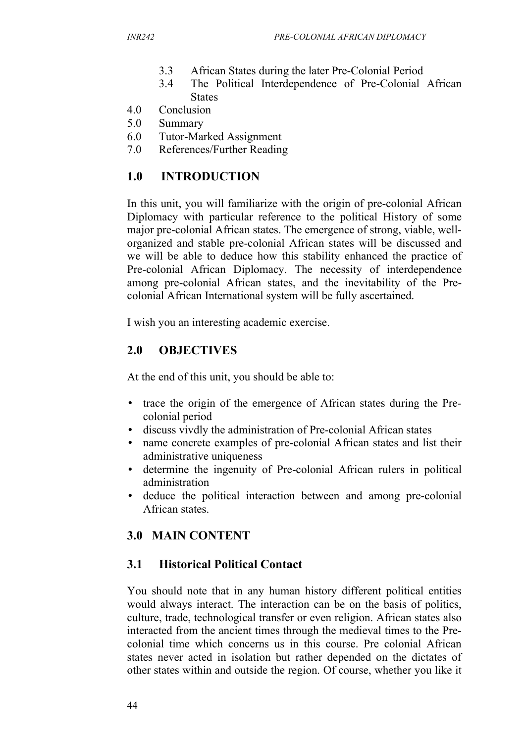3.3 African States during the later Pre-Colonial Period
3.4 The Political Interdependence of Pre-Colonial African States

4.0 Conclusion
5.0 Summary
6.0 Tutor-Marked Assignment
7.0 References/Further Reading

## 1.0 INTRODUCTION

In this unit, you will familiarize with the origin of pre-colonial African Diplomacy with particular reference to the political History of some major pre-colonial African states. The emergence of strong, viable, well-organized and stable pre-colonial African states will be discussed and we will be able to deduce how this stability enhanced the practice of Pre-colonial African Diplomacy. The necessity of interdependence among pre-colonial African states, and the inevitability of the Pre-colonial African International system will be fully ascertained.

I wish you an interesting academic exercise.

## 2.0 OBJECTIVES

At the end of this unit, you should be able to:

- trace the origin of the emergence of African states during the Pre-colonial period
- discuss vivdly the administration of Pre-colonial African states
- name concrete examples of pre-colonial African states and list their administrative uniqueness
- determine the ingenuity of Pre-colonial African rulers in political administration
- deduce the political interaction between and among pre-colonial African states.

## 3.0 MAIN CONTENT

### 3.1 Historical Political Contact

You should note that in any human history different political entities would always interact. The interaction can be on the basis of politics, culture, trade, technological transfer or even religion. African states also interacted from the ancient times through the medieval times to the Pre-colonial time which concerns us in this course. Pre colonial African states never acted in isolation but rather depended on the dictates of other states within and outside the region. Of course, whether you like it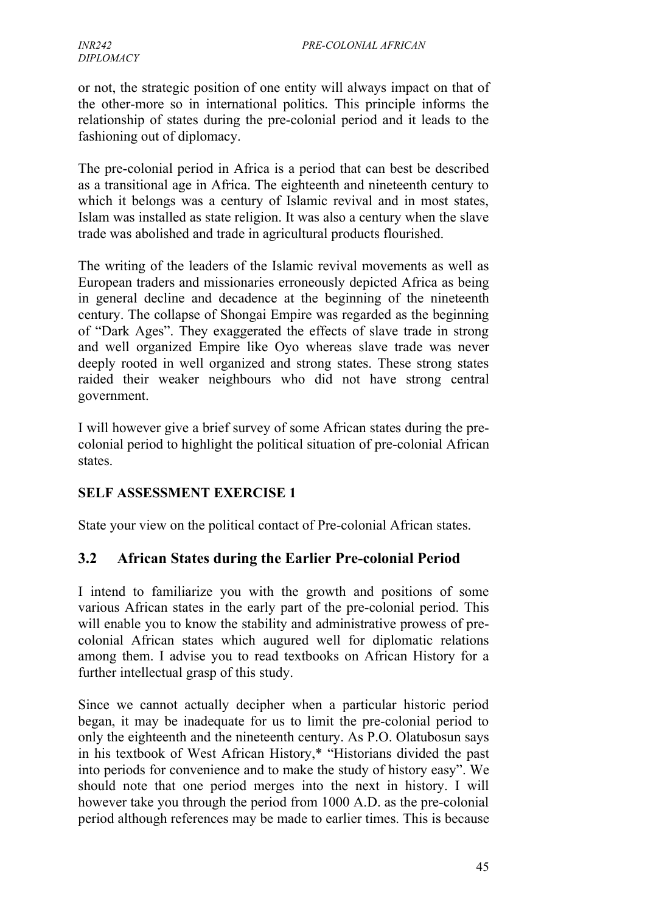or not, the strategic position of one entity will always impact on that of the other-more so in international politics. This principle informs the relationship of states during the pre-colonial period and it leads to the fashioning out of diplomacy.

The pre-colonial period in Africa is a period that can best be described as a transitional age in Africa. The eighteenth and nineteenth century to which it belongs was a century of Islamic revival and in most states, Islam was installed as state religion. It was also a century when the slave trade was abolished and trade in agricultural products flourished.

The writing of the leaders of the Islamic revival movements as well as European traders and missionaries erroneously depicted Africa as being in general decline and decadence at the beginning of the nineteenth century. The collapse of Shongai Empire was regarded as the beginning of "Dark Ages". They exaggerated the effects of slave trade in strong and well organized Empire like Oyo whereas slave trade was never deeply rooted in well organized and strong states. These strong states raided their weaker neighbours who did not have strong central government.

I will however give a brief survey of some African states during the pre-colonial period to highlight the political situation of pre-colonial African states.

**SELF ASSESSMENT EXERCISE 1**

State your view on the political contact of Pre-colonial African states.

## 3.2 African States during the Earlier Pre-colonial Period

I intend to familiarize you with the growth and positions of some various African states in the early part of the pre-colonial period. This will enable you to know the stability and administrative prowess of pre-colonial African states which augured well for diplomatic relations among them. I advise you to read textbooks on African History for a further intellectual grasp of this study.

Since we cannot actually decipher when a particular historic period began, it may be inadequate for us to limit the pre-colonial period to only the eighteenth and the nineteenth century. As P.O. Olatubosun says in his textbook of West African History,* "Historians divided the past into periods for convenience and to make the study of history easy". We should note that one period merges into the next in history. I will however take you through the period from 1000 A.D. as the pre-colonial period although references may be made to earlier times. This is because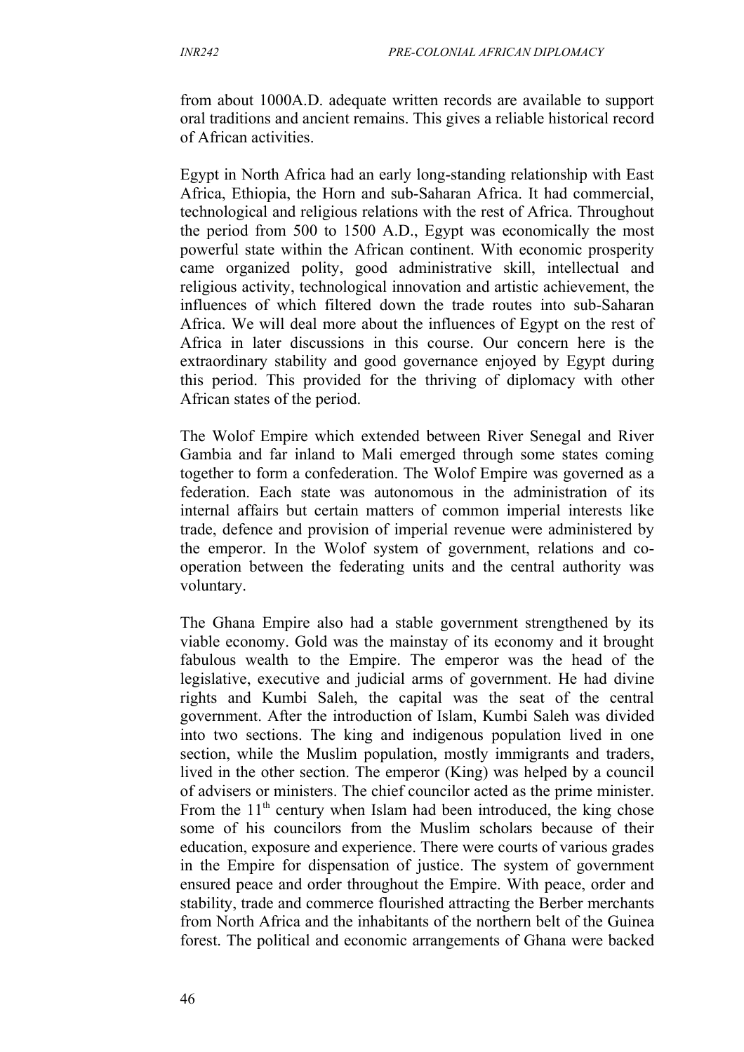from about 1000A.D. adequate written records are available to support oral traditions and ancient remains. This gives a reliable historical record of African activities.

Egypt in North Africa had an early long-standing relationship with East Africa, Ethiopia, the Horn and sub-Saharan Africa. It had commercial, technological and religious relations with the rest of Africa. Throughout the period from 500 to 1500 A.D., Egypt was economically the most powerful state within the African continent. With economic prosperity came organized polity, good administrative skill, intellectual and religious activity, technological innovation and artistic achievement, the influences of which filtered down the trade routes into sub-Saharan Africa. We will deal more about the influences of Egypt on the rest of Africa in later discussions in this course. Our concern here is the extraordinary stability and good governance enjoyed by Egypt during this period. This provided for the thriving of diplomacy with other African states of the period.

The Wolof Empire which extended between River Senegal and River Gambia and far inland to Mali emerged through some states coming together to form a confederation. The Wolof Empire was governed as a federation. Each state was autonomous in the administration of its internal affairs but certain matters of common imperial interests like trade, defence and provision of imperial revenue were administered by the emperor. In the Wolof system of government, relations and co-operation between the federating units and the central authority was voluntary.

The Ghana Empire also had a stable government strengthened by its viable economy. Gold was the mainstay of its economy and it brought fabulous wealth to the Empire. The emperor was the head of the legislative, executive and judicial arms of government. He had divine rights and Kumbi Saleh, the capital was the seat of the central government. After the introduction of Islam, Kumbi Saleh was divided into two sections. The king and indigenous population lived in one section, while the Muslim population, mostly immigrants and traders, lived in the other section. The emperor (King) was helped by a council of advisers or ministers. The chief councilor acted as the prime minister. From the 11th century when Islam had been introduced, the king chose some of his councilors from the Muslim scholars because of their education, exposure and experience. There were courts of various grades in the Empire for dispensation of justice. The system of government ensured peace and order throughout the Empire. With peace, order and stability, trade and commerce flourished attracting the Berber merchants from North Africa and the inhabitants of the northern belt of the Guinea forest. The political and economic arrangements of Ghana were backed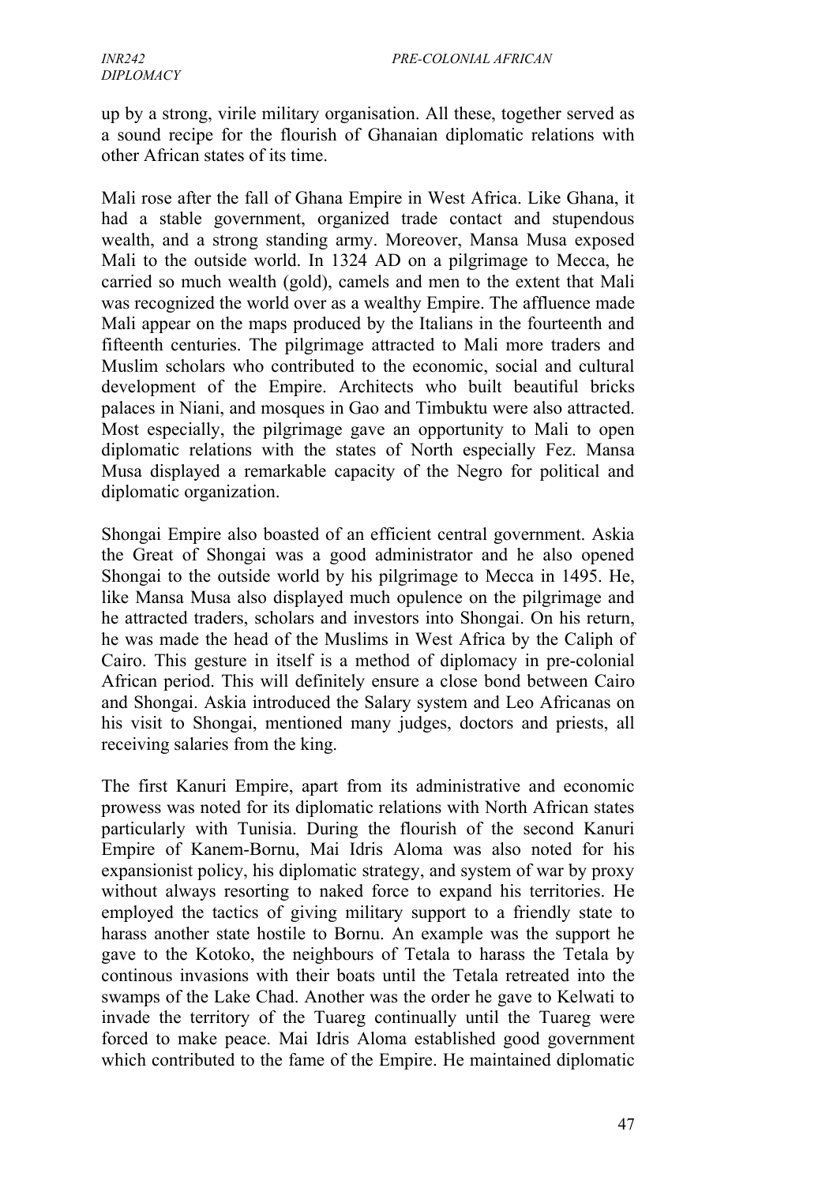up by a strong, virile military organisation. All these, together served as a sound recipe for the flourish of Ghanaian diplomatic relations with other African states of its time.

Mali rose after the fall of Ghana Empire in West Africa. Like Ghana, it had a stable government, organized trade contact and stupendous wealth, and a strong standing army. Moreover, Mansa Musa exposed Mali to the outside world. In 1324 AD on a pilgrimage to Mecca, he carried so much wealth (gold), camels and men to the extent that Mali was recognized the world over as a wealthy Empire. The affluence made Mali appear on the maps produced by the Italians in the fourteenth and fifteenth centuries. The pilgrimage attracted to Mali more traders and Muslim scholars who contributed to the economic, social and cultural development of the Empire. Architects who built beautiful bricks palaces in Niani, and mosques in Gao and Timbuktu were also attracted. Most especially, the pilgrimage gave an opportunity to Mali to open diplomatic relations with the states of North especially Fez. Mansa Musa displayed a remarkable capacity of the Negro for political and diplomatic organization.

Shongai Empire also boasted of an efficient central government. Askia the Great of Shongai was a good administrator and he also opened Shongai to the outside world by his pilgrimage to Mecca in 1495. He, like Mansa Musa also displayed much opulence on the pilgrimage and he attracted traders, scholars and investors into Shongai. On his return, he was made the head of the Muslims in West Africa by the Caliph of Cairo. This gesture in itself is a method of diplomacy in pre-colonial African period. This will definitely ensure a close bond between Cairo and Shongai. Askia introduced the Salary system and Leo Africanas on his visit to Shongai, mentioned many judges, doctors and priests, all receiving salaries from the king.

The first Kanuri Empire, apart from its administrative and economic prowess was noted for its diplomatic relations with North African states particularly with Tunisia. During the flourish of the second Kanuri Empire of Kanem-Bornu, Mai Idris Aloma was also noted for his expansionist policy, his diplomatic strategy, and system of war by proxy without always resorting to naked force to expand his territories. He employed the tactics of giving military support to a friendly state to harass another state hostile to Bornu. An example was the support he gave to the Kotoko, the neighbours of Tetala to harass the Tetala by continous invasions with their boats until the Tetala retreated into the swamps of the Lake Chad. Another was the order he gave to Kelwati to invade the territory of the Tuareg continually until the Tuareg were forced to make peace. Mai Idris Aloma established good government which contributed to the fame of the Empire. He maintained diplomatic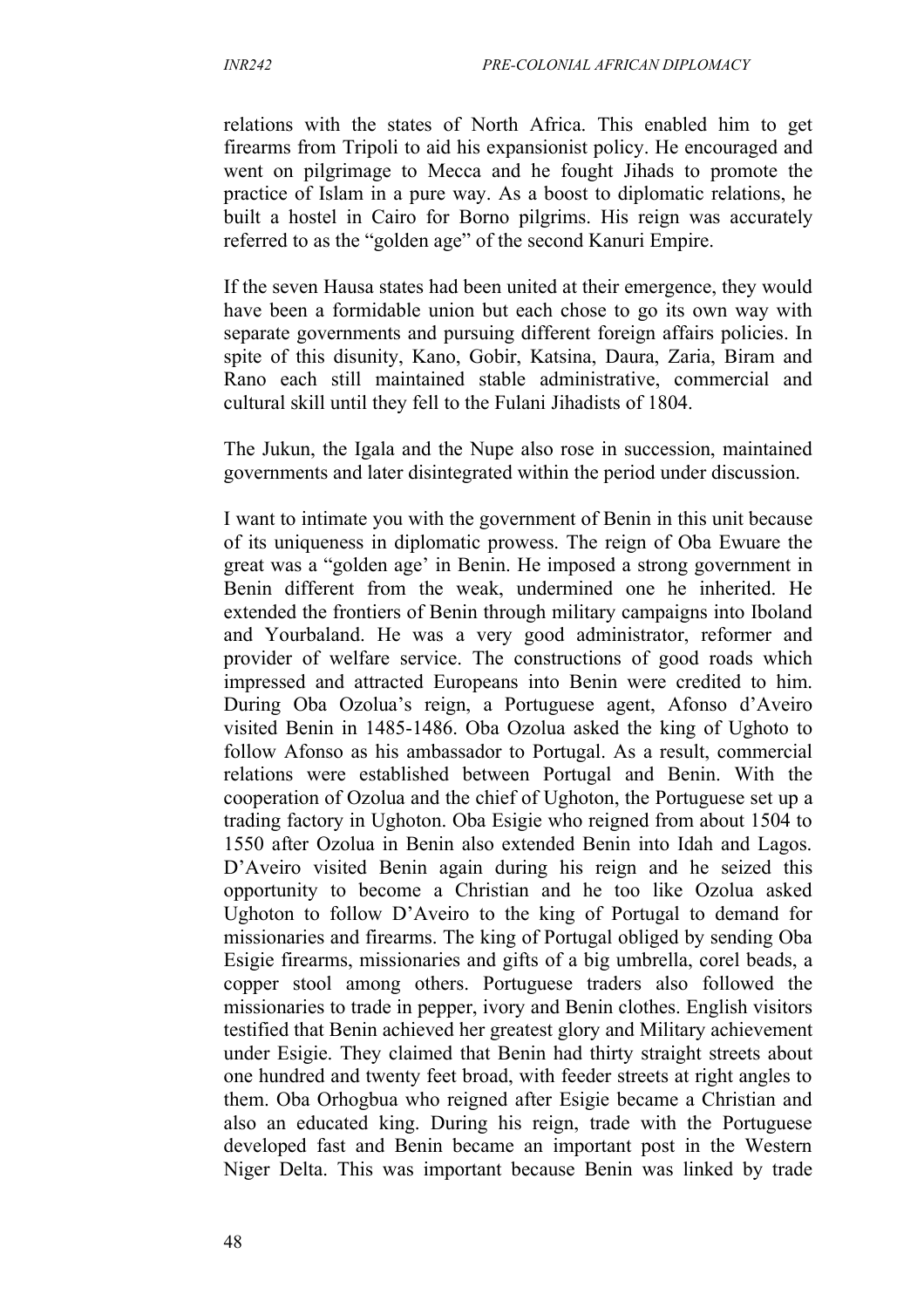relations with the states of North Africa. This enabled him to get firearms from Tripoli to aid his expansionist policy. He encouraged and went on pilgrimage to Mecca and he fought Jihads to promote the practice of Islam in a pure way. As a boost to diplomatic relations, he built a hostel in Cairo for Borno pilgrims. His reign was accurately referred to as the "golden age" of the second Kanuri Empire.

If the seven Hausa states had been united at their emergence, they would have been a formidable union but each chose to go its own way with separate governments and pursuing different foreign affairs policies. In spite of this disunity, Kano, Gobir, Katsina, Daura, Zaria, Biram and Rano each still maintained stable administrative, commercial and cultural skill until they fell to the Fulani Jihadists of 1804.

The Jukun, the Igala and the Nupe also rose in succession, maintained governments and later disintegrated within the period under discussion.

I want to intimate you with the government of Benin in this unit because of its uniqueness in diplomatic prowess. The reign of Oba Ewuare the great was a "golden age' in Benin. He imposed a strong government in Benin different from the weak, undermined one he inherited. He extended the frontiers of Benin through military campaigns into Iboland and Yourbaland. He was a very good administrator, reformer and provider of welfare service. The constructions of good roads which impressed and attracted Europeans into Benin were credited to him. During Oba Ozolua's reign, a Portuguese agent, Afonso d'Aveiro visited Benin in 1485-1486. Oba Ozolua asked the king of Ughoto to follow Afonso as his ambassador to Portugal. As a result, commercial relations were established between Portugal and Benin. With the cooperation of Ozolua and the chief of Ughoton, the Portuguese set up a trading factory in Ughoton. Oba Esigie who reigned from about 1504 to 1550 after Ozolua in Benin also extended Benin into Idah and Lagos. D'Aveiro visited Benin again during his reign and he seized this opportunity to become a Christian and he too like Ozolua asked Ughoton to follow D'Aveiro to the king of Portugal to demand for missionaries and firearms. The king of Portugal obliged by sending Oba Esigie firearms, missionaries and gifts of a big umbrella, corel beads, a copper stool among others. Portuguese traders also followed the missionaries to trade in pepper, ivory and Benin clothes. English visitors testified that Benin achieved her greatest glory and Military achievement under Esigie. They claimed that Benin had thirty straight streets about one hundred and twenty feet broad, with feeder streets at right angles to them. Oba Orhogbua who reigned after Esigie became a Christian and also an educated king. During his reign, trade with the Portuguese developed fast and Benin became an important post in the Western Niger Delta. This was important because Benin was linked by trade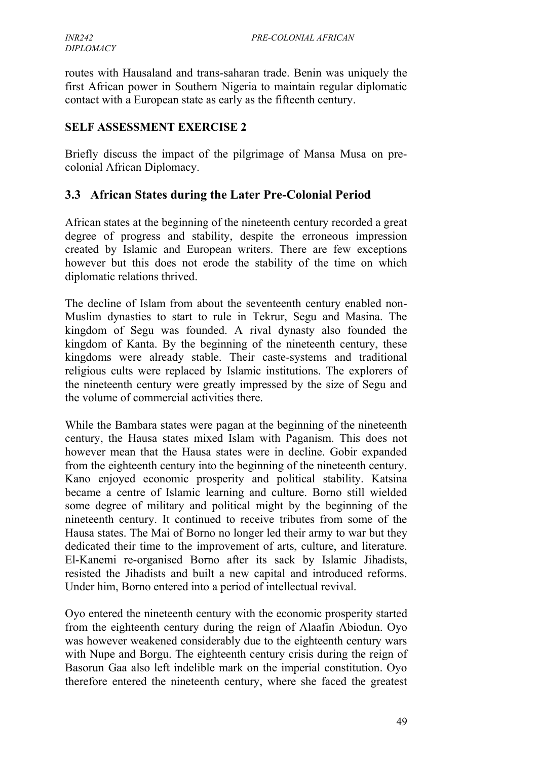routes with Hausaland and trans-saharan trade. Benin was uniquely the first African power in Southern Nigeria to maintain regular diplomatic contact with a European state as early as the fifteenth century.

**SELF ASSESSMENT EXERCISE 2**

Briefly discuss the impact of the pilgrimage of Mansa Musa on pre-colonial African Diplomacy.

## 3.3 African States during the Later Pre-Colonial Period

African states at the beginning of the nineteenth century recorded a great degree of progress and stability, despite the erroneous impression created by Islamic and European writers. There are few exceptions however but this does not erode the stability of the time on which diplomatic relations thrived.

The decline of Islam from about the seventeenth century enabled non-Muslim dynasties to start to rule in Tekrur, Segu and Masina. The kingdom of Segu was founded. A rival dynasty also founded the kingdom of Kanta. By the beginning of the nineteenth century, these kingdoms were already stable. Their caste-systems and traditional religious cults were replaced by Islamic institutions. The explorers of the nineteenth century were greatly impressed by the size of Segu and the volume of commercial activities there.

While the Bambara states were pagan at the beginning of the nineteenth century, the Hausa states mixed Islam with Paganism. This does not however mean that the Hausa states were in decline. Gobir expanded from the eighteenth century into the beginning of the nineteenth century. Kano enjoyed economic prosperity and political stability. Katsina became a centre of Islamic learning and culture. Borno still wielded some degree of military and political might by the beginning of the nineteenth century. It continued to receive tributes from some of the Hausa states. The Mai of Borno no longer led their army to war but they dedicated their time to the improvement of arts, culture, and literature. El-Kanemi re-organised Borno after its sack by Islamic Jihadists, resisted the Jihadists and built a new capital and introduced reforms. Under him, Borno entered into a period of intellectual revival.

Oyo entered the nineteenth century with the economic prosperity started from the eighteenth century during the reign of Alaafin Abiodun. Oyo was however weakened considerably due to the eighteenth century wars with Nupe and Borgu. The eighteenth century crisis during the reign of Basorun Gaa also left indelible mark on the imperial constitution. Oyo therefore entered the nineteenth century, where she faced the greatest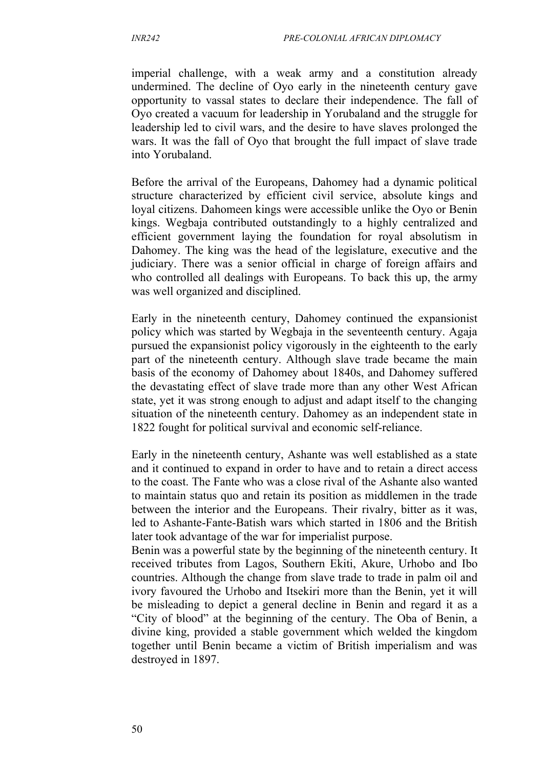imperial challenge, with a weak army and a constitution already undermined. The decline of Oyo early in the nineteenth century gave opportunity to vassal states to declare their independence. The fall of Oyo created a vacuum for leadership in Yorubaland and the struggle for leadership led to civil wars, and the desire to have slaves prolonged the wars. It was the fall of Oyo that brought the full impact of slave trade into Yorubaland.

Before the arrival of the Europeans, Dahomey had a dynamic political structure characterized by efficient civil service, absolute kings and loyal citizens. Dahomeen kings were accessible unlike the Oyo or Benin kings. Wegbaja contributed outstandingly to a highly centralized and efficient government laying the foundation for royal absolutism in Dahomey. The king was the head of the legislature, executive and the judiciary. There was a senior official in charge of foreign affairs and who controlled all dealings with Europeans. To back this up, the army was well organized and disciplined.

Early in the nineteenth century, Dahomey continued the expansionist policy which was started by Wegbaja in the seventeenth century. Agaja pursued the expansionist policy vigorously in the eighteenth to the early part of the nineteenth century. Although slave trade became the main basis of the economy of Dahomey about 1840s, and Dahomey suffered the devastating effect of slave trade more than any other West African state, yet it was strong enough to adjust and adapt itself to the changing situation of the nineteenth century. Dahomey as an independent state in 1822 fought for political survival and economic self-reliance.

Early in the nineteenth century, Ashante was well established as a state and it continued to expand in order to have and to retain a direct access to the coast. The Fante who was a close rival of the Ashante also wanted to maintain status quo and retain its position as middlemen in the trade between the interior and the Europeans. Their rivalry, bitter as it was, led to Ashante-Fante-Batish wars which started in 1806 and the British later took advantage of the war for imperialist purpose.

Benin was a powerful state by the beginning of the nineteenth century. It received tributes from Lagos, Southern Ekiti, Akure, Urhobo and Ibo countries. Although the change from slave trade to trade in palm oil and ivory favoured the Urhobo and Itsekiri more than the Benin, yet it will be misleading to depict a general decline in Benin and regard it as a "City of blood" at the beginning of the century. The Oba of Benin, a divine king, provided a stable government which welded the kingdom together until Benin became a victim of British imperialism and was destroyed in 1897.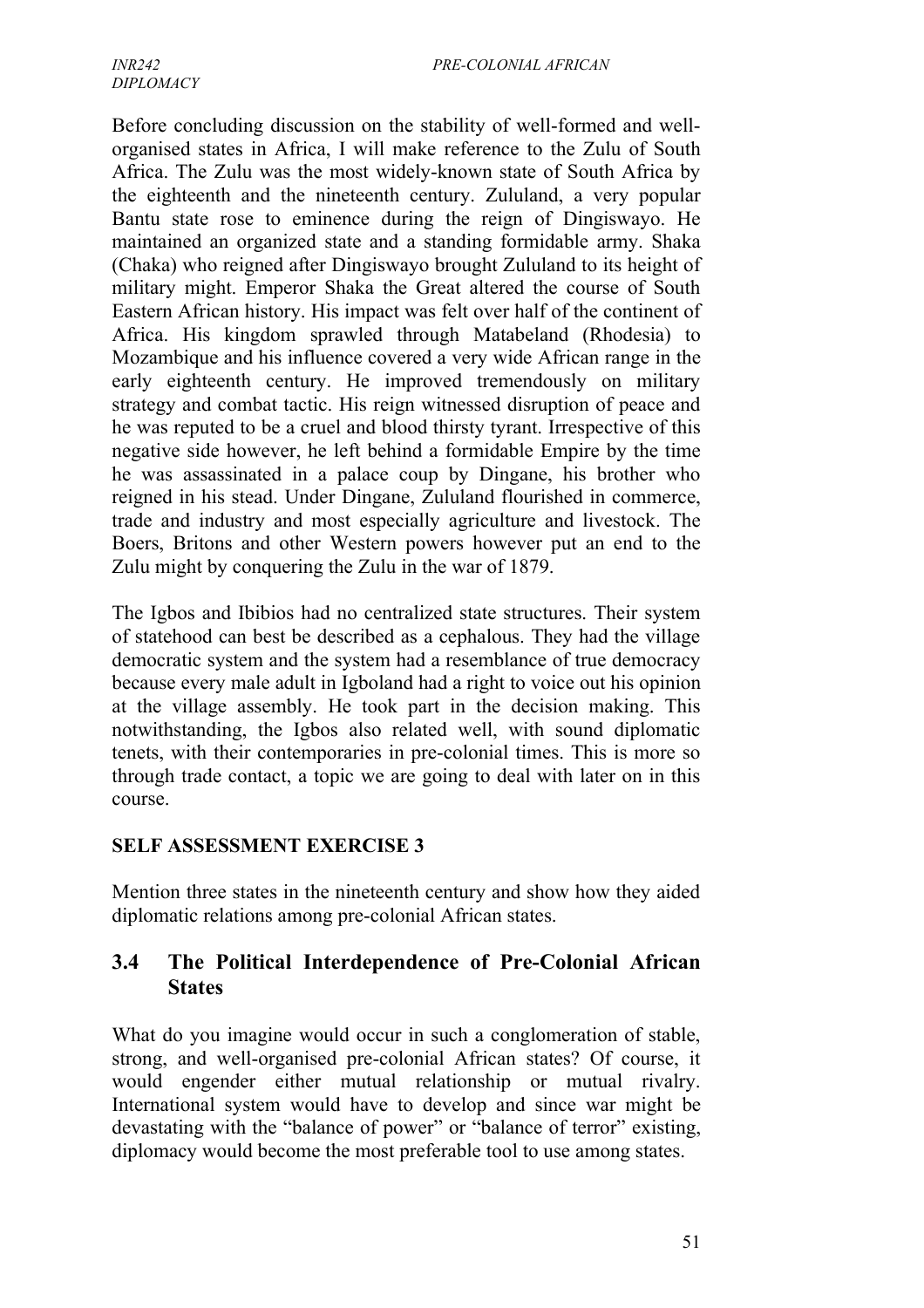Before concluding discussion on the stability of well-formed and well-organised states in Africa, I will make reference to the Zulu of South Africa. The Zulu was the most widely-known state of South Africa by the eighteenth and the nineteenth century. Zululand, a very popular Bantu state rose to eminence during the reign of Dingiswayo. He maintained an organized state and a standing formidable army. Shaka (Chaka) who reigned after Dingiswayo brought Zululand to its height of military might. Emperor Shaka the Great altered the course of South Eastern African history. His impact was felt over half of the continent of Africa. His kingdom sprawled through Matabeland (Rhodesia) to Mozambique and his influence covered a very wide African range in the early eighteenth century. He improved tremendously on military strategy and combat tactic. His reign witnessed disruption of peace and he was reputed to be a cruel and blood thirsty tyrant. Irrespective of this negative side however, he left behind a formidable Empire by the time he was assassinated in a palace coup by Dingane, his brother who reigned in his stead. Under Dingane, Zululand flourished in commerce, trade and industry and most especially agriculture and livestock. The Boers, Britons and other Western powers however put an end to the Zulu might by conquering the Zulu in the war of 1879.

The Igbos and Ibibios had no centralized state structures. Their system of statehood can best be described as a cephalous. They had the village democratic system and the system had a resemblance of true democracy because every male adult in Igboland had a right to voice out his opinion at the village assembly. He took part in the decision making. This notwithstanding, the Igbos also related well, with sound diplomatic tenets, with their contemporaries in pre-colonial times. This is more so through trade contact, a topic we are going to deal with later on in this course.

**SELF ASSESSMENT EXERCISE 3**

Mention three states in the nineteenth century and show how they aided diplomatic relations among pre-colonial African states.

## 3.4 The Political Interdependence of Pre-Colonial African States

What do you imagine would occur in such a conglomeration of stable, strong, and well-organised pre-colonial African states? Of course, it would engender either mutual relationship or mutual rivalry. International system would have to develop and since war might be devastating with the "balance of power" or "balance of terror" existing, diplomacy would become the most preferable tool to use among states.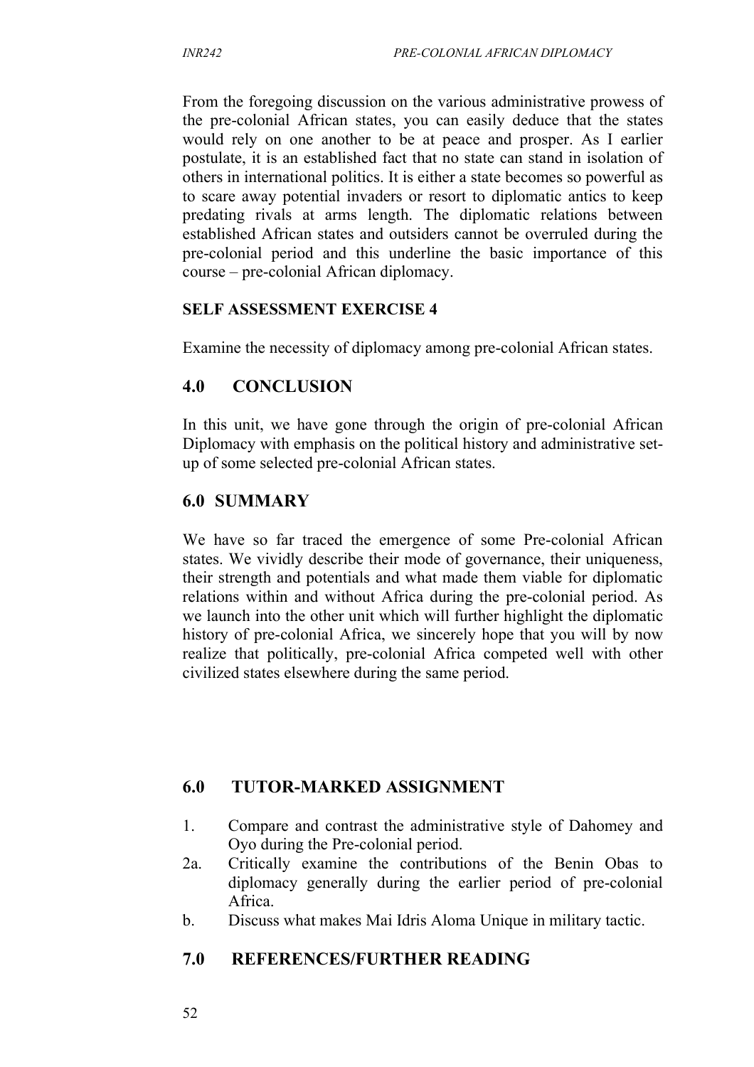From the foregoing discussion on the various administrative prowess of the pre-colonial African states, you can easily deduce that the states would rely on one another to be at peace and prosper. As I earlier postulate, it is an established fact that no state can stand in isolation of others in international politics. It is either a state becomes so powerful as to scare away potential invaders or resort to diplomatic antics to keep predating rivals at arms length. The diplomatic relations between established African states and outsiders cannot be overruled during the pre-colonial period and this underline the basic importance of this course – pre-colonial African diplomacy.

**SELF ASSESSMENT EXERCISE 4**

Examine the necessity of diplomacy among pre-colonial African states.

## 4.0 CONCLUSION

In this unit, we have gone through the origin of pre-colonial African Diplomacy with emphasis on the political history and administrative set-up of some selected pre-colonial African states.

## 6.0 SUMMARY

We have so far traced the emergence of some Pre-colonial African states. We vividly describe their mode of governance, their uniqueness, their strength and potentials and what made them viable for diplomatic relations within and without Africa during the pre-colonial period. As we launch into the other unit which will further highlight the diplomatic history of pre-colonial Africa, we sincerely hope that you will by now realize that politically, pre-colonial Africa competed well with other civilized states elsewhere during the same period.

## 6.0 TUTOR-MARKED ASSIGNMENT

1. Compare and contrast the administrative style of Dahomey and Oyo during the Pre-colonial period.
2a. Critically examine the contributions of the Benin Obas to diplomacy generally during the earlier period of pre-colonial Africa.
b. Discuss what makes Mai Idris Aloma Unique in military tactic.

## 7.0 REFERENCES/FURTHER READING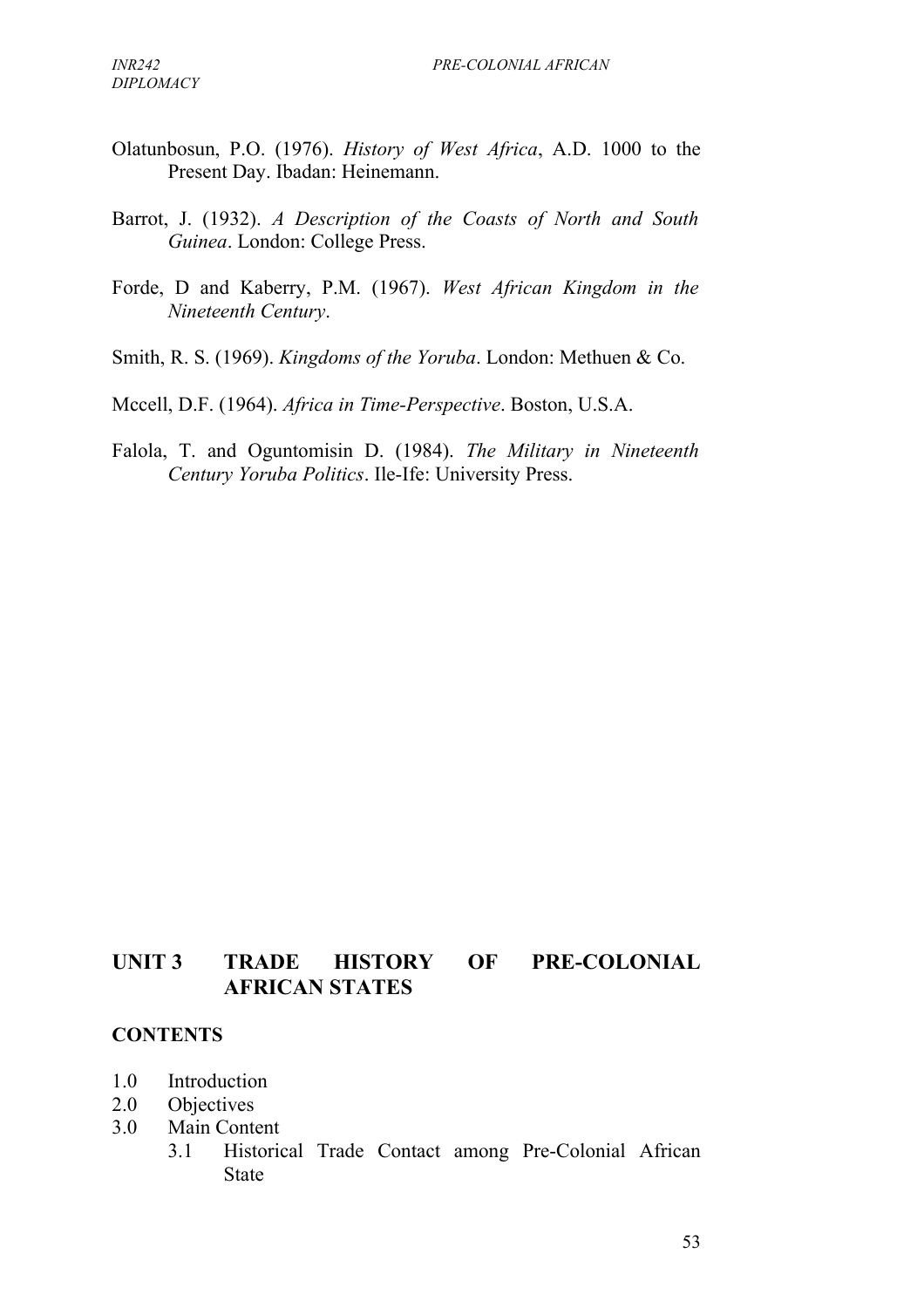Olatunbosun, P.O. (1976). *History of West Africa*, A.D. 1000 to the Present Day. Ibadan: Heinemann.

Barrot, J. (1932). *A Description of the Coasts of North and South Guinea*. London: College Press.

Forde, D and Kaberry, P.M. (1967). *West African Kingdom in the Nineteenth Century*.

Smith, R. S. (1969). *Kingdoms of the Yoruba*. London: Methuen & Co.

Mccell, D.F. (1964). *Africa in Time-Perspective*. Boston, U.S.A.

Falola, T. and Oguntomisin D. (1984). *The Military in Nineteenth Century Yoruba Politics*. Ile-Ife: University Press.

## UNIT 3 TRADE HISTORY OF PRE-COLONIAL AFRICAN STATES

**CONTENTS**

- 1.0 Introduction
- 2.0 Objectives
- 3.0 Main Content
  - 3.1 Historical Trade Contact among Pre-Colonial African State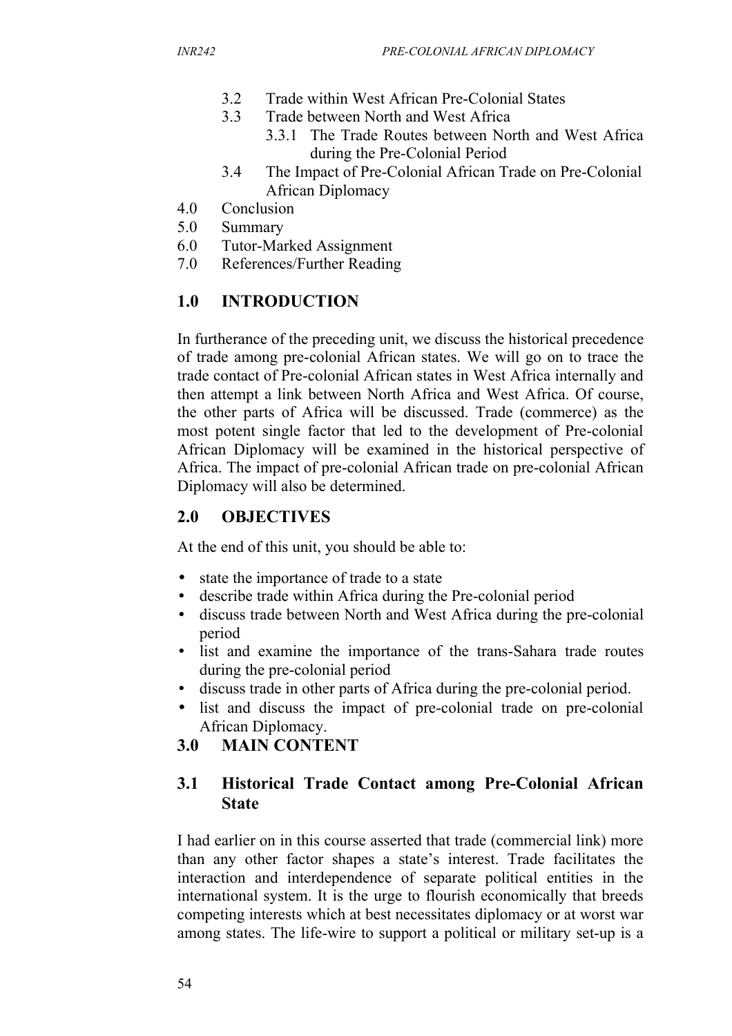3.2 Trade within West African Pre-Colonial States
3.3 Trade between North and West Africa
    3.3.1 The Trade Routes between North and West Africa during the Pre-Colonial Period
3.4 The Impact of Pre-Colonial African Trade on Pre-Colonial African Diplomacy
4.0 Conclusion
5.0 Summary
6.0 Tutor-Marked Assignment
7.0 References/Further Reading

## 1.0 INTRODUCTION

In furtherance of the preceding unit, we discuss the historical precedence of trade among pre-colonial African states. We will go on to trace the trade contact of Pre-colonial African states in West Africa internally and then attempt a link between North Africa and West Africa. Of course, the other parts of Africa will be discussed. Trade (commerce) as the most potent single factor that led to the development of Pre-colonial African Diplomacy will be examined in the historical perspective of Africa. The impact of pre-colonial African trade on pre-colonial African Diplomacy will also be determined.

## 2.0 OBJECTIVES

At the end of this unit, you should be able to:

- state the importance of trade to a state
- describe trade within Africa during the Pre-colonial period
- discuss trade between North and West Africa during the pre-colonial period
- list and examine the importance of the trans-Sahara trade routes during the pre-colonial period
- discuss trade in other parts of Africa during the pre-colonial period.
- list and discuss the impact of pre-colonial trade on pre-colonial African Diplomacy.

## 3.0 MAIN CONTENT

### 3.1 Historical Trade Contact among Pre-Colonial African State

I had earlier on in this course asserted that trade (commercial link) more than any other factor shapes a state's interest. Trade facilitates the interaction and interdependence of separate political entities in the international system. It is the urge to flourish economically that breeds competing interests which at best necessitates diplomacy or at worst war among states. The life-wire to support a political or military set-up is a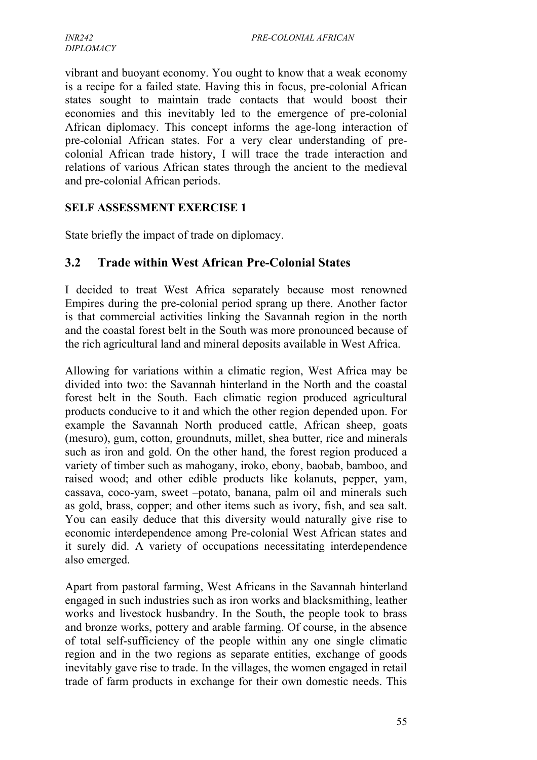vibrant and buoyant economy. You ought to know that a weak economy is a recipe for a failed state. Having this in focus, pre-colonial African states sought to maintain trade contacts that would boost their economies and this inevitably led to the emergence of pre-colonial African diplomacy. This concept informs the age-long interaction of pre-colonial African states. For a very clear understanding of pre-colonial African trade history, I will trace the trade interaction and relations of various African states through the ancient to the medieval and pre-colonial African periods.

**SELF ASSESSMENT EXERCISE 1**

State briefly the impact of trade on diplomacy.

## 3.2 Trade within West African Pre-Colonial States

I decided to treat West Africa separately because most renowned Empires during the pre-colonial period sprang up there. Another factor is that commercial activities linking the Savannah region in the north and the coastal forest belt in the South was more pronounced because of the rich agricultural land and mineral deposits available in West Africa.

Allowing for variations within a climatic region, West Africa may be divided into two: the Savannah hinterland in the North and the coastal forest belt in the South. Each climatic region produced agricultural products conducive to it and which the other region depended upon. For example the Savannah North produced cattle, African sheep, goats (mesuro), gum, cotton, groundnuts, millet, shea butter, rice and minerals such as iron and gold. On the other hand, the forest region produced a variety of timber such as mahogany, iroko, ebony, baobab, bamboo, and raised wood; and other edible products like kolanuts, pepper, yam, cassava, coco-yam, sweet –potato, banana, palm oil and minerals such as gold, brass, copper; and other items such as ivory, fish, and sea salt. You can easily deduce that this diversity would naturally give rise to economic interdependence among Pre-colonial West African states and it surely did. A variety of occupations necessitating interdependence also emerged.

Apart from pastoral farming, West Africans in the Savannah hinterland engaged in such industries such as iron works and blacksmithing, leather works and livestock husbandry. In the South, the people took to brass and bronze works, pottery and arable farming. Of course, in the absence of total self-sufficiency of the people within any one single climatic region and in the two regions as separate entities, exchange of goods inevitably gave rise to trade. In the villages, the women engaged in retail trade of farm products in exchange for their own domestic needs. This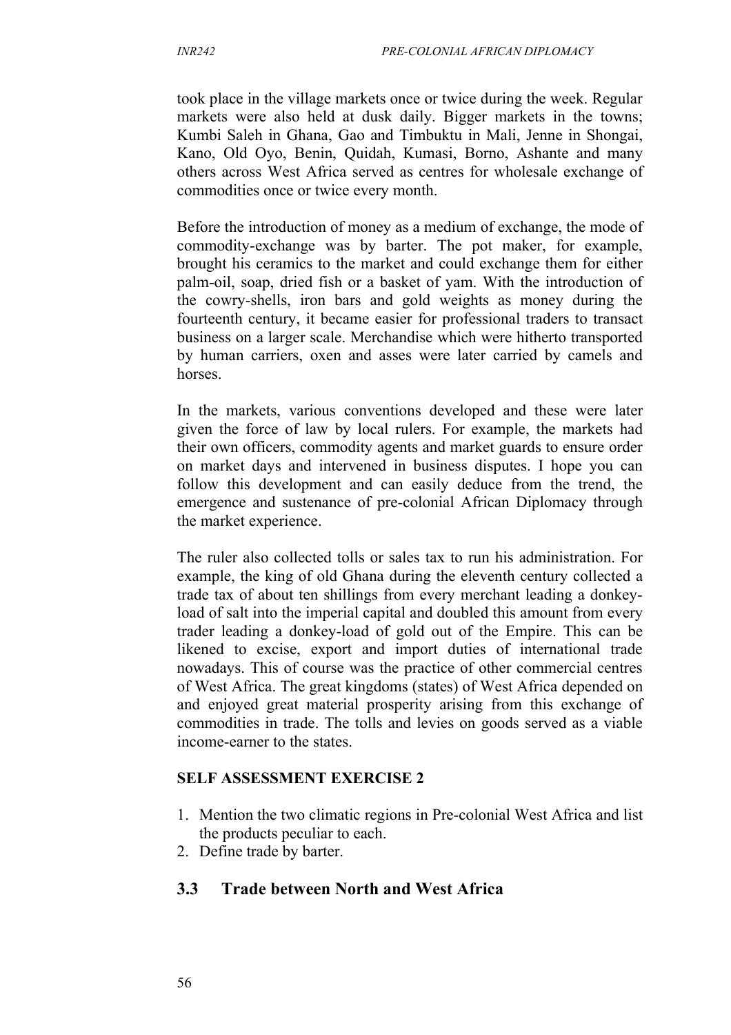took place in the village markets once or twice during the week. Regular markets were also held at dusk daily. Bigger markets in the towns; Kumbi Saleh in Ghana, Gao and Timbuktu in Mali, Jenne in Shongai, Kano, Old Oyo, Benin, Quidah, Kumasi, Borno, Ashante and many others across West Africa served as centres for wholesale exchange of commodities once or twice every month.

Before the introduction of money as a medium of exchange, the mode of commodity-exchange was by barter. The pot maker, for example, brought his ceramics to the market and could exchange them for either palm-oil, soap, dried fish or a basket of yam. With the introduction of the cowry-shells, iron bars and gold weights as money during the fourteenth century, it became easier for professional traders to transact business on a larger scale. Merchandise which were hitherto transported by human carriers, oxen and asses were later carried by camels and horses.

In the markets, various conventions developed and these were later given the force of law by local rulers. For example, the markets had their own officers, commodity agents and market guards to ensure order on market days and intervened in business disputes. I hope you can follow this development and can easily deduce from the trend, the emergence and sustenance of pre-colonial African Diplomacy through the market experience.

The ruler also collected tolls or sales tax to run his administration. For example, the king of old Ghana during the eleventh century collected a trade tax of about ten shillings from every merchant leading a donkey-load of salt into the imperial capital and doubled this amount from every trader leading a donkey-load of gold out of the Empire. This can be likened to excise, export and import duties of international trade nowadays. This of course was the practice of other commercial centres of West Africa. The great kingdoms (states) of West Africa depended on and enjoyed great material prosperity arising from this exchange of commodities in trade. The tolls and levies on goods served as a viable income-earner to the states.

**SELF ASSESSMENT EXERCISE 2**

1. Mention the two climatic regions in Pre-colonial West Africa and list the products peculiar to each.
2. Define trade by barter.

## 3.3 Trade between North and West Africa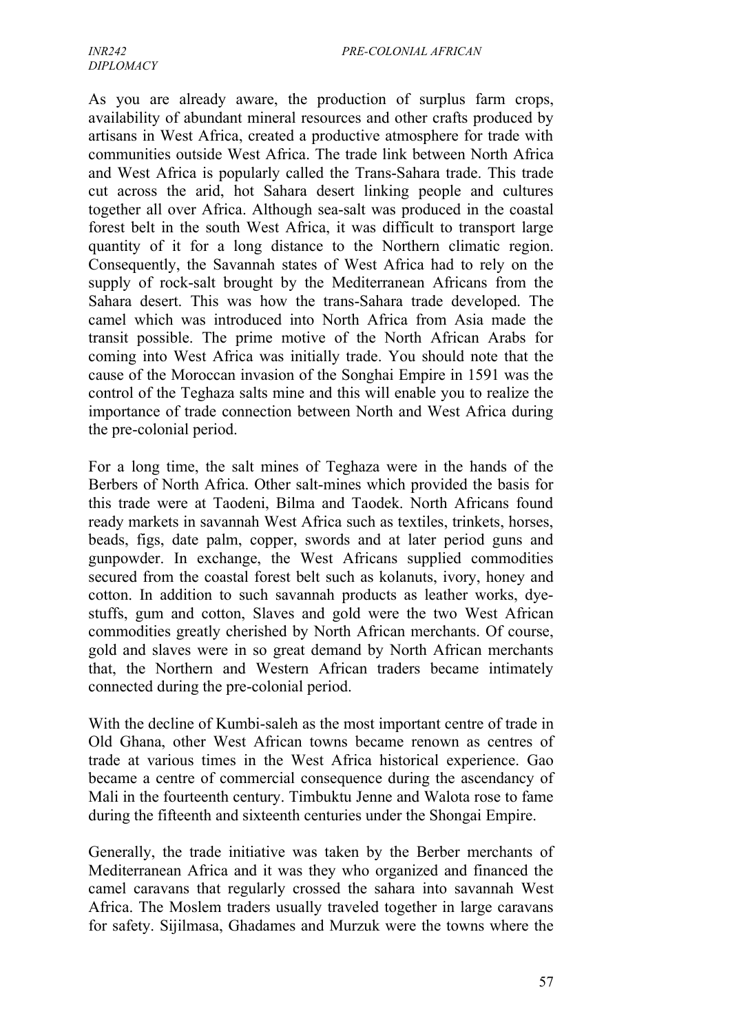As you are already aware, the production of surplus farm crops, availability of abundant mineral resources and other crafts produced by artisans in West Africa, created a productive atmosphere for trade with communities outside West Africa. The trade link between North Africa and West Africa is popularly called the Trans-Sahara trade. This trade cut across the arid, hot Sahara desert linking people and cultures together all over Africa. Although sea-salt was produced in the coastal forest belt in the south West Africa, it was difficult to transport large quantity of it for a long distance to the Northern climatic region. Consequently, the Savannah states of West Africa had to rely on the supply of rock-salt brought by the Mediterranean Africans from the Sahara desert. This was how the trans-Sahara trade developed. The camel which was introduced into North Africa from Asia made the transit possible. The prime motive of the North African Arabs for coming into West Africa was initially trade. You should note that the cause of the Moroccan invasion of the Songhai Empire in 1591 was the control of the Teghaza salts mine and this will enable you to realize the importance of trade connection between North and West Africa during the pre-colonial period.

For a long time, the salt mines of Teghaza were in the hands of the Berbers of North Africa. Other salt-mines which provided the basis for this trade were at Taodeni, Bilma and Taodek. North Africans found ready markets in savannah West Africa such as textiles, trinkets, horses, beads, figs, date palm, copper, swords and at later period guns and gunpowder. In exchange, the West Africans supplied commodities secured from the coastal forest belt such as kolanuts, ivory, honey and cotton. In addition to such savannah products as leather works, dye-stuffs, gum and cotton, Slaves and gold were the two West African commodities greatly cherished by North African merchants. Of course, gold and slaves were in so great demand by North African merchants that, the Northern and Western African traders became intimately connected during the pre-colonial period.

With the decline of Kumbi-saleh as the most important centre of trade in Old Ghana, other West African towns became renown as centres of trade at various times in the West Africa historical experience. Gao became a centre of commercial consequence during the ascendancy of Mali in the fourteenth century. Timbuktu Jenne and Walota rose to fame during the fifteenth and sixteenth centuries under the Shongai Empire.

Generally, the trade initiative was taken by the Berber merchants of Mediterranean Africa and it was they who organized and financed the camel caravans that regularly crossed the sahara into savannah West Africa. The Moslem traders usually traveled together in large caravans for safety. Sijilmasa, Ghadames and Murzuk were the towns where the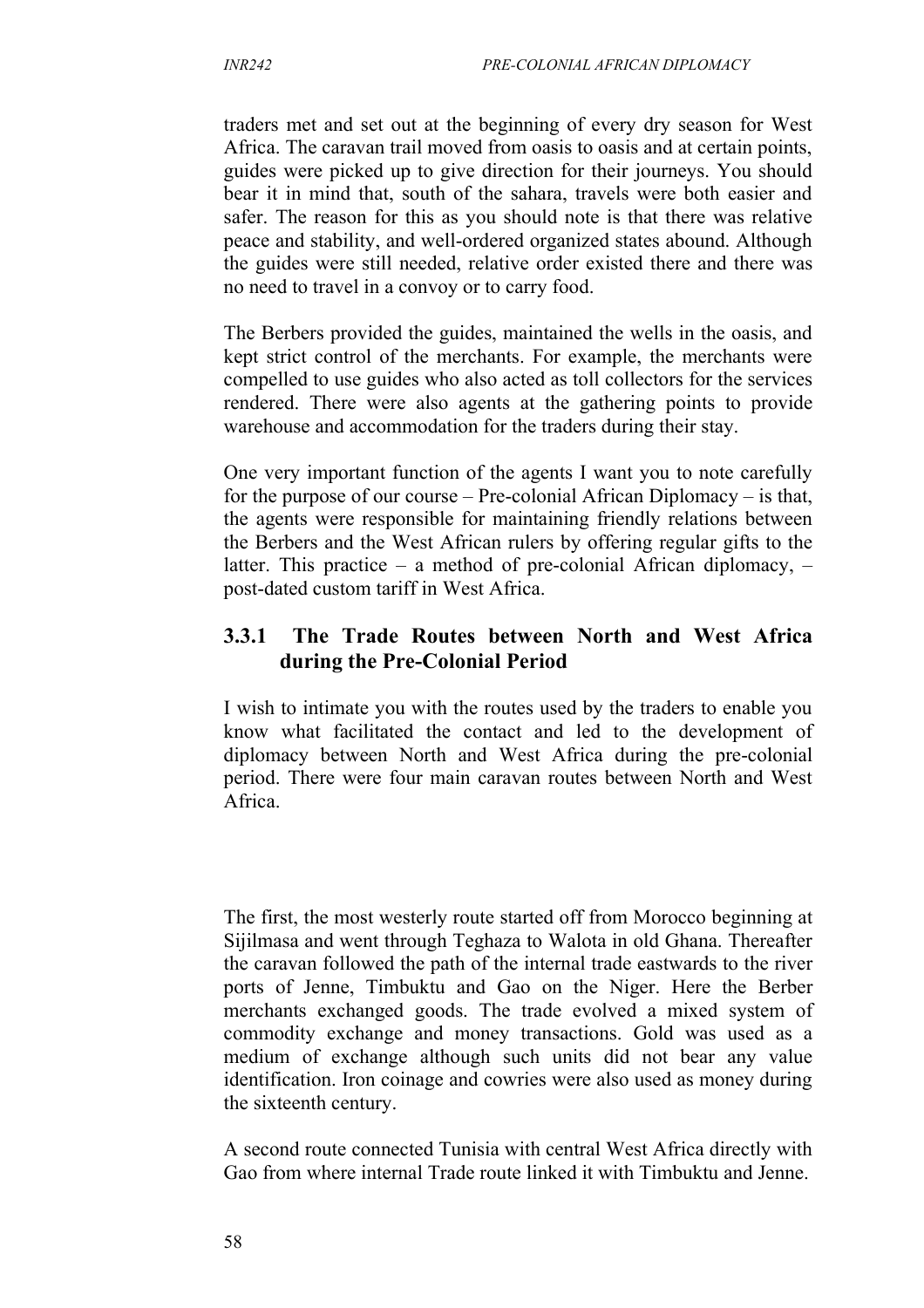traders met and set out at the beginning of every dry season for West Africa. The caravan trail moved from oasis to oasis and at certain points, guides were picked up to give direction for their journeys. You should bear it in mind that, south of the sahara, travels were both easier and safer. The reason for this as you should note is that there was relative peace and stability, and well-ordered organized states abound. Although the guides were still needed, relative order existed there and there was no need to travel in a convoy or to carry food.

The Berbers provided the guides, maintained the wells in the oasis, and kept strict control of the merchants. For example, the merchants were compelled to use guides who also acted as toll collectors for the services rendered. There were also agents at the gathering points to provide warehouse and accommodation for the traders during their stay.

One very important function of the agents I want you to note carefully for the purpose of our course – Pre-colonial African Diplomacy – is that, the agents were responsible for maintaining friendly relations between the Berbers and the West African rulers by offering regular gifts to the latter. This practice – a method of pre-colonial African diplomacy, – post-dated custom tariff in West Africa.

### 3.3.1 The Trade Routes between North and West Africa during the Pre-Colonial Period

I wish to intimate you with the routes used by the traders to enable you know what facilitated the contact and led to the development of diplomacy between North and West Africa during the pre-colonial period. There were four main caravan routes between North and West Africa.

The first, the most westerly route started off from Morocco beginning at Sijilmasa and went through Teghaza to Walota in old Ghana. Thereafter the caravan followed the path of the internal trade eastwards to the river ports of Jenne, Timbuktu and Gao on the Niger. Here the Berber merchants exchanged goods. The trade evolved a mixed system of commodity exchange and money transactions. Gold was used as a medium of exchange although such units did not bear any value identification. Iron coinage and cowries were also used as money during the sixteenth century.

A second route connected Tunisia with central West Africa directly with Gao from where internal Trade route linked it with Timbuktu and Jenne.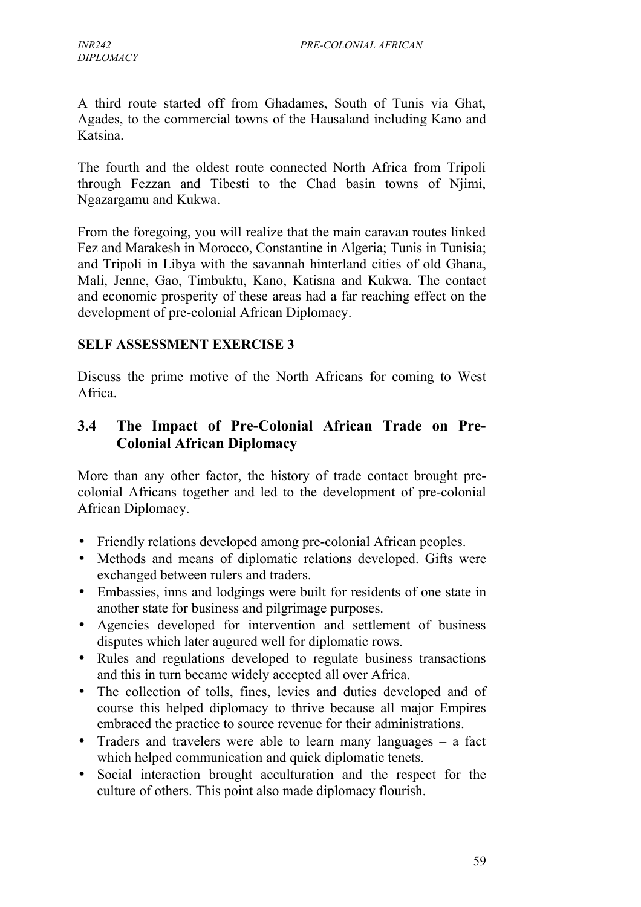A third route started off from Ghadames, South of Tunis via Ghat, Agades, to the commercial towns of the Hausaland including Kano and Katsina.

The fourth and the oldest route connected North Africa from Tripoli through Fezzan and Tibesti to the Chad basin towns of Njimi, Ngazargamu and Kukwa.

From the foregoing, you will realize that the main caravan routes linked Fez and Marakesh in Morocco, Constantine in Algeria; Tunis in Tunisia; and Tripoli in Libya with the savannah hinterland cities of old Ghana, Mali, Jenne, Gao, Timbuktu, Kano, Katisna and Kukwa. The contact and economic prosperity of these areas had a far reaching effect on the development of pre-colonial African Diplomacy.

**SELF ASSESSMENT EXERCISE 3**

Discuss the prime motive of the North Africans for coming to West Africa.

## 3.4 The Impact of Pre-Colonial African Trade on Pre-Colonial African Diplomacy

More than any other factor, the history of trade contact brought pre-colonial Africans together and led to the development of pre-colonial African Diplomacy.

- Friendly relations developed among pre-colonial African peoples.
- Methods and means of diplomatic relations developed. Gifts were exchanged between rulers and traders.
- Embassies, inns and lodgings were built for residents of one state in another state for business and pilgrimage purposes.
- Agencies developed for intervention and settlement of business disputes which later augured well for diplomatic rows.
- Rules and regulations developed to regulate business transactions and this in turn became widely accepted all over Africa.
- The collection of tolls, fines, levies and duties developed and of course this helped diplomacy to thrive because all major Empires embraced the practice to source revenue for their administrations.
- Traders and travelers were able to learn many languages – a fact which helped communication and quick diplomatic tenets.
- Social interaction brought acculturation and the respect for the culture of others. This point also made diplomacy flourish.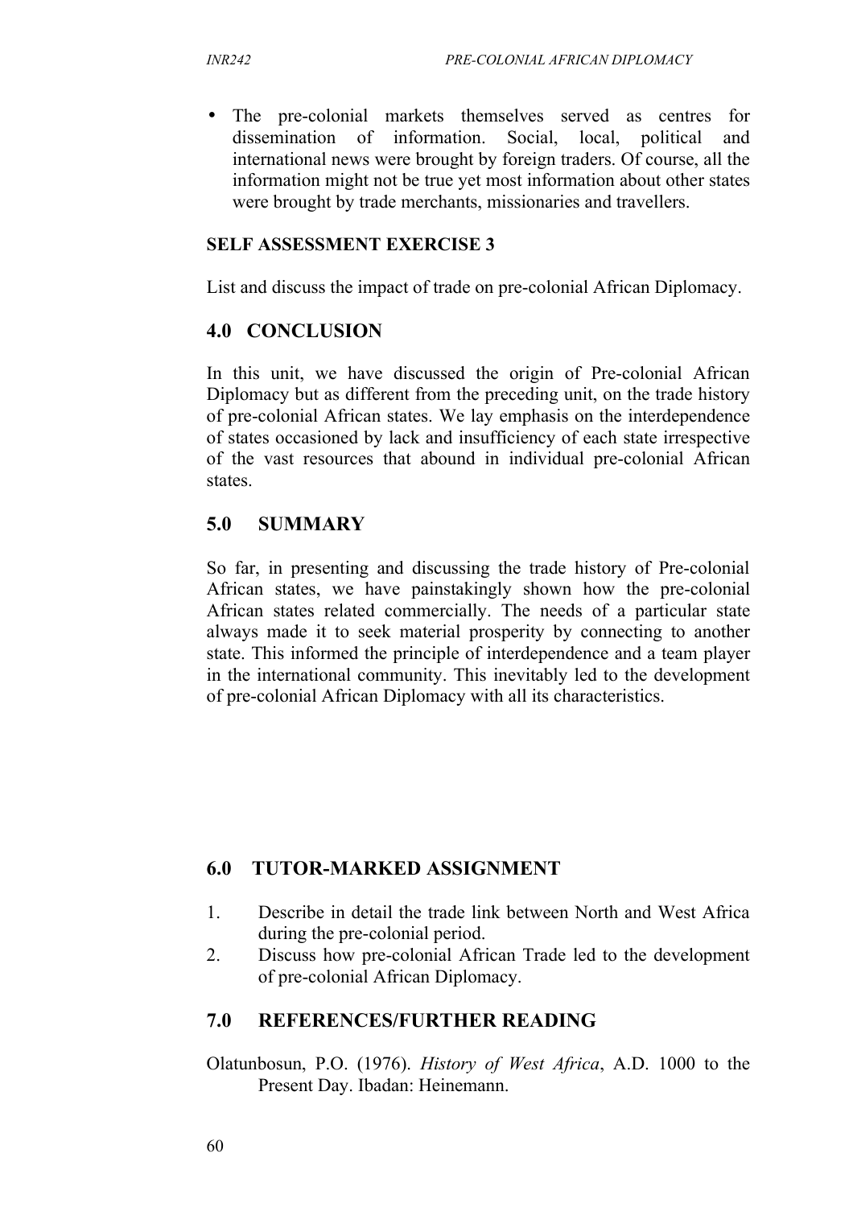- The pre-colonial markets themselves served as centres for dissemination of information. Social, local, political and international news were brought by foreign traders. Of course, all the information might not be true yet most information about other states were brought by trade merchants, missionaries and travellers.

**SELF ASSESSMENT EXERCISE 3**

List and discuss the impact of trade on pre-colonial African Diplomacy.

## 4.0 CONCLUSION

In this unit, we have discussed the origin of Pre-colonial African Diplomacy but as different from the preceding unit, on the trade history of pre-colonial African states. We lay emphasis on the interdependence of states occasioned by lack and insufficiency of each state irrespective of the vast resources that abound in individual pre-colonial African states.

## 5.0 SUMMARY

So far, in presenting and discussing the trade history of Pre-colonial African states, we have painstakingly shown how the pre-colonial African states related commercially. The needs of a particular state always made it to seek material prosperity by connecting to another state. This informed the principle of interdependence and a team player in the international community. This inevitably led to the development of pre-colonial African Diplomacy with all its characteristics.

## 6.0 TUTOR-MARKED ASSIGNMENT

1. Describe in detail the trade link between North and West Africa during the pre-colonial period.
2. Discuss how pre-colonial African Trade led to the development of pre-colonial African Diplomacy.

## 7.0 REFERENCES/FURTHER READING

Olatunbosun, P.O. (1976). *History of West Africa*, A.D. 1000 to the Present Day. Ibadan: Heinemann.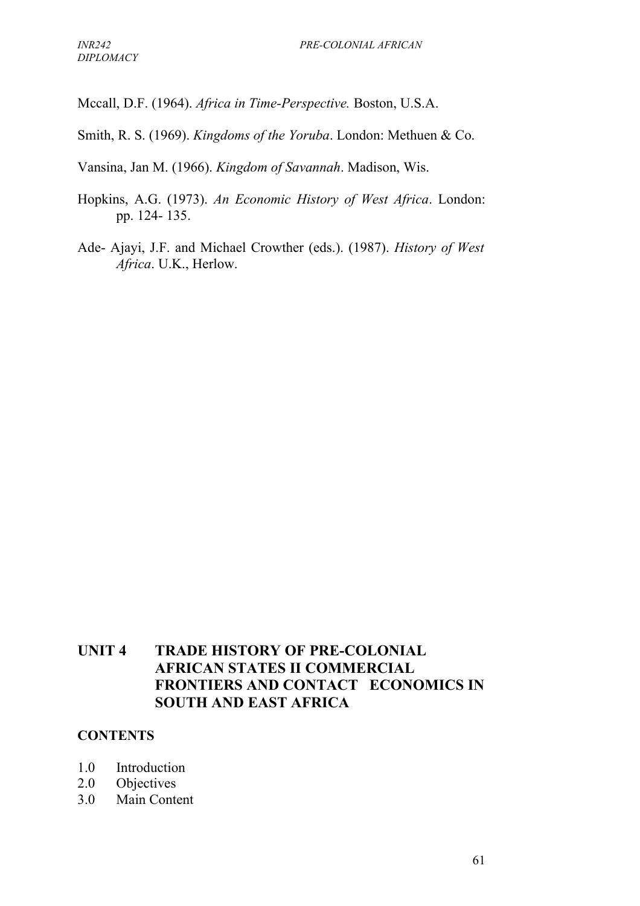Mccall, D.F. (1964). *Africa in Time-Perspective.* Boston, U.S.A.

Smith, R. S. (1969). *Kingdoms of the Yoruba*. London: Methuen & Co.

Vansina, Jan M. (1966). *Kingdom of Savannah*. Madison, Wis.

Hopkins, A.G. (1973). *An Economic History of West Africa*. London: pp. 124- 135.

Ade- Ajayi, J.F. and Michael Crowther (eds.). (1987). *History of West Africa*. U.K., Herlow.

## UNIT 4 TRADE HISTORY OF PRE-COLONIAL AFRICAN STATES II COMMERCIAL FRONTIERS AND CONTACT ECONOMICS IN SOUTH AND EAST AFRICA

**CONTENTS**

1.0 Introduction
2.0 Objectives
3.0 Main Content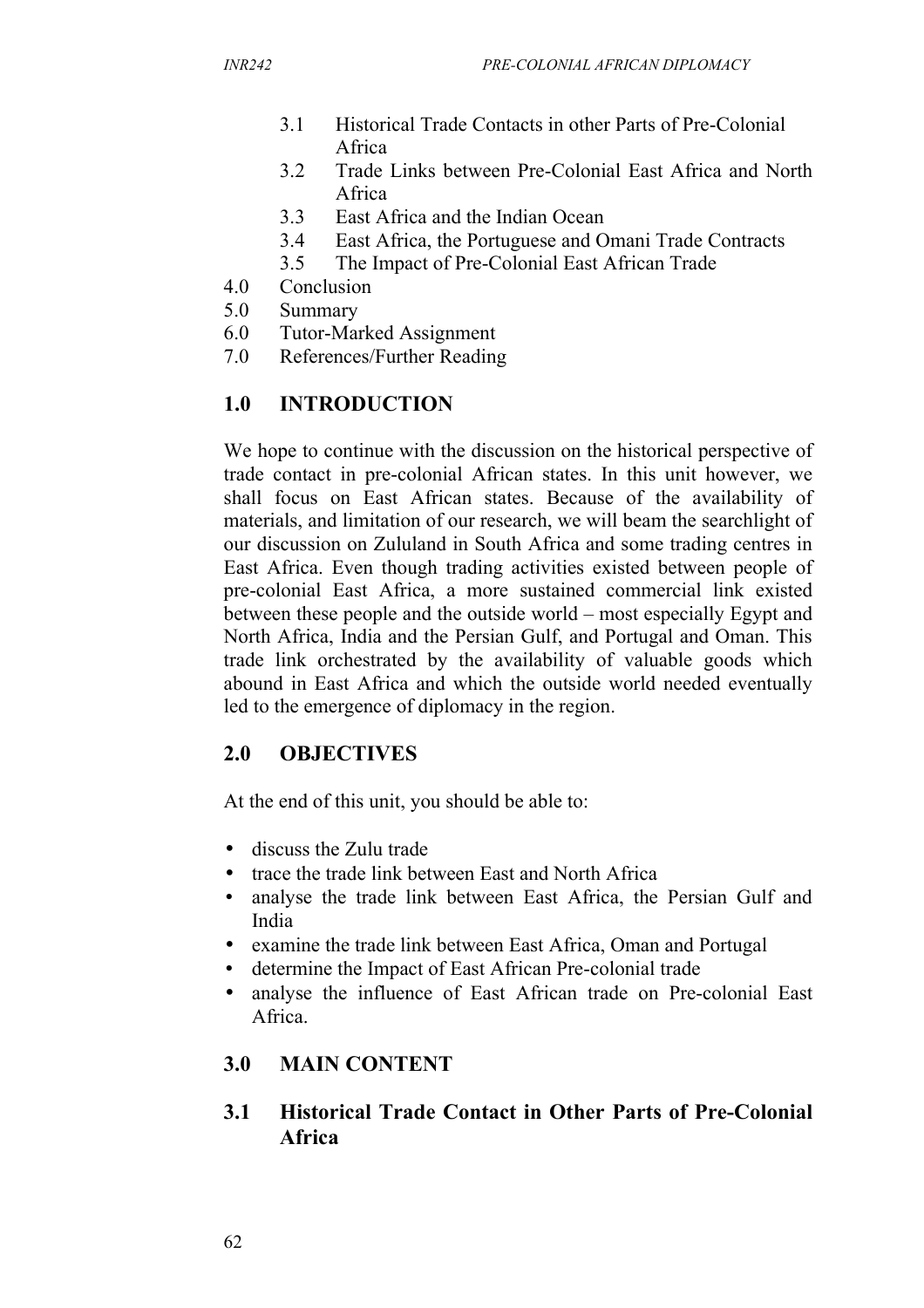- 3.1 Historical Trade Contacts in other Parts of Pre-Colonial Africa
- 3.2 Trade Links between Pre-Colonial East Africa and North Africa
- 3.3 East Africa and the Indian Ocean
- 3.4 East Africa, the Portuguese and Omani Trade Contracts
- 3.5 The Impact of Pre-Colonial East African Trade

4.0 Conclusion
5.0 Summary
6.0 Tutor-Marked Assignment
7.0 References/Further Reading

## 1.0 INTRODUCTION

We hope to continue with the discussion on the historical perspective of trade contact in pre-colonial African states. In this unit however, we shall focus on East African states. Because of the availability of materials, and limitation of our research, we will beam the searchlight of our discussion on Zululand in South Africa and some trading centres in East Africa. Even though trading activities existed between people of pre-colonial East Africa, a more sustained commercial link existed between these people and the outside world – most especially Egypt and North Africa, India and the Persian Gulf, and Portugal and Oman. This trade link orchestrated by the availability of valuable goods which abound in East Africa and which the outside world needed eventually led to the emergence of diplomacy in the region.

## 2.0 OBJECTIVES

At the end of this unit, you should be able to:

- discuss the Zulu trade
- trace the trade link between East and North Africa
- analyse the trade link between East Africa, the Persian Gulf and India
- examine the trade link between East Africa, Oman and Portugal
- determine the Impact of East African Pre-colonial trade
- analyse the influence of East African trade on Pre-colonial East Africa.

## 3.0 MAIN CONTENT

### 3.1 Historical Trade Contact in Other Parts of Pre-Colonial Africa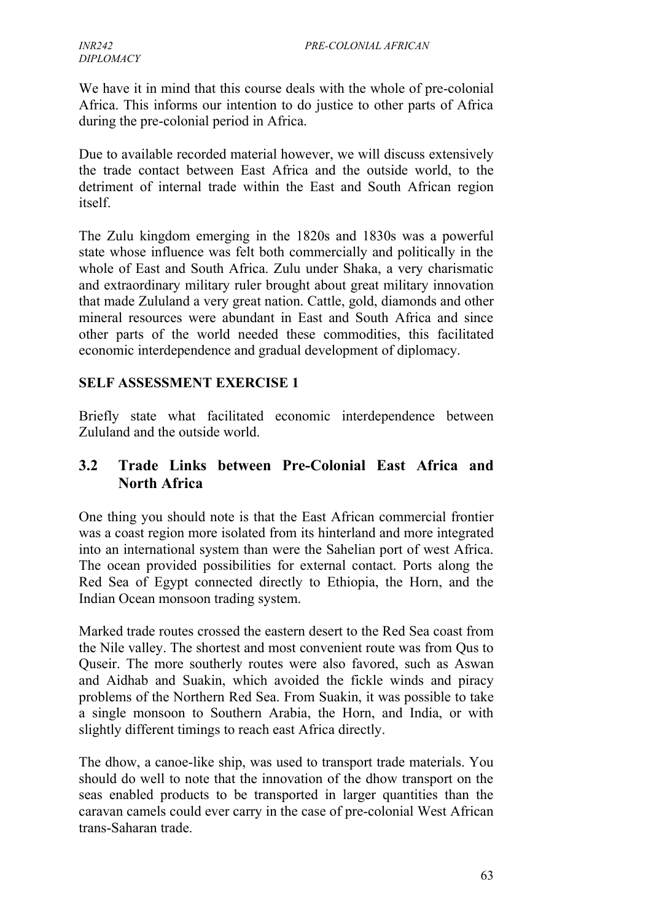We have it in mind that this course deals with the whole of pre-colonial Africa. This informs our intention to do justice to other parts of Africa during the pre-colonial period in Africa.

Due to available recorded material however, we will discuss extensively the trade contact between East Africa and the outside world, to the detriment of internal trade within the East and South African region itself.

The Zulu kingdom emerging in the 1820s and 1830s was a powerful state whose influence was felt both commercially and politically in the whole of East and South Africa. Zulu under Shaka, a very charismatic and extraordinary military ruler brought about great military innovation that made Zululand a very great nation. Cattle, gold, diamonds and other mineral resources were abundant in East and South Africa and since other parts of the world needed these commodities, this facilitated economic interdependence and gradual development of diplomacy.

**SELF ASSESSMENT EXERCISE 1**

Briefly state what facilitated economic interdependence between Zululand and the outside world.

## 3.2 Trade Links between Pre-Colonial East Africa and North Africa

One thing you should note is that the East African commercial frontier was a coast region more isolated from its hinterland and more integrated into an international system than were the Sahelian port of west Africa. The ocean provided possibilities for external contact. Ports along the Red Sea of Egypt connected directly to Ethiopia, the Horn, and the Indian Ocean monsoon trading system.

Marked trade routes crossed the eastern desert to the Red Sea coast from the Nile valley. The shortest and most convenient route was from Qus to Quseir. The more southerly routes were also favored, such as Aswan and Aidhab and Suakin, which avoided the fickle winds and piracy problems of the Northern Red Sea. From Suakin, it was possible to take a single monsoon to Southern Arabia, the Horn, and India, or with slightly different timings to reach east Africa directly.

The dhow, a canoe-like ship, was used to transport trade materials. You should do well to note that the innovation of the dhow transport on the seas enabled products to be transported in larger quantities than the caravan camels could ever carry in the case of pre-colonial West African trans-Saharan trade.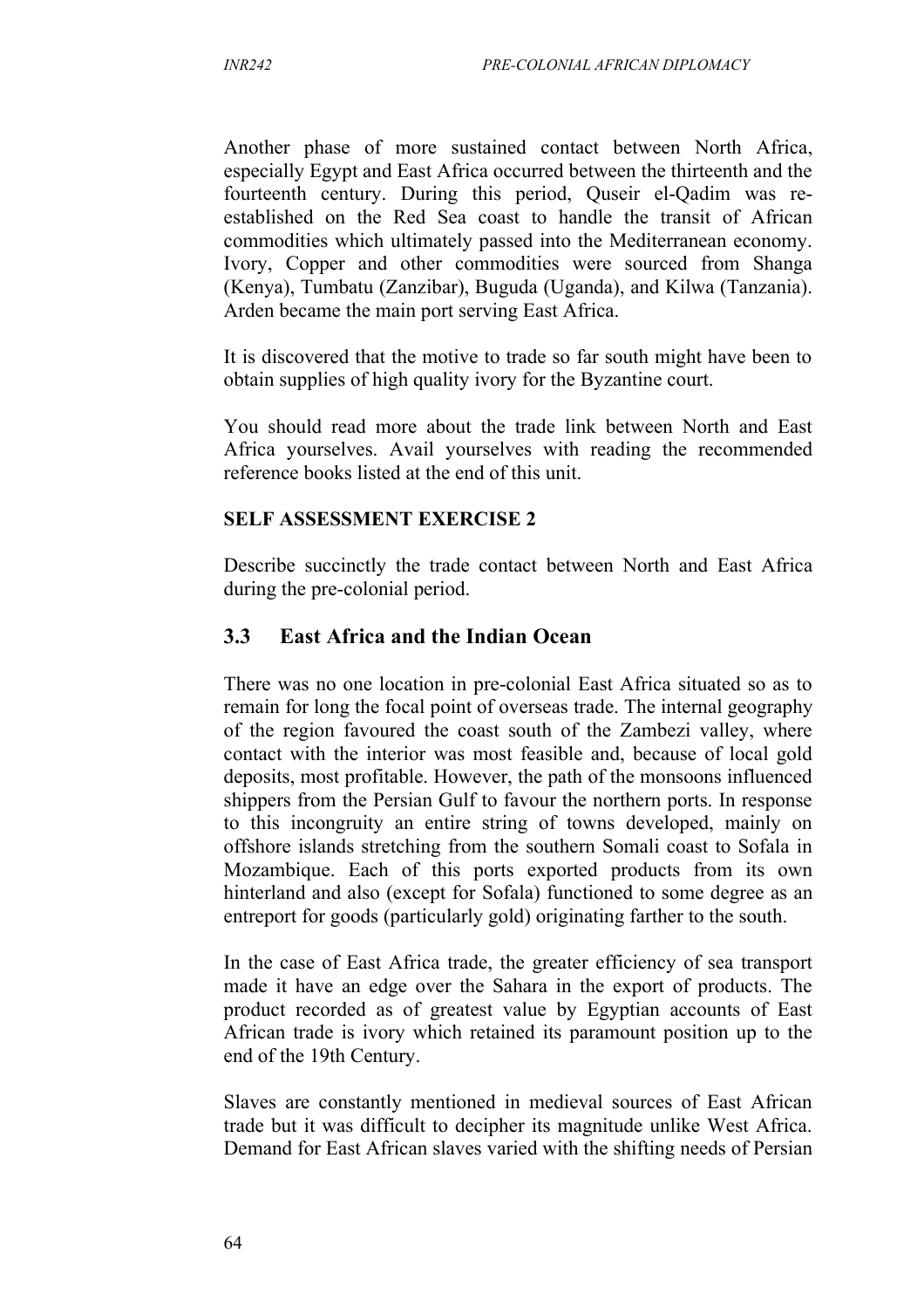Another phase of more sustained contact between North Africa, especially Egypt and East Africa occurred between the thirteenth and the fourteenth century. During this period, Quseir el-Qadim was re-established on the Red Sea coast to handle the transit of African commodities which ultimately passed into the Mediterranean economy. Ivory, Copper and other commodities were sourced from Shanga (Kenya), Tumbatu (Zanzibar), Buguda (Uganda), and Kilwa (Tanzania). Arden became the main port serving East Africa.

It is discovered that the motive to trade so far south might have been to obtain supplies of high quality ivory for the Byzantine court.

You should read more about the trade link between North and East Africa yourselves. Avail yourselves with reading the recommended reference books listed at the end of this unit.

**SELF ASSESSMENT EXERCISE 2**

Describe succinctly the trade contact between North and East Africa during the pre-colonial period.

## 3.3 East Africa and the Indian Ocean

There was no one location in pre-colonial East Africa situated so as to remain for long the focal point of overseas trade. The internal geography of the region favoured the coast south of the Zambezi valley, where contact with the interior was most feasible and, because of local gold deposits, most profitable. However, the path of the monsoons influenced shippers from the Persian Gulf to favour the northern ports. In response to this incongruity an entire string of towns developed, mainly on offshore islands stretching from the southern Somali coast to Sofala in Mozambique. Each of this ports exported products from its own hinterland and also (except for Sofala) functioned to some degree as an entreport for goods (particularly gold) originating farther to the south.

In the case of East Africa trade, the greater efficiency of sea transport made it have an edge over the Sahara in the export of products. The product recorded as of greatest value by Egyptian accounts of East African trade is ivory which retained its paramount position up to the end of the 19th Century.

Slaves are constantly mentioned in medieval sources of East African trade but it was difficult to decipher its magnitude unlike West Africa. Demand for East African slaves varied with the shifting needs of Persian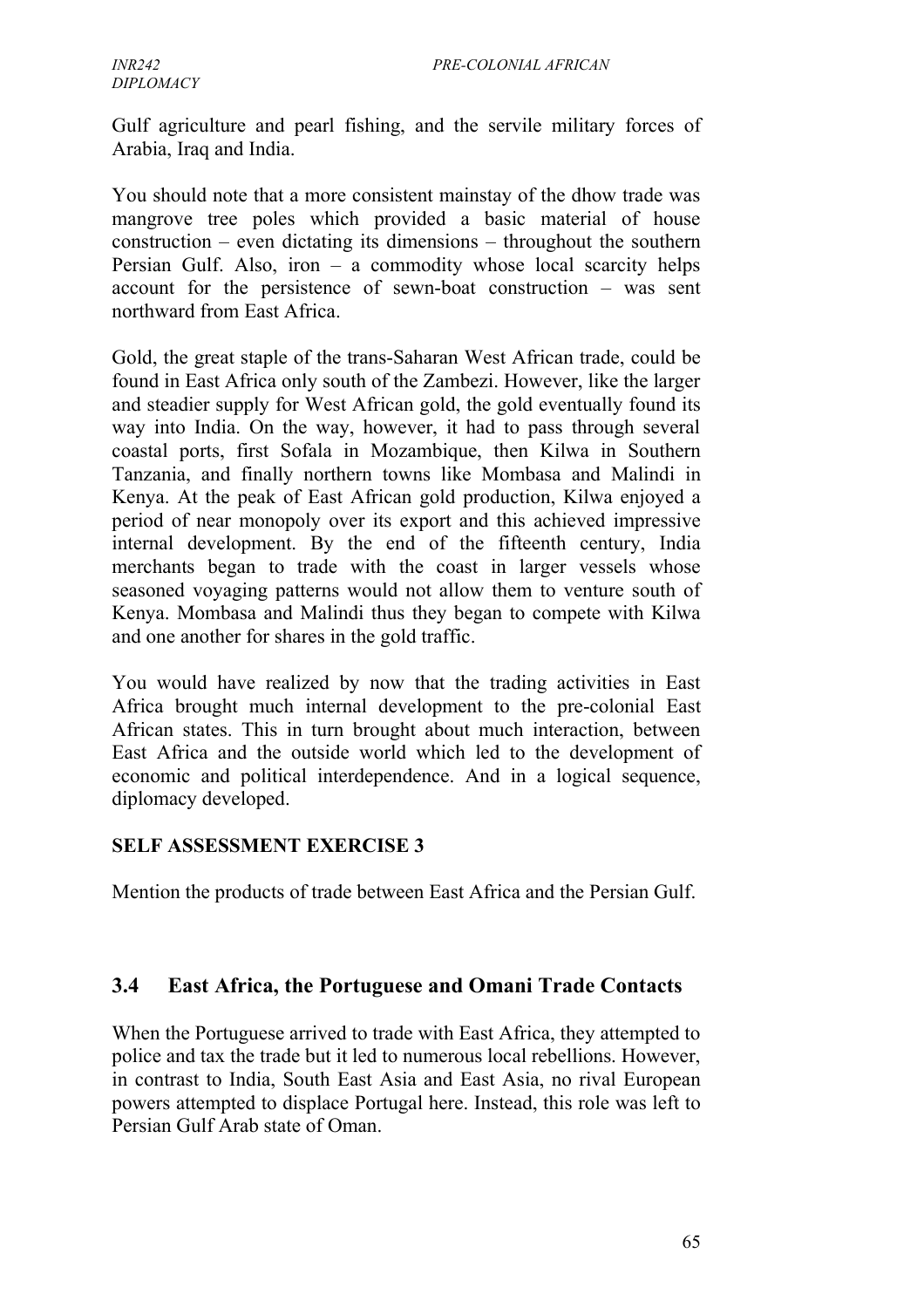Gulf agriculture and pearl fishing, and the servile military forces of Arabia, Iraq and India.

You should note that a more consistent mainstay of the dhow trade was mangrove tree poles which provided a basic material of house construction – even dictating its dimensions – throughout the southern Persian Gulf. Also, iron – a commodity whose local scarcity helps account for the persistence of sewn-boat construction – was sent northward from East Africa.

Gold, the great staple of the trans-Saharan West African trade, could be found in East Africa only south of the Zambezi. However, like the larger and steadier supply for West African gold, the gold eventually found its way into India. On the way, however, it had to pass through several coastal ports, first Sofala in Mozambique, then Kilwa in Southern Tanzania, and finally northern towns like Mombasa and Malindi in Kenya. At the peak of East African gold production, Kilwa enjoyed a period of near monopoly over its export and this achieved impressive internal development. By the end of the fifteenth century, India merchants began to trade with the coast in larger vessels whose seasoned voyaging patterns would not allow them to venture south of Kenya. Mombasa and Malindi thus they began to compete with Kilwa and one another for shares in the gold traffic.

You would have realized by now that the trading activities in East Africa brought much internal development to the pre-colonial East African states. This in turn brought about much interaction, between East Africa and the outside world which led to the development of economic and political interdependence. And in a logical sequence, diplomacy developed.

**SELF ASSESSMENT EXERCISE 3**

Mention the products of trade between East Africa and the Persian Gulf.

## 3.4 East Africa, the Portuguese and Omani Trade Contacts

When the Portuguese arrived to trade with East Africa, they attempted to police and tax the trade but it led to numerous local rebellions. However, in contrast to India, South East Asia and East Asia, no rival European powers attempted to displace Portugal here. Instead, this role was left to Persian Gulf Arab state of Oman.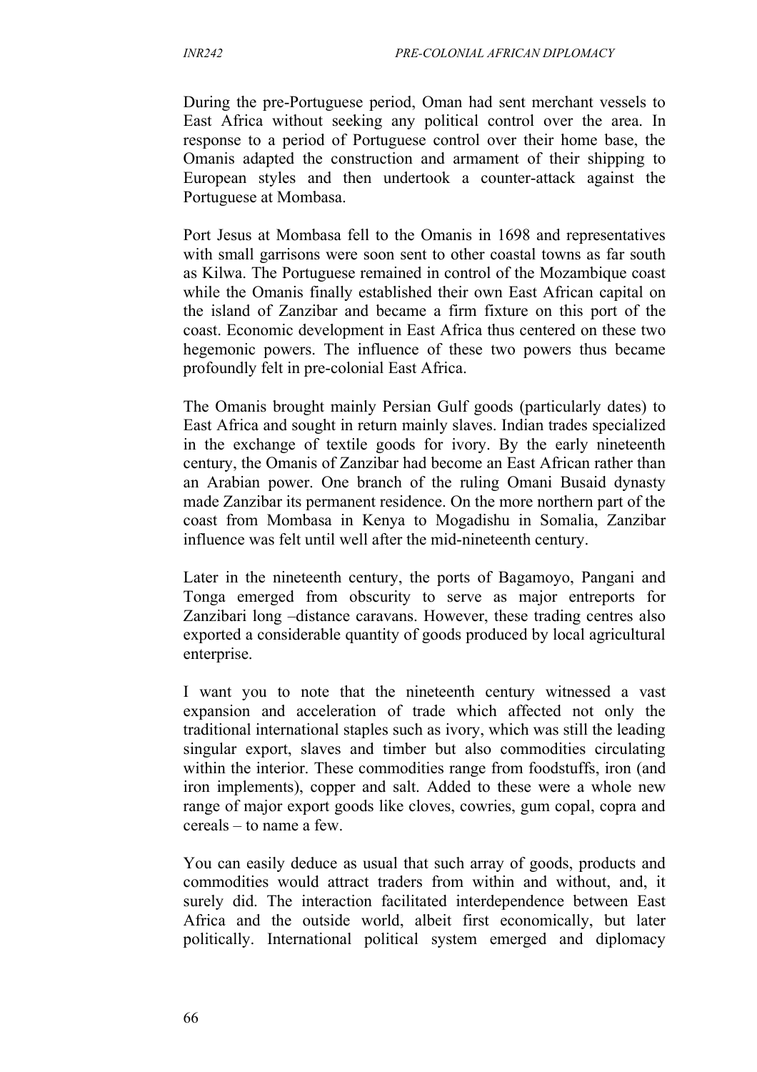During the pre-Portuguese period, Oman had sent merchant vessels to East Africa without seeking any political control over the area. In response to a period of Portuguese control over their home base, the Omanis adapted the construction and armament of their shipping to European styles and then undertook a counter-attack against the Portuguese at Mombasa.

Port Jesus at Mombasa fell to the Omanis in 1698 and representatives with small garrisons were soon sent to other coastal towns as far south as Kilwa. The Portuguese remained in control of the Mozambique coast while the Omanis finally established their own East African capital on the island of Zanzibar and became a firm fixture on this port of the coast. Economic development in East Africa thus centered on these two hegemonic powers. The influence of these two powers thus became profoundly felt in pre-colonial East Africa.

The Omanis brought mainly Persian Gulf goods (particularly dates) to East Africa and sought in return mainly slaves. Indian trades specialized in the exchange of textile goods for ivory. By the early nineteenth century, the Omanis of Zanzibar had become an East African rather than an Arabian power. One branch of the ruling Omani Busaid dynasty made Zanzibar its permanent residence. On the more northern part of the coast from Mombasa in Kenya to Mogadishu in Somalia, Zanzibar influence was felt until well after the mid-nineteenth century.

Later in the nineteenth century, the ports of Bagamoyo, Pangani and Tonga emerged from obscurity to serve as major entreports for Zanzibari long –distance caravans. However, these trading centres also exported a considerable quantity of goods produced by local agricultural enterprise.

I want you to note that the nineteenth century witnessed a vast expansion and acceleration of trade which affected not only the traditional international staples such as ivory, which was still the leading singular export, slaves and timber but also commodities circulating within the interior. These commodities range from foodstuffs, iron (and iron implements), copper and salt. Added to these were a whole new range of major export goods like cloves, cowries, gum copal, copra and cereals – to name a few.

You can easily deduce as usual that such array of goods, products and commodities would attract traders from within and without, and, it surely did. The interaction facilitated interdependence between East Africa and the outside world, albeit first economically, but later politically. International political system emerged and diplomacy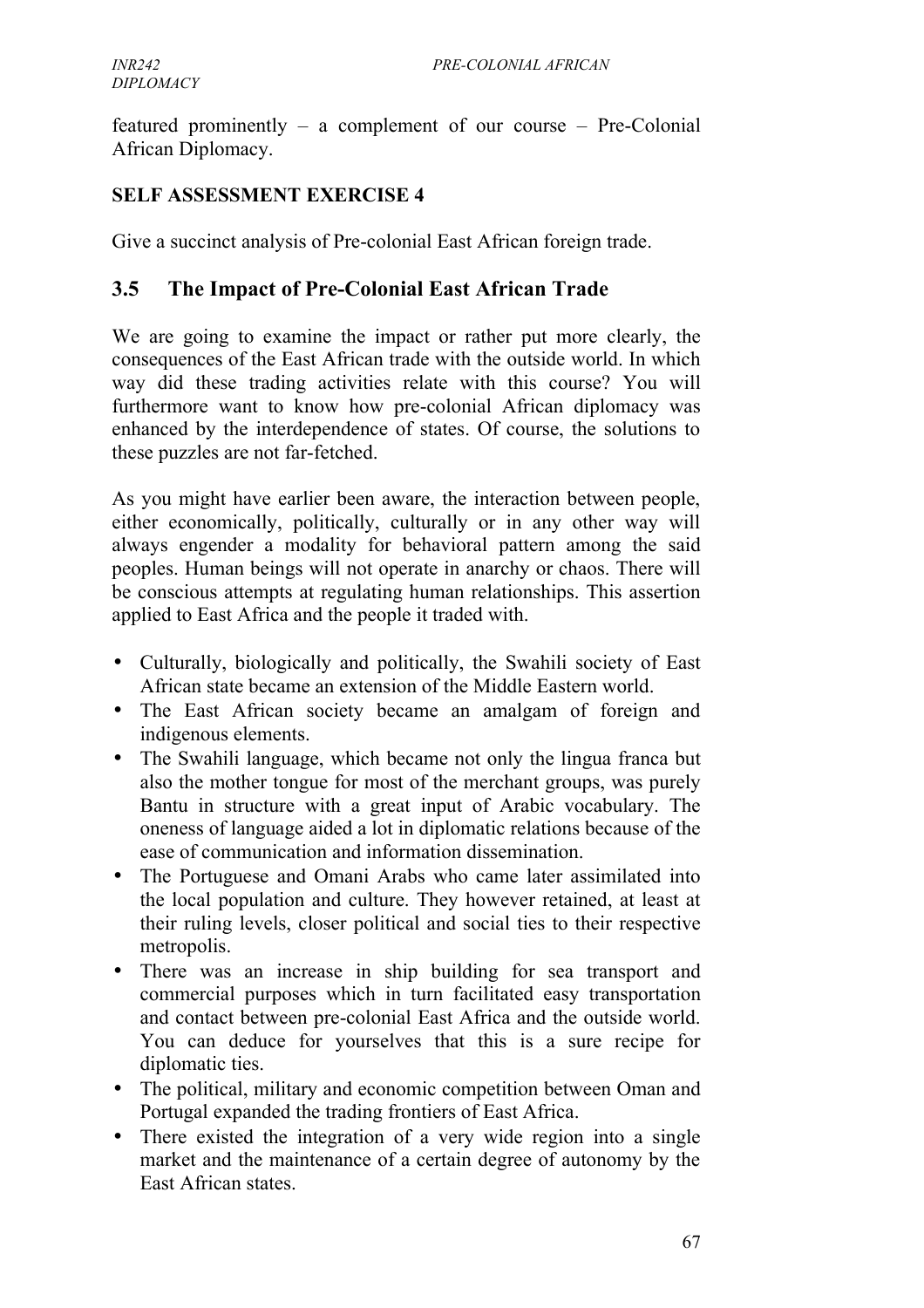featured prominently – a complement of our course – Pre-Colonial African Diplomacy.

**SELF ASSESSMENT EXERCISE 4**

Give a succinct analysis of Pre-colonial East African foreign trade.

## 3.5 The Impact of Pre-Colonial East African Trade

We are going to examine the impact or rather put more clearly, the consequences of the East African trade with the outside world. In which way did these trading activities relate with this course? You will furthermore want to know how pre-colonial African diplomacy was enhanced by the interdependence of states. Of course, the solutions to these puzzles are not far-fetched.

As you might have earlier been aware, the interaction between people, either economically, politically, culturally or in any other way will always engender a modality for behavioral pattern among the said peoples. Human beings will not operate in anarchy or chaos. There will be conscious attempts at regulating human relationships. This assertion applied to East Africa and the people it traded with.

- Culturally, biologically and politically, the Swahili society of East African state became an extension of the Middle Eastern world.
- The East African society became an amalgam of foreign and indigenous elements.
- The Swahili language, which became not only the lingua franca but also the mother tongue for most of the merchant groups, was purely Bantu in structure with a great input of Arabic vocabulary. The oneness of language aided a lot in diplomatic relations because of the ease of communication and information dissemination.
- The Portuguese and Omani Arabs who came later assimilated into the local population and culture. They however retained, at least at their ruling levels, closer political and social ties to their respective metropolis.
- There was an increase in ship building for sea transport and commercial purposes which in turn facilitated easy transportation and contact between pre-colonial East Africa and the outside world. You can deduce for yourselves that this is a sure recipe for diplomatic ties.
- The political, military and economic competition between Oman and Portugal expanded the trading frontiers of East Africa.
- There existed the integration of a very wide region into a single market and the maintenance of a certain degree of autonomy by the East African states.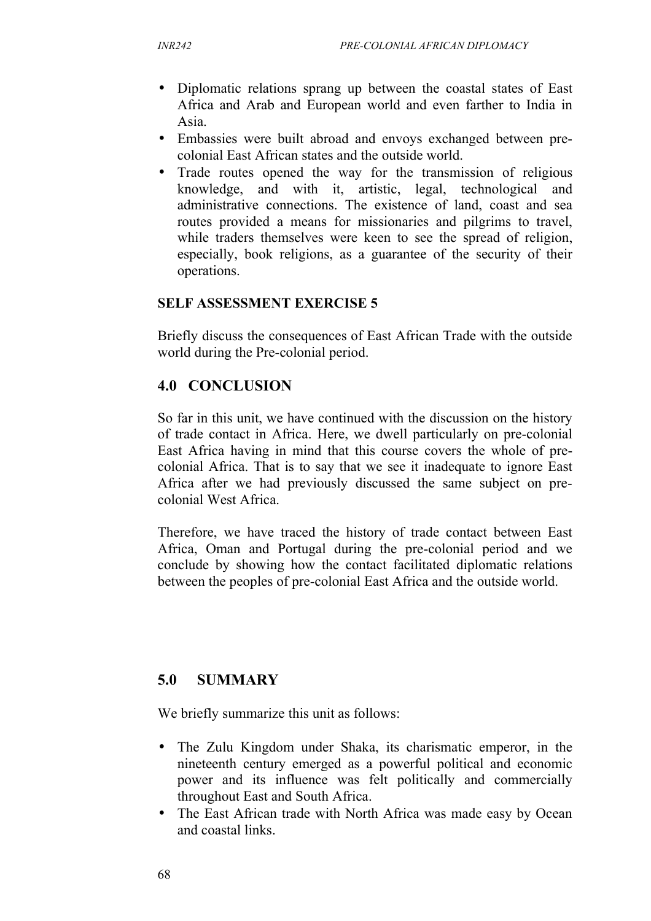- Diplomatic relations sprang up between the coastal states of East Africa and Arab and European world and even farther to India in Asia.
- Embassies were built abroad and envoys exchanged between pre-colonial East African states and the outside world.
- Trade routes opened the way for the transmission of religious knowledge, and with it, artistic, legal, technological and administrative connections. The existence of land, coast and sea routes provided a means for missionaries and pilgrims to travel, while traders themselves were keen to see the spread of religion, especially, book religions, as a guarantee of the security of their operations.

**SELF ASSESSMENT EXERCISE 5**

Briefly discuss the consequences of East African Trade with the outside world during the Pre-colonial period.

## 4.0 CONCLUSION

So far in this unit, we have continued with the discussion on the history of trade contact in Africa. Here, we dwell particularly on pre-colonial East Africa having in mind that this course covers the whole of pre-colonial Africa. That is to say that we see it inadequate to ignore East Africa after we had previously discussed the same subject on pre-colonial West Africa.

Therefore, we have traced the history of trade contact between East Africa, Oman and Portugal during the pre-colonial period and we conclude by showing how the contact facilitated diplomatic relations between the peoples of pre-colonial East Africa and the outside world.

## 5.0 SUMMARY

We briefly summarize this unit as follows:

- The Zulu Kingdom under Shaka, its charismatic emperor, in the nineteenth century emerged as a powerful political and economic power and its influence was felt politically and commercially throughout East and South Africa.
- The East African trade with North Africa was made easy by Ocean and coastal links.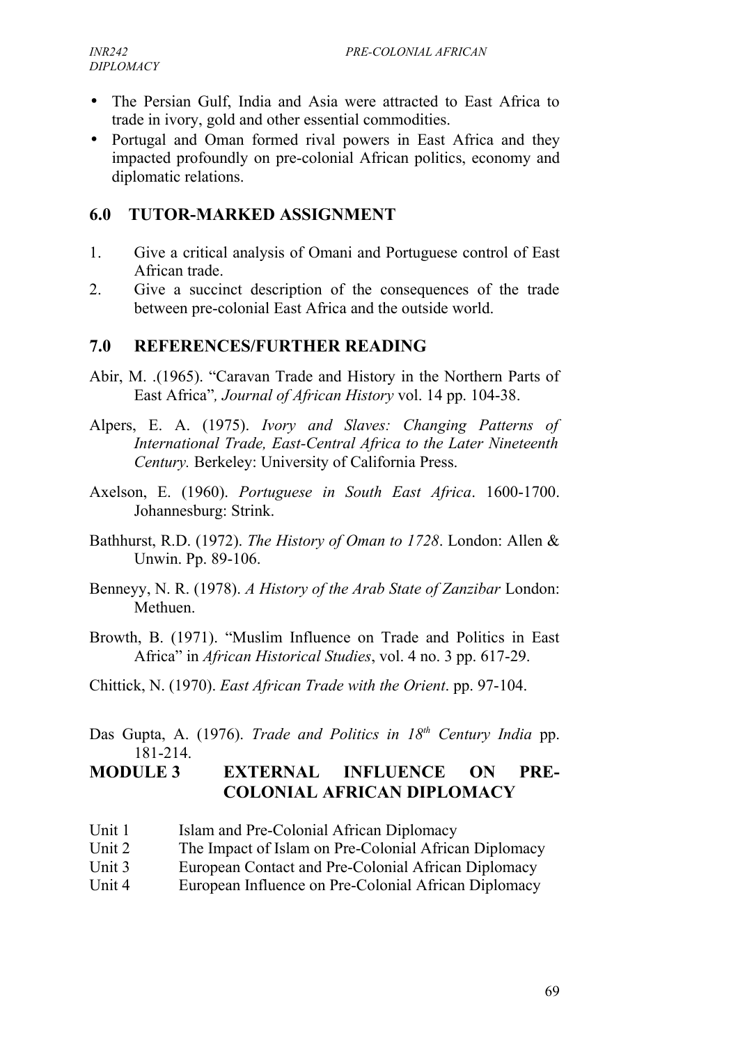- The Persian Gulf, India and Asia were attracted to East Africa to trade in ivory, gold and other essential commodities.
- Portugal and Oman formed rival powers in East Africa and they impacted profoundly on pre-colonial African politics, economy and diplomatic relations.

## 6.0 TUTOR-MARKED ASSIGNMENT

1. Give a critical analysis of Omani and Portuguese control of East African trade.
2. Give a succinct description of the consequences of the trade between pre-colonial East Africa and the outside world.

## 7.0 REFERENCES/FURTHER READING

Abir, M. .(1965). "Caravan Trade and History in the Northern Parts of East Africa"*, Journal of African History* vol. 14 pp. 104-38.

Alpers, E. A. (1975). *Ivory and Slaves: Changing Patterns of International Trade, East-Central Africa to the Later Nineteenth Century.* Berkeley: University of California Press.

Axelson, E. (1960). *Portuguese in South East Africa*. 1600-1700. Johannesburg: Strink.

Bathhurst, R.D. (1972). *The History of Oman to 1728*. London: Allen & Unwin. Pp. 89-106.

Benneyy, N. R. (1978). *A History of the Arab State of Zanzibar* London: Methuen.

Browth, B. (1971). "Muslim Influence on Trade and Politics in East Africa" in *African Historical Studies*, vol. 4 no. 3 pp. 617-29.

Chittick, N. (1970). *East African Trade with the Orient*. pp. 97-104.

Das Gupta, A. (1976). *Trade and Politics in 18th Century India* pp. 181-214.

# MODULE 3 EXTERNAL INFLUENCE ON PRE-COLONIAL AFRICAN DIPLOMACY

Unit 1 Islam and Pre-Colonial African Diplomacy
Unit 2 The Impact of Islam on Pre-Colonial African Diplomacy
Unit 3 European Contact and Pre-Colonial African Diplomacy
Unit 4 European Influence on Pre-Colonial African Diplomacy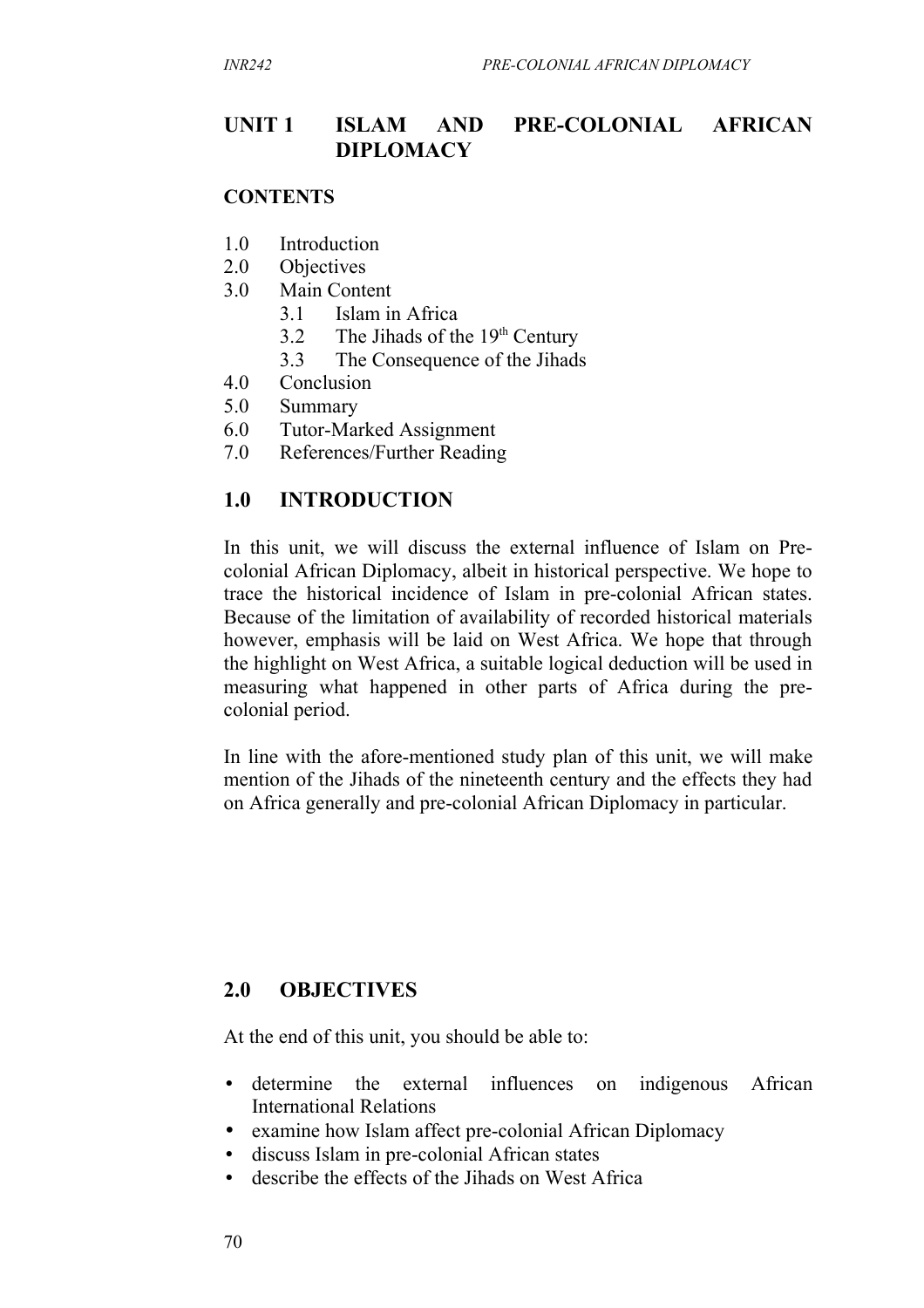# UNIT 1 ISLAM AND PRE-COLONIAL AFRICAN DIPLOMACY

**CONTENTS**

1.0 Introduction
2.0 Objectives
3.0 Main Content
  3.1 Islam in Africa
  3.2 The Jihads of the 19th Century
  3.3 The Consequence of the Jihads
4.0 Conclusion
5.0 Summary
6.0 Tutor-Marked Assignment
7.0 References/Further Reading

## 1.0 INTRODUCTION

In this unit, we will discuss the external influence of Islam on Pre-colonial African Diplomacy, albeit in historical perspective. We hope to trace the historical incidence of Islam in pre-colonial African states. Because of the limitation of availability of recorded historical materials however, emphasis will be laid on West Africa. We hope that through the highlight on West Africa, a suitable logical deduction will be used in measuring what happened in other parts of Africa during the pre-colonial period.

In line with the afore-mentioned study plan of this unit, we will make mention of the Jihads of the nineteenth century and the effects they had on Africa generally and pre-colonial African Diplomacy in particular.

## 2.0 OBJECTIVES

At the end of this unit, you should be able to:

- determine the external influences on indigenous African International Relations
- examine how Islam affect pre-colonial African Diplomacy
- discuss Islam in pre-colonial African states
- describe the effects of the Jihads on West Africa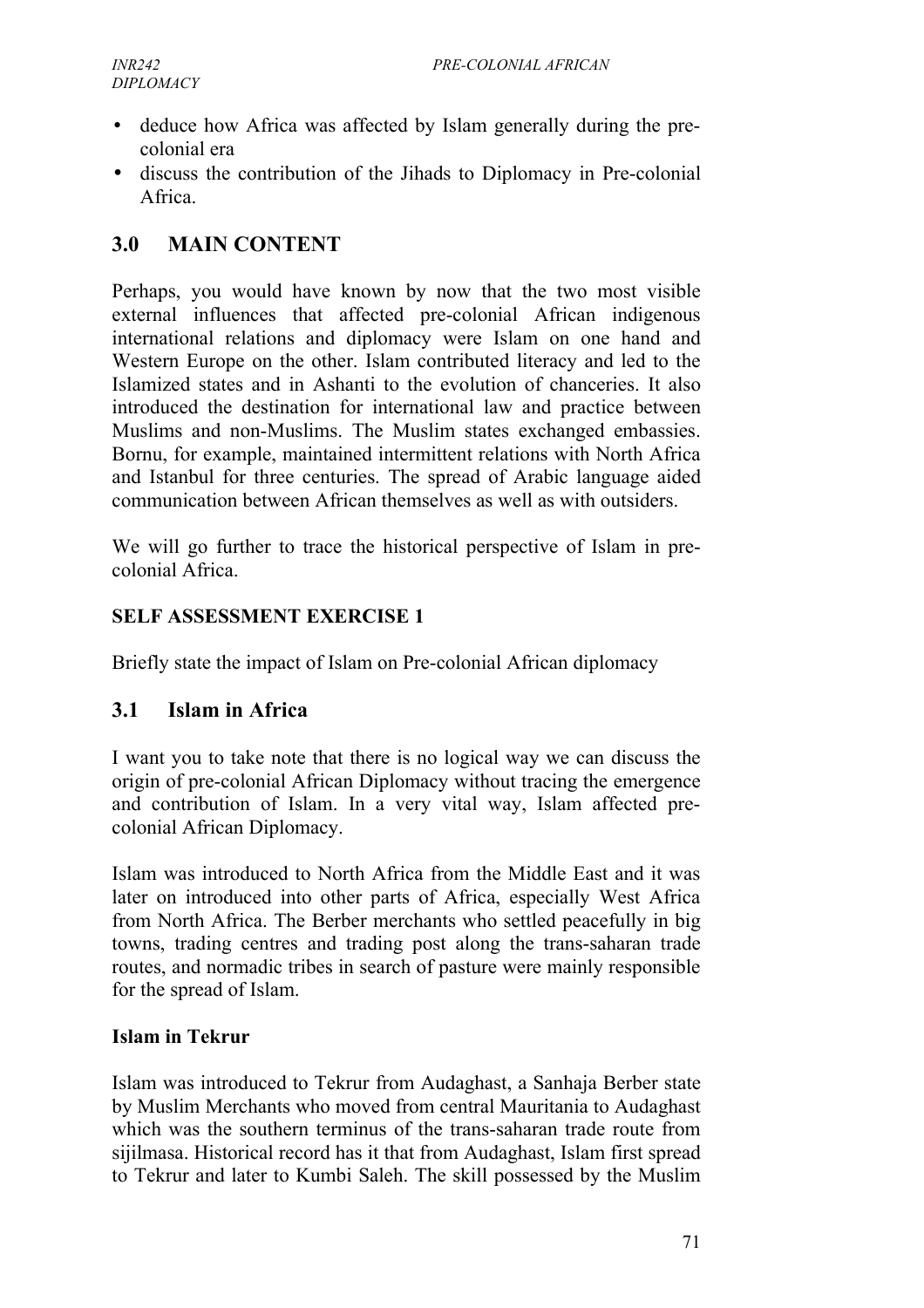- deduce how Africa was affected by Islam generally during the pre-colonial era
- discuss the contribution of the Jihads to Diplomacy in Pre-colonial Africa.

## 3.0 MAIN CONTENT

Perhaps, you would have known by now that the two most visible external influences that affected pre-colonial African indigenous international relations and diplomacy were Islam on one hand and Western Europe on the other. Islam contributed literacy and led to the Islamized states and in Ashanti to the evolution of chanceries. It also introduced the destination for international law and practice between Muslims and non-Muslims. The Muslim states exchanged embassies. Bornu, for example, maintained intermittent relations with North Africa and Istanbul for three centuries. The spread of Arabic language aided communication between African themselves as well as with outsiders.

We will go further to trace the historical perspective of Islam in pre-colonial Africa.

**SELF ASSESSMENT EXERCISE 1**

Briefly state the impact of Islam on Pre-colonial African diplomacy

## 3.1 Islam in Africa

I want you to take note that there is no logical way we can discuss the origin of pre-colonial African Diplomacy without tracing the emergence and contribution of Islam. In a very vital way, Islam affected pre-colonial African Diplomacy.

Islam was introduced to North Africa from the Middle East and it was later on introduced into other parts of Africa, especially West Africa from North Africa. The Berber merchants who settled peacefully in big towns, trading centres and trading post along the trans-saharan trade routes, and normadic tribes in search of pasture were mainly responsible for the spread of Islam.

**Islam in Tekrur**

Islam was introduced to Tekrur from Audaghast, a Sanhaja Berber state by Muslim Merchants who moved from central Mauritania to Audaghast which was the southern terminus of the trans-saharan trade route from sijilmasa. Historical record has it that from Audaghast, Islam first spread to Tekrur and later to Kumbi Saleh. The skill possessed by the Muslim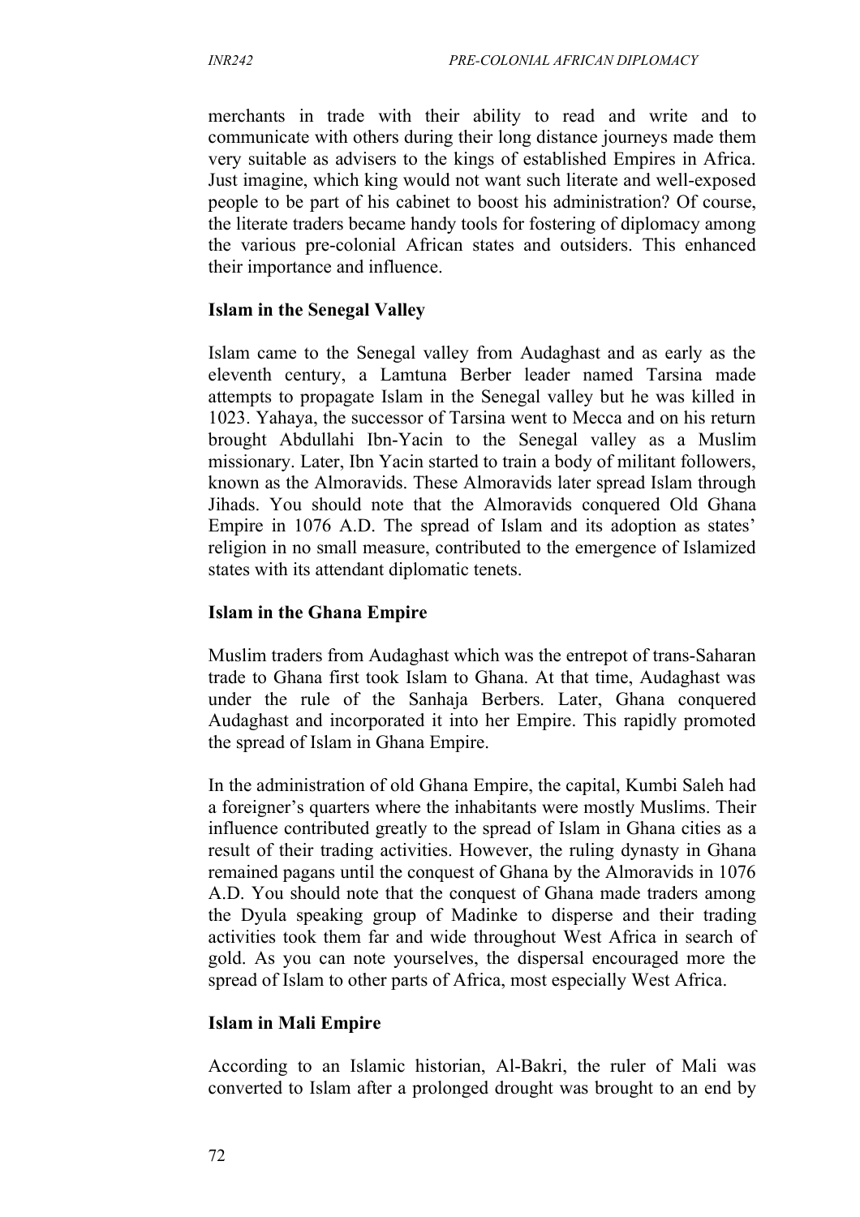merchants in trade with their ability to read and write and to communicate with others during their long distance journeys made them very suitable as advisers to the kings of established Empires in Africa. Just imagine, which king would not want such literate and well-exposed people to be part of his cabinet to boost his administration? Of course, the literate traders became handy tools for fostering of diplomacy among the various pre-colonial African states and outsiders. This enhanced their importance and influence.

**Islam in the Senegal Valley**

Islam came to the Senegal valley from Audaghast and as early as the eleventh century, a Lamtuna Berber leader named Tarsina made attempts to propagate Islam in the Senegal valley but he was killed in 1023. Yahaya, the successor of Tarsina went to Mecca and on his return brought Abdullahi Ibn-Yacin to the Senegal valley as a Muslim missionary. Later, Ibn Yacin started to train a body of militant followers, known as the Almoravids. These Almoravids later spread Islam through Jihads. You should note that the Almoravids conquered Old Ghana Empire in 1076 A.D. The spread of Islam and its adoption as states' religion in no small measure, contributed to the emergence of Islamized states with its attendant diplomatic tenets.

**Islam in the Ghana Empire**

Muslim traders from Audaghast which was the entrepot of trans-Saharan trade to Ghana first took Islam to Ghana. At that time, Audaghast was under the rule of the Sanhaja Berbers. Later, Ghana conquered Audaghast and incorporated it into her Empire. This rapidly promoted the spread of Islam in Ghana Empire.

In the administration of old Ghana Empire, the capital, Kumbi Saleh had a foreigner's quarters where the inhabitants were mostly Muslims. Their influence contributed greatly to the spread of Islam in Ghana cities as a result of their trading activities. However, the ruling dynasty in Ghana remained pagans until the conquest of Ghana by the Almoravids in 1076 A.D. You should note that the conquest of Ghana made traders among the Dyula speaking group of Madinke to disperse and their trading activities took them far and wide throughout West Africa in search of gold. As you can note yourselves, the dispersal encouraged more the spread of Islam to other parts of Africa, most especially West Africa.

**Islam in Mali Empire**

According to an Islamic historian, Al-Bakri, the ruler of Mali was converted to Islam after a prolonged drought was brought to an end by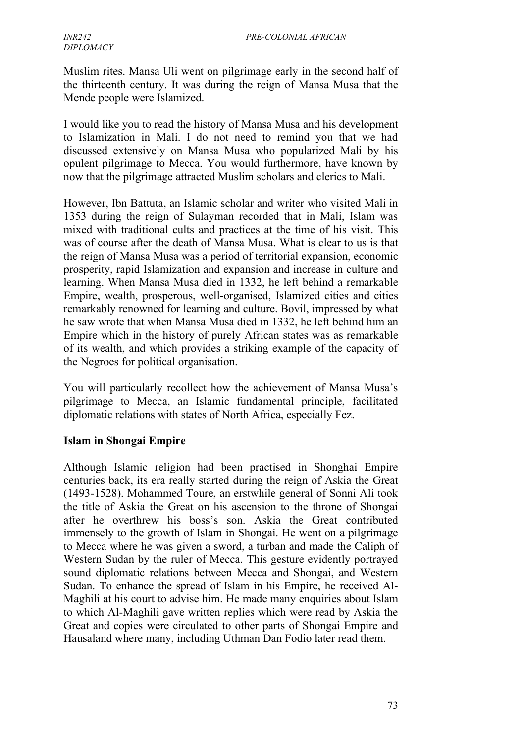Muslim rites. Mansa Uli went on pilgrimage early in the second half of the thirteenth century. It was during the reign of Mansa Musa that the Mende people were Islamized.

I would like you to read the history of Mansa Musa and his development to Islamization in Mali. I do not need to remind you that we had discussed extensively on Mansa Musa who popularized Mali by his opulent pilgrimage to Mecca. You would furthermore, have known by now that the pilgrimage attracted Muslim scholars and clerics to Mali.

However, Ibn Battuta, an Islamic scholar and writer who visited Mali in 1353 during the reign of Sulayman recorded that in Mali, Islam was mixed with traditional cults and practices at the time of his visit. This was of course after the death of Mansa Musa. What is clear to us is that the reign of Mansa Musa was a period of territorial expansion, economic prosperity, rapid Islamization and expansion and increase in culture and learning. When Mansa Musa died in 1332, he left behind a remarkable Empire, wealth, prosperous, well-organised, Islamized cities and cities remarkably renowned for learning and culture. Bovil, impressed by what he saw wrote that when Mansa Musa died in 1332, he left behind him an Empire which in the history of purely African states was as remarkable of its wealth, and which provides a striking example of the capacity of the Negroes for political organisation.

You will particularly recollect how the achievement of Mansa Musa's pilgrimage to Mecca, an Islamic fundamental principle, facilitated diplomatic relations with states of North Africa, especially Fez.

**Islam in Shongai Empire**

Although Islamic religion had been practised in Shonghai Empire centuries back, its era really started during the reign of Askia the Great (1493-1528). Mohammed Toure, an erstwhile general of Sonni Ali took the title of Askia the Great on his ascension to the throne of Shongai after he overthrew his boss's son. Askia the Great contributed immensely to the growth of Islam in Shongai. He went on a pilgrimage to Mecca where he was given a sword, a turban and made the Caliph of Western Sudan by the ruler of Mecca. This gesture evidently portrayed sound diplomatic relations between Mecca and Shongai, and Western Sudan. To enhance the spread of Islam in his Empire, he received Al-Maghili at his court to advise him. He made many enquiries about Islam to which Al-Maghili gave written replies which were read by Askia the Great and copies were circulated to other parts of Shongai Empire and Hausaland where many, including Uthman Dan Fodio later read them.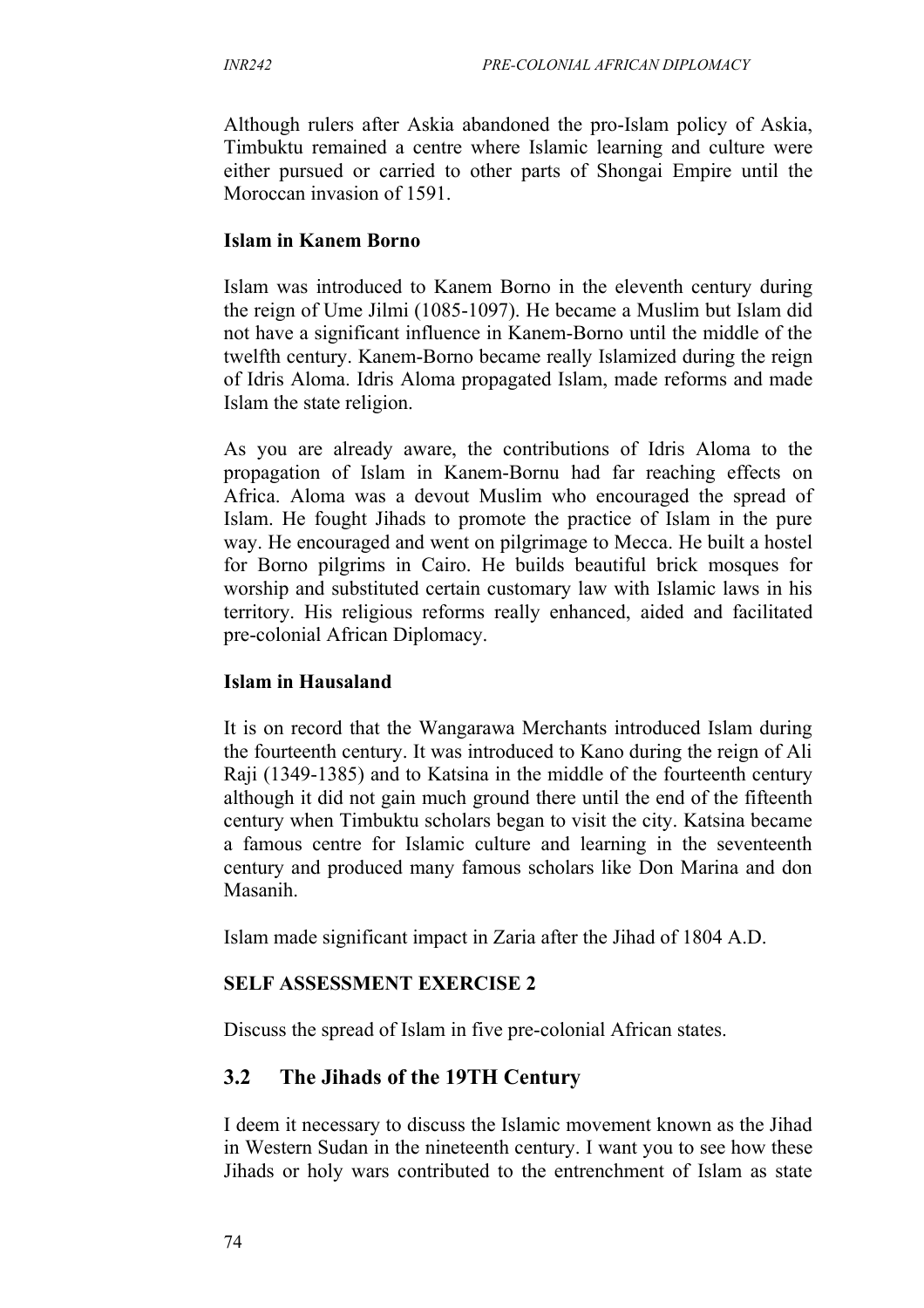Although rulers after Askia abandoned the pro-Islam policy of Askia, Timbuktu remained a centre where Islamic learning and culture were either pursued or carried to other parts of Shongai Empire until the Moroccan invasion of 1591.

**Islam in Kanem Borno**

Islam was introduced to Kanem Borno in the eleventh century during the reign of Ume Jilmi (1085-1097). He became a Muslim but Islam did not have a significant influence in Kanem-Borno until the middle of the twelfth century. Kanem-Borno became really Islamized during the reign of Idris Aloma. Idris Aloma propagated Islam, made reforms and made Islam the state religion.

As you are already aware, the contributions of Idris Aloma to the propagation of Islam in Kanem-Bornu had far reaching effects on Africa. Aloma was a devout Muslim who encouraged the spread of Islam. He fought Jihads to promote the practice of Islam in the pure way. He encouraged and went on pilgrimage to Mecca. He built a hostel for Borno pilgrims in Cairo. He builds beautiful brick mosques for worship and substituted certain customary law with Islamic laws in his territory. His religious reforms really enhanced, aided and facilitated pre-colonial African Diplomacy.

**Islam in Hausaland**

It is on record that the Wangarawa Merchants introduced Islam during the fourteenth century. It was introduced to Kano during the reign of Ali Raji (1349-1385) and to Katsina in the middle of the fourteenth century although it did not gain much ground there until the end of the fifteenth century when Timbuktu scholars began to visit the city. Katsina became a famous centre for Islamic culture and learning in the seventeenth century and produced many famous scholars like Don Marina and don Masanih.

Islam made significant impact in Zaria after the Jihad of 1804 A.D.

**SELF ASSESSMENT EXERCISE 2**

Discuss the spread of Islam in five pre-colonial African states.

## 3.2 The Jihads of the 19TH Century

I deem it necessary to discuss the Islamic movement known as the Jihad in Western Sudan in the nineteenth century. I want you to see how these Jihads or holy wars contributed to the entrenchment of Islam as state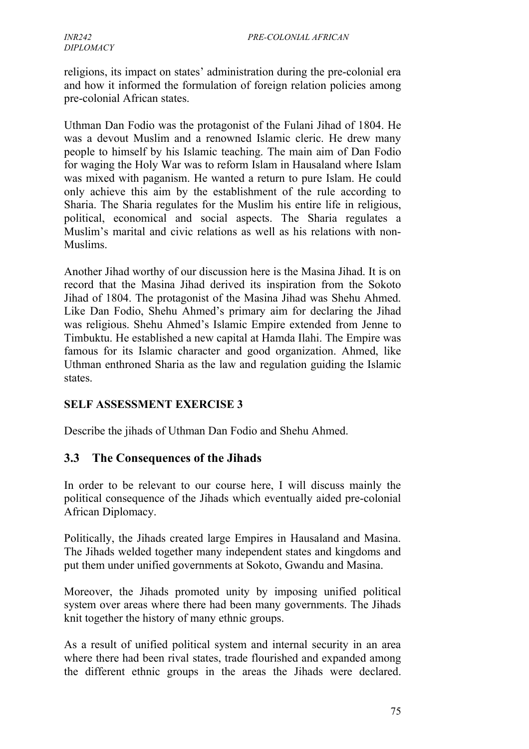religions, its impact on states' administration during the pre-colonial era and how it informed the formulation of foreign relation policies among pre-colonial African states.

Uthman Dan Fodio was the protagonist of the Fulani Jihad of 1804. He was a devout Muslim and a renowned Islamic cleric. He drew many people to himself by his Islamic teaching. The main aim of Dan Fodio for waging the Holy War was to reform Islam in Hausaland where Islam was mixed with paganism. He wanted a return to pure Islam. He could only achieve this aim by the establishment of the rule according to Sharia. The Sharia regulates for the Muslim his entire life in religious, political, economical and social aspects. The Sharia regulates a Muslim's marital and civic relations as well as his relations with non-Muslims.

Another Jihad worthy of our discussion here is the Masina Jihad. It is on record that the Masina Jihad derived its inspiration from the Sokoto Jihad of 1804. The protagonist of the Masina Jihad was Shehu Ahmed. Like Dan Fodio, Shehu Ahmed's primary aim for declaring the Jihad was religious. Shehu Ahmed's Islamic Empire extended from Jenne to Timbuktu. He established a new capital at Hamda Ilahi. The Empire was famous for its Islamic character and good organization. Ahmed, like Uthman enthroned Sharia as the law and regulation guiding the Islamic states.

**SELF ASSESSMENT EXERCISE 3**

Describe the jihads of Uthman Dan Fodio and Shehu Ahmed.

## 3.3 The Consequences of the Jihads

In order to be relevant to our course here, I will discuss mainly the political consequence of the Jihads which eventually aided pre-colonial African Diplomacy.

Politically, the Jihads created large Empires in Hausaland and Masina. The Jihads welded together many independent states and kingdoms and put them under unified governments at Sokoto, Gwandu and Masina.

Moreover, the Jihads promoted unity by imposing unified political system over areas where there had been many governments. The Jihads knit together the history of many ethnic groups.

As a result of unified political system and internal security in an area where there had been rival states, trade flourished and expanded among the different ethnic groups in the areas the Jihads were declared.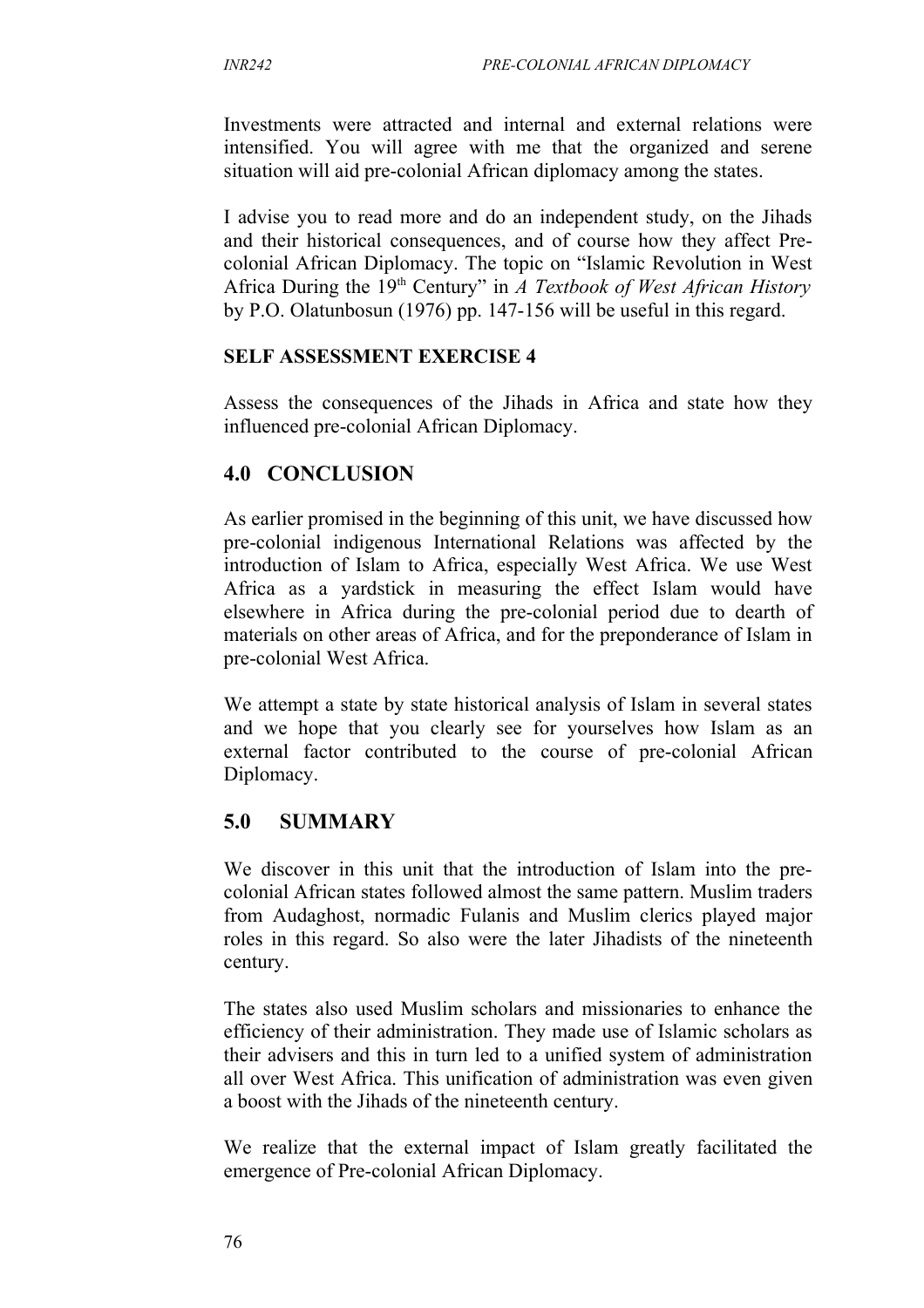Investments were attracted and internal and external relations were intensified. You will agree with me that the organized and serene situation will aid pre-colonial African diplomacy among the states.

I advise you to read more and do an independent study, on the Jihads and their historical consequences, and of course how they affect Pre-colonial African Diplomacy. The topic on "Islamic Revolution in West Africa During the 19th Century" in *A Textbook of West African History* by P.O. Olatunbosun (1976) pp. 147-156 will be useful in this regard.

**SELF ASSESSMENT EXERCISE 4**

Assess the consequences of the Jihads in Africa and state how they influenced pre-colonial African Diplomacy.

## 4.0 CONCLUSION

As earlier promised in the beginning of this unit, we have discussed how pre-colonial indigenous International Relations was affected by the introduction of Islam to Africa, especially West Africa. We use West Africa as a yardstick in measuring the effect Islam would have elsewhere in Africa during the pre-colonial period due to dearth of materials on other areas of Africa, and for the preponderance of Islam in pre-colonial West Africa.

We attempt a state by state historical analysis of Islam in several states and we hope that you clearly see for yourselves how Islam as an external factor contributed to the course of pre-colonial African Diplomacy.

## 5.0 SUMMARY

We discover in this unit that the introduction of Islam into the pre-colonial African states followed almost the same pattern. Muslim traders from Audaghost, normadic Fulanis and Muslim clerics played major roles in this regard. So also were the later Jihadists of the nineteenth century.

The states also used Muslim scholars and missionaries to enhance the efficiency of their administration. They made use of Islamic scholars as their advisers and this in turn led to a unified system of administration all over West Africa. This unification of administration was even given a boost with the Jihads of the nineteenth century.

We realize that the external impact of Islam greatly facilitated the emergence of Pre-colonial African Diplomacy.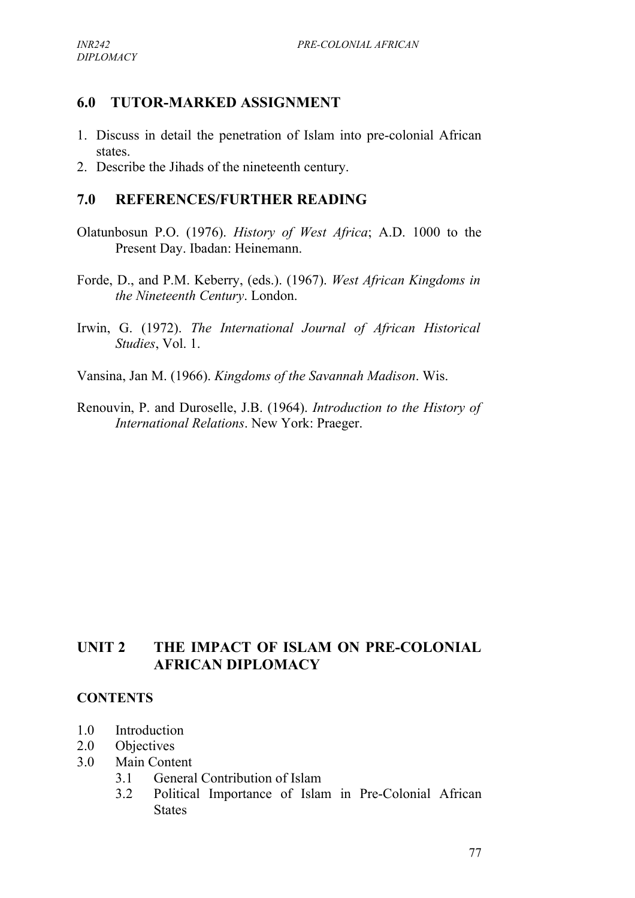## 6.0 TUTOR-MARKED ASSIGNMENT

1. Discuss in detail the penetration of Islam into pre-colonial African states.
2. Describe the Jihads of the nineteenth century.

## 7.0 REFERENCES/FURTHER READING

Olatunbosun P.O. (1976). *History of West Africa*; A.D. 1000 to the Present Day. Ibadan: Heinemann.

Forde, D., and P.M. Keberry, (eds.). (1967). *West African Kingdoms in the Nineteenth Century*. London.

Irwin, G. (1972). *The International Journal of African Historical Studies*, Vol. 1.

Vansina, Jan M. (1966). *Kingdoms of the Savannah Madison*. Wis.

Renouvin, P. and Duroselle, J.B. (1964). *Introduction to the History of International Relations*. New York: Praeger.

# UNIT 2 THE IMPACT OF ISLAM ON PRE-COLONIAL AFRICAN DIPLOMACY

**CONTENTS**

1.0 Introduction
2.0 Objectives
3.0 Main Content
 3.1 General Contribution of Islam
 3.2 Political Importance of Islam in Pre-Colonial African States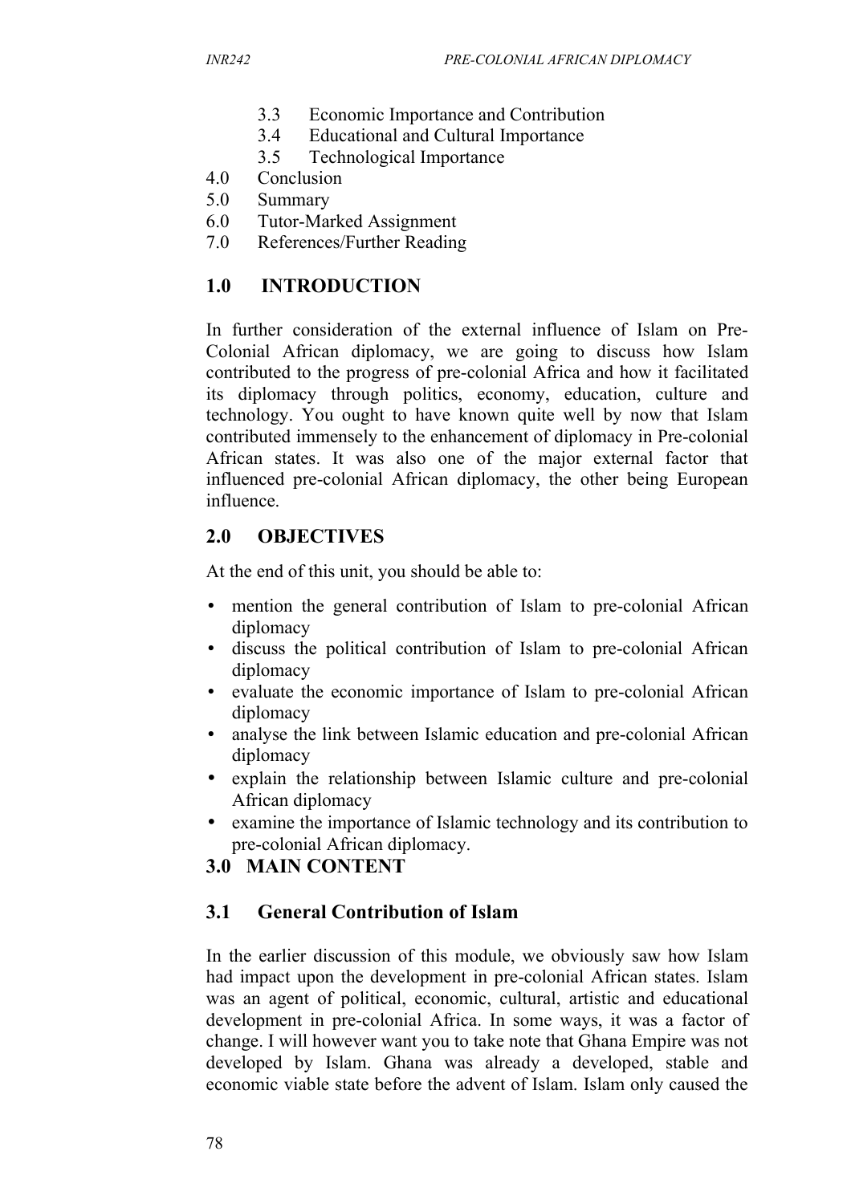3.3 Economic Importance and Contribution
3.4 Educational and Cultural Importance
3.5 Technological Importance

4.0 Conclusion
5.0 Summary
6.0 Tutor-Marked Assignment
7.0 References/Further Reading

## 1.0 INTRODUCTION

In further consideration of the external influence of Islam on Pre-Colonial African diplomacy, we are going to discuss how Islam contributed to the progress of pre-colonial Africa and how it facilitated its diplomacy through politics, economy, education, culture and technology. You ought to have known quite well by now that Islam contributed immensely to the enhancement of diplomacy in Pre-colonial African states. It was also one of the major external factor that influenced pre-colonial African diplomacy, the other being European influence.

## 2.0 OBJECTIVES

At the end of this unit, you should be able to:

- mention the general contribution of Islam to pre-colonial African diplomacy
- discuss the political contribution of Islam to pre-colonial African diplomacy
- evaluate the economic importance of Islam to pre-colonial African diplomacy
- analyse the link between Islamic education and pre-colonial African diplomacy
- explain the relationship between Islamic culture and pre-colonial African diplomacy
- examine the importance of Islamic technology and its contribution to pre-colonial African diplomacy.

## 3.0 MAIN CONTENT

### 3.1 General Contribution of Islam

In the earlier discussion of this module, we obviously saw how Islam had impact upon the development in pre-colonial African states. Islam was an agent of political, economic, cultural, artistic and educational development in pre-colonial Africa. In some ways, it was a factor of change. I will however want you to take note that Ghana Empire was not developed by Islam. Ghana was already a developed, stable and economic viable state before the advent of Islam. Islam only caused the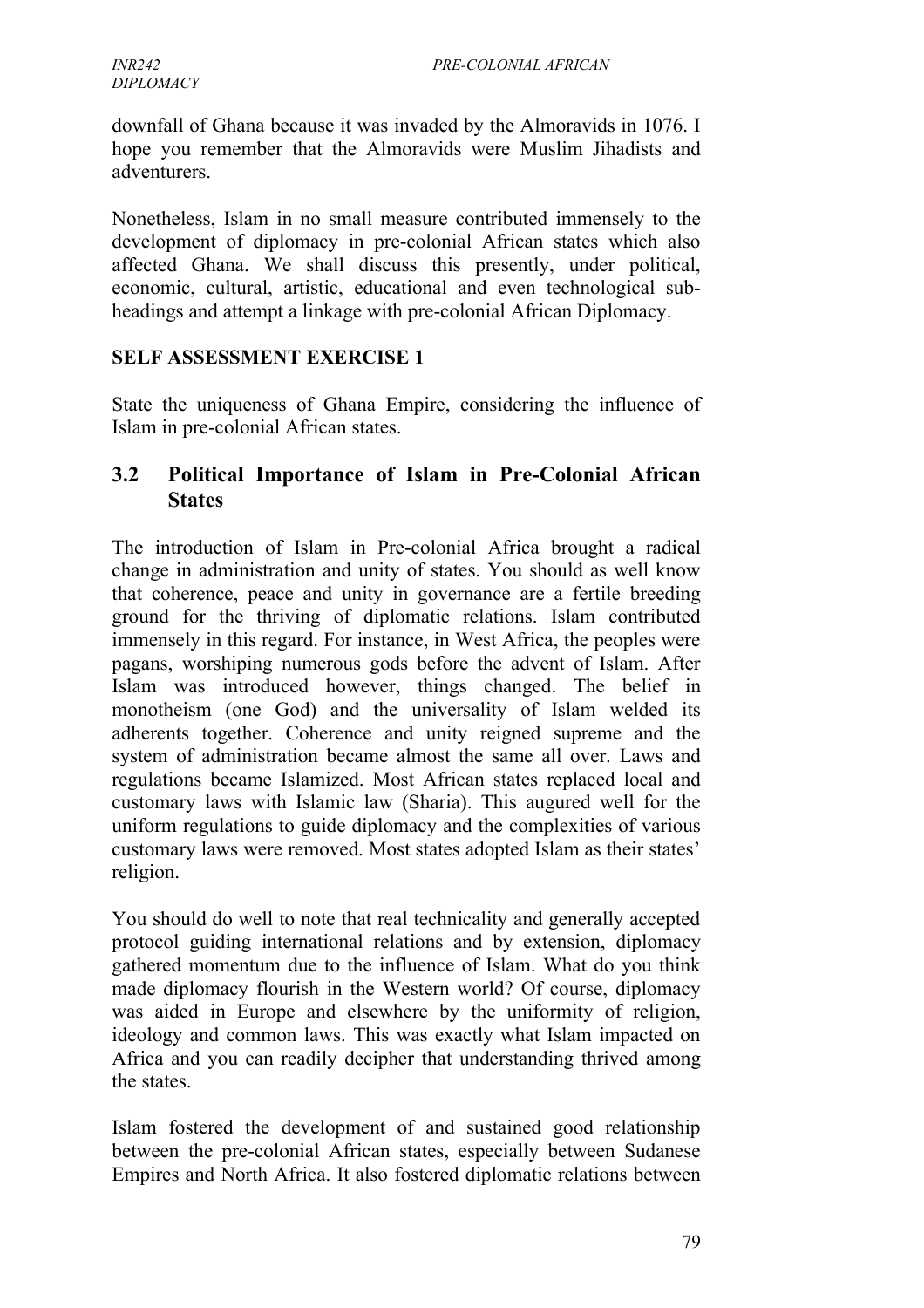downfall of Ghana because it was invaded by the Almoravids in 1076. I hope you remember that the Almoravids were Muslim Jihadists and adventurers.

Nonetheless, Islam in no small measure contributed immensely to the development of diplomacy in pre-colonial African states which also affected Ghana. We shall discuss this presently, under political, economic, cultural, artistic, educational and even technological sub-headings and attempt a linkage with pre-colonial African Diplomacy.

**SELF ASSESSMENT EXERCISE 1**

State the uniqueness of Ghana Empire, considering the influence of Islam in pre-colonial African states.

## 3.2 Political Importance of Islam in Pre-Colonial African States

The introduction of Islam in Pre-colonial Africa brought a radical change in administration and unity of states. You should as well know that coherence, peace and unity in governance are a fertile breeding ground for the thriving of diplomatic relations. Islam contributed immensely in this regard. For instance, in West Africa, the peoples were pagans, worshiping numerous gods before the advent of Islam. After Islam was introduced however, things changed. The belief in monotheism (one God) and the universality of Islam welded its adherents together. Coherence and unity reigned supreme and the system of administration became almost the same all over. Laws and regulations became Islamized. Most African states replaced local and customary laws with Islamic law (Sharia). This augured well for the uniform regulations to guide diplomacy and the complexities of various customary laws were removed. Most states adopted Islam as their states' religion.

You should do well to note that real technicality and generally accepted protocol guiding international relations and by extension, diplomacy gathered momentum due to the influence of Islam. What do you think made diplomacy flourish in the Western world? Of course, diplomacy was aided in Europe and elsewhere by the uniformity of religion, ideology and common laws. This was exactly what Islam impacted on Africa and you can readily decipher that understanding thrived among the states.

Islam fostered the development of and sustained good relationship between the pre-colonial African states, especially between Sudanese Empires and North Africa. It also fostered diplomatic relations between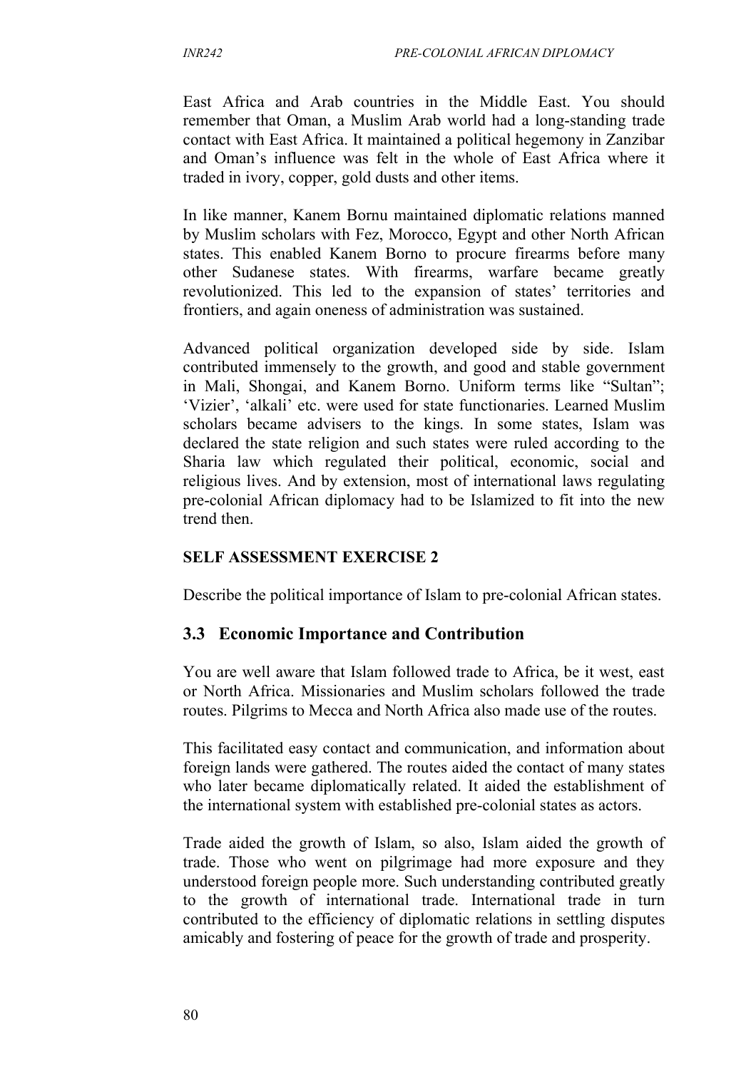East Africa and Arab countries in the Middle East. You should remember that Oman, a Muslim Arab world had a long-standing trade contact with East Africa. It maintained a political hegemony in Zanzibar and Oman's influence was felt in the whole of East Africa where it traded in ivory, copper, gold dusts and other items.

In like manner, Kanem Bornu maintained diplomatic relations manned by Muslim scholars with Fez, Morocco, Egypt and other North African states. This enabled Kanem Borno to procure firearms before many other Sudanese states. With firearms, warfare became greatly revolutionized. This led to the expansion of states' territories and frontiers, and again oneness of administration was sustained.

Advanced political organization developed side by side. Islam contributed immensely to the growth, and good and stable government in Mali, Shongai, and Kanem Borno. Uniform terms like "Sultan"; 'Vizier', 'alkali' etc. were used for state functionaries. Learned Muslim scholars became advisers to the kings. In some states, Islam was declared the state religion and such states were ruled according to the Sharia law which regulated their political, economic, social and religious lives. And by extension, most of international laws regulating pre-colonial African diplomacy had to be Islamized to fit into the new trend then.

**SELF ASSESSMENT EXERCISE 2**

Describe the political importance of Islam to pre-colonial African states.

## 3.3 Economic Importance and Contribution

You are well aware that Islam followed trade to Africa, be it west, east or North Africa. Missionaries and Muslim scholars followed the trade routes. Pilgrims to Mecca and North Africa also made use of the routes.

This facilitated easy contact and communication, and information about foreign lands were gathered. The routes aided the contact of many states who later became diplomatically related. It aided the establishment of the international system with established pre-colonial states as actors.

Trade aided the growth of Islam, so also, Islam aided the growth of trade. Those who went on pilgrimage had more exposure and they understood foreign people more. Such understanding contributed greatly to the growth of international trade. International trade in turn contributed to the efficiency of diplomatic relations in settling disputes amicably and fostering of peace for the growth of trade and prosperity.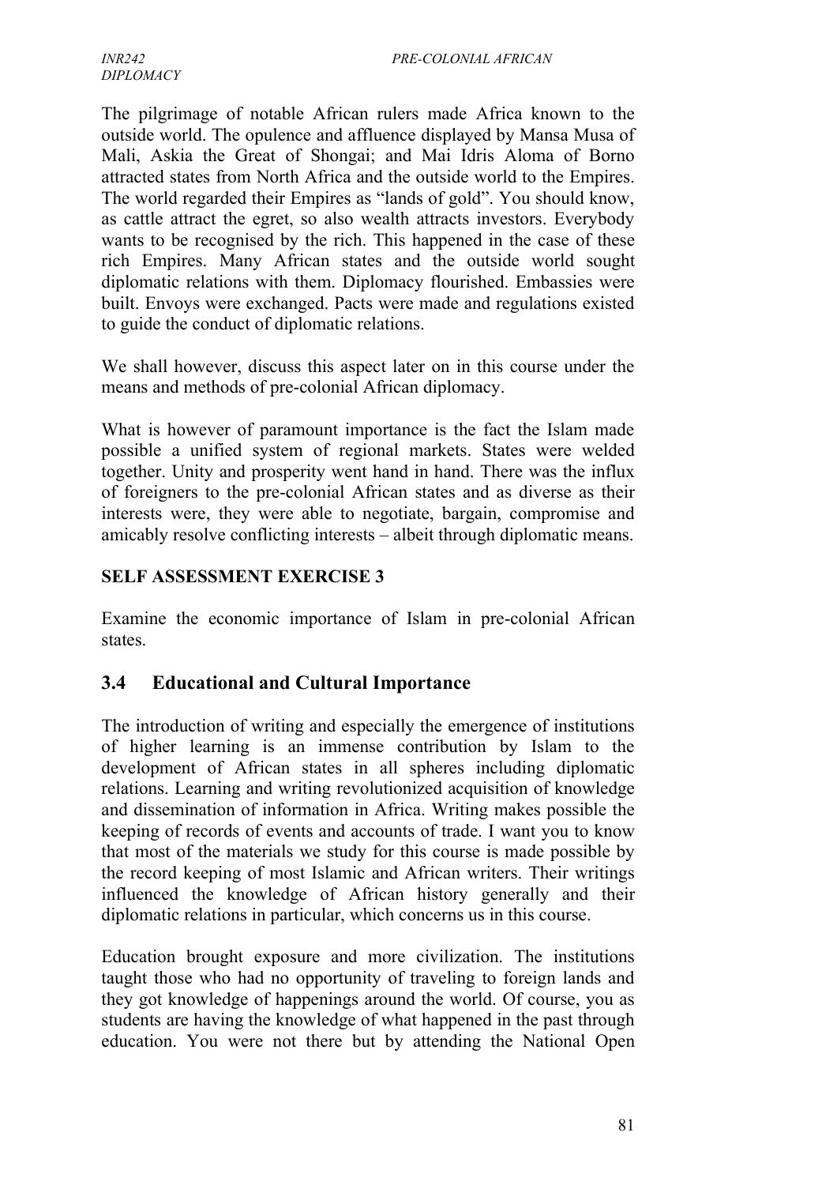The pilgrimage of notable African rulers made Africa known to the outside world. The opulence and affluence displayed by Mansa Musa of Mali, Askia the Great of Shongai; and Mai Idris Aloma of Borno attracted states from North Africa and the outside world to the Empires. The world regarded their Empires as "lands of gold". You should know, as cattle attract the egret, so also wealth attracts investors. Everybody wants to be recognised by the rich. This happened in the case of these rich Empires. Many African states and the outside world sought diplomatic relations with them. Diplomacy flourished. Embassies were built. Envoys were exchanged. Pacts were made and regulations existed to guide the conduct of diplomatic relations.

We shall however, discuss this aspect later on in this course under the means and methods of pre-colonial African diplomacy.

What is however of paramount importance is the fact the Islam made possible a unified system of regional markets. States were welded together. Unity and prosperity went hand in hand. There was the influx of foreigners to the pre-colonial African states and as diverse as their interests were, they were able to negotiate, bargain, compromise and amicably resolve conflicting interests – albeit through diplomatic means.

**SELF ASSESSMENT EXERCISE 3**

Examine the economic importance of Islam in pre-colonial African states.

## 3.4 Educational and Cultural Importance

The introduction of writing and especially the emergence of institutions of higher learning is an immense contribution by Islam to the development of African states in all spheres including diplomatic relations. Learning and writing revolutionized acquisition of knowledge and dissemination of information in Africa. Writing makes possible the keeping of records of events and accounts of trade. I want you to know that most of the materials we study for this course is made possible by the record keeping of most Islamic and African writers. Their writings influenced the knowledge of African history generally and their diplomatic relations in particular, which concerns us in this course.

Education brought exposure and more civilization. The institutions taught those who had no opportunity of traveling to foreign lands and they got knowledge of happenings around the world. Of course, you as students are having the knowledge of what happened in the past through education. You were not there but by attending the National Open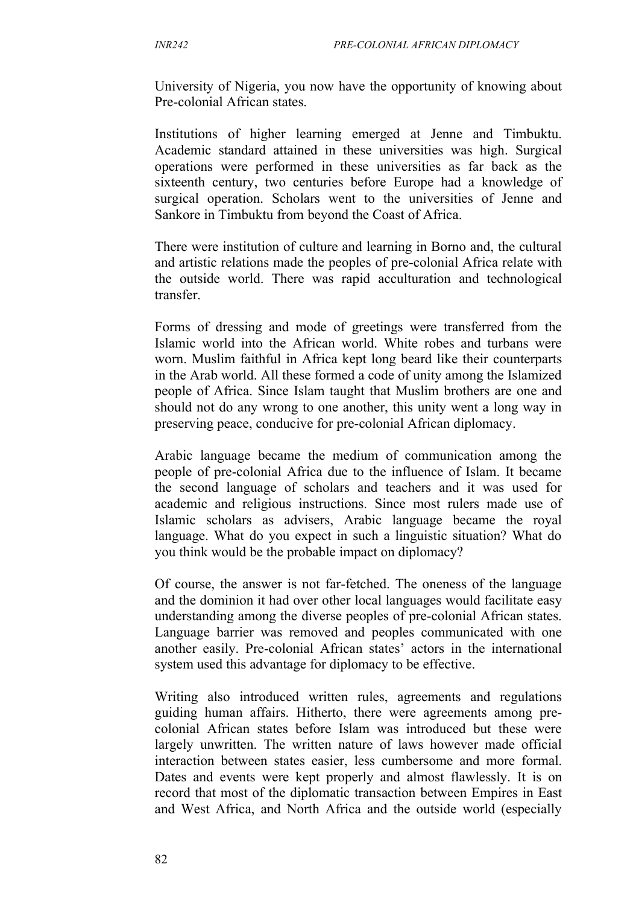University of Nigeria, you now have the opportunity of knowing about Pre-colonial African states.

Institutions of higher learning emerged at Jenne and Timbuktu. Academic standard attained in these universities was high. Surgical operations were performed in these universities as far back as the sixteenth century, two centuries before Europe had a knowledge of surgical operation. Scholars went to the universities of Jenne and Sankore in Timbuktu from beyond the Coast of Africa.

There were institution of culture and learning in Borno and, the cultural and artistic relations made the peoples of pre-colonial Africa relate with the outside world. There was rapid acculturation and technological transfer.

Forms of dressing and mode of greetings were transferred from the Islamic world into the African world. White robes and turbans were worn. Muslim faithful in Africa kept long beard like their counterparts in the Arab world. All these formed a code of unity among the Islamized people of Africa. Since Islam taught that Muslim brothers are one and should not do any wrong to one another, this unity went a long way in preserving peace, conducive for pre-colonial African diplomacy.

Arabic language became the medium of communication among the people of pre-colonial Africa due to the influence of Islam. It became the second language of scholars and teachers and it was used for academic and religious instructions. Since most rulers made use of Islamic scholars as advisers, Arabic language became the royal language. What do you expect in such a linguistic situation? What do you think would be the probable impact on diplomacy?

Of course, the answer is not far-fetched. The oneness of the language and the dominion it had over other local languages would facilitate easy understanding among the diverse peoples of pre-colonial African states. Language barrier was removed and peoples communicated with one another easily. Pre-colonial African states' actors in the international system used this advantage for diplomacy to be effective.

Writing also introduced written rules, agreements and regulations guiding human affairs. Hitherto, there were agreements among pre-colonial African states before Islam was introduced but these were largely unwritten. The written nature of laws however made official interaction between states easier, less cumbersome and more formal. Dates and events were kept properly and almost flawlessly. It is on record that most of the diplomatic transaction between Empires in East and West Africa, and North Africa and the outside world (especially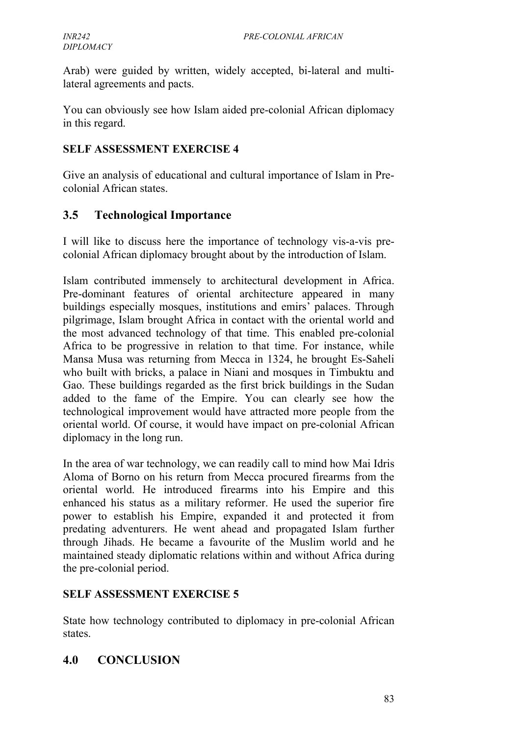Arab) were guided by written, widely accepted, bi-lateral and multi-lateral agreements and pacts.

You can obviously see how Islam aided pre-colonial African diplomacy in this regard.

**SELF ASSESSMENT EXERCISE 4**

Give an analysis of educational and cultural importance of Islam in Pre-colonial African states.

## 3.5 Technological Importance

I will like to discuss here the importance of technology vis-a-vis pre-colonial African diplomacy brought about by the introduction of Islam.

Islam contributed immensely to architectural development in Africa. Pre-dominant features of oriental architecture appeared in many buildings especially mosques, institutions and emirs' palaces. Through pilgrimage, Islam brought Africa in contact with the oriental world and the most advanced technology of that time. This enabled pre-colonial Africa to be progressive in relation to that time. For instance, while Mansa Musa was returning from Mecca in 1324, he brought Es-Saheli who built with bricks, a palace in Niani and mosques in Timbuktu and Gao. These buildings regarded as the first brick buildings in the Sudan added to the fame of the Empire. You can clearly see how the technological improvement would have attracted more people from the oriental world. Of course, it would have impact on pre-colonial African diplomacy in the long run.

In the area of war technology, we can readily call to mind how Mai Idris Aloma of Borno on his return from Mecca procured firearms from the oriental world. He introduced firearms into his Empire and this enhanced his status as a military reformer. He used the superior fire power to establish his Empire, expanded it and protected it from predating adventurers. He went ahead and propagated Islam further through Jihads. He became a favourite of the Muslim world and he maintained steady diplomatic relations within and without Africa during the pre-colonial period.

**SELF ASSESSMENT EXERCISE 5**

State how technology contributed to diplomacy in pre-colonial African states.

# 4.0 CONCLUSION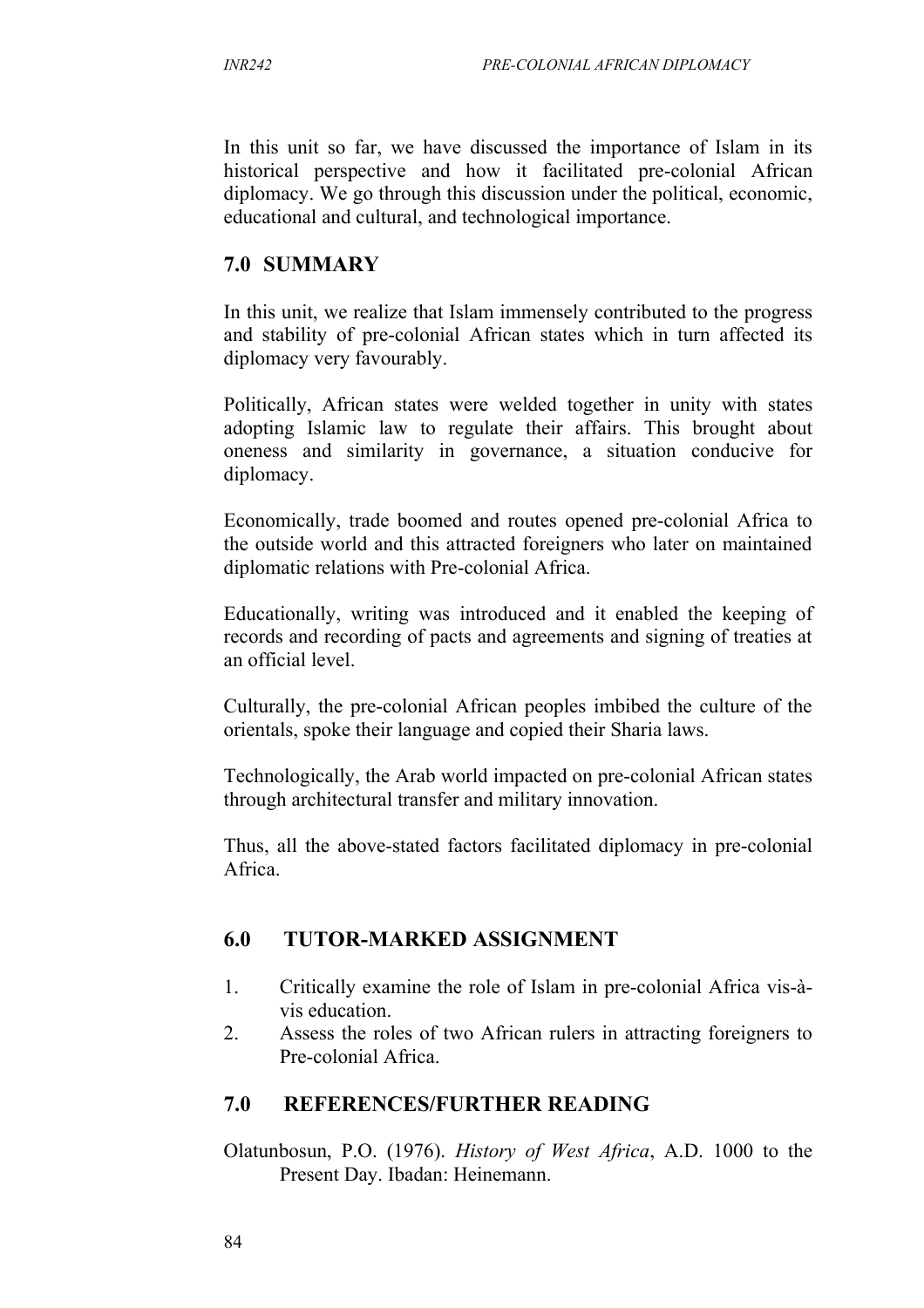In this unit so far, we have discussed the importance of Islam in its historical perspective and how it facilitated pre-colonial African diplomacy. We go through this discussion under the political, economic, educational and cultural, and technological importance.

## 7.0 SUMMARY

In this unit, we realize that Islam immensely contributed to the progress and stability of pre-colonial African states which in turn affected its diplomacy very favourably.

Politically, African states were welded together in unity with states adopting Islamic law to regulate their affairs. This brought about oneness and similarity in governance, a situation conducive for diplomacy.

Economically, trade boomed and routes opened pre-colonial Africa to the outside world and this attracted foreigners who later on maintained diplomatic relations with Pre-colonial Africa.

Educationally, writing was introduced and it enabled the keeping of records and recording of pacts and agreements and signing of treaties at an official level.

Culturally, the pre-colonial African peoples imbibed the culture of the orientals, spoke their language and copied their Sharia laws.

Technologically, the Arab world impacted on pre-colonial African states through architectural transfer and military innovation.

Thus, all the above-stated factors facilitated diplomacy in pre-colonial Africa.

## 6.0 TUTOR-MARKED ASSIGNMENT

1. Critically examine the role of Islam in pre-colonial Africa vis-à-vis education.
2. Assess the roles of two African rulers in attracting foreigners to Pre-colonial Africa.

## 7.0 REFERENCES/FURTHER READING

Olatunbosun, P.O. (1976). *History of West Africa*, A.D. 1000 to the Present Day. Ibadan: Heinemann.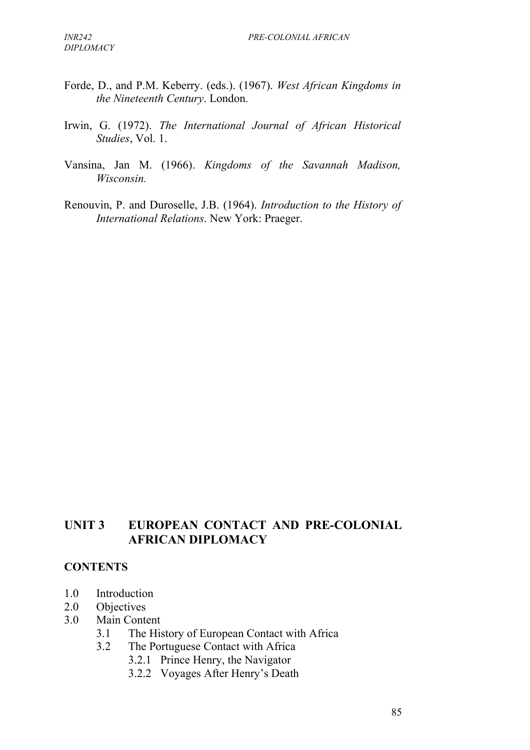Forde, D., and P.M. Keberry. (eds.). (1967). *West African Kingdoms in the Nineteenth Century*. London.

Irwin, G. (1972). *The International Journal of African Historical Studies*, Vol. 1.

Vansina, Jan M. (1966). *Kingdoms of the Savannah Madison, Wisconsin.*

Renouvin, P. and Duroselle, J.B. (1964). *Introduction to the History of International Relations*. New York: Praeger.

## UNIT 3 EUROPEAN CONTACT AND PRE-COLONIAL AFRICAN DIPLOMACY

### CONTENTS

1.0 Introduction
2.0 Objectives
3.0 Main Content
 3.1 The History of European Contact with Africa
 3.2 The Portuguese Contact with Africa
  3.2.1 Prince Henry, the Navigator
  3.2.2 Voyages After Henry's Death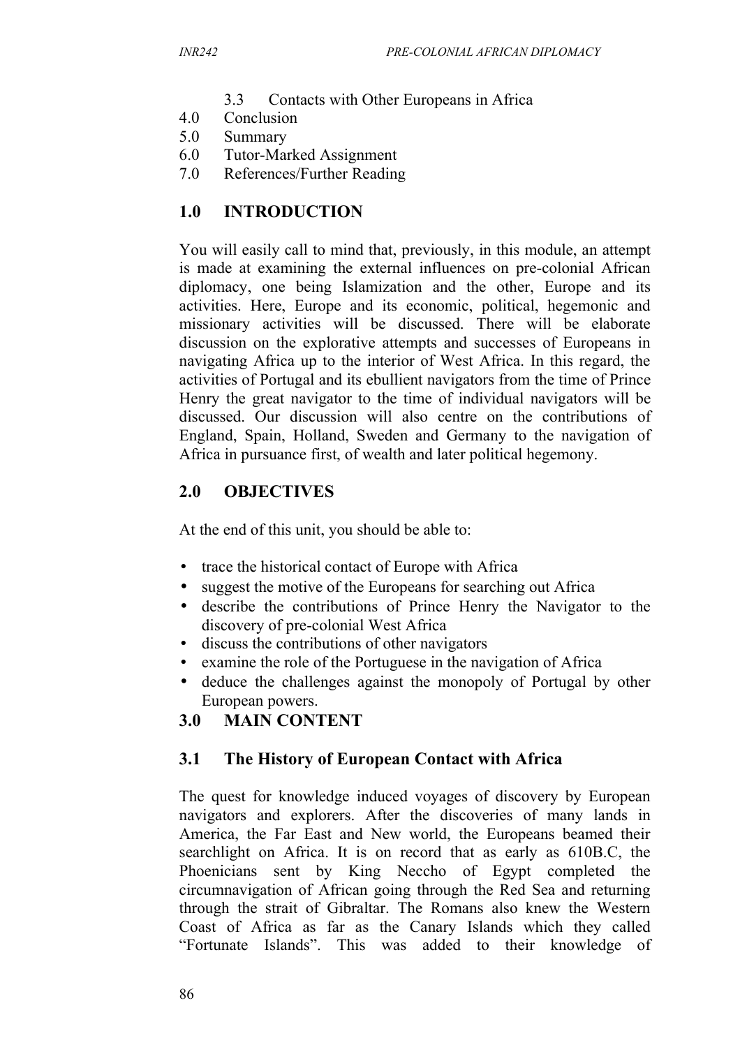3.3 Contacts with Other Europeans in Africa
4.0 Conclusion
5.0 Summary
6.0 Tutor-Marked Assignment
7.0 References/Further Reading

## 1.0 INTRODUCTION

You will easily call to mind that, previously, in this module, an attempt is made at examining the external influences on pre-colonial African diplomacy, one being Islamization and the other, Europe and its activities. Here, Europe and its economic, political, hegemonic and missionary activities will be discussed. There will be elaborate discussion on the explorative attempts and successes of Europeans in navigating Africa up to the interior of West Africa. In this regard, the activities of Portugal and its ebullient navigators from the time of Prince Henry the great navigator to the time of individual navigators will be discussed. Our discussion will also centre on the contributions of England, Spain, Holland, Sweden and Germany to the navigation of Africa in pursuance first, of wealth and later political hegemony.

## 2.0 OBJECTIVES

At the end of this unit, you should be able to:

- trace the historical contact of Europe with Africa
- suggest the motive of the Europeans for searching out Africa
- describe the contributions of Prince Henry the Navigator to the discovery of pre-colonial West Africa
- discuss the contributions of other navigators
- examine the role of the Portuguese in the navigation of Africa
- deduce the challenges against the monopoly of Portugal by other European powers.

## 3.0 MAIN CONTENT

### 3.1 The History of European Contact with Africa

The quest for knowledge induced voyages of discovery by European navigators and explorers. After the discoveries of many lands in America, the Far East and New world, the Europeans beamed their searchlight on Africa. It is on record that as early as 610B.C, the Phoenicians sent by King Neccho of Egypt completed the circumnavigation of African going through the Red Sea and returning through the strait of Gibraltar. The Romans also knew the Western Coast of Africa as far as the Canary Islands which they called "Fortunate Islands". This was added to their knowledge of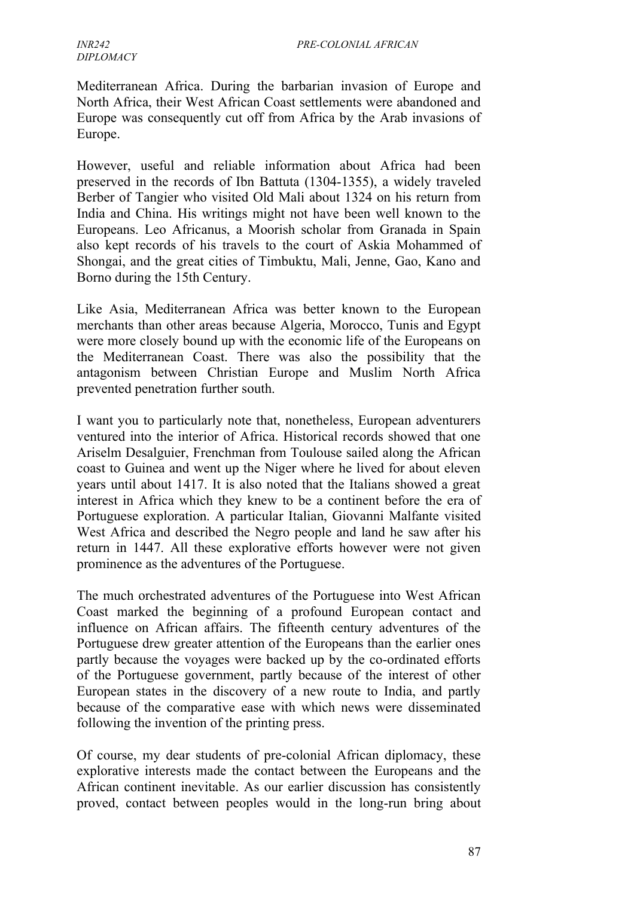Mediterranean Africa. During the barbarian invasion of Europe and North Africa, their West African Coast settlements were abandoned and Europe was consequently cut off from Africa by the Arab invasions of Europe.

However, useful and reliable information about Africa had been preserved in the records of Ibn Battuta (1304-1355), a widely traveled Berber of Tangier who visited Old Mali about 1324 on his return from India and China. His writings might not have been well known to the Europeans. Leo Africanus, a Moorish scholar from Granada in Spain also kept records of his travels to the court of Askia Mohammed of Shongai, and the great cities of Timbuktu, Mali, Jenne, Gao, Kano and Borno during the 15th Century.

Like Asia, Mediterranean Africa was better known to the European merchants than other areas because Algeria, Morocco, Tunis and Egypt were more closely bound up with the economic life of the Europeans on the Mediterranean Coast. There was also the possibility that the antagonism between Christian Europe and Muslim North Africa prevented penetration further south.

I want you to particularly note that, nonetheless, European adventurers ventured into the interior of Africa. Historical records showed that one Ariselm Desalguier, Frenchman from Toulouse sailed along the African coast to Guinea and went up the Niger where he lived for about eleven years until about 1417. It is also noted that the Italians showed a great interest in Africa which they knew to be a continent before the era of Portuguese exploration. A particular Italian, Giovanni Malfante visited West Africa and described the Negro people and land he saw after his return in 1447. All these explorative efforts however were not given prominence as the adventures of the Portuguese.

The much orchestrated adventures of the Portuguese into West African Coast marked the beginning of a profound European contact and influence on African affairs. The fifteenth century adventures of the Portuguese drew greater attention of the Europeans than the earlier ones partly because the voyages were backed up by the co-ordinated efforts of the Portuguese government, partly because of the interest of other European states in the discovery of a new route to India, and partly because of the comparative ease with which news were disseminated following the invention of the printing press.

Of course, my dear students of pre-colonial African diplomacy, these explorative interests made the contact between the Europeans and the African continent inevitable. As our earlier discussion has consistently proved, contact between peoples would in the long-run bring about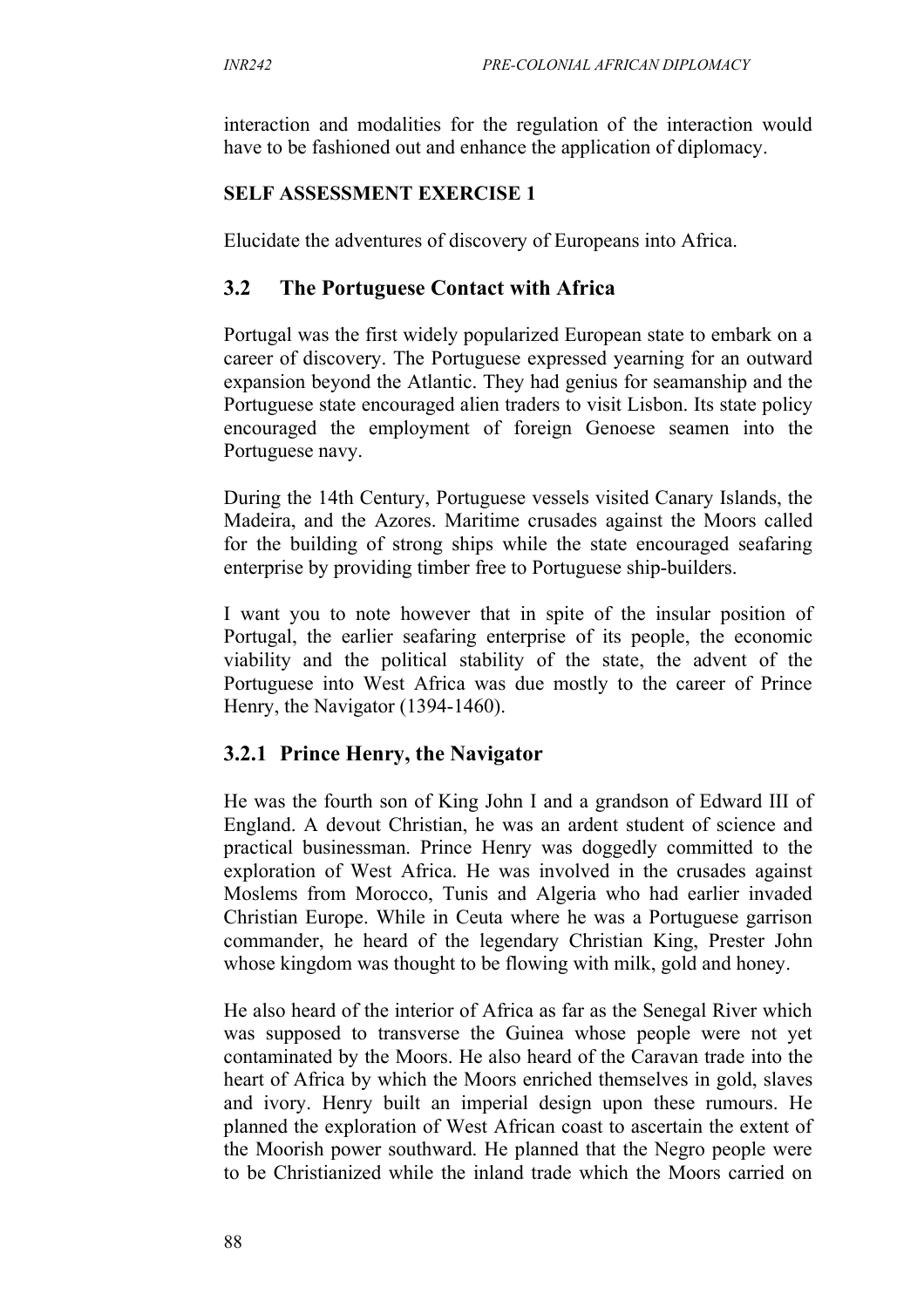interaction and modalities for the regulation of the interaction would have to be fashioned out and enhance the application of diplomacy.

**SELF ASSESSMENT EXERCISE 1**

Elucidate the adventures of discovery of Europeans into Africa.

## 3.2 The Portuguese Contact with Africa

Portugal was the first widely popularized European state to embark on a career of discovery. The Portuguese expressed yearning for an outward expansion beyond the Atlantic. They had genius for seamanship and the Portuguese state encouraged alien traders to visit Lisbon. Its state policy encouraged the employment of foreign Genoese seamen into the Portuguese navy.

During the 14th Century, Portuguese vessels visited Canary Islands, the Madeira, and the Azores. Maritime crusades against the Moors called for the building of strong ships while the state encouraged seafaring enterprise by providing timber free to Portuguese ship-builders.

I want you to note however that in spite of the insular position of Portugal, the earlier seafaring enterprise of its people, the economic viability and the political stability of the state, the advent of the Portuguese into West Africa was due mostly to the career of Prince Henry, the Navigator (1394-1460).

### 3.2.1 Prince Henry, the Navigator

He was the fourth son of King John I and a grandson of Edward III of England. A devout Christian, he was an ardent student of science and practical businessman. Prince Henry was doggedly committed to the exploration of West Africa. He was involved in the crusades against Moslems from Morocco, Tunis and Algeria who had earlier invaded Christian Europe. While in Ceuta where he was a Portuguese garrison commander, he heard of the legendary Christian King, Prester John whose kingdom was thought to be flowing with milk, gold and honey.

He also heard of the interior of Africa as far as the Senegal River which was supposed to transverse the Guinea whose people were not yet contaminated by the Moors. He also heard of the Caravan trade into the heart of Africa by which the Moors enriched themselves in gold, slaves and ivory. Henry built an imperial design upon these rumours. He planned the exploration of West African coast to ascertain the extent of the Moorish power southward. He planned that the Negro people were to be Christianized while the inland trade which the Moors carried on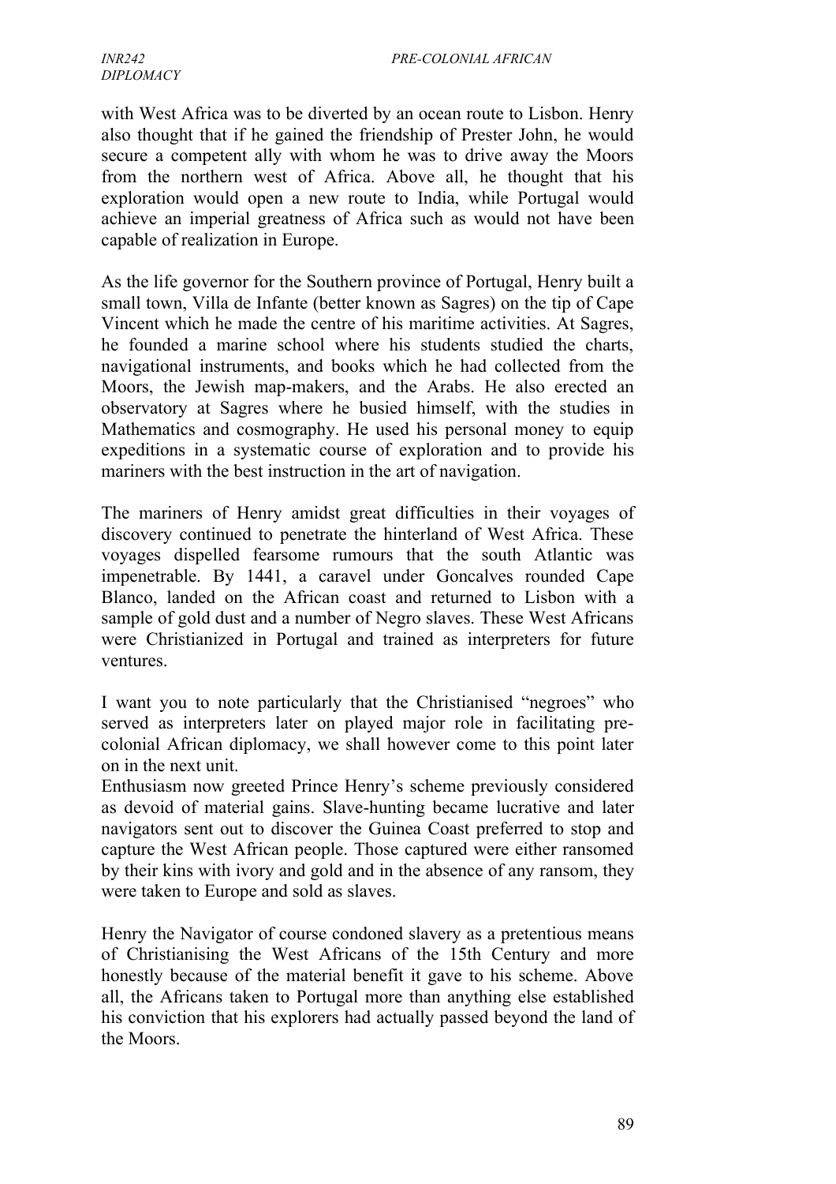with West Africa was to be diverted by an ocean route to Lisbon. Henry also thought that if he gained the friendship of Prester John, he would secure a competent ally with whom he was to drive away the Moors from the northern west of Africa. Above all, he thought that his exploration would open a new route to India, while Portugal would achieve an imperial greatness of Africa such as would not have been capable of realization in Europe.

As the life governor for the Southern province of Portugal, Henry built a small town, Villa de Infante (better known as Sagres) on the tip of Cape Vincent which he made the centre of his maritime activities. At Sagres, he founded a marine school where his students studied the charts, navigational instruments, and books which he had collected from the Moors, the Jewish map-makers, and the Arabs. He also erected an observatory at Sagres where he busied himself, with the studies in Mathematics and cosmography. He used his personal money to equip expeditions in a systematic course of exploration and to provide his mariners with the best instruction in the art of navigation.

The mariners of Henry amidst great difficulties in their voyages of discovery continued to penetrate the hinterland of West Africa. These voyages dispelled fearsome rumours that the south Atlantic was impenetrable. By 1441, a caravel under Goncalves rounded Cape Blanco, landed on the African coast and returned to Lisbon with a sample of gold dust and a number of Negro slaves. These West Africans were Christianized in Portugal and trained as interpreters for future ventures.

I want you to note particularly that the Christianised "negroes" who served as interpreters later on played major role in facilitating pre-colonial African diplomacy, we shall however come to this point later on in the next unit.

Enthusiasm now greeted Prince Henry's scheme previously considered as devoid of material gains. Slave-hunting became lucrative and later navigators sent out to discover the Guinea Coast preferred to stop and capture the West African people. Those captured were either ransomed by their kins with ivory and gold and in the absence of any ransom, they were taken to Europe and sold as slaves.

Henry the Navigator of course condoned slavery as a pretentious means of Christianising the West Africans of the 15th Century and more honestly because of the material benefit it gave to his scheme. Above all, the Africans taken to Portugal more than anything else established his conviction that his explorers had actually passed beyond the land of the Moors.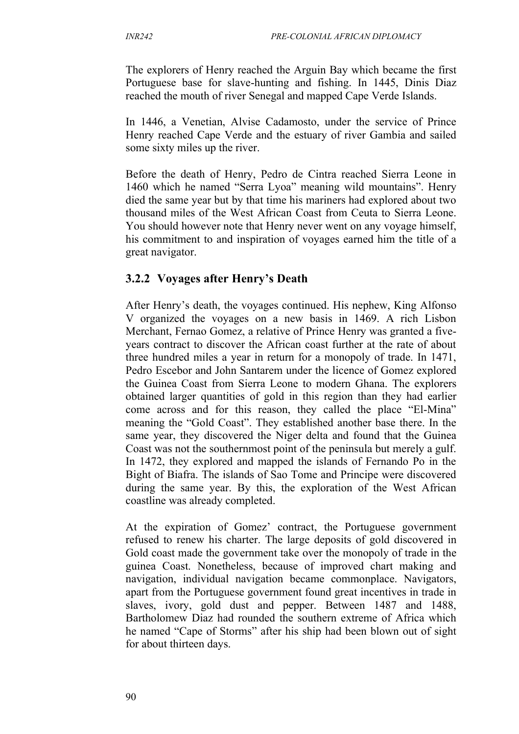The explorers of Henry reached the Arguin Bay which became the first Portuguese base for slave-hunting and fishing. In 1445, Dinis Diaz reached the mouth of river Senegal and mapped Cape Verde Islands.

In 1446, a Venetian, Alvise Cadamosto, under the service of Prince Henry reached Cape Verde and the estuary of river Gambia and sailed some sixty miles up the river.

Before the death of Henry, Pedro de Cintra reached Sierra Leone in 1460 which he named "Serra Lyoa" meaning wild mountains". Henry died the same year but by that time his mariners had explored about two thousand miles of the West African Coast from Ceuta to Sierra Leone. You should however note that Henry never went on any voyage himself, his commitment to and inspiration of voyages earned him the title of a great navigator.

### 3.2.2 Voyages after Henry's Death

After Henry's death, the voyages continued. His nephew, King Alfonso V organized the voyages on a new basis in 1469. A rich Lisbon Merchant, Fernao Gomez, a relative of Prince Henry was granted a five-years contract to discover the African coast further at the rate of about three hundred miles a year in return for a monopoly of trade. In 1471, Pedro Escebor and John Santarem under the licence of Gomez explored the Guinea Coast from Sierra Leone to modern Ghana. The explorers obtained larger quantities of gold in this region than they had earlier come across and for this reason, they called the place "El-Mina" meaning the "Gold Coast". They established another base there. In the same year, they discovered the Niger delta and found that the Guinea Coast was not the southernmost point of the peninsula but merely a gulf. In 1472, they explored and mapped the islands of Fernando Po in the Bight of Biafra. The islands of Sao Tome and Principe were discovered during the same year. By this, the exploration of the West African coastline was already completed.

At the expiration of Gomez' contract, the Portuguese government refused to renew his charter. The large deposits of gold discovered in Gold coast made the government take over the monopoly of trade in the guinea Coast. Nonetheless, because of improved chart making and navigation, individual navigation became commonplace. Navigators, apart from the Portuguese government found great incentives in trade in slaves, ivory, gold dust and pepper. Between 1487 and 1488, Bartholomew Diaz had rounded the southern extreme of Africa which he named "Cape of Storms" after his ship had been blown out of sight for about thirteen days.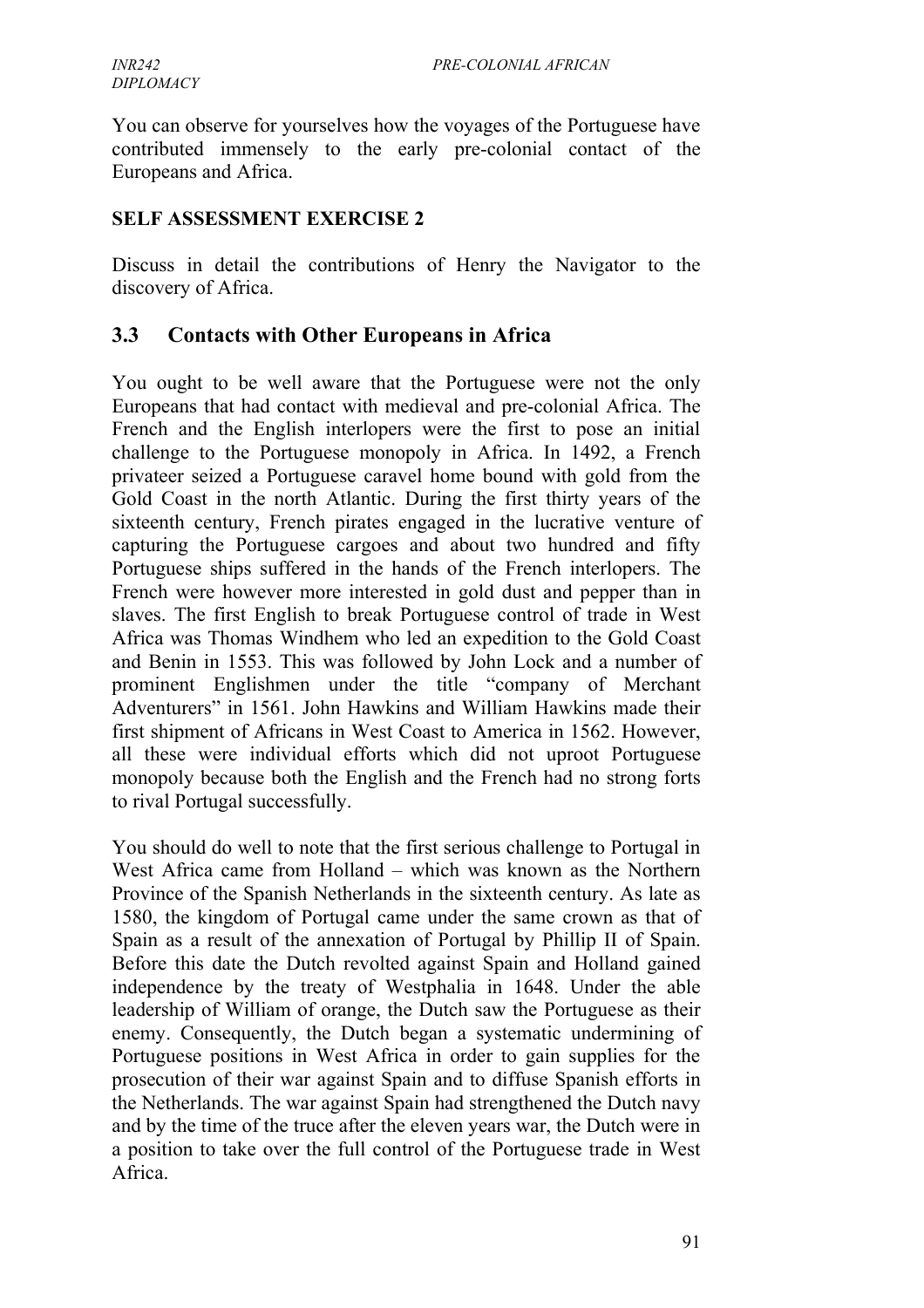You can observe for yourselves how the voyages of the Portuguese have contributed immensely to the early pre-colonial contact of the Europeans and Africa.

**SELF ASSESSMENT EXERCISE 2**

Discuss in detail the contributions of Henry the Navigator to the discovery of Africa.

## 3.3 Contacts with Other Europeans in Africa

You ought to be well aware that the Portuguese were not the only Europeans that had contact with medieval and pre-colonial Africa. The French and the English interlopers were the first to pose an initial challenge to the Portuguese monopoly in Africa. In 1492, a French privateer seized a Portuguese caravel home bound with gold from the Gold Coast in the north Atlantic. During the first thirty years of the sixteenth century, French pirates engaged in the lucrative venture of capturing the Portuguese cargoes and about two hundred and fifty Portuguese ships suffered in the hands of the French interlopers. The French were however more interested in gold dust and pepper than in slaves. The first English to break Portuguese control of trade in West Africa was Thomas Windhem who led an expedition to the Gold Coast and Benin in 1553. This was followed by John Lock and a number of prominent Englishmen under the title "company of Merchant Adventurers" in 1561. John Hawkins and William Hawkins made their first shipment of Africans in West Coast to America in 1562. However, all these were individual efforts which did not uproot Portuguese monopoly because both the English and the French had no strong forts to rival Portugal successfully.

You should do well to note that the first serious challenge to Portugal in West Africa came from Holland – which was known as the Northern Province of the Spanish Netherlands in the sixteenth century. As late as 1580, the kingdom of Portugal came under the same crown as that of Spain as a result of the annexation of Portugal by Phillip II of Spain. Before this date the Dutch revolted against Spain and Holland gained independence by the treaty of Westphalia in 1648. Under the able leadership of William of orange, the Dutch saw the Portuguese as their enemy. Consequently, the Dutch began a systematic undermining of Portuguese positions in West Africa in order to gain supplies for the prosecution of their war against Spain and to diffuse Spanish efforts in the Netherlands. The war against Spain had strengthened the Dutch navy and by the time of the truce after the eleven years war, the Dutch were in a position to take over the full control of the Portuguese trade in West Africa.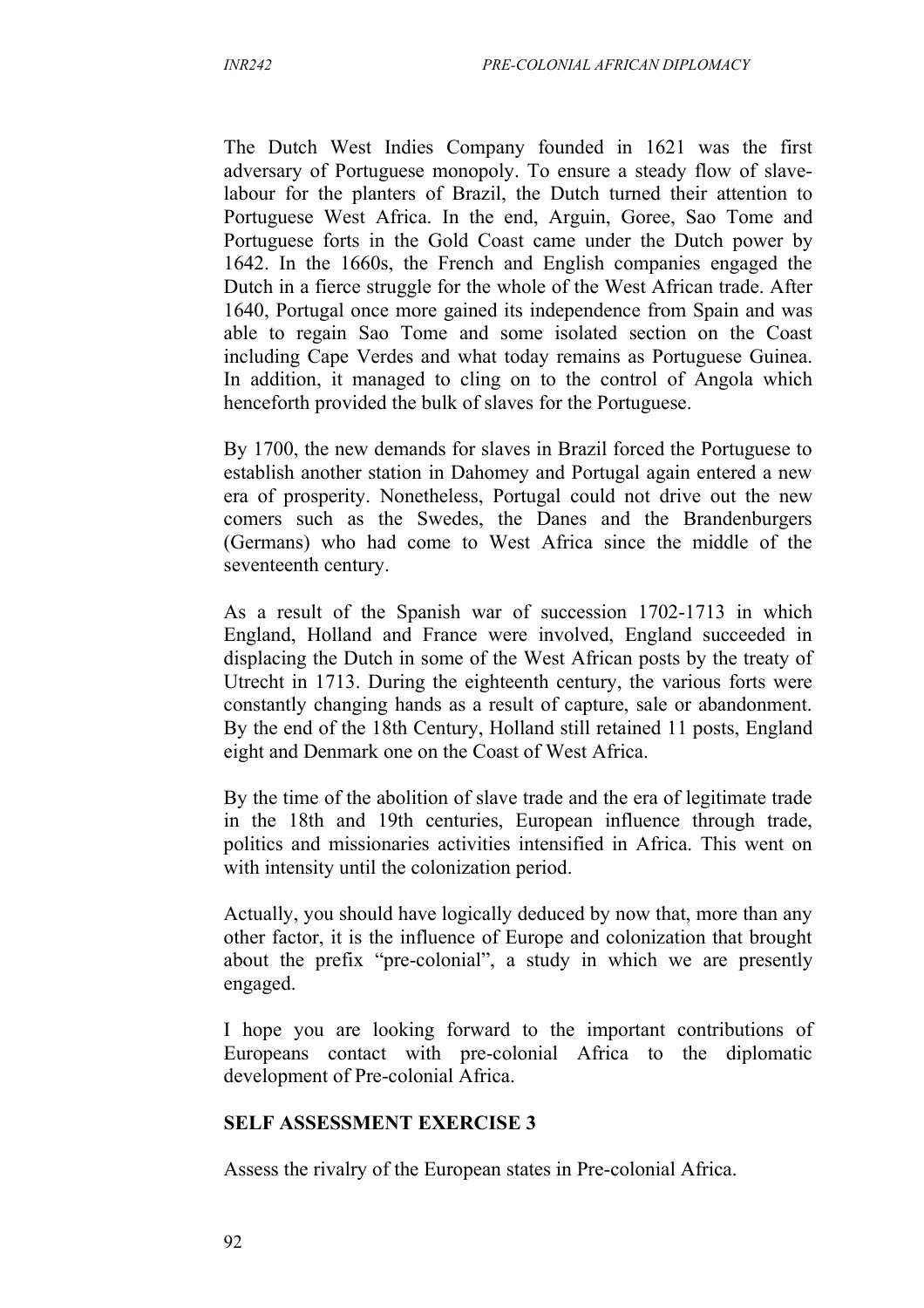The Dutch West Indies Company founded in 1621 was the first adversary of Portuguese monopoly. To ensure a steady flow of slave-labour for the planters of Brazil, the Dutch turned their attention to Portuguese West Africa. In the end, Arguin, Goree, Sao Tome and Portuguese forts in the Gold Coast came under the Dutch power by 1642. In the 1660s, the French and English companies engaged the Dutch in a fierce struggle for the whole of the West African trade. After 1640, Portugal once more gained its independence from Spain and was able to regain Sao Tome and some isolated section on the Coast including Cape Verdes and what today remains as Portuguese Guinea. In addition, it managed to cling on to the control of Angola which henceforth provided the bulk of slaves for the Portuguese.

By 1700, the new demands for slaves in Brazil forced the Portuguese to establish another station in Dahomey and Portugal again entered a new era of prosperity. Nonetheless, Portugal could not drive out the new comers such as the Swedes, the Danes and the Brandenburgers (Germans) who had come to West Africa since the middle of the seventeenth century.

As a result of the Spanish war of succession 1702-1713 in which England, Holland and France were involved, England succeeded in displacing the Dutch in some of the West African posts by the treaty of Utrecht in 1713. During the eighteenth century, the various forts were constantly changing hands as a result of capture, sale or abandonment. By the end of the 18th Century, Holland still retained 11 posts, England eight and Denmark one on the Coast of West Africa.

By the time of the abolition of slave trade and the era of legitimate trade in the 18th and 19th centuries, European influence through trade, politics and missionaries activities intensified in Africa. This went on with intensity until the colonization period.

Actually, you should have logically deduced by now that, more than any other factor, it is the influence of Europe and colonization that brought about the prefix "pre-colonial", a study in which we are presently engaged.

I hope you are looking forward to the important contributions of Europeans contact with pre-colonial Africa to the diplomatic development of Pre-colonial Africa.

## SELF ASSESSMENT EXERCISE 3

Assess the rivalry of the European states in Pre-colonial Africa.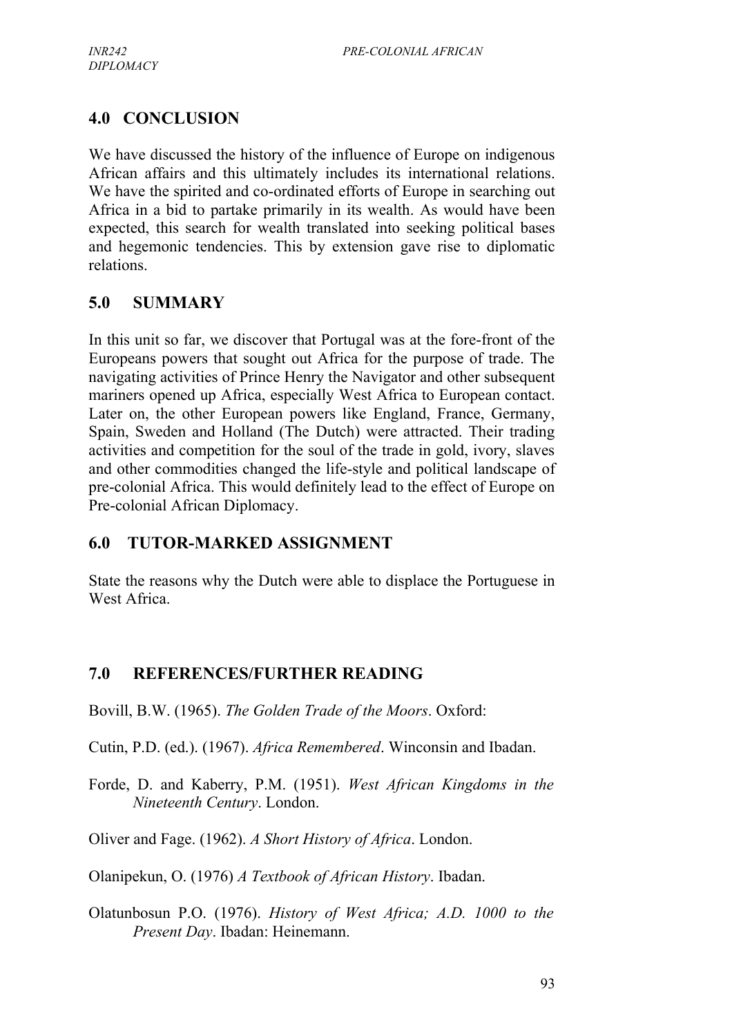## 4.0 CONCLUSION

We have discussed the history of the influence of Europe on indigenous African affairs and this ultimately includes its international relations. We have the spirited and co-ordinated efforts of Europe in searching out Africa in a bid to partake primarily in its wealth. As would have been expected, this search for wealth translated into seeking political bases and hegemonic tendencies. This by extension gave rise to diplomatic relations.

## 5.0 SUMMARY

In this unit so far, we discover that Portugal was at the fore-front of the Europeans powers that sought out Africa for the purpose of trade. The navigating activities of Prince Henry the Navigator and other subsequent mariners opened up Africa, especially West Africa to European contact. Later on, the other European powers like England, France, Germany, Spain, Sweden and Holland (The Dutch) were attracted. Their trading activities and competition for the soul of the trade in gold, ivory, slaves and other commodities changed the life-style and political landscape of pre-colonial Africa. This would definitely lead to the effect of Europe on Pre-colonial African Diplomacy.

## 6.0 TUTOR-MARKED ASSIGNMENT

State the reasons why the Dutch were able to displace the Portuguese in West Africa.

## 7.0 REFERENCES/FURTHER READING

Bovill, B.W. (1965). *The Golden Trade of the Moors*. Oxford:

Cutin, P.D. (ed.). (1967). *Africa Remembered*. Winconsin and Ibadan.

Forde, D. and Kaberry, P.M. (1951). *West African Kingdoms in the Nineteenth Century*. London.

Oliver and Fage. (1962). *A Short History of Africa*. London.

Olanipekun, O. (1976) *A Textbook of African History*. Ibadan.

Olatunbosun P.O. (1976). *History of West Africa; A.D. 1000 to the Present Day*. Ibadan: Heinemann.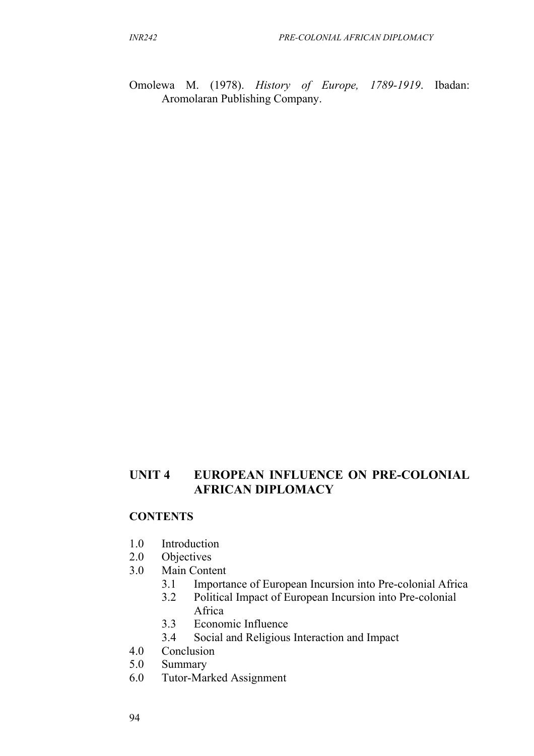Omolewa M. (1978). *History of Europe, 1789-1919*. Ibadan: Aromolaran Publishing Company.

## UNIT 4 EUROPEAN INFLUENCE ON PRE-COLONIAL AFRICAN DIPLOMACY

### CONTENTS

- 1.0 Introduction
- 2.0 Objectives
- 3.0 Main Content
    - 3.1 Importance of European Incursion into Pre-colonial Africa
    - 3.2 Political Impact of European Incursion into Pre-colonial Africa
    - 3.3 Economic Influence
    - 3.4 Social and Religious Interaction and Impact
- 4.0 Conclusion
- 5.0 Summary
- 6.0 Tutor-Marked Assignment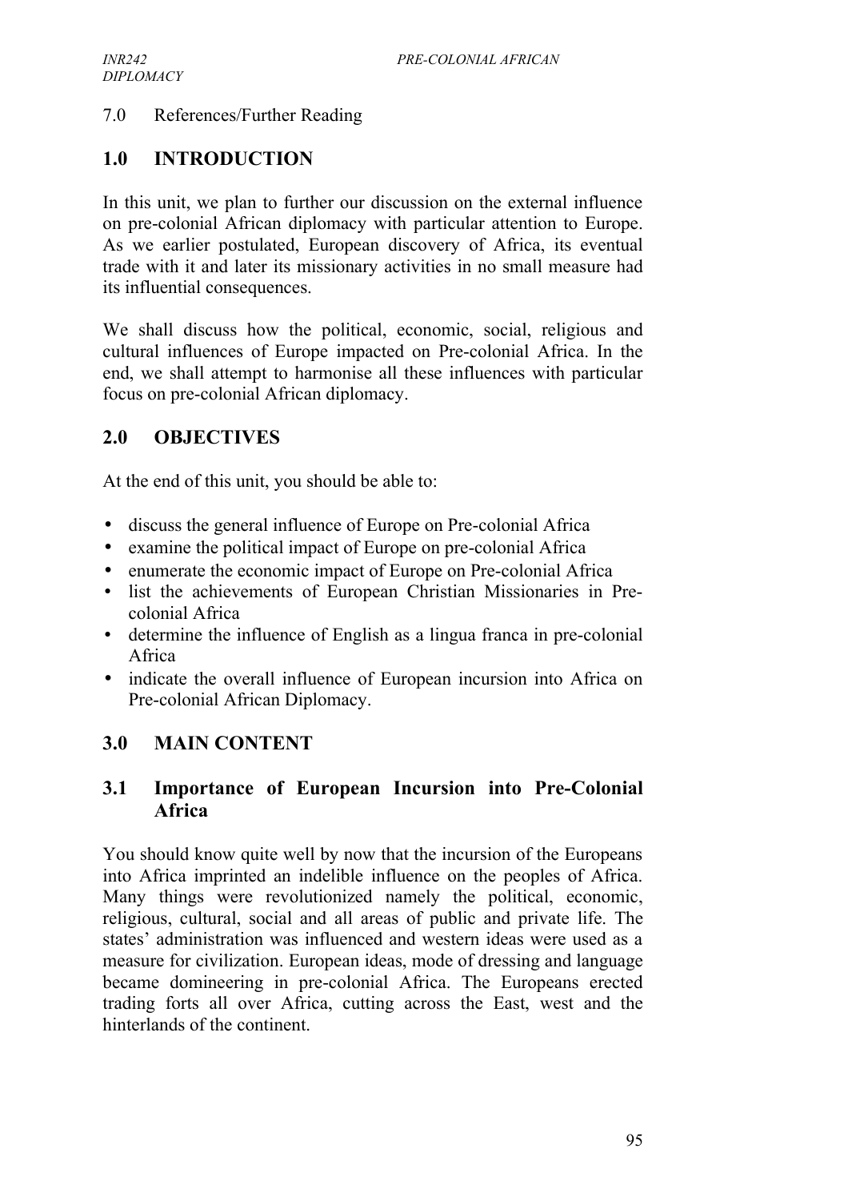7.0 References/Further Reading

## 1.0 INTRODUCTION

In this unit, we plan to further our discussion on the external influence on pre-colonial African diplomacy with particular attention to Europe. As we earlier postulated, European discovery of Africa, its eventual trade with it and later its missionary activities in no small measure had its influential consequences.

We shall discuss how the political, economic, social, religious and cultural influences of Europe impacted on Pre-colonial Africa. In the end, we shall attempt to harmonise all these influences with particular focus on pre-colonial African diplomacy.

## 2.0 OBJECTIVES

At the end of this unit, you should be able to:

- discuss the general influence of Europe on Pre-colonial Africa
- examine the political impact of Europe on pre-colonial Africa
- enumerate the economic impact of Europe on Pre-colonial Africa
- list the achievements of European Christian Missionaries in Pre-colonial Africa
- determine the influence of English as a lingua franca in pre-colonial Africa
- indicate the overall influence of European incursion into Africa on Pre-colonial African Diplomacy.

## 3.0 MAIN CONTENT

### 3.1 Importance of European Incursion into Pre-Colonial Africa

You should know quite well by now that the incursion of the Europeans into Africa imprinted an indelible influence on the peoples of Africa. Many things were revolutionized namely the political, economic, religious, cultural, social and all areas of public and private life. The states' administration was influenced and western ideas were used as a measure for civilization. European ideas, mode of dressing and language became domineering in pre-colonial Africa. The Europeans erected trading forts all over Africa, cutting across the East, west and the hinterlands of the continent.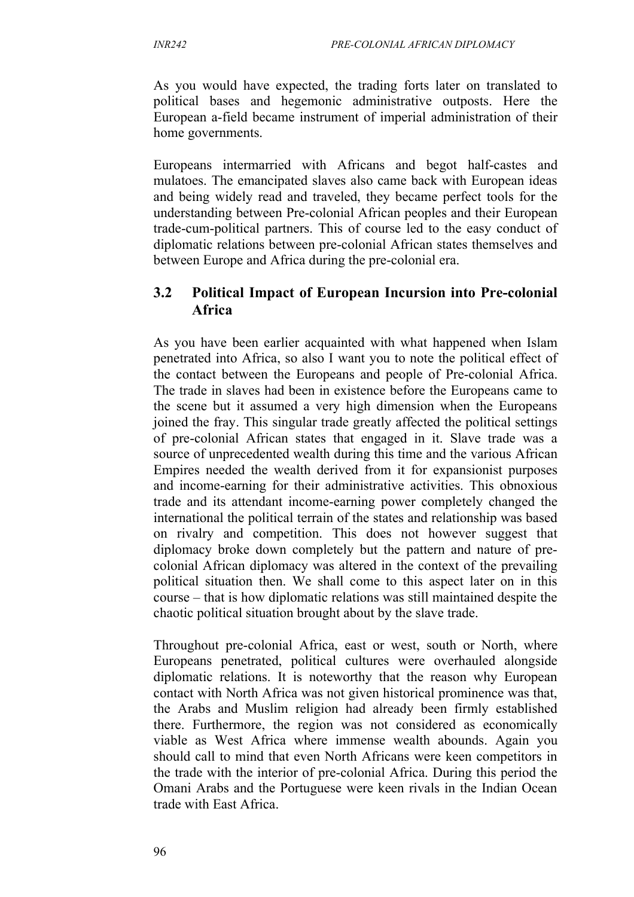As you would have expected, the trading forts later on translated to political bases and hegemonic administrative outposts. Here the European a-field became instrument of imperial administration of their home governments.

Europeans intermarried with Africans and begot half-castes and mulatoes. The emancipated slaves also came back with European ideas and being widely read and traveled, they became perfect tools for the understanding between Pre-colonial African peoples and their European trade-cum-political partners. This of course led to the easy conduct of diplomatic relations between pre-colonial African states themselves and between Europe and Africa during the pre-colonial era.

## 3.2 Political Impact of European Incursion into Pre-colonial Africa

As you have been earlier acquainted with what happened when Islam penetrated into Africa, so also I want you to note the political effect of the contact between the Europeans and people of Pre-colonial Africa. The trade in slaves had been in existence before the Europeans came to the scene but it assumed a very high dimension when the Europeans joined the fray. This singular trade greatly affected the political settings of pre-colonial African states that engaged in it. Slave trade was a source of unprecedented wealth during this time and the various African Empires needed the wealth derived from it for expansionist purposes and income-earning for their administrative activities. This obnoxious trade and its attendant income-earning power completely changed the international the political terrain of the states and relationship was based on rivalry and competition. This does not however suggest that diplomacy broke down completely but the pattern and nature of pre-colonial African diplomacy was altered in the context of the prevailing political situation then. We shall come to this aspect later on in this course – that is how diplomatic relations was still maintained despite the chaotic political situation brought about by the slave trade.

Throughout pre-colonial Africa, east or west, south or North, where Europeans penetrated, political cultures were overhauled alongside diplomatic relations. It is noteworthy that the reason why European contact with North Africa was not given historical prominence was that, the Arabs and Muslim religion had already been firmly established there. Furthermore, the region was not considered as economically viable as West Africa where immense wealth abounds. Again you should call to mind that even North Africans were keen competitors in the trade with the interior of pre-colonial Africa. During this period the Omani Arabs and the Portuguese were keen rivals in the Indian Ocean trade with East Africa.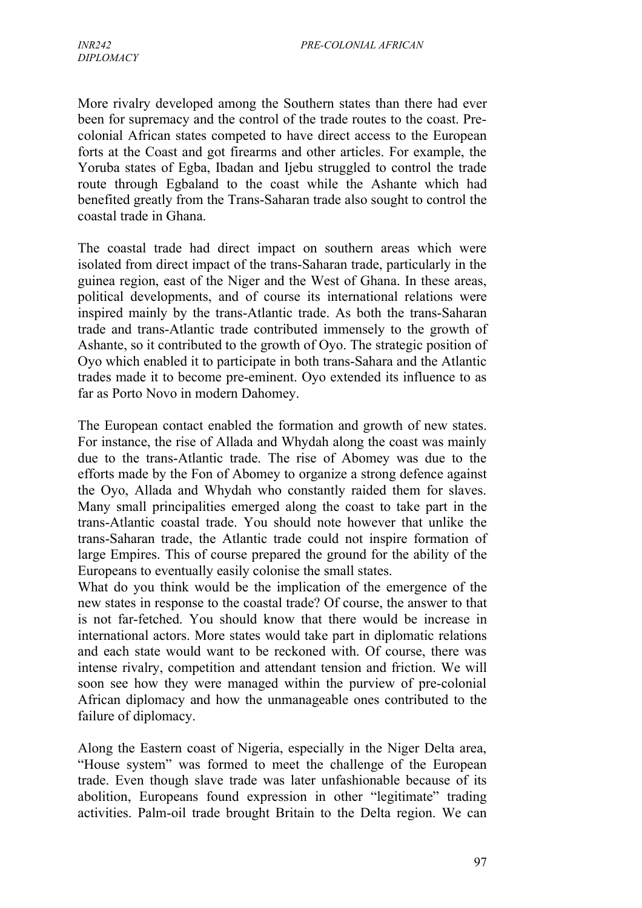More rivalry developed among the Southern states than there had ever been for supremacy and the control of the trade routes to the coast. Pre-colonial African states competed to have direct access to the European forts at the Coast and got firearms and other articles. For example, the Yoruba states of Egba, Ibadan and Ijebu struggled to control the trade route through Egbaland to the coast while the Ashante which had benefited greatly from the Trans-Saharan trade also sought to control the coastal trade in Ghana.

The coastal trade had direct impact on southern areas which were isolated from direct impact of the trans-Saharan trade, particularly in the guinea region, east of the Niger and the West of Ghana. In these areas, political developments, and of course its international relations were inspired mainly by the trans-Atlantic trade. As both the trans-Saharan trade and trans-Atlantic trade contributed immensely to the growth of Ashante, so it contributed to the growth of Oyo. The strategic position of Oyo which enabled it to participate in both trans-Sahara and the Atlantic trades made it to become pre-eminent. Oyo extended its influence to as far as Porto Novo in modern Dahomey.

The European contact enabled the formation and growth of new states. For instance, the rise of Allada and Whydah along the coast was mainly due to the trans-Atlantic trade. The rise of Abomey was due to the efforts made by the Fon of Abomey to organize a strong defence against the Oyo, Allada and Whydah who constantly raided them for slaves. Many small principalities emerged along the coast to take part in the trans-Atlantic coastal trade. You should note however that unlike the trans-Saharan trade, the Atlantic trade could not inspire formation of large Empires. This of course prepared the ground for the ability of the Europeans to eventually easily colonise the small states.
What do you think would be the implication of the emergence of the new states in response to the coastal trade? Of course, the answer to that is not far-fetched. You should know that there would be increase in international actors. More states would take part in diplomatic relations and each state would want to be reckoned with. Of course, there was intense rivalry, competition and attendant tension and friction. We will soon see how they were managed within the purview of pre-colonial African diplomacy and how the unmanageable ones contributed to the failure of diplomacy.

Along the Eastern coast of Nigeria, especially in the Niger Delta area, "House system" was formed to meet the challenge of the European trade. Even though slave trade was later unfashionable because of its abolition, Europeans found expression in other "legitimate" trading activities. Palm-oil trade brought Britain to the Delta region. We can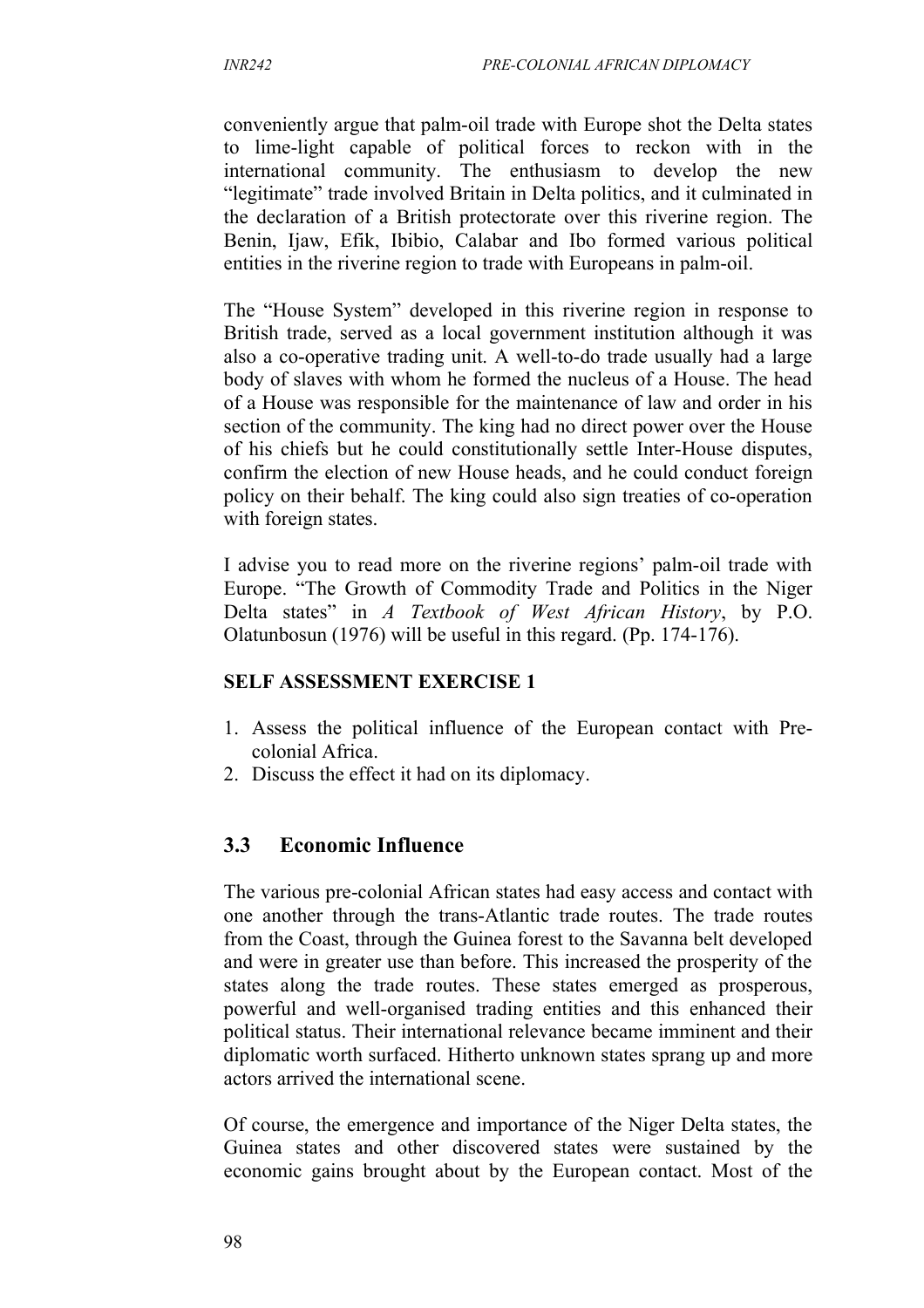conveniently argue that palm-oil trade with Europe shot the Delta states to lime-light capable of political forces to reckon with in the international community. The enthusiasm to develop the new "legitimate" trade involved Britain in Delta politics, and it culminated in the declaration of a British protectorate over this riverine region. The Benin, Ijaw, Efik, Ibibio, Calabar and Ibo formed various political entities in the riverine region to trade with Europeans in palm-oil.

The "House System" developed in this riverine region in response to British trade, served as a local government institution although it was also a co-operative trading unit. A well-to-do trade usually had a large body of slaves with whom he formed the nucleus of a House. The head of a House was responsible for the maintenance of law and order in his section of the community. The king had no direct power over the House of his chiefs but he could constitutionally settle Inter-House disputes, confirm the election of new House heads, and he could conduct foreign policy on their behalf. The king could also sign treaties of co-operation with foreign states.

I advise you to read more on the riverine regions' palm-oil trade with Europe. "The Growth of Commodity Trade and Politics in the Niger Delta states" in *A Textbook of West African History*, by P.O. Olatunbosun (1976) will be useful in this regard. (Pp. 174-176).

**SELF ASSESSMENT EXERCISE 1**

1. Assess the political influence of the European contact with Pre-colonial Africa.
2. Discuss the effect it had on its diplomacy.

## 3.3 Economic Influence

The various pre-colonial African states had easy access and contact with one another through the trans-Atlantic trade routes. The trade routes from the Coast, through the Guinea forest to the Savanna belt developed and were in greater use than before. This increased the prosperity of the states along the trade routes. These states emerged as prosperous, powerful and well-organised trading entities and this enhanced their political status. Their international relevance became imminent and their diplomatic worth surfaced. Hitherto unknown states sprang up and more actors arrived the international scene.

Of course, the emergence and importance of the Niger Delta states, the Guinea states and other discovered states were sustained by the economic gains brought about by the European contact. Most of the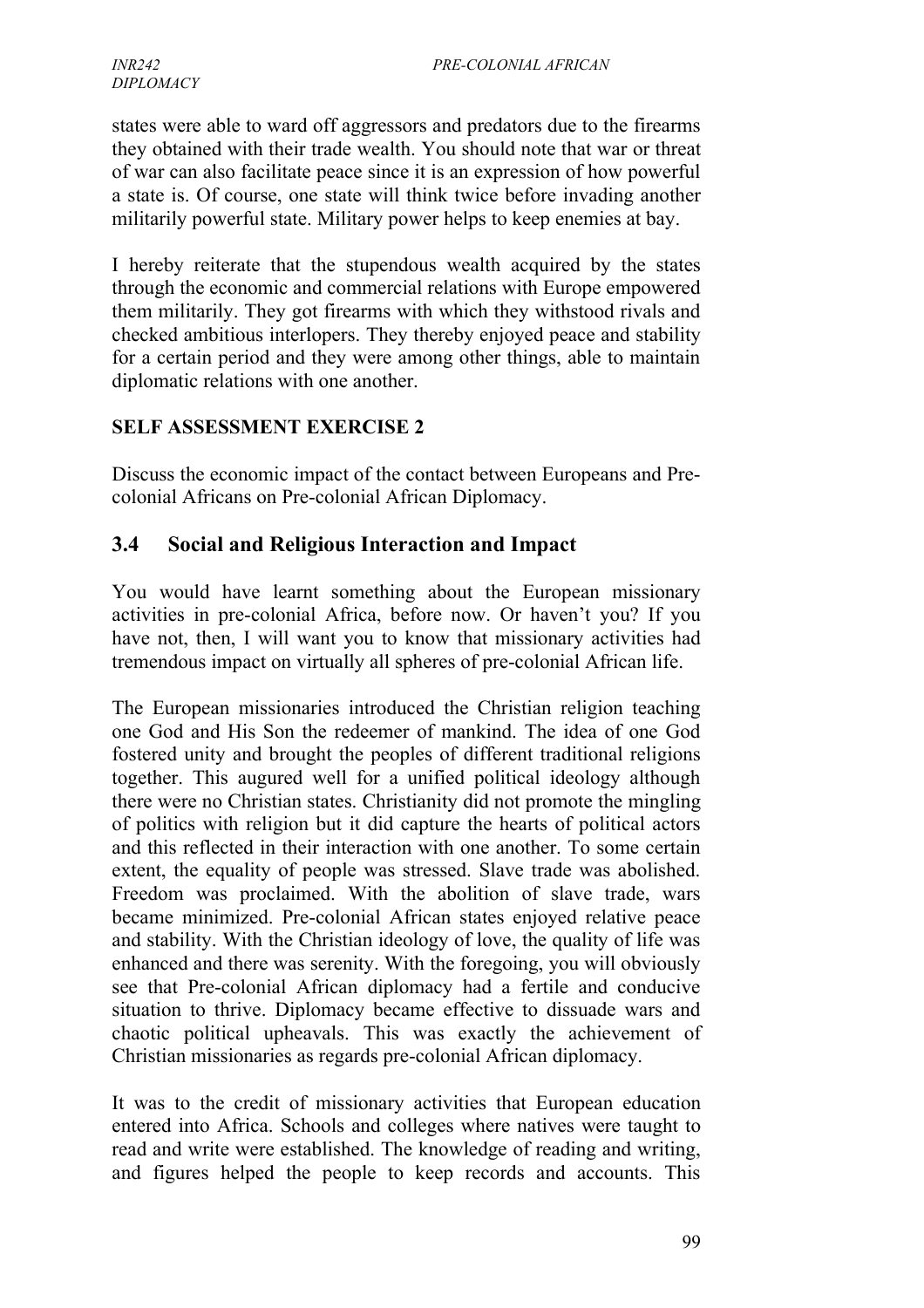states were able to ward off aggressors and predators due to the firearms they obtained with their trade wealth. You should note that war or threat of war can also facilitate peace since it is an expression of how powerful a state is. Of course, one state will think twice before invading another militarily powerful state. Military power helps to keep enemies at bay.

I hereby reiterate that the stupendous wealth acquired by the states through the economic and commercial relations with Europe empowered them militarily. They got firearms with which they withstood rivals and checked ambitious interlopers. They thereby enjoyed peace and stability for a certain period and they were among other things, able to maintain diplomatic relations with one another.

**SELF ASSESSMENT EXERCISE 2**

Discuss the economic impact of the contact between Europeans and Pre-colonial Africans on Pre-colonial African Diplomacy.

## 3.4 Social and Religious Interaction and Impact

You would have learnt something about the European missionary activities in pre-colonial Africa, before now. Or haven't you? If you have not, then, I will want you to know that missionary activities had tremendous impact on virtually all spheres of pre-colonial African life.

The European missionaries introduced the Christian religion teaching one God and His Son the redeemer of mankind. The idea of one God fostered unity and brought the peoples of different traditional religions together. This augured well for a unified political ideology although there were no Christian states. Christianity did not promote the mingling of politics with religion but it did capture the hearts of political actors and this reflected in their interaction with one another. To some certain extent, the equality of people was stressed. Slave trade was abolished. Freedom was proclaimed. With the abolition of slave trade, wars became minimized. Pre-colonial African states enjoyed relative peace and stability. With the Christian ideology of love, the quality of life was enhanced and there was serenity. With the foregoing, you will obviously see that Pre-colonial African diplomacy had a fertile and conducive situation to thrive. Diplomacy became effective to dissuade wars and chaotic political upheavals. This was exactly the achievement of Christian missionaries as regards pre-colonial African diplomacy.

It was to the credit of missionary activities that European education entered into Africa. Schools and colleges where natives were taught to read and write were established. The knowledge of reading and writing, and figures helped the people to keep records and accounts. This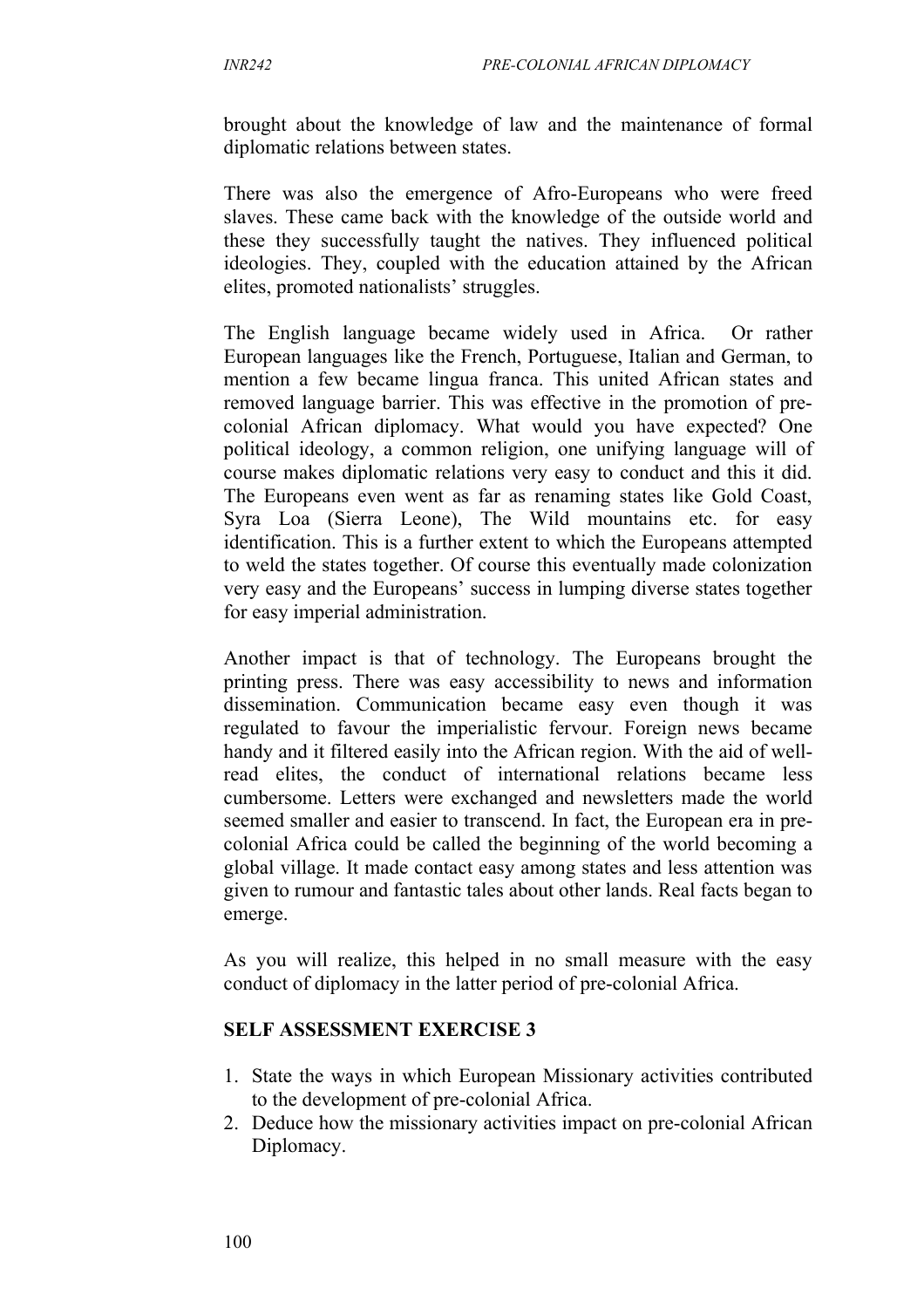brought about the knowledge of law and the maintenance of formal diplomatic relations between states.

There was also the emergence of Afro-Europeans who were freed slaves. These came back with the knowledge of the outside world and these they successfully taught the natives. They influenced political ideologies. They, coupled with the education attained by the African elites, promoted nationalists' struggles.

The English language became widely used in Africa. Or rather European languages like the French, Portuguese, Italian and German, to mention a few became lingua franca. This united African states and removed language barrier. This was effective in the promotion of pre-colonial African diplomacy. What would you have expected? One political ideology, a common religion, one unifying language will of course makes diplomatic relations very easy to conduct and this it did. The Europeans even went as far as renaming states like Gold Coast, Syra Loa (Sierra Leone), The Wild mountains etc. for easy identification. This is a further extent to which the Europeans attempted to weld the states together. Of course this eventually made colonization very easy and the Europeans' success in lumping diverse states together for easy imperial administration.

Another impact is that of technology. The Europeans brought the printing press. There was easy accessibility to news and information dissemination. Communication became easy even though it was regulated to favour the imperialistic fervour. Foreign news became handy and it filtered easily into the African region. With the aid of well-read elites, the conduct of international relations became less cumbersome. Letters were exchanged and newsletters made the world seemed smaller and easier to transcend. In fact, the European era in pre-colonial Africa could be called the beginning of the world becoming a global village. It made contact easy among states and less attention was given to rumour and fantastic tales about other lands. Real facts began to emerge.

As you will realize, this helped in no small measure with the easy conduct of diplomacy in the latter period of pre-colonial Africa.

**SELF ASSESSMENT EXERCISE 3**

1. State the ways in which European Missionary activities contributed to the development of pre-colonial Africa.
2. Deduce how the missionary activities impact on pre-colonial African Diplomacy.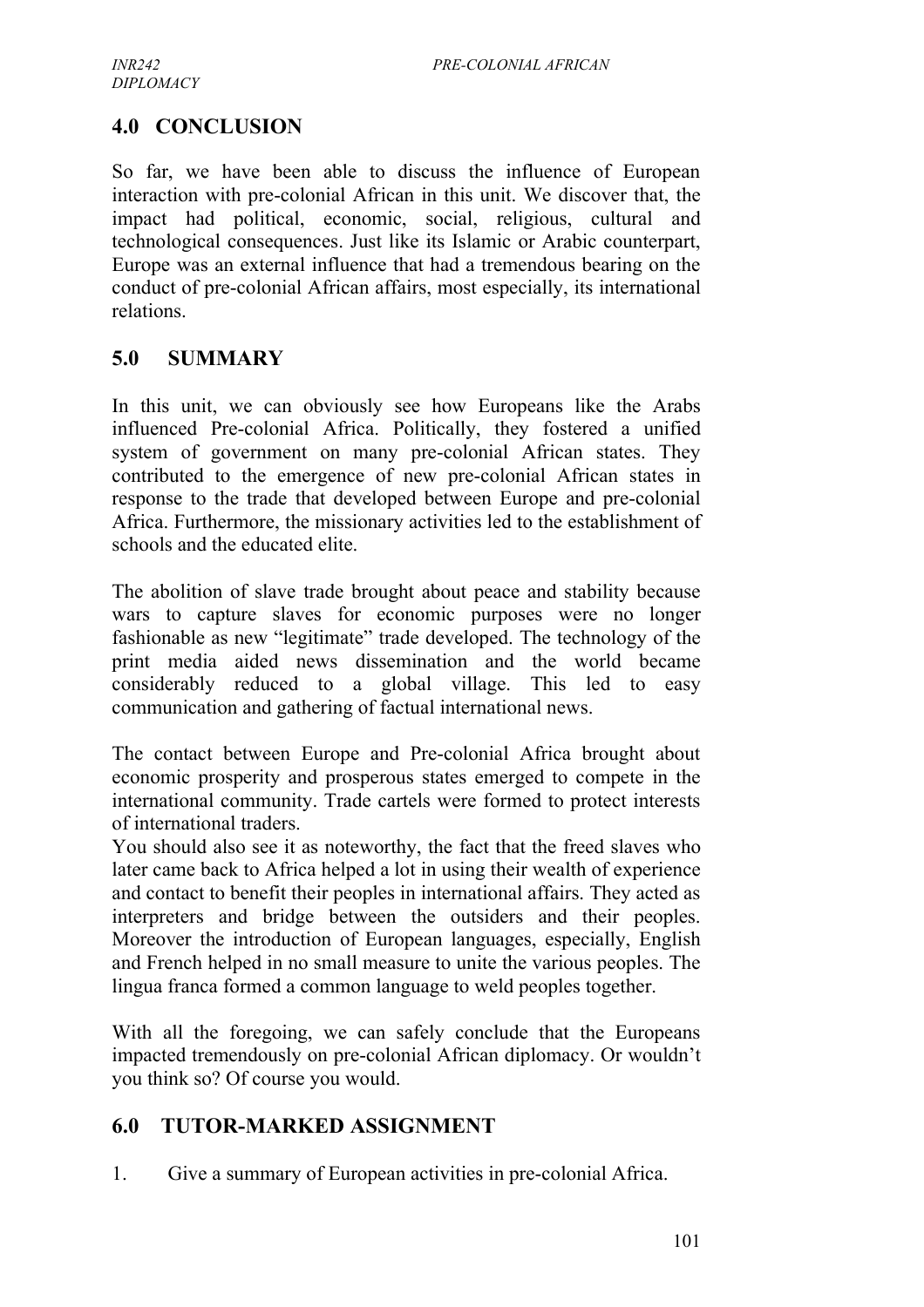## 4.0 CONCLUSION

So far, we have been able to discuss the influence of European interaction with pre-colonial African in this unit. We discover that, the impact had political, economic, social, religious, cultural and technological consequences. Just like its Islamic or Arabic counterpart, Europe was an external influence that had a tremendous bearing on the conduct of pre-colonial African affairs, most especially, its international relations.

## 5.0 SUMMARY

In this unit, we can obviously see how Europeans like the Arabs influenced Pre-colonial Africa. Politically, they fostered a unified system of government on many pre-colonial African states. They contributed to the emergence of new pre-colonial African states in response to the trade that developed between Europe and pre-colonial Africa. Furthermore, the missionary activities led to the establishment of schools and the educated elite.

The abolition of slave trade brought about peace and stability because wars to capture slaves for economic purposes were no longer fashionable as new "legitimate" trade developed. The technology of the print media aided news dissemination and the world became considerably reduced to a global village. This led to easy communication and gathering of factual international news.

The contact between Europe and Pre-colonial Africa brought about economic prosperity and prosperous states emerged to compete in the international community. Trade cartels were formed to protect interests of international traders.
You should also see it as noteworthy, the fact that the freed slaves who later came back to Africa helped a lot in using their wealth of experience and contact to benefit their peoples in international affairs. They acted as interpreters and bridge between the outsiders and their peoples. Moreover the introduction of European languages, especially, English and French helped in no small measure to unite the various peoples. The lingua franca formed a common language to weld peoples together.

With all the foregoing, we can safely conclude that the Europeans impacted tremendously on pre-colonial African diplomacy. Or wouldn't you think so? Of course you would.

## 6.0 TUTOR-MARKED ASSIGNMENT

1. Give a summary of European activities in pre-colonial Africa.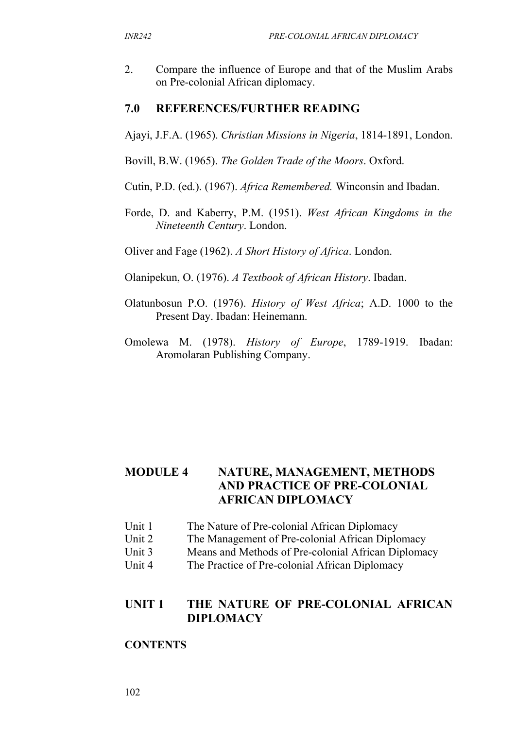2. Compare the influence of Europe and that of the Muslim Arabs on Pre-colonial African diplomacy.

## 7.0 REFERENCES/FURTHER READING

Ajayi, J.F.A. (1965). *Christian Missions in Nigeria*, 1814-1891, London.

Bovill, B.W. (1965). *The Golden Trade of the Moors*. Oxford.

Cutin, P.D. (ed.). (1967). *Africa Remembered.* Winconsin and Ibadan.

Forde, D. and Kaberry, P.M. (1951). *West African Kingdoms in the Nineteenth Century*. London.

Oliver and Fage (1962). *A Short History of Africa*. London.

Olanipekun, O. (1976). *A Textbook of African History*. Ibadan.

Olatunbosun P.O. (1976). *History of West Africa*; A.D. 1000 to the Present Day. Ibadan: Heinemann.

Omolewa M. (1978). *History of Europe*, 1789-1919. Ibadan: Aromolaran Publishing Company.

# MODULE 4 NATURE, MANAGEMENT, METHODS AND PRACTICE OF PRE-COLONIAL AFRICAN DIPLOMACY

Unit 1 The Nature of Pre-colonial African Diplomacy
Unit 2 The Management of Pre-colonial African Diplomacy
Unit 3 Means and Methods of Pre-colonial African Diplomacy
Unit 4 The Practice of Pre-colonial African Diplomacy

## UNIT 1 THE NATURE OF PRE-COLONIAL AFRICAN DIPLOMACY

**CONTENTS**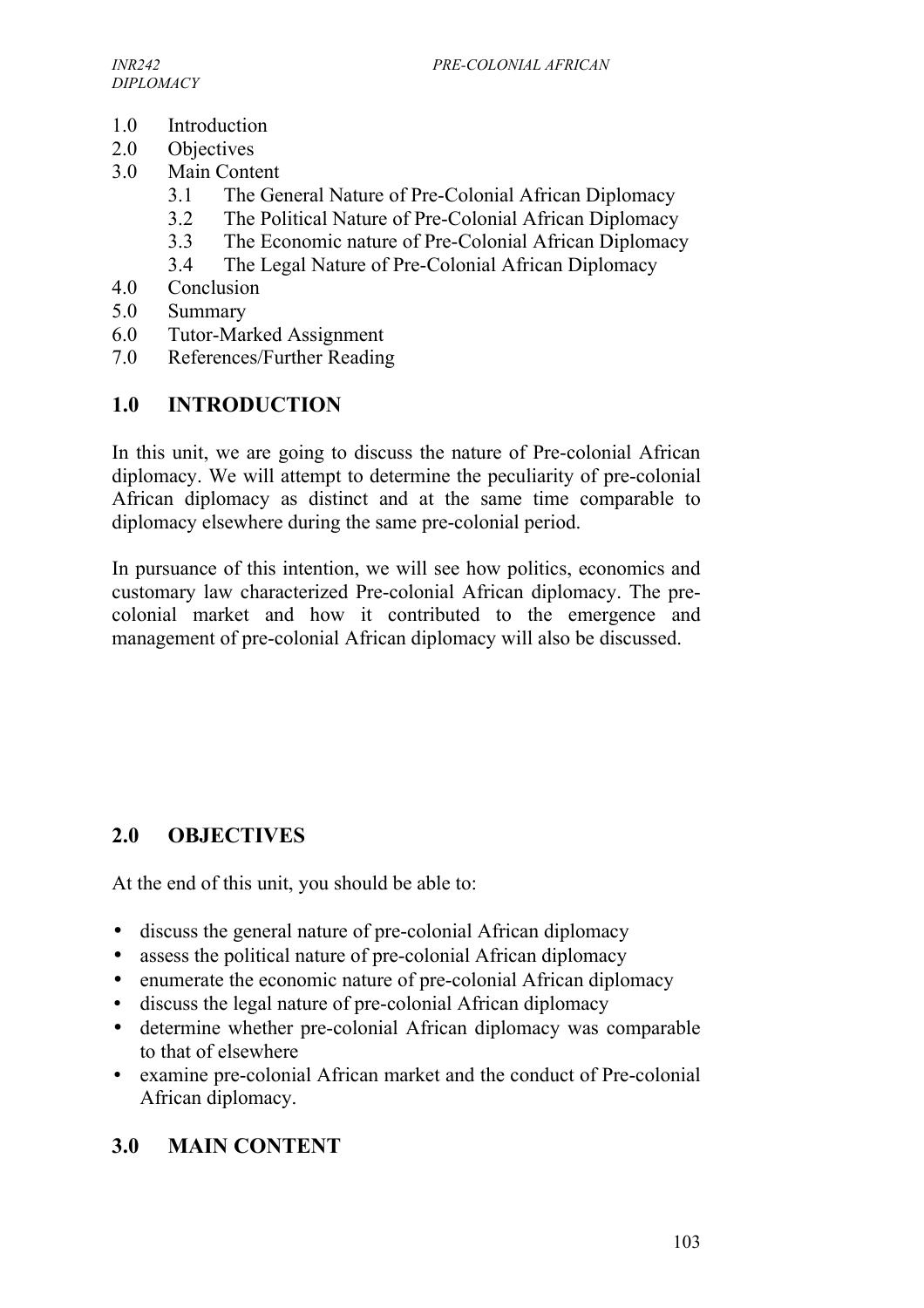1.0 Introduction
2.0 Objectives
3.0 Main Content
    3.1 The General Nature of Pre-Colonial African Diplomacy
    3.2 The Political Nature of Pre-Colonial African Diplomacy
    3.3 The Economic nature of Pre-Colonial African Diplomacy
    3.4 The Legal Nature of Pre-Colonial African Diplomacy
4.0 Conclusion
5.0 Summary
6.0 Tutor-Marked Assignment
7.0 References/Further Reading

## 1.0 INTRODUCTION

In this unit, we are going to discuss the nature of Pre-colonial African diplomacy. We will attempt to determine the peculiarity of pre-colonial African diplomacy as distinct and at the same time comparable to diplomacy elsewhere during the same pre-colonial period.

In pursuance of this intention, we will see how politics, economics and customary law characterized Pre-colonial African diplomacy. The pre-colonial market and how it contributed to the emergence and management of pre-colonial African diplomacy will also be discussed.

## 2.0 OBJECTIVES

At the end of this unit, you should be able to:

- discuss the general nature of pre-colonial African diplomacy
- assess the political nature of pre-colonial African diplomacy
- enumerate the economic nature of pre-colonial African diplomacy
- discuss the legal nature of pre-colonial African diplomacy
- determine whether pre-colonial African diplomacy was comparable to that of elsewhere
- examine pre-colonial African market and the conduct of Pre-colonial African diplomacy.

## 3.0 MAIN CONTENT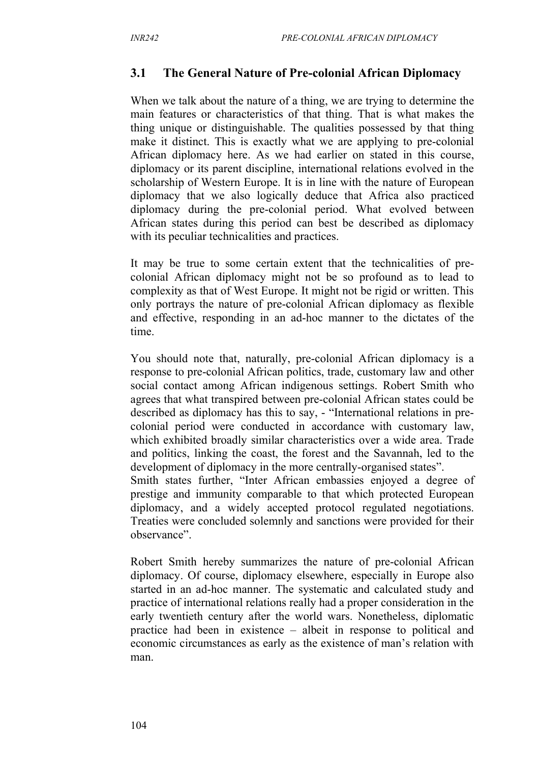### 3.1 The General Nature of Pre-colonial African Diplomacy

When we talk about the nature of a thing, we are trying to determine the main features or characteristics of that thing. That is what makes the thing unique or distinguishable. The qualities possessed by that thing make it distinct. This is exactly what we are applying to pre-colonial African diplomacy here. As we had earlier on stated in this course, diplomacy or its parent discipline, international relations evolved in the scholarship of Western Europe. It is in line with the nature of European diplomacy that we also logically deduce that Africa also practiced diplomacy during the pre-colonial period. What evolved between African states during this period can best be described as diplomacy with its peculiar technicalities and practices.

It may be true to some certain extent that the technicalities of pre-colonial African diplomacy might not be so profound as to lead to complexity as that of West Europe. It might not be rigid or written. This only portrays the nature of pre-colonial African diplomacy as flexible and effective, responding in an ad-hoc manner to the dictates of the time.

You should note that, naturally, pre-colonial African diplomacy is a response to pre-colonial African politics, trade, customary law and other social contact among African indigenous settings. Robert Smith who agrees that what transpired between pre-colonial African states could be described as diplomacy has this to say, - "International relations in pre-colonial period were conducted in accordance with customary law, which exhibited broadly similar characteristics over a wide area. Trade and politics, linking the coast, the forest and the Savannah, led to the development of diplomacy in the more centrally-organised states".
Smith states further, "Inter African embassies enjoyed a degree of prestige and immunity comparable to that which protected European diplomacy, and a widely accepted protocol regulated negotiations. Treaties were concluded solemnly and sanctions were provided for their observance".

Robert Smith hereby summarizes the nature of pre-colonial African diplomacy. Of course, diplomacy elsewhere, especially in Europe also started in an ad-hoc manner. The systematic and calculated study and practice of international relations really had a proper consideration in the early twentieth century after the world wars. Nonetheless, diplomatic practice had been in existence – albeit in response to political and economic circumstances as early as the existence of man's relation with man.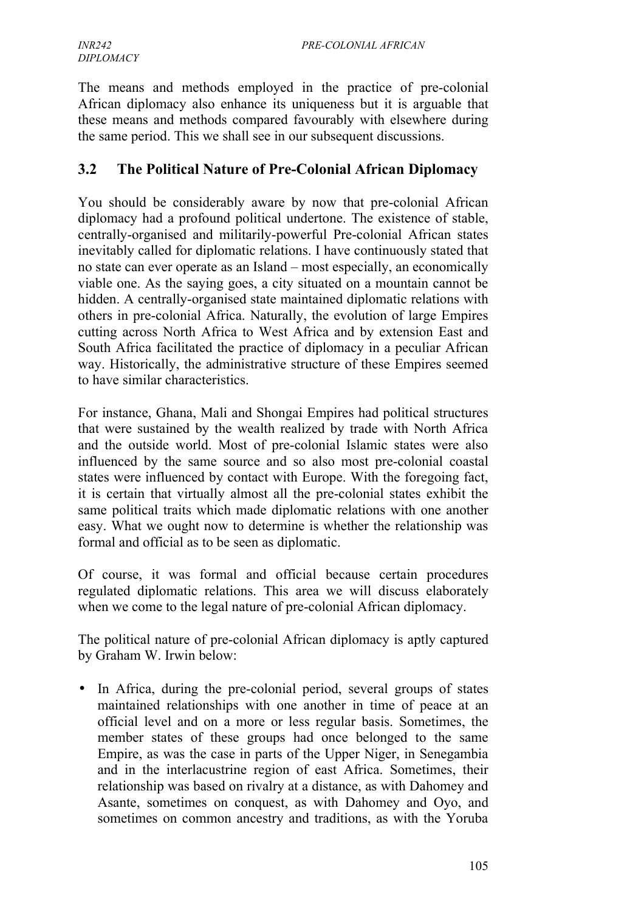The means and methods employed in the practice of pre-colonial African diplomacy also enhance its uniqueness but it is arguable that these means and methods compared favourably with elsewhere during the same period. This we shall see in our subsequent discussions.

## 3.2 The Political Nature of Pre-Colonial African Diplomacy

You should be considerably aware by now that pre-colonial African diplomacy had a profound political undertone. The existence of stable, centrally-organised and militarily-powerful Pre-colonial African states inevitably called for diplomatic relations. I have continuously stated that no state can ever operate as an Island – most especially, an economically viable one. As the saying goes, a city situated on a mountain cannot be hidden. A centrally-organised state maintained diplomatic relations with others in pre-colonial Africa. Naturally, the evolution of large Empires cutting across North Africa to West Africa and by extension East and South Africa facilitated the practice of diplomacy in a peculiar African way. Historically, the administrative structure of these Empires seemed to have similar characteristics.

For instance, Ghana, Mali and Shongai Empires had political structures that were sustained by the wealth realized by trade with North Africa and the outside world. Most of pre-colonial Islamic states were also influenced by the same source and so also most pre-colonial coastal states were influenced by contact with Europe. With the foregoing fact, it is certain that virtually almost all the pre-colonial states exhibit the same political traits which made diplomatic relations with one another easy. What we ought now to determine is whether the relationship was formal and official as to be seen as diplomatic.

Of course, it was formal and official because certain procedures regulated diplomatic relations. This area we will discuss elaborately when we come to the legal nature of pre-colonial African diplomacy.

The political nature of pre-colonial African diplomacy is aptly captured by Graham W. Irwin below:

- In Africa, during the pre-colonial period, several groups of states maintained relationships with one another in time of peace at an official level and on a more or less regular basis. Sometimes, the member states of these groups had once belonged to the same Empire, as was the case in parts of the Upper Niger, in Senegambia and in the interlacustrine region of east Africa. Sometimes, their relationship was based on rivalry at a distance, as with Dahomey and Asante, sometimes on conquest, as with Dahomey and Oyo, and sometimes on common ancestry and traditions, as with the Yoruba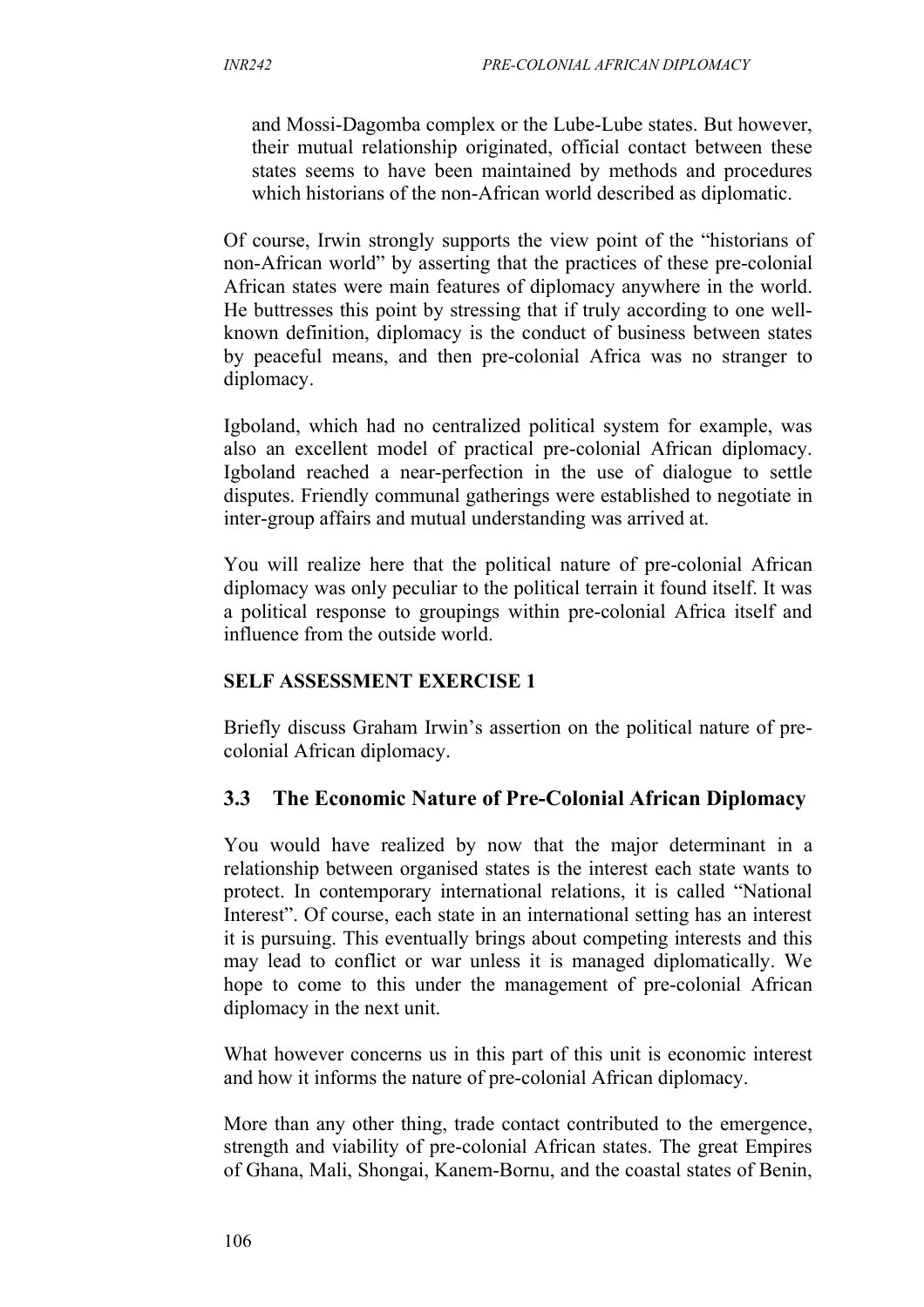> and Mossi-Dagomba complex or the Lube-Lube states. But however, their mutual relationship originated, official contact between these states seems to have been maintained by methods and procedures which historians of the non-African world described as diplomatic.

Of course, Irwin strongly supports the view point of the "historians of non-African world" by asserting that the practices of these pre-colonial African states were main features of diplomacy anywhere in the world. He buttresses this point by stressing that if truly according to one well-known definition, diplomacy is the conduct of business between states by peaceful means, and then pre-colonial Africa was no stranger to diplomacy.

Igboland, which had no centralized political system for example, was also an excellent model of practical pre-colonial African diplomacy. Igboland reached a near-perfection in the use of dialogue to settle disputes. Friendly communal gatherings were established to negotiate in inter-group affairs and mutual understanding was arrived at.

You will realize here that the political nature of pre-colonial African diplomacy was only peculiar to the political terrain it found itself. It was a political response to groupings within pre-colonial Africa itself and influence from the outside world.

**SELF ASSESSMENT EXERCISE 1**

Briefly discuss Graham Irwin's assertion on the political nature of pre-colonial African diplomacy.

## 3.3 The Economic Nature of Pre-Colonial African Diplomacy

You would have realized by now that the major determinant in a relationship between organised states is the interest each state wants to protect. In contemporary international relations, it is called "National Interest". Of course, each state in an international setting has an interest it is pursuing. This eventually brings about competing interests and this may lead to conflict or war unless it is managed diplomatically. We hope to come to this under the management of pre-colonial African diplomacy in the next unit.

What however concerns us in this part of this unit is economic interest and how it informs the nature of pre-colonial African diplomacy.

More than any other thing, trade contact contributed to the emergence, strength and viability of pre-colonial African states. The great Empires of Ghana, Mali, Shongai, Kanem-Bornu, and the coastal states of Benin,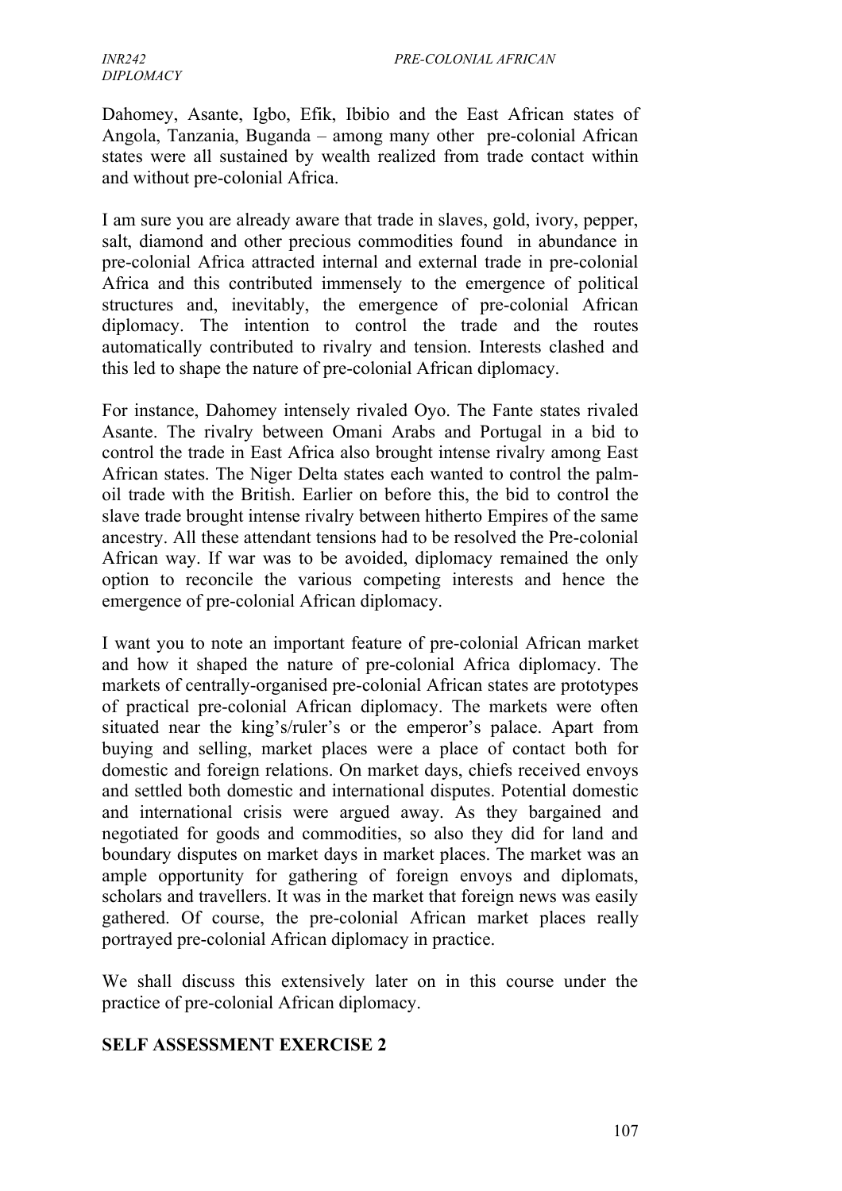Dahomey, Asante, Igbo, Efik, Ibibio and the East African states of Angola, Tanzania, Buganda – among many other pre-colonial African states were all sustained by wealth realized from trade contact within and without pre-colonial Africa.

I am sure you are already aware that trade in slaves, gold, ivory, pepper, salt, diamond and other precious commodities found in abundance in pre-colonial Africa attracted internal and external trade in pre-colonial Africa and this contributed immensely to the emergence of political structures and, inevitably, the emergence of pre-colonial African diplomacy. The intention to control the trade and the routes automatically contributed to rivalry and tension. Interests clashed and this led to shape the nature of pre-colonial African diplomacy.

For instance, Dahomey intensely rivaled Oyo. The Fante states rivaled Asante. The rivalry between Omani Arabs and Portugal in a bid to control the trade in East Africa also brought intense rivalry among East African states. The Niger Delta states each wanted to control the palm-oil trade with the British. Earlier on before this, the bid to control the slave trade brought intense rivalry between hitherto Empires of the same ancestry. All these attendant tensions had to be resolved the Pre-colonial African way. If war was to be avoided, diplomacy remained the only option to reconcile the various competing interests and hence the emergence of pre-colonial African diplomacy.

I want you to note an important feature of pre-colonial African market and how it shaped the nature of pre-colonial Africa diplomacy. The markets of centrally-organised pre-colonial African states are prototypes of practical pre-colonial African diplomacy. The markets were often situated near the king's/ruler's or the emperor's palace. Apart from buying and selling, market places were a place of contact both for domestic and foreign relations. On market days, chiefs received envoys and settled both domestic and international disputes. Potential domestic and international crisis were argued away. As they bargained and negotiated for goods and commodities, so also they did for land and boundary disputes on market days in market places. The market was an ample opportunity for gathering of foreign envoys and diplomats, scholars and travellers. It was in the market that foreign news was easily gathered. Of course, the pre-colonial African market places really portrayed pre-colonial African diplomacy in practice.

We shall discuss this extensively later on in this course under the practice of pre-colonial African diplomacy.

**SELF ASSESSMENT EXERCISE 2**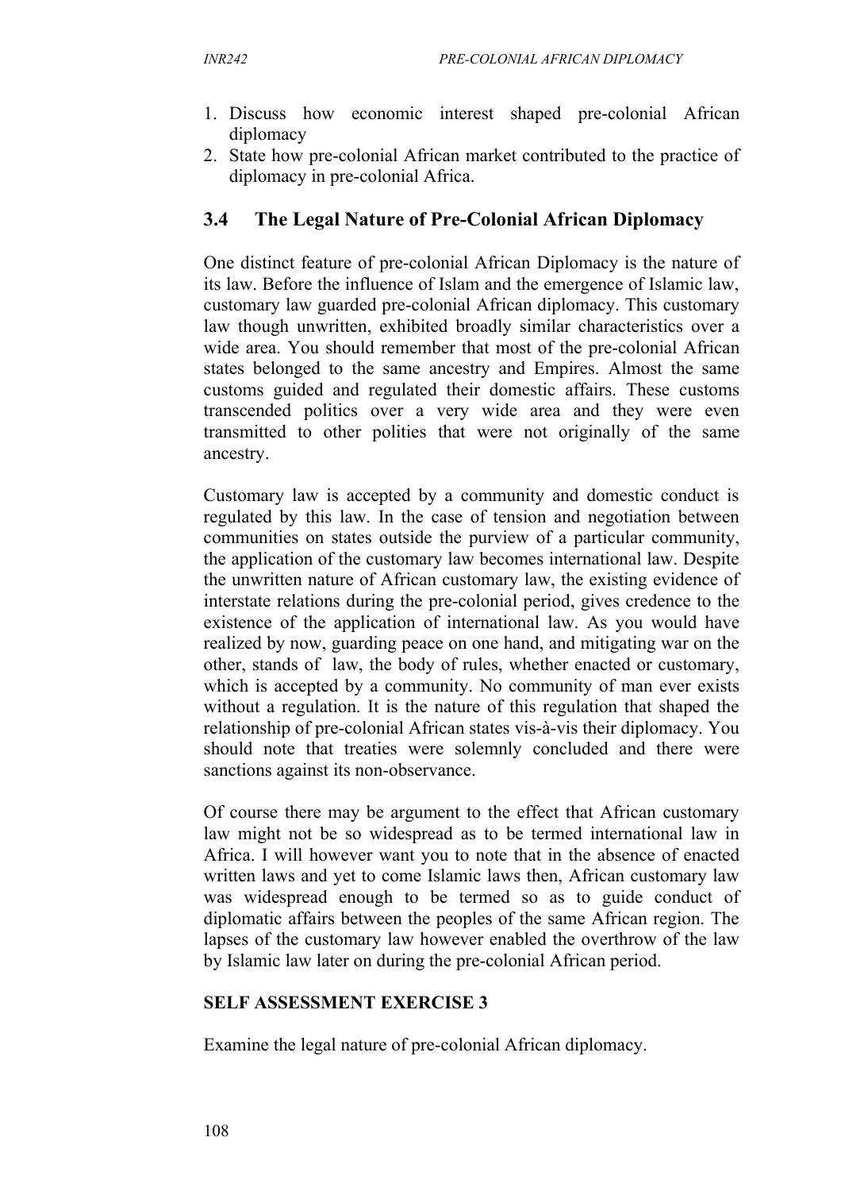1. Discuss how economic interest shaped pre-colonial African diplomacy
2. State how pre-colonial African market contributed to the practice of diplomacy in pre-colonial Africa.

## 3.4 The Legal Nature of Pre-Colonial African Diplomacy

One distinct feature of pre-colonial African Diplomacy is the nature of its law. Before the influence of Islam and the emergence of Islamic law, customary law guarded pre-colonial African diplomacy. This customary law though unwritten, exhibited broadly similar characteristics over a wide area. You should remember that most of the pre-colonial African states belonged to the same ancestry and Empires. Almost the same customs guided and regulated their domestic affairs. These customs transcended politics over a very wide area and they were even transmitted to other polities that were not originally of the same ancestry.

Customary law is accepted by a community and domestic conduct is regulated by this law. In the case of tension and negotiation between communities on states outside the purview of a particular community, the application of the customary law becomes international law. Despite the unwritten nature of African customary law, the existing evidence of interstate relations during the pre-colonial period, gives credence to the existence of the application of international law. As you would have realized by now, guarding peace on one hand, and mitigating war on the other, stands of law, the body of rules, whether enacted or customary, which is accepted by a community. No community of man ever exists without a regulation. It is the nature of this regulation that shaped the relationship of pre-colonial African states vis-à-vis their diplomacy. You should note that treaties were solemnly concluded and there were sanctions against its non-observance.

Of course there may be argument to the effect that African customary law might not be so widespread as to be termed international law in Africa. I will however want you to note that in the absence of enacted written laws and yet to come Islamic laws then, African customary law was widespread enough to be termed so as to guide conduct of diplomatic affairs between the peoples of the same African region. The lapses of the customary law however enabled the overthrow of the law by Islamic law later on during the pre-colonial African period.

### SELF ASSESSMENT EXERCISE 3

Examine the legal nature of pre-colonial African diplomacy.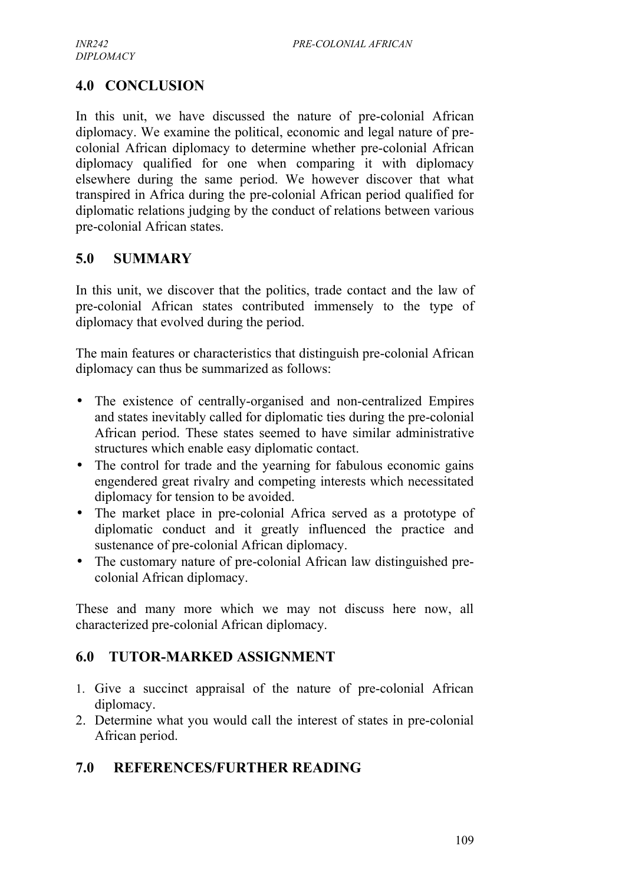## 4.0 CONCLUSION

In this unit, we have discussed the nature of pre-colonial African diplomacy. We examine the political, economic and legal nature of pre-colonial African diplomacy to determine whether pre-colonial African diplomacy qualified for one when comparing it with diplomacy elsewhere during the same period. We however discover that what transpired in Africa during the pre-colonial African period qualified for diplomatic relations judging by the conduct of relations between various pre-colonial African states.

## 5.0 SUMMARY

In this unit, we discover that the politics, trade contact and the law of pre-colonial African states contributed immensely to the type of diplomacy that evolved during the period.

The main features or characteristics that distinguish pre-colonial African diplomacy can thus be summarized as follows:

- The existence of centrally-organised and non-centralized Empires and states inevitably called for diplomatic ties during the pre-colonial African period. These states seemed to have similar administrative structures which enable easy diplomatic contact.
- The control for trade and the yearning for fabulous economic gains engendered great rivalry and competing interests which necessitated diplomacy for tension to be avoided.
- The market place in pre-colonial Africa served as a prototype of diplomatic conduct and it greatly influenced the practice and sustenance of pre-colonial African diplomacy.
- The customary nature of pre-colonial African law distinguished pre-colonial African diplomacy.

These and many more which we may not discuss here now, all characterized pre-colonial African diplomacy.

## 6.0 TUTOR-MARKED ASSIGNMENT

1. Give a succinct appraisal of the nature of pre-colonial African diplomacy.
2. Determine what you would call the interest of states in pre-colonial African period.

## 7.0 REFERENCES/FURTHER READING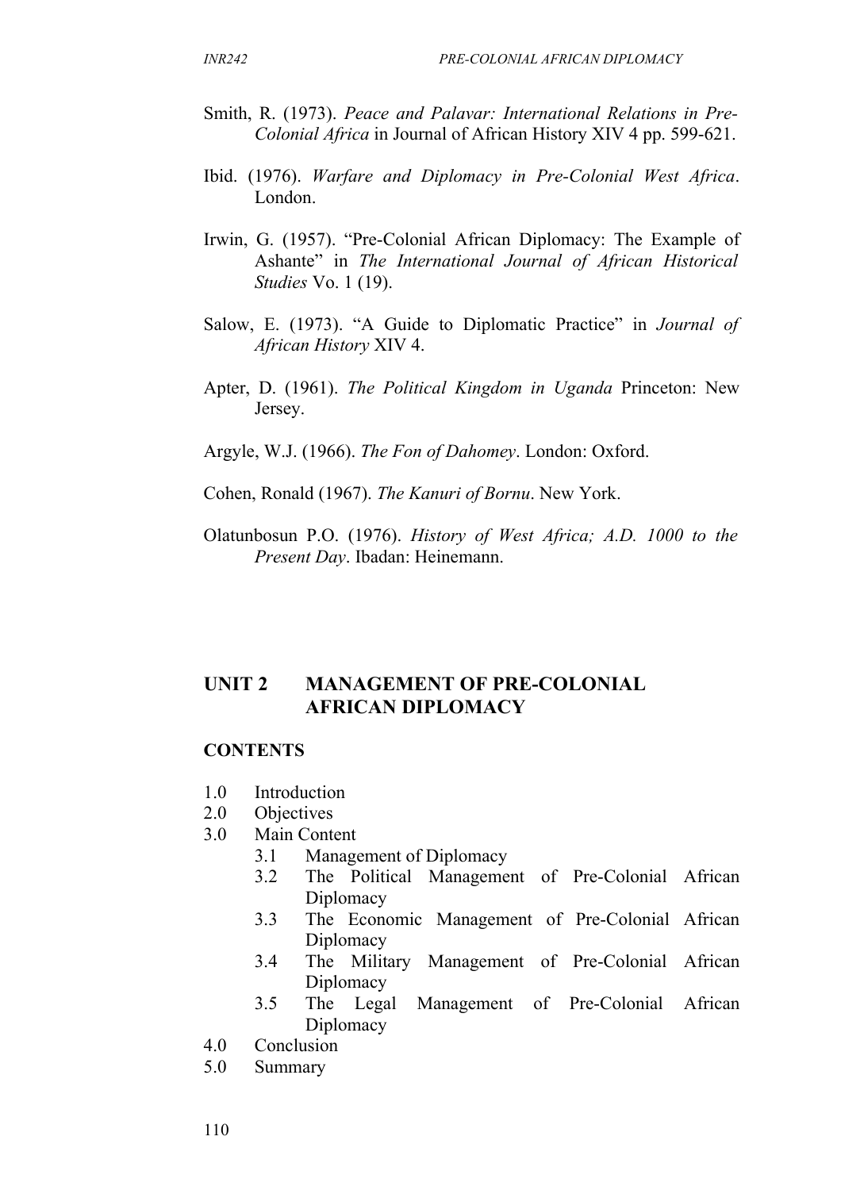Smith, R. (1973). *Peace and Palavar: International Relations in Pre-Colonial Africa* in Journal of African History XIV 4 pp. 599-621.

Ibid. (1976). *Warfare and Diplomacy in Pre-Colonial West Africa*. London.

Irwin, G. (1957). "Pre-Colonial African Diplomacy: The Example of Ashante" in *The International Journal of African Historical Studies* Vo. 1 (19).

Salow, E. (1973). "A Guide to Diplomatic Practice" in *Journal of African History* XIV 4.

Apter, D. (1961). *The Political Kingdom in Uganda* Princeton: New Jersey.

Argyle, W.J. (1966). *The Fon of Dahomey*. London: Oxford.

Cohen, Ronald (1967). *The Kanuri of Bornu*. New York.

Olatunbosun P.O. (1976). *History of West Africa; A.D. 1000 to the Present Day*. Ibadan: Heinemann.

## UNIT 2 MANAGEMENT OF PRE-COLONIAL AFRICAN DIPLOMACY

### CONTENTS

1.0 Introduction
2.0 Objectives
3.0 Main Content
  3.1 Management of Diplomacy
  3.2 The Political Management of Pre-Colonial African Diplomacy
  3.3 The Economic Management of Pre-Colonial African Diplomacy
  3.4 The Military Management of Pre-Colonial African Diplomacy
  3.5 The Legal Management of Pre-Colonial African Diplomacy
4.0 Conclusion
5.0 Summary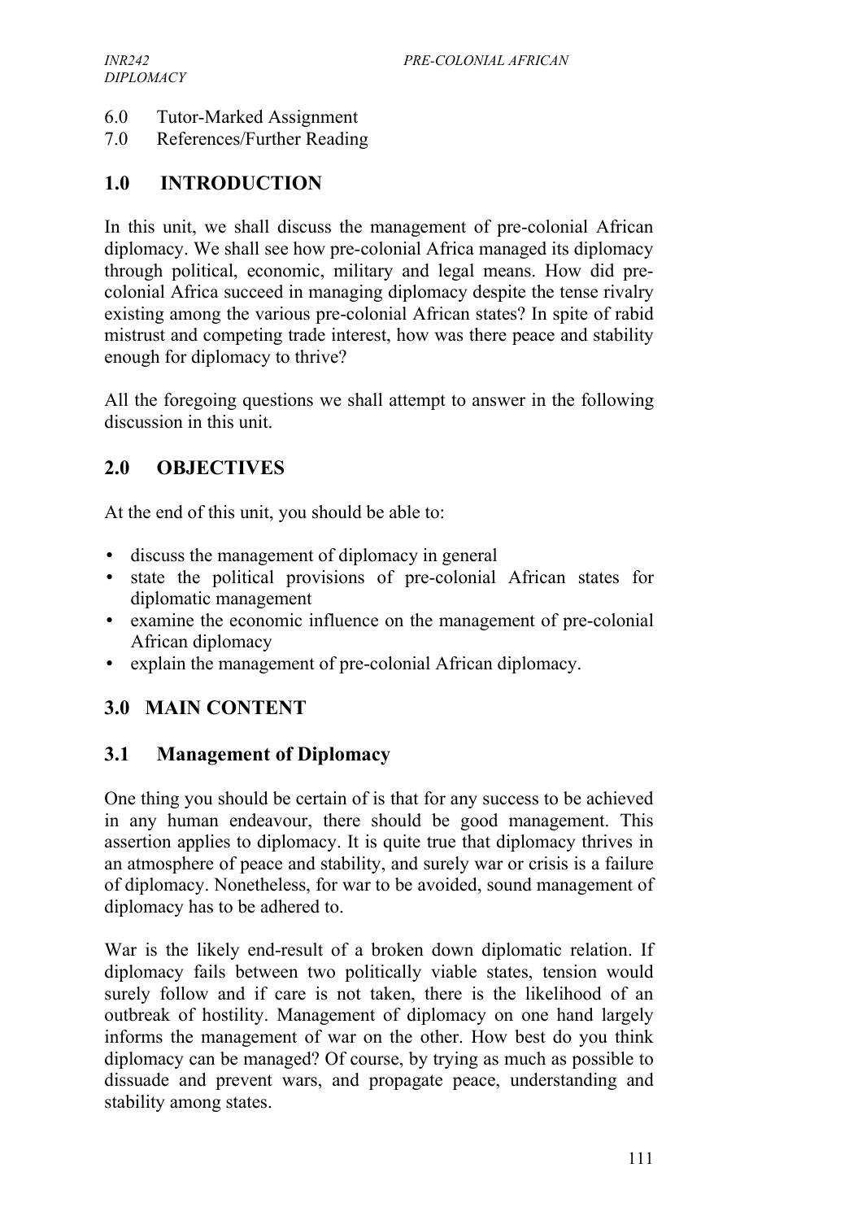6.0 Tutor-Marked Assignment
7.0 References/Further Reading

## 1.0 INTRODUCTION

In this unit, we shall discuss the management of pre-colonial African diplomacy. We shall see how pre-colonial Africa managed its diplomacy through political, economic, military and legal means. How did pre-colonial Africa succeed in managing diplomacy despite the tense rivalry existing among the various pre-colonial African states? In spite of rabid mistrust and competing trade interest, how was there peace and stability enough for diplomacy to thrive?

All the foregoing questions we shall attempt to answer in the following discussion in this unit.

## 2.0 OBJECTIVES

At the end of this unit, you should be able to:

- discuss the management of diplomacy in general
- state the political provisions of pre-colonial African states for diplomatic management
- examine the economic influence on the management of pre-colonial African diplomacy
- explain the management of pre-colonial African diplomacy.

## 3.0 MAIN CONTENT

### 3.1 Management of Diplomacy

One thing you should be certain of is that for any success to be achieved in any human endeavour, there should be good management. This assertion applies to diplomacy. It is quite true that diplomacy thrives in an atmosphere of peace and stability, and surely war or crisis is a failure of diplomacy. Nonetheless, for war to be avoided, sound management of diplomacy has to be adhered to.

War is the likely end-result of a broken down diplomatic relation. If diplomacy fails between two politically viable states, tension would surely follow and if care is not taken, there is the likelihood of an outbreak of hostility. Management of diplomacy on one hand largely informs the management of war on the other. How best do you think diplomacy can be managed? Of course, by trying as much as possible to dissuade and prevent wars, and propagate peace, understanding and stability among states.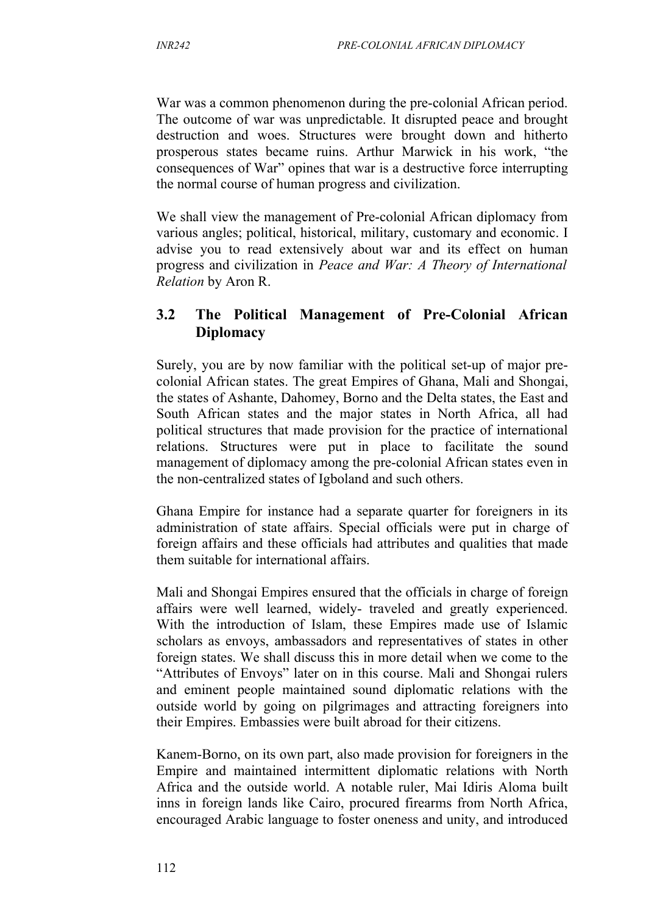War was a common phenomenon during the pre-colonial African period. The outcome of war was unpredictable. It disrupted peace and brought destruction and woes. Structures were brought down and hitherto prosperous states became ruins. Arthur Marwick in his work, "the consequences of War" opines that war is a destructive force interrupting the normal course of human progress and civilization.

We shall view the management of Pre-colonial African diplomacy from various angles; political, historical, military, customary and economic. I advise you to read extensively about war and its effect on human progress and civilization in *Peace and War: A Theory of International Relation* by Aron R.

## 3.2 The Political Management of Pre-Colonial African Diplomacy

Surely, you are by now familiar with the political set-up of major pre-colonial African states. The great Empires of Ghana, Mali and Shongai, the states of Ashante, Dahomey, Borno and the Delta states, the East and South African states and the major states in North Africa, all had political structures that made provision for the practice of international relations. Structures were put in place to facilitate the sound management of diplomacy among the pre-colonial African states even in the non-centralized states of Igboland and such others.

Ghana Empire for instance had a separate quarter for foreigners in its administration of state affairs. Special officials were put in charge of foreign affairs and these officials had attributes and qualities that made them suitable for international affairs.

Mali and Shongai Empires ensured that the officials in charge of foreign affairs were well learned, widely- traveled and greatly experienced. With the introduction of Islam, these Empires made use of Islamic scholars as envoys, ambassadors and representatives of states in other foreign states. We shall discuss this in more detail when we come to the "Attributes of Envoys" later on in this course. Mali and Shongai rulers and eminent people maintained sound diplomatic relations with the outside world by going on pilgrimages and attracting foreigners into their Empires. Embassies were built abroad for their citizens.

Kanem-Borno, on its own part, also made provision for foreigners in the Empire and maintained intermittent diplomatic relations with North Africa and the outside world. A notable ruler, Mai Idiris Aloma built inns in foreign lands like Cairo, procured firearms from North Africa, encouraged Arabic language to foster oneness and unity, and introduced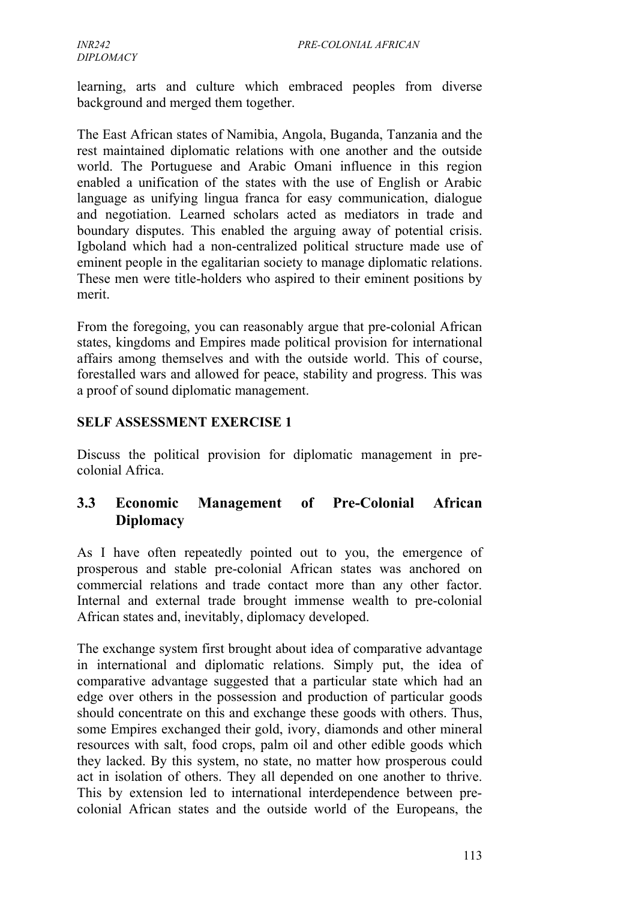learning, arts and culture which embraced peoples from diverse background and merged them together.

The East African states of Namibia, Angola, Buganda, Tanzania and the rest maintained diplomatic relations with one another and the outside world. The Portuguese and Arabic Omani influence in this region enabled a unification of the states with the use of English or Arabic language as unifying lingua franca for easy communication, dialogue and negotiation. Learned scholars acted as mediators in trade and boundary disputes. This enabled the arguing away of potential crisis. Igboland which had a non-centralized political structure made use of eminent people in the egalitarian society to manage diplomatic relations. These men were title-holders who aspired to their eminent positions by merit.

From the foregoing, you can reasonably argue that pre-colonial African states, kingdoms and Empires made political provision for international affairs among themselves and with the outside world. This of course, forestalled wars and allowed for peace, stability and progress. This was a proof of sound diplomatic management.

**SELF ASSESSMENT EXERCISE 1**

Discuss the political provision for diplomatic management in pre-colonial Africa.

## 3.3 Economic Management of Pre-Colonial African Diplomacy

As I have often repeatedly pointed out to you, the emergence of prosperous and stable pre-colonial African states was anchored on commercial relations and trade contact more than any other factor. Internal and external trade brought immense wealth to pre-colonial African states and, inevitably, diplomacy developed.

The exchange system first brought about idea of comparative advantage in international and diplomatic relations. Simply put, the idea of comparative advantage suggested that a particular state which had an edge over others in the possession and production of particular goods should concentrate on this and exchange these goods with others. Thus, some Empires exchanged their gold, ivory, diamonds and other mineral resources with salt, food crops, palm oil and other edible goods which they lacked. By this system, no state, no matter how prosperous could act in isolation of others. They all depended on one another to thrive. This by extension led to international interdependence between pre-colonial African states and the outside world of the Europeans, the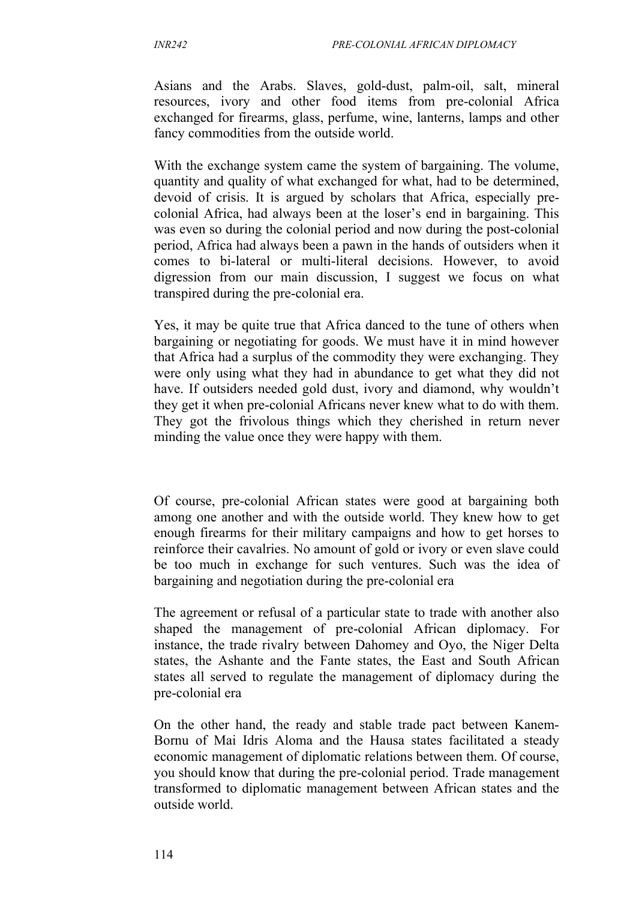Asians and the Arabs. Slaves, gold-dust, palm-oil, salt, mineral resources, ivory and other food items from pre-colonial Africa exchanged for firearms, glass, perfume, wine, lanterns, lamps and other fancy commodities from the outside world.

With the exchange system came the system of bargaining. The volume, quantity and quality of what exchanged for what, had to be determined, devoid of crisis. It is argued by scholars that Africa, especially pre-colonial Africa, had always been at the loser's end in bargaining. This was even so during the colonial period and now during the post-colonial period, Africa had always been a pawn in the hands of outsiders when it comes to bi-lateral or multi-literal decisions. However, to avoid digression from our main discussion, I suggest we focus on what transpired during the pre-colonial era.

Yes, it may be quite true that Africa danced to the tune of others when bargaining or negotiating for goods. We must have it in mind however that Africa had a surplus of the commodity they were exchanging. They were only using what they had in abundance to get what they did not have. If outsiders needed gold dust, ivory and diamond, why wouldn't they get it when pre-colonial Africans never knew what to do with them. They got the frivolous things which they cherished in return never minding the value once they were happy with them.

Of course, pre-colonial African states were good at bargaining both among one another and with the outside world. They knew how to get enough firearms for their military campaigns and how to get horses to reinforce their cavalries. No amount of gold or ivory or even slave could be too much in exchange for such ventures. Such was the idea of bargaining and negotiation during the pre-colonial era

The agreement or refusal of a particular state to trade with another also shaped the management of pre-colonial African diplomacy. For instance, the trade rivalry between Dahomey and Oyo, the Niger Delta states, the Ashante and the Fante states, the East and South African states all served to regulate the management of diplomacy during the pre-colonial era

On the other hand, the ready and stable trade pact between Kanem-Bornu of Mai Idris Aloma and the Hausa states facilitated a steady economic management of diplomatic relations between them. Of course, you should know that during the pre-colonial period. Trade management transformed to diplomatic management between African states and the outside world.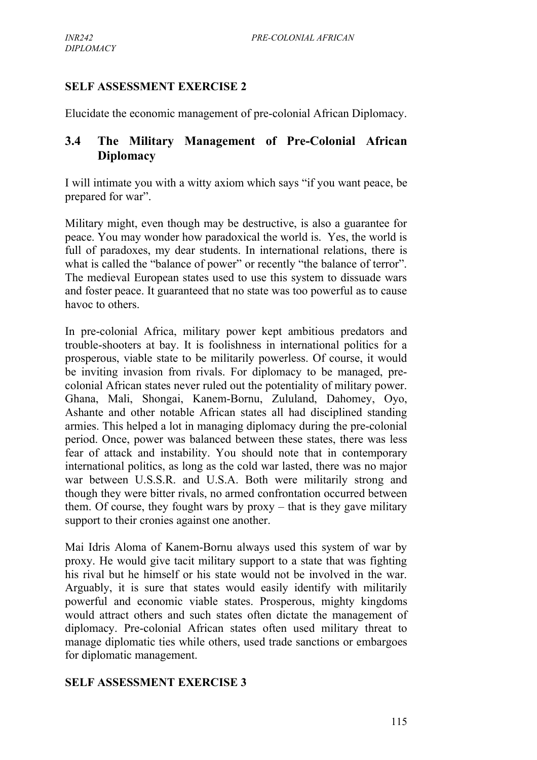**SELF ASSESSMENT EXERCISE 2**

Elucidate the economic management of pre-colonial African Diplomacy.

## 3.4 The Military Management of Pre-Colonial African Diplomacy

I will intimate you with a witty axiom which says "if you want peace, be prepared for war".

Military might, even though may be destructive, is also a guarantee for peace. You may wonder how paradoxical the world is. Yes, the world is full of paradoxes, my dear students. In international relations, there is what is called the "balance of power" or recently "the balance of terror". The medieval European states used to use this system to dissuade wars and foster peace. It guaranteed that no state was too powerful as to cause havoc to others.

In pre-colonial Africa, military power kept ambitious predators and trouble-shooters at bay. It is foolishness in international politics for a prosperous, viable state to be militarily powerless. Of course, it would be inviting invasion from rivals. For diplomacy to be managed, pre-colonial African states never ruled out the potentiality of military power. Ghana, Mali, Shongai, Kanem-Bornu, Zululand, Dahomey, Oyo, Ashante and other notable African states all had disciplined standing armies. This helped a lot in managing diplomacy during the pre-colonial period. Once, power was balanced between these states, there was less fear of attack and instability. You should note that in contemporary international politics, as long as the cold war lasted, there was no major war between U.S.S.R. and U.S.A. Both were militarily strong and though they were bitter rivals, no armed confrontation occurred between them. Of course, they fought wars by proxy – that is they gave military support to their cronies against one another.

Mai Idris Aloma of Kanem-Bornu always used this system of war by proxy. He would give tacit military support to a state that was fighting his rival but he himself or his state would not be involved in the war. Arguably, it is sure that states would easily identify with militarily powerful and economic viable states. Prosperous, mighty kingdoms would attract others and such states often dictate the management of diplomacy. Pre-colonial African states often used military threat to manage diplomatic ties while others, used trade sanctions or embargoes for diplomatic management.

**SELF ASSESSMENT EXERCISE 3**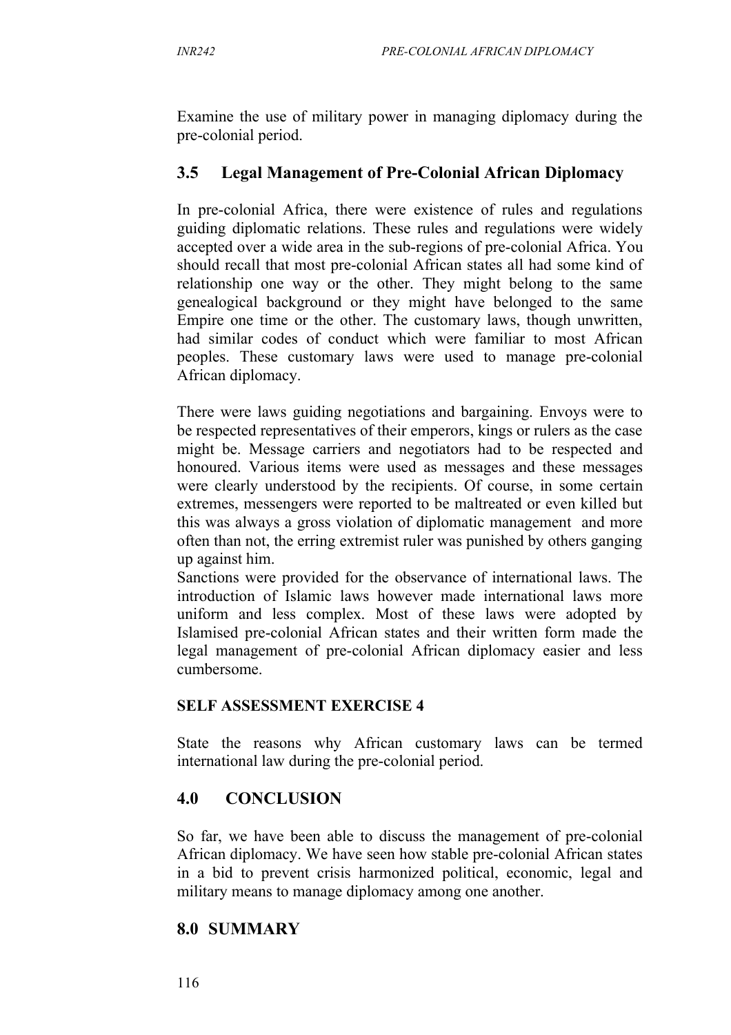Examine the use of military power in managing diplomacy during the pre-colonial period.

## 3.5 Legal Management of Pre-Colonial African Diplomacy

In pre-colonial Africa, there were existence of rules and regulations guiding diplomatic relations. These rules and regulations were widely accepted over a wide area in the sub-regions of pre-colonial Africa. You should recall that most pre-colonial African states all had some kind of relationship one way or the other. They might belong to the same genealogical background or they might have belonged to the same Empire one time or the other. The customary laws, though unwritten, had similar codes of conduct which were familiar to most African peoples. These customary laws were used to manage pre-colonial African diplomacy.

There were laws guiding negotiations and bargaining. Envoys were to be respected representatives of their emperors, kings or rulers as the case might be. Message carriers and negotiators had to be respected and honoured. Various items were used as messages and these messages were clearly understood by the recipients. Of course, in some certain extremes, messengers were reported to be maltreated or even killed but this was always a gross violation of diplomatic management and more often than not, the erring extremist ruler was punished by others ganging up against him.

Sanctions were provided for the observance of international laws. The introduction of Islamic laws however made international laws more uniform and less complex. Most of these laws were adopted by Islamised pre-colonial African states and their written form made the legal management of pre-colonial African diplomacy easier and less cumbersome.

### SELF ASSESSMENT EXERCISE 4

State the reasons why African customary laws can be termed international law during the pre-colonial period.

## 4.0 CONCLUSION

So far, we have been able to discuss the management of pre-colonial African diplomacy. We have seen how stable pre-colonial African states in a bid to prevent crisis harmonized political, economic, legal and military means to manage diplomacy among one another.

## 8.0 SUMMARY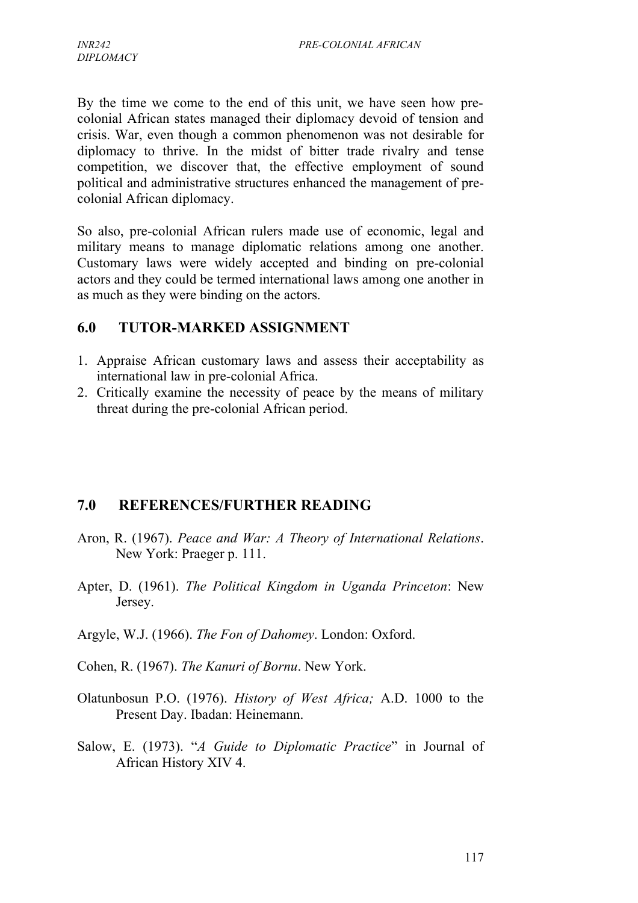By the time we come to the end of this unit, we have seen how pre-colonial African states managed their diplomacy devoid of tension and crisis. War, even though a common phenomenon was not desirable for diplomacy to thrive. In the midst of bitter trade rivalry and tense competition, we discover that, the effective employment of sound political and administrative structures enhanced the management of pre-colonial African diplomacy.

So also, pre-colonial African rulers made use of economic, legal and military means to manage diplomatic relations among one another. Customary laws were widely accepted and binding on pre-colonial actors and they could be termed international laws among one another in as much as they were binding on the actors.

## 6.0 TUTOR-MARKED ASSIGNMENT

1. Appraise African customary laws and assess their acceptability as international law in pre-colonial Africa.
2. Critically examine the necessity of peace by the means of military threat during the pre-colonial African period.

## 7.0 REFERENCES/FURTHER READING

Aron, R. (1967). *Peace and War: A Theory of International Relations*. New York: Praeger p. 111.

Apter, D. (1961). *The Political Kingdom in Uganda Princeton*: New Jersey.

Argyle, W.J. (1966). *The Fon of Dahomey*. London: Oxford.

Cohen, R. (1967). *The Kanuri of Bornu*. New York.

Olatunbosun P.O. (1976). *History of West Africa;* A.D. 1000 to the Present Day. Ibadan: Heinemann.

Salow, E. (1973). "*A Guide to Diplomatic Practice*" in Journal of African History XIV 4.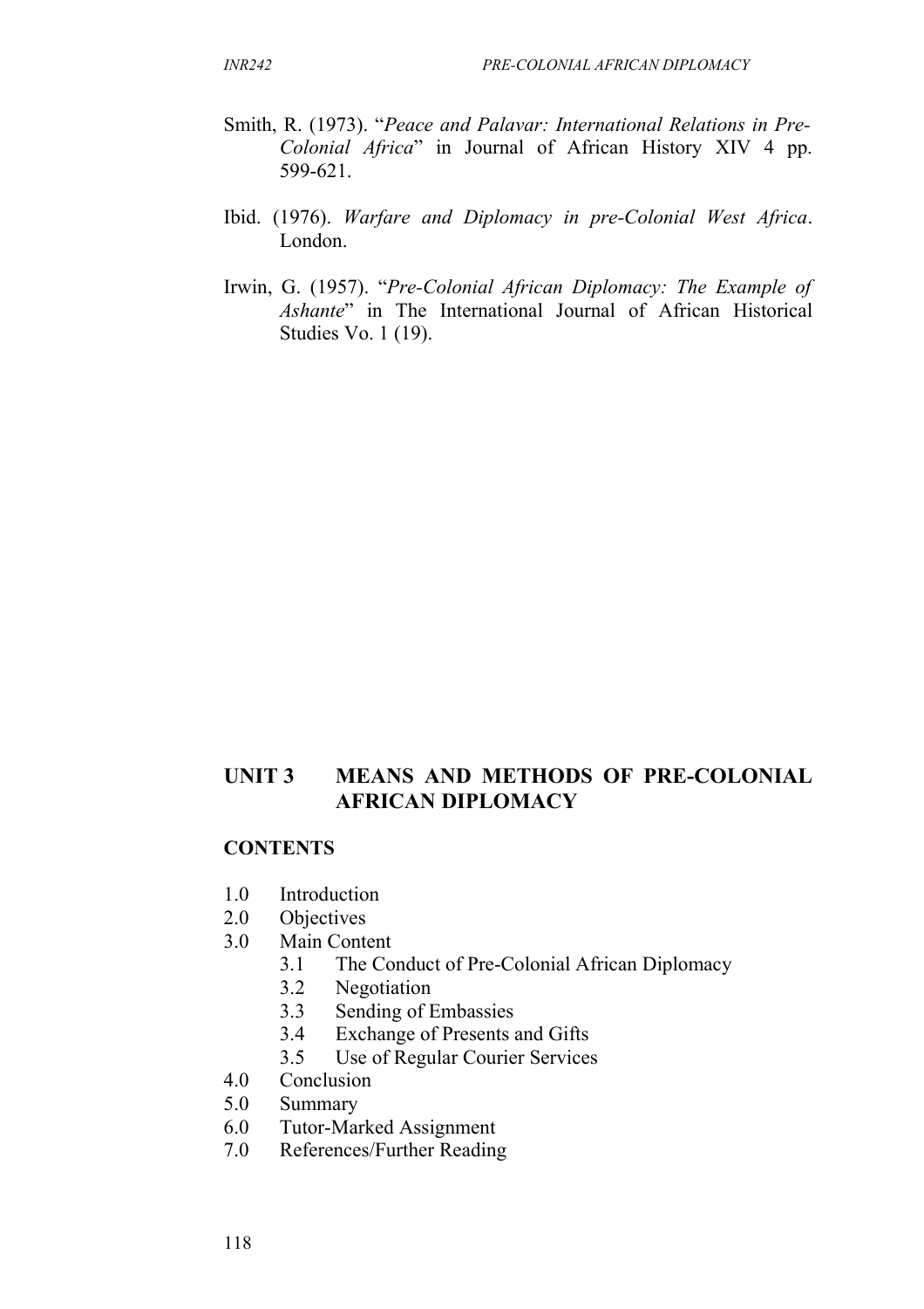Smith, R. (1973). "*Peace and Palavar: International Relations in Pre-Colonial Africa*" in Journal of African History XIV 4 pp. 599-621.

Ibid. (1976). *Warfare and Diplomacy in pre-Colonial West Africa*. London.

Irwin, G. (1957). "*Pre-Colonial African Diplomacy: The Example of Ashante*" in The International Journal of African Historical Studies Vo. 1 (19).

## UNIT 3 MEANS AND METHODS OF PRE-COLONIAL AFRICAN DIPLOMACY

### CONTENTS

- 1.0 Introduction
- 2.0 Objectives
- 3.0 Main Content
  - 3.1 The Conduct of Pre-Colonial African Diplomacy
  - 3.2 Negotiation
  - 3.3 Sending of Embassies
  - 3.4 Exchange of Presents and Gifts
  - 3.5 Use of Regular Courier Services
- 4.0 Conclusion
- 5.0 Summary
- 6.0 Tutor-Marked Assignment
- 7.0 References/Further Reading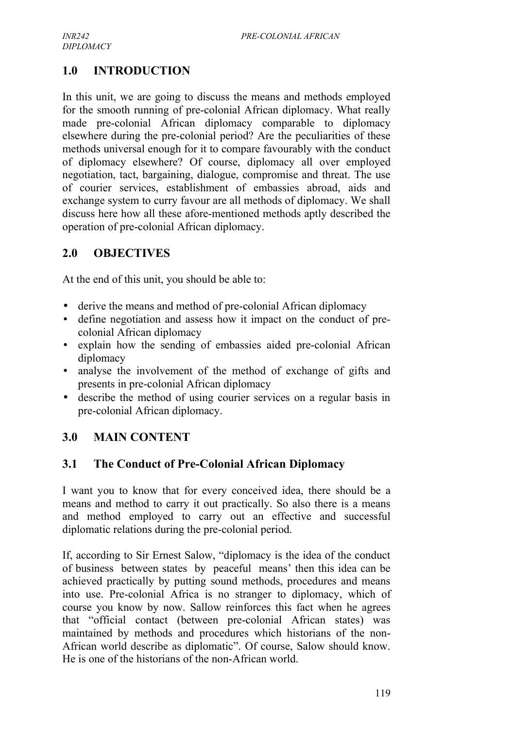## 1.0 INTRODUCTION

In this unit, we are going to discuss the means and methods employed for the smooth running of pre-colonial African diplomacy. What really made pre-colonial African diplomacy comparable to diplomacy elsewhere during the pre-colonial period? Are the peculiarities of these methods universal enough for it to compare favourably with the conduct of diplomacy elsewhere? Of course, diplomacy all over employed negotiation, tact, bargaining, dialogue, compromise and threat. The use of courier services, establishment of embassies abroad, aids and exchange system to curry favour are all methods of diplomacy. We shall discuss here how all these afore-mentioned methods aptly described the operation of pre-colonial African diplomacy.

## 2.0 OBJECTIVES

At the end of this unit, you should be able to:

- derive the means and method of pre-colonial African diplomacy
- define negotiation and assess how it impact on the conduct of pre-colonial African diplomacy
- explain how the sending of embassies aided pre-colonial African diplomacy
- analyse the involvement of the method of exchange of gifts and presents in pre-colonial African diplomacy
- describe the method of using courier services on a regular basis in pre-colonial African diplomacy.

## 3.0 MAIN CONTENT

### 3.1 The Conduct of Pre-Colonial African Diplomacy

I want you to know that for every conceived idea, there should be a means and method to carry it out practically. So also there is a means and method employed to carry out an effective and successful diplomatic relations during the pre-colonial period.

If, according to Sir Ernest Salow, "diplomacy is the idea of the conduct of business between states by peaceful means' then this idea can be achieved practically by putting sound methods, procedures and means into use. Pre-colonial Africa is no stranger to diplomacy, which of course you know by now. Sallow reinforces this fact when he agrees that "official contact (between pre-colonial African states) was maintained by methods and procedures which historians of the non-African world describe as diplomatic". Of course, Salow should know. He is one of the historians of the non-African world.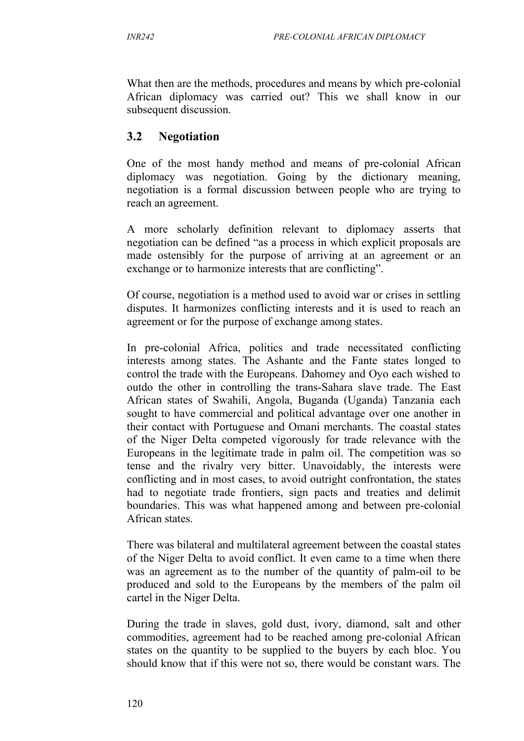What then are the methods, procedures and means by which pre-colonial African diplomacy was carried out? This we shall know in our subsequent discussion.

## 3.2 Negotiation

One of the most handy method and means of pre-colonial African diplomacy was negotiation. Going by the dictionary meaning, negotiation is a formal discussion between people who are trying to reach an agreement.

A more scholarly definition relevant to diplomacy asserts that negotiation can be defined "as a process in which explicit proposals are made ostensibly for the purpose of arriving at an agreement or an exchange or to harmonize interests that are conflicting".

Of course, negotiation is a method used to avoid war or crises in settling disputes. It harmonizes conflicting interests and it is used to reach an agreement or for the purpose of exchange among states.

In pre-colonial Africa, politics and trade necessitated conflicting interests among states. The Ashante and the Fante states longed to control the trade with the Europeans. Dahomey and Oyo each wished to outdo the other in controlling the trans-Sahara slave trade. The East African states of Swahili, Angola, Buganda (Uganda) Tanzania each sought to have commercial and political advantage over one another in their contact with Portuguese and Omani merchants. The coastal states of the Niger Delta competed vigorously for trade relevance with the Europeans in the legitimate trade in palm oil. The competition was so tense and the rivalry very bitter. Unavoidably, the interests were conflicting and in most cases, to avoid outright confrontation, the states had to negotiate trade frontiers, sign pacts and treaties and delimit boundaries. This was what happened among and between pre-colonial African states.

There was bilateral and multilateral agreement between the coastal states of the Niger Delta to avoid conflict. It even came to a time when there was an agreement as to the number of the quantity of palm-oil to be produced and sold to the Europeans by the members of the palm oil cartel in the Niger Delta.

During the trade in slaves, gold dust, ivory, diamond, salt and other commodities, agreement had to be reached among pre-colonial African states on the quantity to be supplied to the buyers by each bloc. You should know that if this were not so, there would be constant wars. The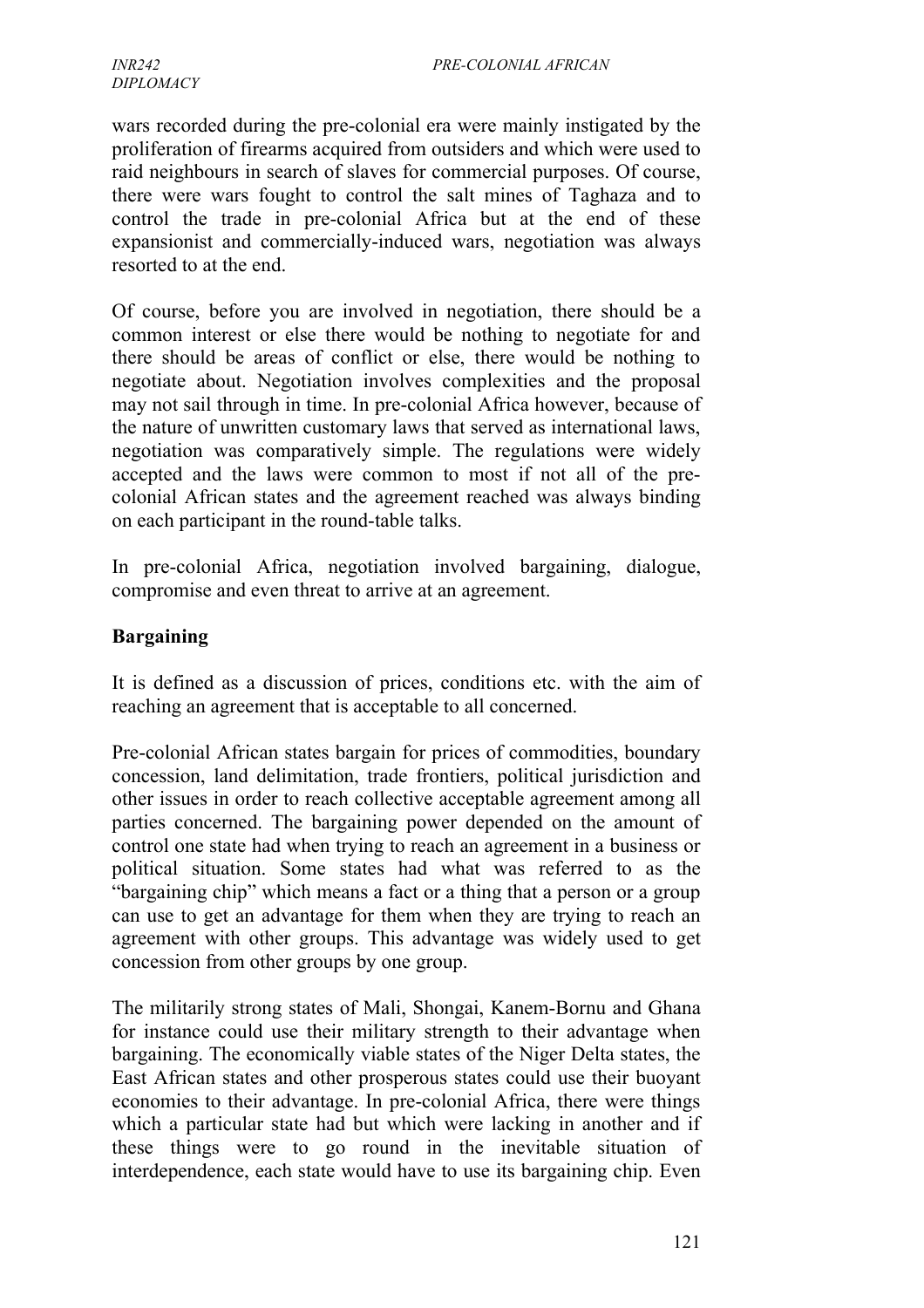wars recorded during the pre-colonial era were mainly instigated by the proliferation of firearms acquired from outsiders and which were used to raid neighbours in search of slaves for commercial purposes. Of course, there were wars fought to control the salt mines of Taghaza and to control the trade in pre-colonial Africa but at the end of these expansionist and commercially-induced wars, negotiation was always resorted to at the end.

Of course, before you are involved in negotiation, there should be a common interest or else there would be nothing to negotiate for and there should be areas of conflict or else, there would be nothing to negotiate about. Negotiation involves complexities and the proposal may not sail through in time. In pre-colonial Africa however, because of the nature of unwritten customary laws that served as international laws, negotiation was comparatively simple. The regulations were widely accepted and the laws were common to most if not all of the pre-colonial African states and the agreement reached was always binding on each participant in the round-table talks.

In pre-colonial Africa, negotiation involved bargaining, dialogue, compromise and even threat to arrive at an agreement.

**Bargaining**

It is defined as a discussion of prices, conditions etc. with the aim of reaching an agreement that is acceptable to all concerned.

Pre-colonial African states bargain for prices of commodities, boundary concession, land delimitation, trade frontiers, political jurisdiction and other issues in order to reach collective acceptable agreement among all parties concerned. The bargaining power depended on the amount of control one state had when trying to reach an agreement in a business or political situation. Some states had what was referred to as the "bargaining chip" which means a fact or a thing that a person or a group can use to get an advantage for them when they are trying to reach an agreement with other groups. This advantage was widely used to get concession from other groups by one group.

The militarily strong states of Mali, Shongai, Kanem-Bornu and Ghana for instance could use their military strength to their advantage when bargaining. The economically viable states of the Niger Delta states, the East African states and other prosperous states could use their buoyant economies to their advantage. In pre-colonial Africa, there were things which a particular state had but which were lacking in another and if these things were to go round in the inevitable situation of interdependence, each state would have to use its bargaining chip. Even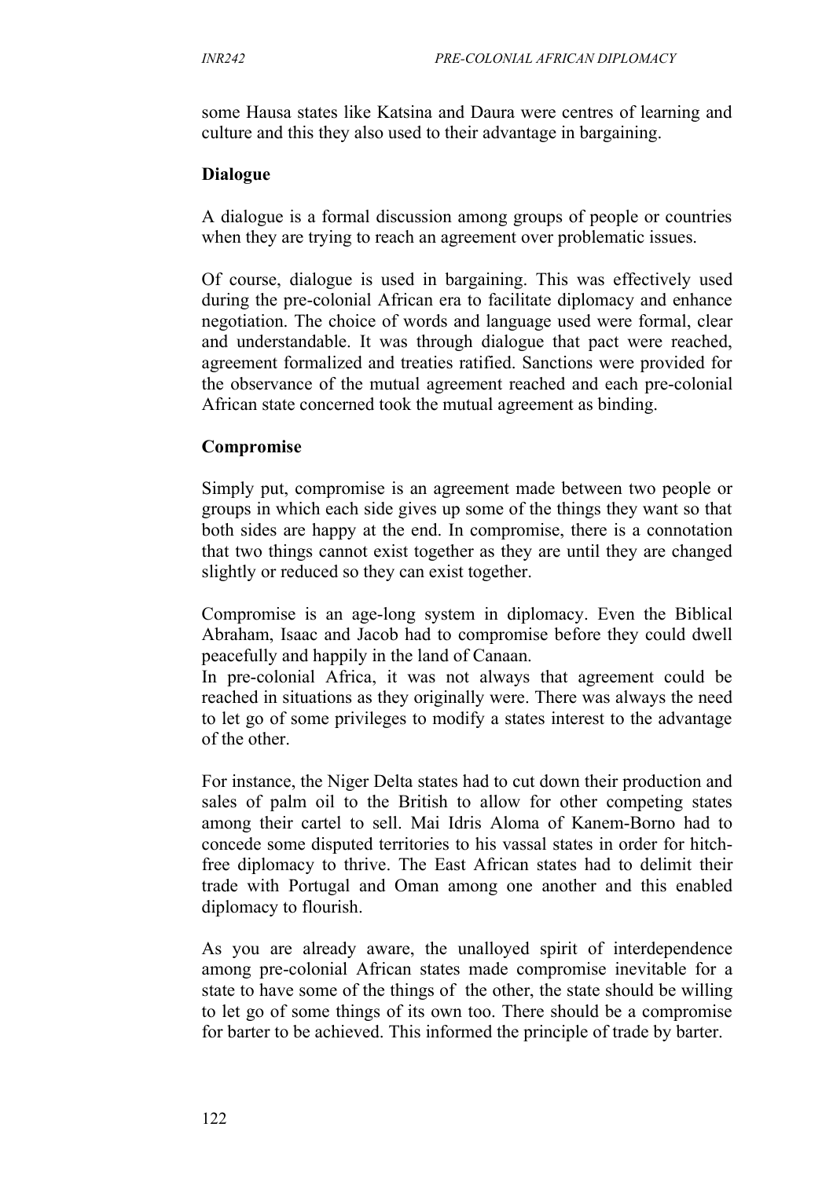some Hausa states like Katsina and Daura were centres of learning and culture and this they also used to their advantage in bargaining.

**Dialogue**

A dialogue is a formal discussion among groups of people or countries when they are trying to reach an agreement over problematic issues.

Of course, dialogue is used in bargaining. This was effectively used during the pre-colonial African era to facilitate diplomacy and enhance negotiation. The choice of words and language used were formal, clear and understandable. It was through dialogue that pact were reached, agreement formalized and treaties ratified. Sanctions were provided for the observance of the mutual agreement reached and each pre-colonial African state concerned took the mutual agreement as binding.

**Compromise**

Simply put, compromise is an agreement made between two people or groups in which each side gives up some of the things they want so that both sides are happy at the end. In compromise, there is a connotation that two things cannot exist together as they are until they are changed slightly or reduced so they can exist together.

Compromise is an age-long system in diplomacy. Even the Biblical Abraham, Isaac and Jacob had to compromise before they could dwell peacefully and happily in the land of Canaan.
In pre-colonial Africa, it was not always that agreement could be reached in situations as they originally were. There was always the need to let go of some privileges to modify a states interest to the advantage of the other.

For instance, the Niger Delta states had to cut down their production and sales of palm oil to the British to allow for other competing states among their cartel to sell. Mai Idris Aloma of Kanem-Borno had to concede some disputed territories to his vassal states in order for hitch-free diplomacy to thrive. The East African states had to delimit their trade with Portugal and Oman among one another and this enabled diplomacy to flourish.

As you are already aware, the unalloyed spirit of interdependence among pre-colonial African states made compromise inevitable for a state to have some of the things of the other, the state should be willing to let go of some things of its own too. There should be a compromise for barter to be achieved. This informed the principle of trade by barter.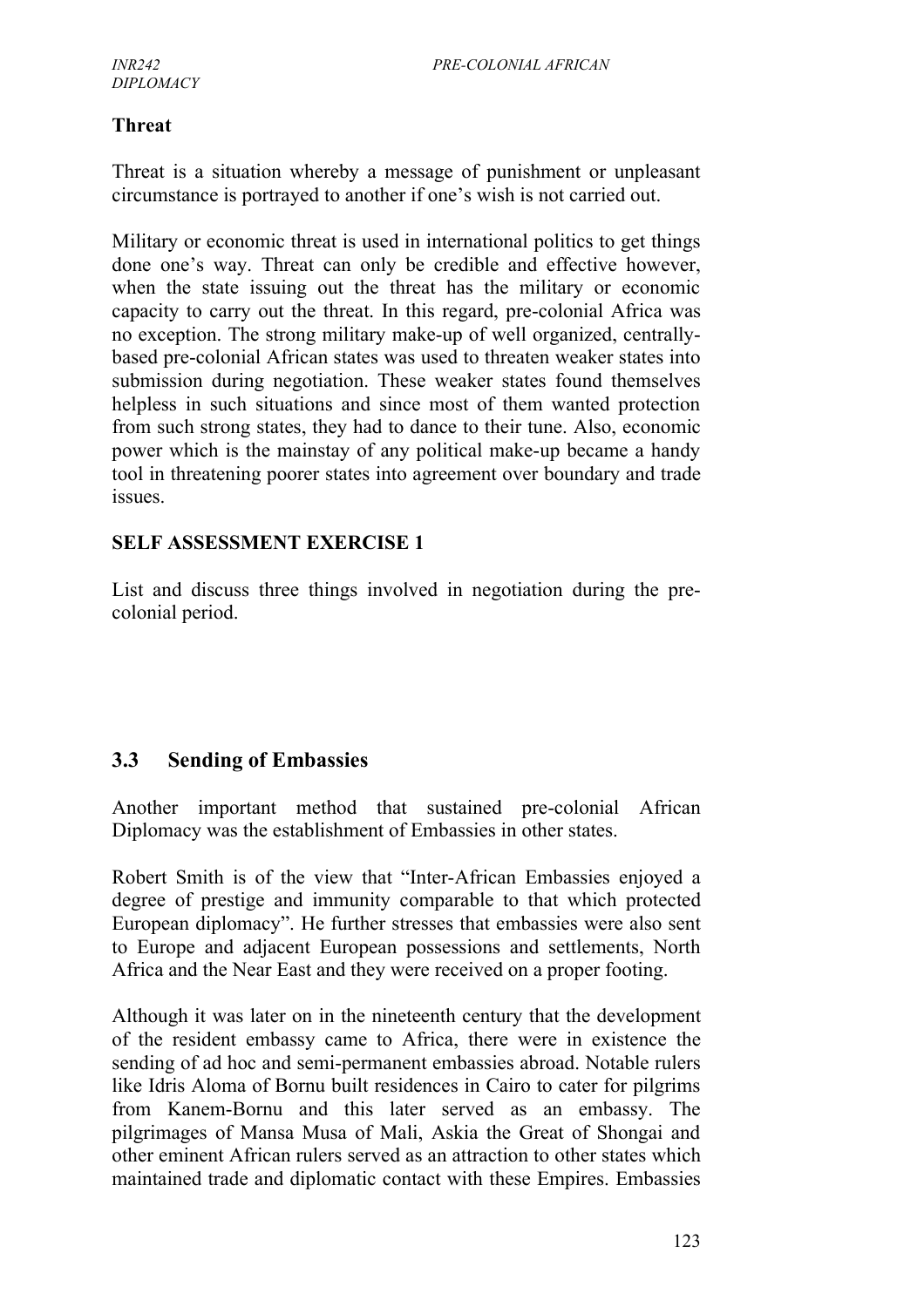**Threat**

Threat is a situation whereby a message of punishment or unpleasant circumstance is portrayed to another if one's wish is not carried out.

Military or economic threat is used in international politics to get things done one's way. Threat can only be credible and effective however, when the state issuing out the threat has the military or economic capacity to carry out the threat. In this regard, pre-colonial Africa was no exception. The strong military make-up of well organized, centrally-based pre-colonial African states was used to threaten weaker states into submission during negotiation. These weaker states found themselves helpless in such situations and since most of them wanted protection from such strong states, they had to dance to their tune. Also, economic power which is the mainstay of any political make-up became a handy tool in threatening poorer states into agreement over boundary and trade issues.

**SELF ASSESSMENT EXERCISE 1**

List and discuss three things involved in negotiation during the pre-colonial period.

## 3.3 Sending of Embassies

Another important method that sustained pre-colonial African Diplomacy was the establishment of Embassies in other states.

Robert Smith is of the view that "Inter-African Embassies enjoyed a degree of prestige and immunity comparable to that which protected European diplomacy". He further stresses that embassies were also sent to Europe and adjacent European possessions and settlements, North Africa and the Near East and they were received on a proper footing.

Although it was later on in the nineteenth century that the development of the resident embassy came to Africa, there were in existence the sending of ad hoc and semi-permanent embassies abroad. Notable rulers like Idris Aloma of Bornu built residences in Cairo to cater for pilgrims from Kanem-Bornu and this later served as an embassy. The pilgrimages of Mansa Musa of Mali, Askia the Great of Shongai and other eminent African rulers served as an attraction to other states which maintained trade and diplomatic contact with these Empires. Embassies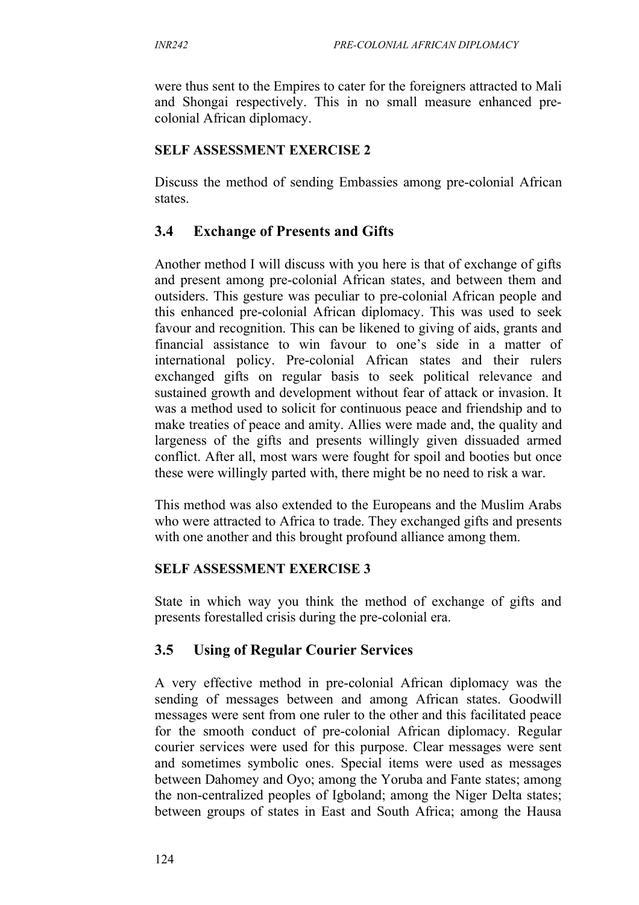were thus sent to the Empires to cater for the foreigners attracted to Mali and Shongai respectively. This in no small measure enhanced pre-colonial African diplomacy.

**SELF ASSESSMENT EXERCISE 2**

Discuss the method of sending Embassies among pre-colonial African states.

## 3.4 Exchange of Presents and Gifts

Another method I will discuss with you here is that of exchange of gifts and present among pre-colonial African states, and between them and outsiders. This gesture was peculiar to pre-colonial African people and this enhanced pre-colonial African diplomacy. This was used to seek favour and recognition. This can be likened to giving of aids, grants and financial assistance to win favour to one's side in a matter of international policy. Pre-colonial African states and their rulers exchanged gifts on regular basis to seek political relevance and sustained growth and development without fear of attack or invasion. It was a method used to solicit for continuous peace and friendship and to make treaties of peace and amity. Allies were made and, the quality and largeness of the gifts and presents willingly given dissuaded armed conflict. After all, most wars were fought for spoil and booties but once these were willingly parted with, there might be no need to risk a war.

This method was also extended to the Europeans and the Muslim Arabs who were attracted to Africa to trade. They exchanged gifts and presents with one another and this brought profound alliance among them.

**SELF ASSESSMENT EXERCISE 3**

State in which way you think the method of exchange of gifts and presents forestalled crisis during the pre-colonial era.

## 3.5 Using of Regular Courier Services

A very effective method in pre-colonial African diplomacy was the sending of messages between and among African states. Goodwill messages were sent from one ruler to the other and this facilitated peace for the smooth conduct of pre-colonial African diplomacy. Regular courier services were used for this purpose. Clear messages were sent and sometimes symbolic ones. Special items were used as messages between Dahomey and Oyo; among the Yoruba and Fante states; among the non-centralized peoples of Igboland; among the Niger Delta states; between groups of states in East and South Africa; among the Hausa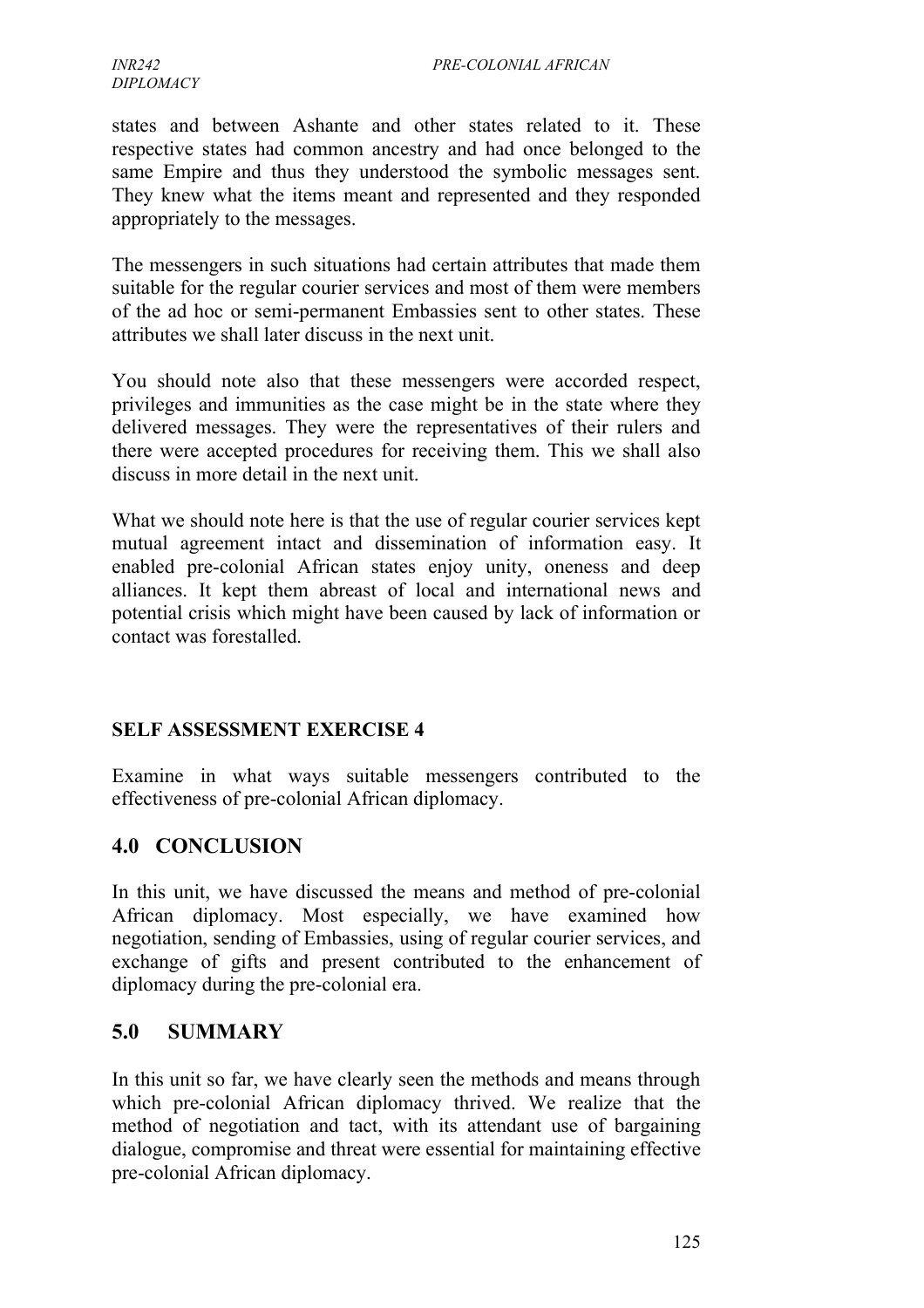states and between Ashante and other states related to it. These respective states had common ancestry and had once belonged to the same Empire and thus they understood the symbolic messages sent. They knew what the items meant and represented and they responded appropriately to the messages.

The messengers in such situations had certain attributes that made them suitable for the regular courier services and most of them were members of the ad hoc or semi-permanent Embassies sent to other states. These attributes we shall later discuss in the next unit.

You should note also that these messengers were accorded respect, privileges and immunities as the case might be in the state where they delivered messages. They were the representatives of their rulers and there were accepted procedures for receiving them. This we shall also discuss in more detail in the next unit.

What we should note here is that the use of regular courier services kept mutual agreement intact and dissemination of information easy. It enabled pre-colonial African states enjoy unity, oneness and deep alliances. It kept them abreast of local and international news and potential crisis which might have been caused by lack of information or contact was forestalled.

**SELF ASSESSMENT EXERCISE 4**

Examine in what ways suitable messengers contributed to the effectiveness of pre-colonial African diplomacy.

## 4.0 CONCLUSION

In this unit, we have discussed the means and method of pre-colonial African diplomacy. Most especially, we have examined how negotiation, sending of Embassies, using of regular courier services, and exchange of gifts and present contributed to the enhancement of diplomacy during the pre-colonial era.

## 5.0 SUMMARY

In this unit so far, we have clearly seen the methods and means through which pre-colonial African diplomacy thrived. We realize that the method of negotiation and tact, with its attendant use of bargaining dialogue, compromise and threat were essential for maintaining effective pre-colonial African diplomacy.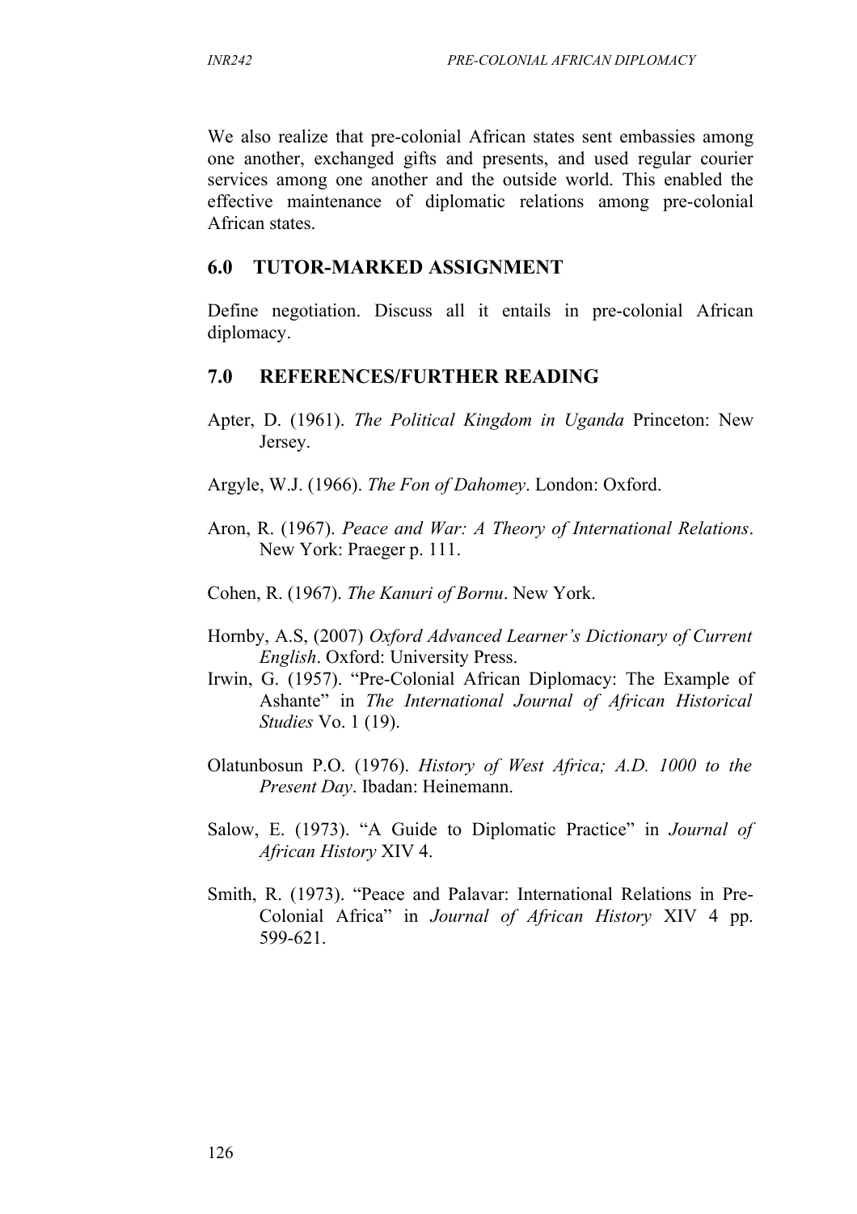We also realize that pre-colonial African states sent embassies among one another, exchanged gifts and presents, and used regular courier services among one another and the outside world. This enabled the effective maintenance of diplomatic relations among pre-colonial African states.

## 6.0 TUTOR-MARKED ASSIGNMENT

Define negotiation. Discuss all it entails in pre-colonial African diplomacy.

## 7.0 REFERENCES/FURTHER READING

Apter, D. (1961). *The Political Kingdom in Uganda* Princeton: New Jersey.

Argyle, W.J. (1966). *The Fon of Dahomey*. London: Oxford.

Aron, R. (1967). *Peace and War: A Theory of International Relations*. New York: Praeger p. 111.

Cohen, R. (1967). *The Kanuri of Bornu*. New York.

Hornby, A.S, (2007) *Oxford Advanced Learner's Dictionary of Current English*. Oxford: University Press.

Irwin, G. (1957). "Pre-Colonial African Diplomacy: The Example of Ashante" in *The International Journal of African Historical Studies* Vo. 1 (19).

Olatunbosun P.O. (1976). *History of West Africa; A.D. 1000 to the Present Day*. Ibadan: Heinemann.

Salow, E. (1973). "A Guide to Diplomatic Practice" in *Journal of African History* XIV 4.

Smith, R. (1973). "Peace and Palavar: International Relations in Pre-Colonial Africa" in *Journal of African History* XIV 4 pp. 599-621.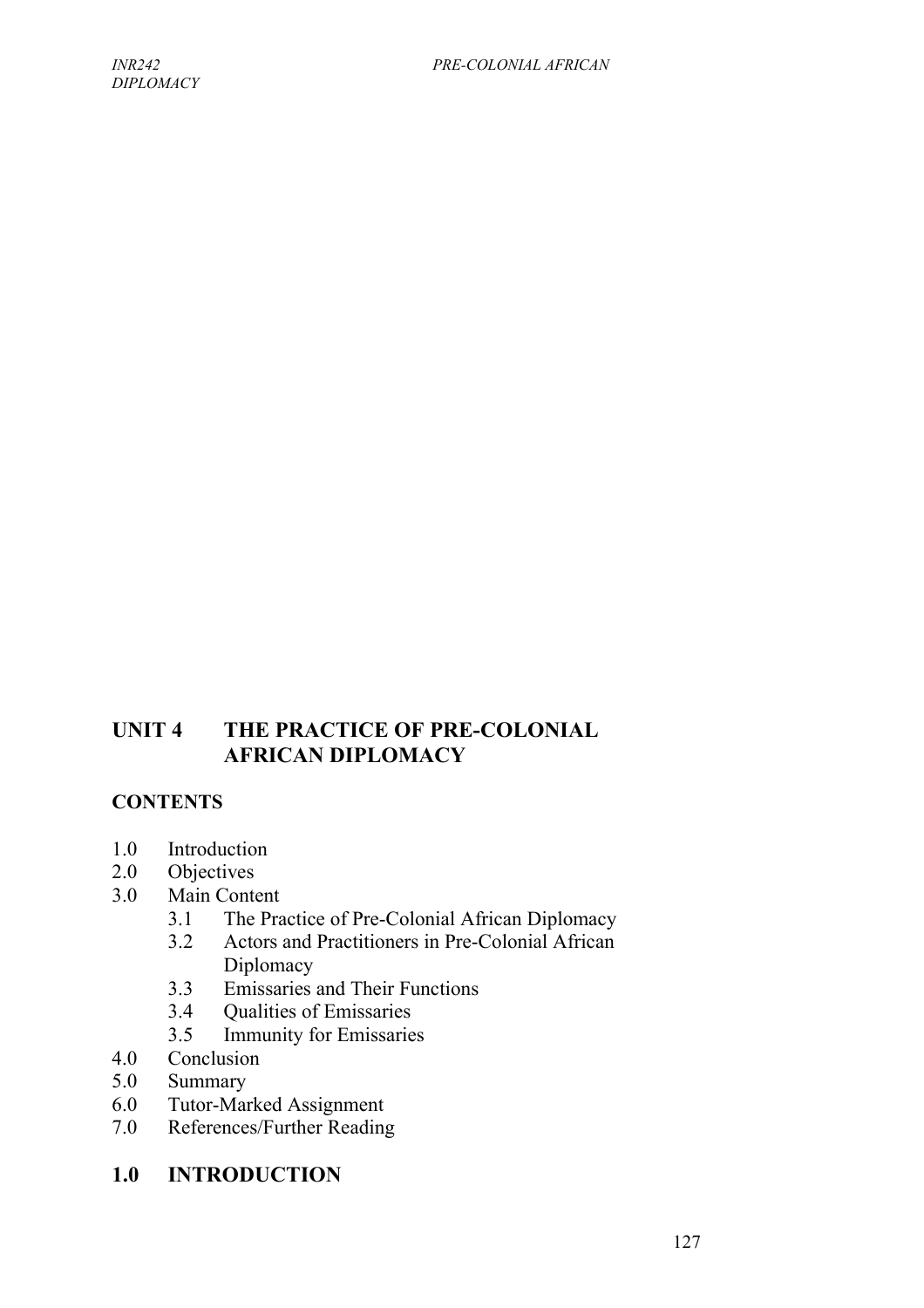# UNIT 4 THE PRACTICE OF PRE-COLONIAL AFRICAN DIPLOMACY

## CONTENTS

- 1.0 Introduction
- 2.0 Objectives
- 3.0 Main Content
    - 3.1 The Practice of Pre-Colonial African Diplomacy
    - 3.2 Actors and Practitioners in Pre-Colonial African Diplomacy
    - 3.3 Emissaries and Their Functions
    - 3.4 Qualities of Emissaries
    - 3.5 Immunity for Emissaries
- 4.0 Conclusion
- 5.0 Summary
- 6.0 Tutor-Marked Assignment
- 7.0 References/Further Reading

## 1.0 INTRODUCTION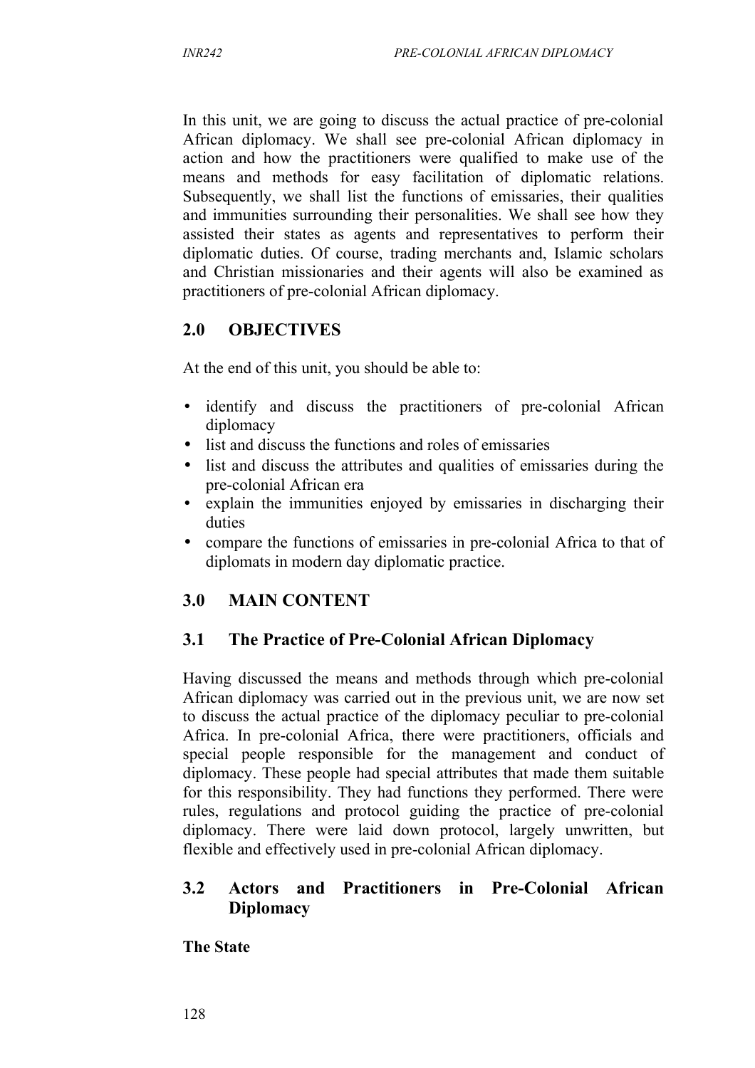In this unit, we are going to discuss the actual practice of pre-colonial African diplomacy. We shall see pre-colonial African diplomacy in action and how the practitioners were qualified to make use of the means and methods for easy facilitation of diplomatic relations. Subsequently, we shall list the functions of emissaries, their qualities and immunities surrounding their personalities. We shall see how they assisted their states as agents and representatives to perform their diplomatic duties. Of course, trading merchants and, Islamic scholars and Christian missionaries and their agents will also be examined as practitioners of pre-colonial African diplomacy.

## 2.0 OBJECTIVES

At the end of this unit, you should be able to:

- identify and discuss the practitioners of pre-colonial African diplomacy
- list and discuss the functions and roles of emissaries
- list and discuss the attributes and qualities of emissaries during the pre-colonial African era
- explain the immunities enjoyed by emissaries in discharging their duties
- compare the functions of emissaries in pre-colonial Africa to that of diplomats in modern day diplomatic practice.

## 3.0 MAIN CONTENT

### 3.1 The Practice of Pre-Colonial African Diplomacy

Having discussed the means and methods through which pre-colonial African diplomacy was carried out in the previous unit, we are now set to discuss the actual practice of the diplomacy peculiar to pre-colonial Africa. In pre-colonial Africa, there were practitioners, officials and special people responsible for the management and conduct of diplomacy. These people had special attributes that made them suitable for this responsibility. They had functions they performed. There were rules, regulations and protocol guiding the practice of pre-colonial diplomacy. There were laid down protocol, largely unwritten, but flexible and effectively used in pre-colonial African diplomacy.

### 3.2 Actors and Practitioners in Pre-Colonial African Diplomacy

**The State**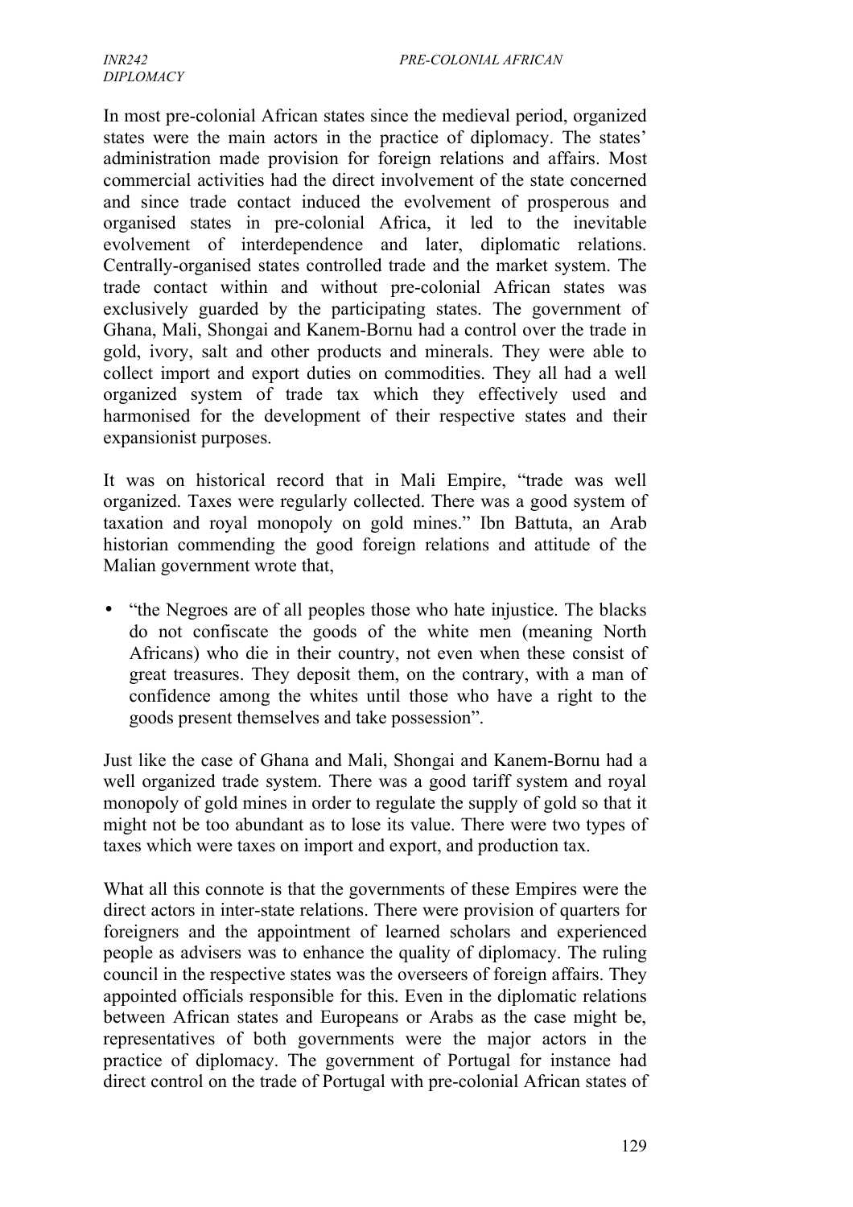In most pre-colonial African states since the medieval period, organized states were the main actors in the practice of diplomacy. The states' administration made provision for foreign relations and affairs. Most commercial activities had the direct involvement of the state concerned and since trade contact induced the evolvement of prosperous and organised states in pre-colonial Africa, it led to the inevitable evolvement of interdependence and later, diplomatic relations. Centrally-organised states controlled trade and the market system. The trade contact within and without pre-colonial African states was exclusively guarded by the participating states. The government of Ghana, Mali, Shongai and Kanem-Bornu had a control over the trade in gold, ivory, salt and other products and minerals. They were able to collect import and export duties on commodities. They all had a well organized system of trade tax which they effectively used and harmonised for the development of their respective states and their expansionist purposes.

It was on historical record that in Mali Empire, "trade was well organized. Taxes were regularly collected. There was a good system of taxation and royal monopoly on gold mines." Ibn Battuta, an Arab historian commending the good foreign relations and attitude of the Malian government wrote that,

- "the Negroes are of all peoples those who hate injustice. The blacks do not confiscate the goods of the white men (meaning North Africans) who die in their country, not even when these consist of great treasures. They deposit them, on the contrary, with a man of confidence among the whites until those who have a right to the goods present themselves and take possession".

Just like the case of Ghana and Mali, Shongai and Kanem-Bornu had a well organized trade system. There was a good tariff system and royal monopoly of gold mines in order to regulate the supply of gold so that it might not be too abundant as to lose its value. There were two types of taxes which were taxes on import and export, and production tax.

What all this connote is that the governments of these Empires were the direct actors in inter-state relations. There were provision of quarters for foreigners and the appointment of learned scholars and experienced people as advisers was to enhance the quality of diplomacy. The ruling council in the respective states was the overseers of foreign affairs. They appointed officials responsible for this. Even in the diplomatic relations between African states and Europeans or Arabs as the case might be, representatives of both governments were the major actors in the practice of diplomacy. The government of Portugal for instance had direct control on the trade of Portugal with pre-colonial African states of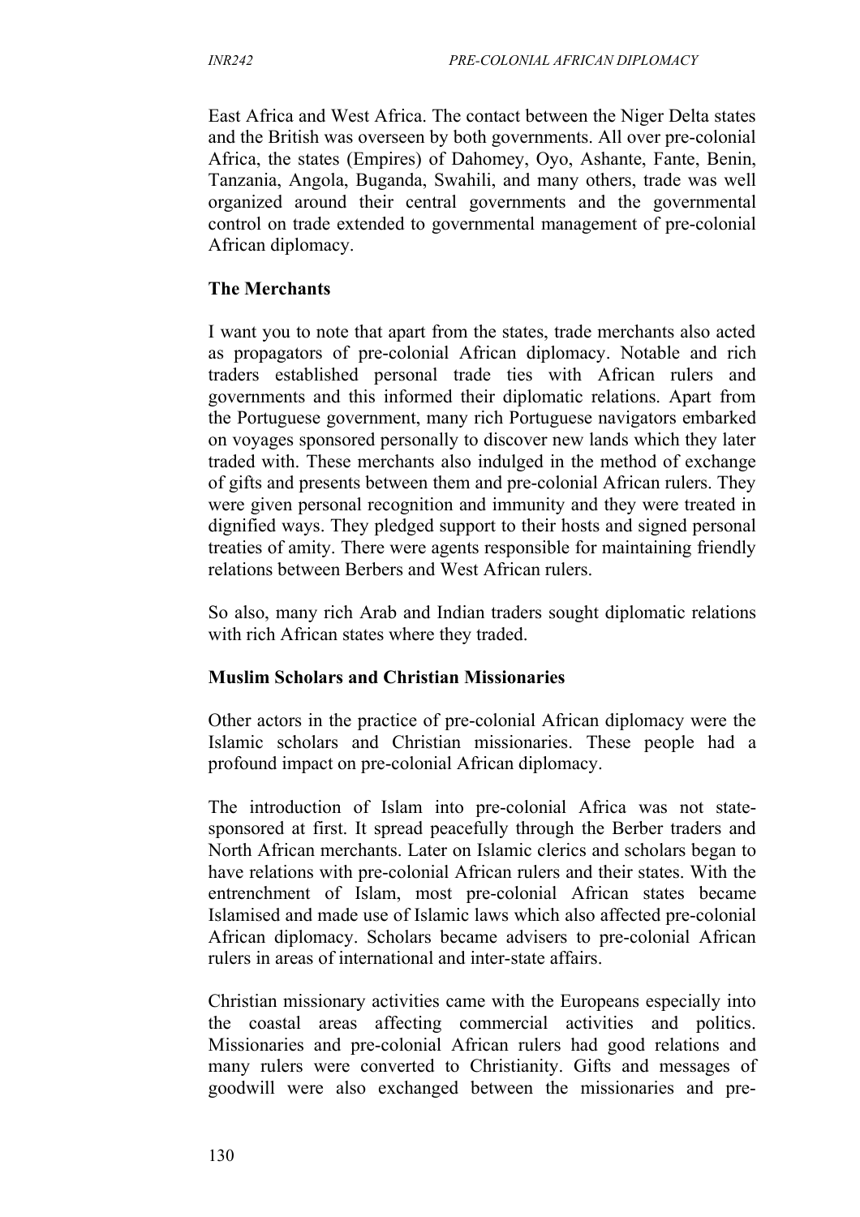East Africa and West Africa. The contact between the Niger Delta states and the British was overseen by both governments. All over pre-colonial Africa, the states (Empires) of Dahomey, Oyo, Ashante, Fante, Benin, Tanzania, Angola, Buganda, Swahili, and many others, trade was well organized around their central governments and the governmental control on trade extended to governmental management of pre-colonial African diplomacy.

**The Merchants**

I want you to note that apart from the states, trade merchants also acted as propagators of pre-colonial African diplomacy. Notable and rich traders established personal trade ties with African rulers and governments and this informed their diplomatic relations. Apart from the Portuguese government, many rich Portuguese navigators embarked on voyages sponsored personally to discover new lands which they later traded with. These merchants also indulged in the method of exchange of gifts and presents between them and pre-colonial African rulers. They were given personal recognition and immunity and they were treated in dignified ways. They pledged support to their hosts and signed personal treaties of amity. There were agents responsible for maintaining friendly relations between Berbers and West African rulers.

So also, many rich Arab and Indian traders sought diplomatic relations with rich African states where they traded.

**Muslim Scholars and Christian Missionaries**

Other actors in the practice of pre-colonial African diplomacy were the Islamic scholars and Christian missionaries. These people had a profound impact on pre-colonial African diplomacy.

The introduction of Islam into pre-colonial Africa was not state-sponsored at first. It spread peacefully through the Berber traders and North African merchants. Later on Islamic clerics and scholars began to have relations with pre-colonial African rulers and their states. With the entrenchment of Islam, most pre-colonial African states became Islamised and made use of Islamic laws which also affected pre-colonial African diplomacy. Scholars became advisers to pre-colonial African rulers in areas of international and inter-state affairs.

Christian missionary activities came with the Europeans especially into the coastal areas affecting commercial activities and politics. Missionaries and pre-colonial African rulers had good relations and many rulers were converted to Christianity. Gifts and messages of goodwill were also exchanged between the missionaries and pre-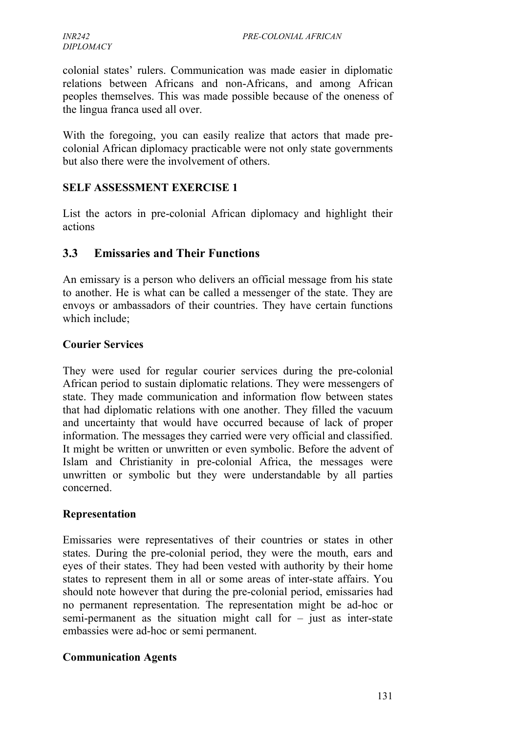colonial states' rulers. Communication was made easier in diplomatic relations between Africans and non-Africans, and among African peoples themselves. This was made possible because of the oneness of the lingua franca used all over.

With the foregoing, you can easily realize that actors that made pre-colonial African diplomacy practicable were not only state governments but also there were the involvement of others.

**SELF ASSESSMENT EXERCISE 1**

List the actors in pre-colonial African diplomacy and highlight their actions

## 3.3 Emissaries and Their Functions

An emissary is a person who delivers an official message from his state to another. He is what can be called a messenger of the state. They are envoys or ambassadors of their countries. They have certain functions which include;

**Courier Services**

They were used for regular courier services during the pre-colonial African period to sustain diplomatic relations. They were messengers of state. They made communication and information flow between states that had diplomatic relations with one another. They filled the vacuum and uncertainty that would have occurred because of lack of proper information. The messages they carried were very official and classified. It might be written or unwritten or even symbolic. Before the advent of Islam and Christianity in pre-colonial Africa, the messages were unwritten or symbolic but they were understandable by all parties concerned.

**Representation**

Emissaries were representatives of their countries or states in other states. During the pre-colonial period, they were the mouth, ears and eyes of their states. They had been vested with authority by their home states to represent them in all or some areas of inter-state affairs. You should note however that during the pre-colonial period, emissaries had no permanent representation. The representation might be ad-hoc or semi-permanent as the situation might call for – just as inter-state embassies were ad-hoc or semi permanent.

**Communication Agents**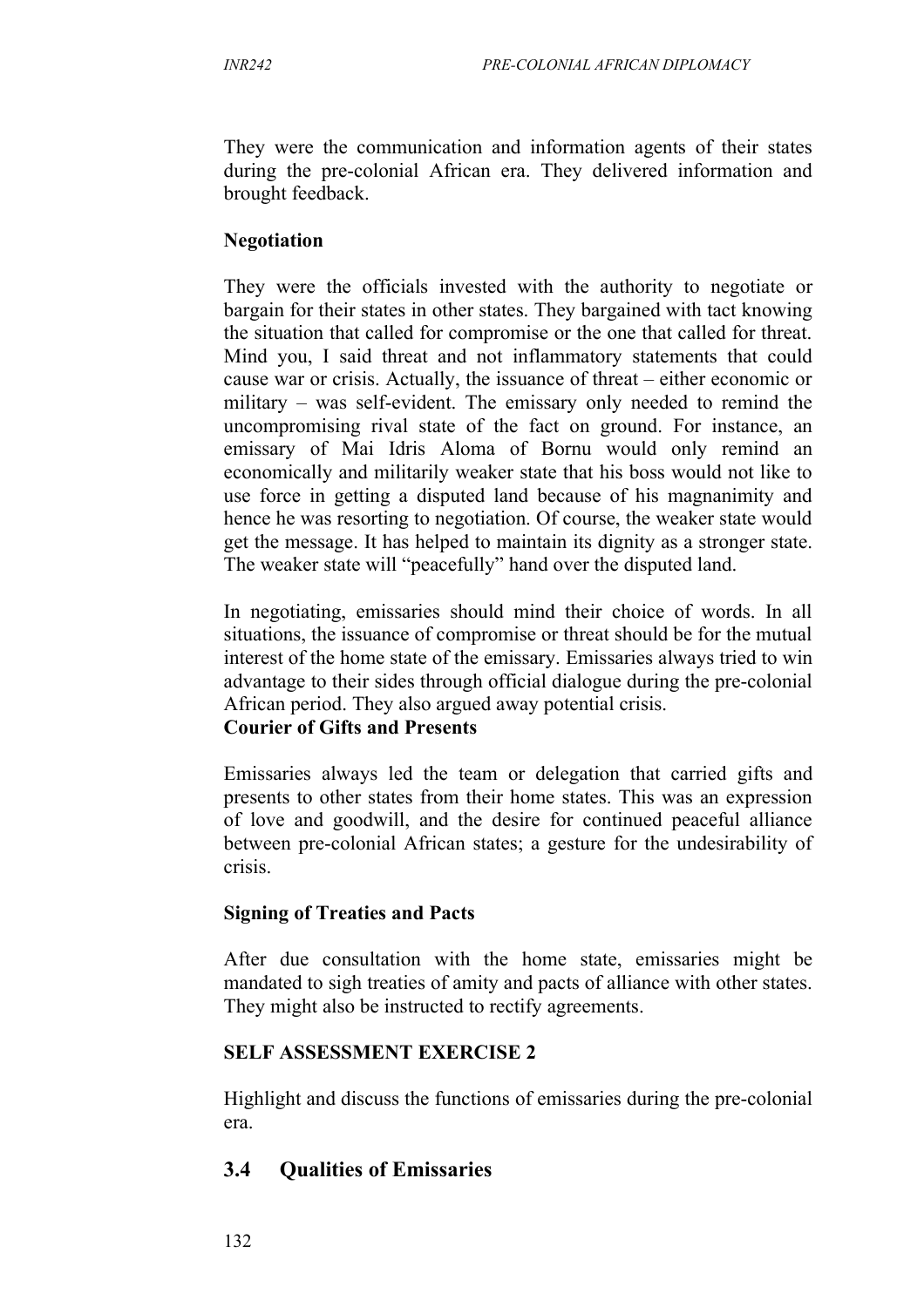They were the communication and information agents of their states during the pre-colonial African era. They delivered information and brought feedback.

**Negotiation**

They were the officials invested with the authority to negotiate or bargain for their states in other states. They bargained with tact knowing the situation that called for compromise or the one that called for threat. Mind you, I said threat and not inflammatory statements that could cause war or crisis. Actually, the issuance of threat – either economic or military – was self-evident. The emissary only needed to remind the uncompromising rival state of the fact on ground. For instance, an emissary of Mai Idris Aloma of Bornu would only remind an economically and militarily weaker state that his boss would not like to use force in getting a disputed land because of his magnanimity and hence he was resorting to negotiation. Of course, the weaker state would get the message. It has helped to maintain its dignity as a stronger state. The weaker state will "peacefully" hand over the disputed land.

In negotiating, emissaries should mind their choice of words. In all situations, the issuance of compromise or threat should be for the mutual interest of the home state of the emissary. Emissaries always tried to win advantage to their sides through official dialogue during the pre-colonial African period. They also argued away potential crisis.

**Courier of Gifts and Presents**

Emissaries always led the team or delegation that carried gifts and presents to other states from their home states. This was an expression of love and goodwill, and the desire for continued peaceful alliance between pre-colonial African states; a gesture for the undesirability of crisis.

**Signing of Treaties and Pacts**

After due consultation with the home state, emissaries might be mandated to sigh treaties of amity and pacts of alliance with other states. They might also be instructed to rectify agreements.

**SELF ASSESSMENT EXERCISE 2**

Highlight and discuss the functions of emissaries during the pre-colonial era.

## 3.4 Qualities of Emissaries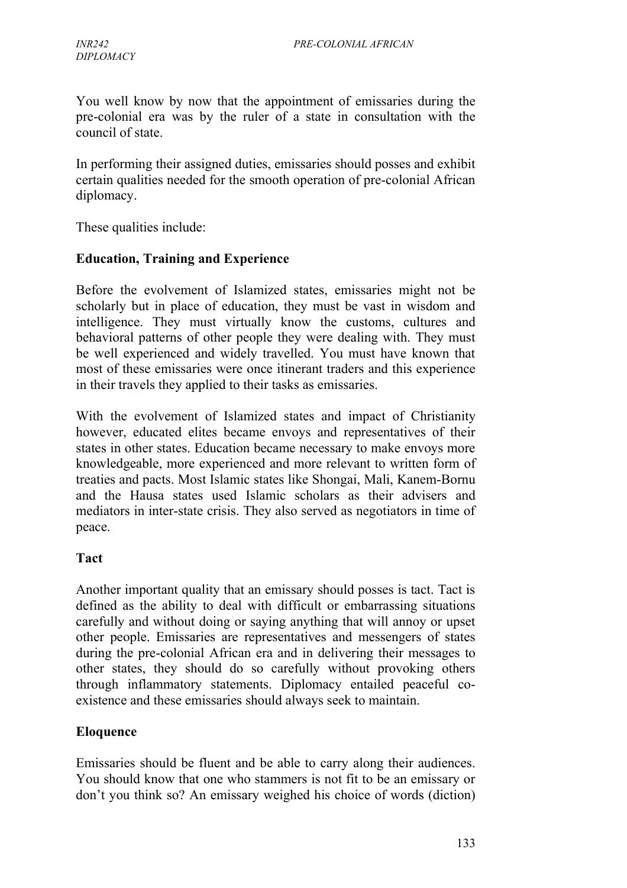You well know by now that the appointment of emissaries during the pre-colonial era was by the ruler of a state in consultation with the council of state.

In performing their assigned duties, emissaries should posses and exhibit certain qualities needed for the smooth operation of pre-colonial African diplomacy.

These qualities include:

**Education, Training and Experience**

Before the evolvement of Islamized states, emissaries might not be scholarly but in place of education, they must be vast in wisdom and intelligence. They must virtually know the customs, cultures and behavioral patterns of other people they were dealing with. They must be well experienced and widely travelled. You must have known that most of these emissaries were once itinerant traders and this experience in their travels they applied to their tasks as emissaries.

With the evolvement of Islamized states and impact of Christianity however, educated elites became envoys and representatives of their states in other states. Education became necessary to make envoys more knowledgeable, more experienced and more relevant to written form of treaties and pacts. Most Islamic states like Shongai, Mali, Kanem-Bornu and the Hausa states used Islamic scholars as their advisers and mediators in inter-state crisis. They also served as negotiators in time of peace.

**Tact**

Another important quality that an emissary should posses is tact. Tact is defined as the ability to deal with difficult or embarrassing situations carefully and without doing or saying anything that will annoy or upset other people. Emissaries are representatives and messengers of states during the pre-colonial African era and in delivering their messages to other states, they should do so carefully without provoking others through inflammatory statements. Diplomacy entailed peaceful co-existence and these emissaries should always seek to maintain.

**Eloquence**

Emissaries should be fluent and be able to carry along their audiences. You should know that one who stammers is not fit to be an emissary or don't you think so? An emissary weighed his choice of words (diction)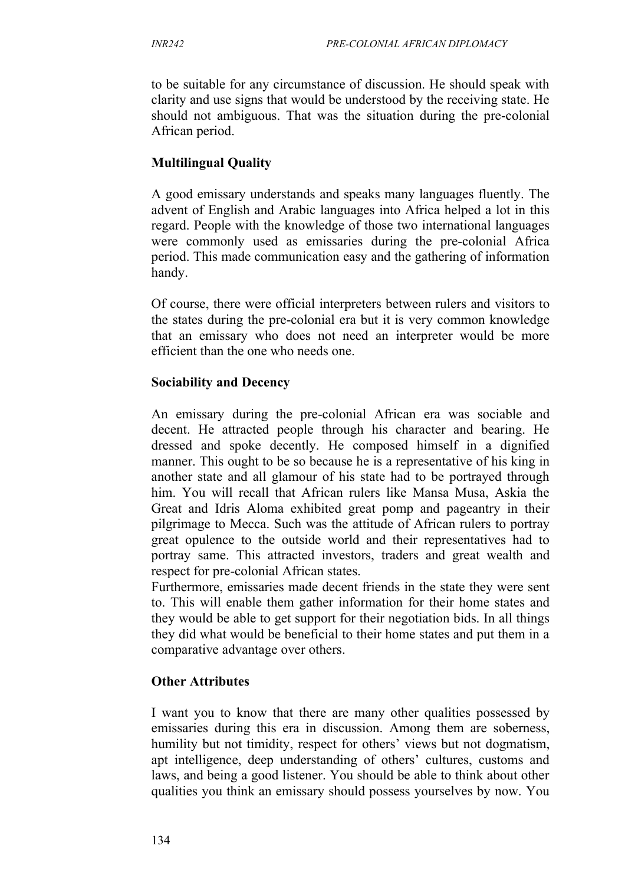to be suitable for any circumstance of discussion. He should speak with clarity and use signs that would be understood by the receiving state. He should not ambiguous. That was the situation during the pre-colonial African period.

### Multilingual Quality

A good emissary understands and speaks many languages fluently. The advent of English and Arabic languages into Africa helped a lot in this regard. People with the knowledge of those two international languages were commonly used as emissaries during the pre-colonial Africa period. This made communication easy and the gathering of information handy.

Of course, there were official interpreters between rulers and visitors to the states during the pre-colonial era but it is very common knowledge that an emissary who does not need an interpreter would be more efficient than the one who needs one.

### Sociability and Decency

An emissary during the pre-colonial African era was sociable and decent. He attracted people through his character and bearing. He dressed and spoke decently. He composed himself in a dignified manner. This ought to be so because he is a representative of his king in another state and all glamour of his state had to be portrayed through him. You will recall that African rulers like Mansa Musa, Askia the Great and Idris Aloma exhibited great pomp and pageantry in their pilgrimage to Mecca. Such was the attitude of African rulers to portray great opulence to the outside world and their representatives had to portray same. This attracted investors, traders and great wealth and respect for pre-colonial African states.

Furthermore, emissaries made decent friends in the state they were sent to. This will enable them gather information for their home states and they would be able to get support for their negotiation bids. In all things they did what would be beneficial to their home states and put them in a comparative advantage over others.

### Other Attributes

I want you to know that there are many other qualities possessed by emissaries during this era in discussion. Among them are soberness, humility but not timidity, respect for others' views but not dogmatism, apt intelligence, deep understanding of others' cultures, customs and laws, and being a good listener. You should be able to think about other qualities you think an emissary should possess yourselves by now. You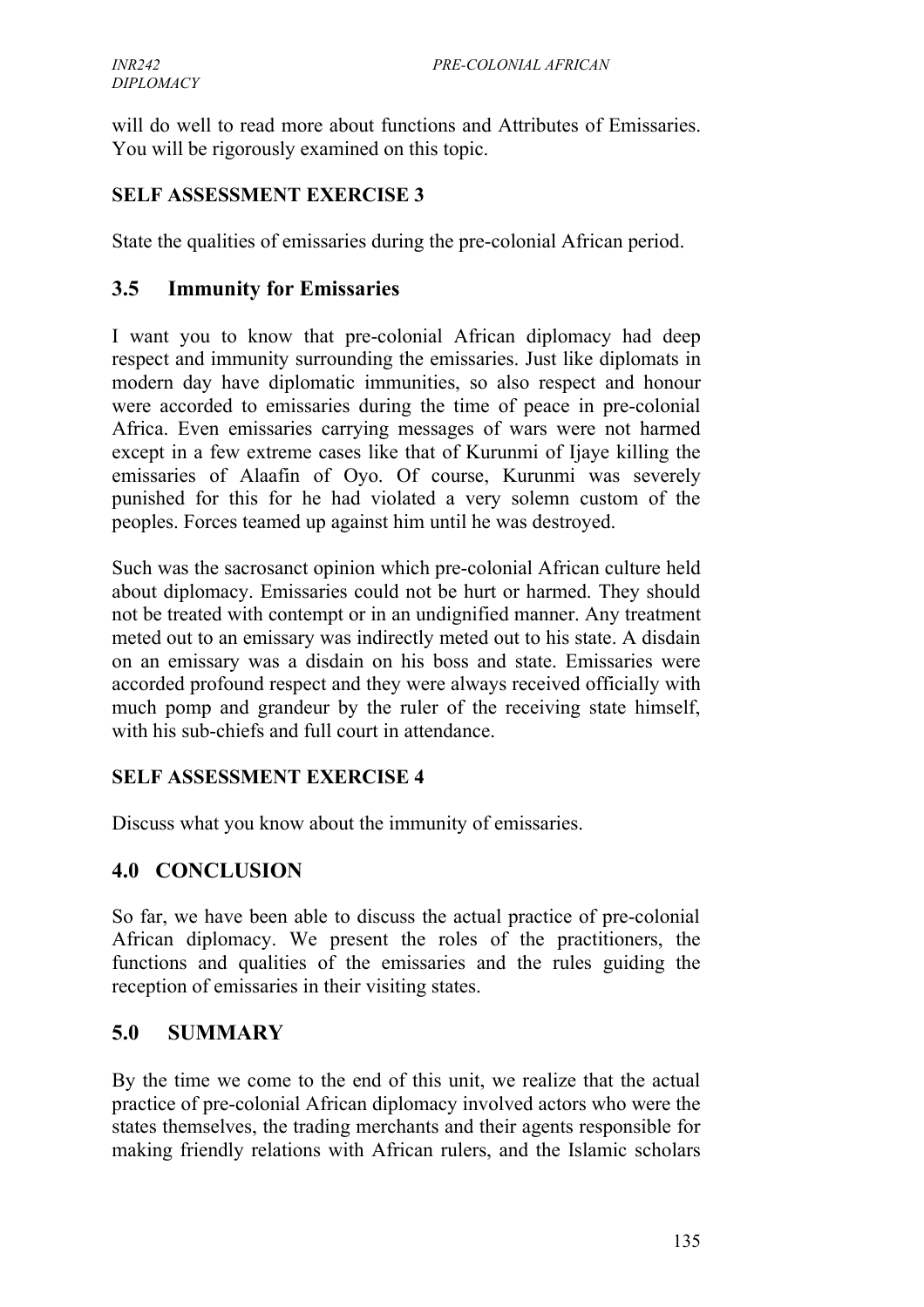will do well to read more about functions and Attributes of Emissaries. You will be rigorously examined on this topic.

**SELF ASSESSMENT EXERCISE 3**

State the qualities of emissaries during the pre-colonial African period.

## 3.5 Immunity for Emissaries

I want you to know that pre-colonial African diplomacy had deep respect and immunity surrounding the emissaries. Just like diplomats in modern day have diplomatic immunities, so also respect and honour were accorded to emissaries during the time of peace in pre-colonial Africa. Even emissaries carrying messages of wars were not harmed except in a few extreme cases like that of Kurunmi of Ijaye killing the emissaries of Alaafin of Oyo. Of course, Kurunmi was severely punished for this for he had violated a very solemn custom of the peoples. Forces teamed up against him until he was destroyed.

Such was the sacrosanct opinion which pre-colonial African culture held about diplomacy. Emissaries could not be hurt or harmed. They should not be treated with contempt or in an undignified manner. Any treatment meted out to an emissary was indirectly meted out to his state. A disdain on an emissary was a disdain on his boss and state. Emissaries were accorded profound respect and they were always received officially with much pomp and grandeur by the ruler of the receiving state himself, with his sub-chiefs and full court in attendance.

**SELF ASSESSMENT EXERCISE 4**

Discuss what you know about the immunity of emissaries.

## 4.0 CONCLUSION

So far, we have been able to discuss the actual practice of pre-colonial African diplomacy. We present the roles of the practitioners, the functions and qualities of the emissaries and the rules guiding the reception of emissaries in their visiting states.

## 5.0 SUMMARY

By the time we come to the end of this unit, we realize that the actual practice of pre-colonial African diplomacy involved actors who were the states themselves, the trading merchants and their agents responsible for making friendly relations with African rulers, and the Islamic scholars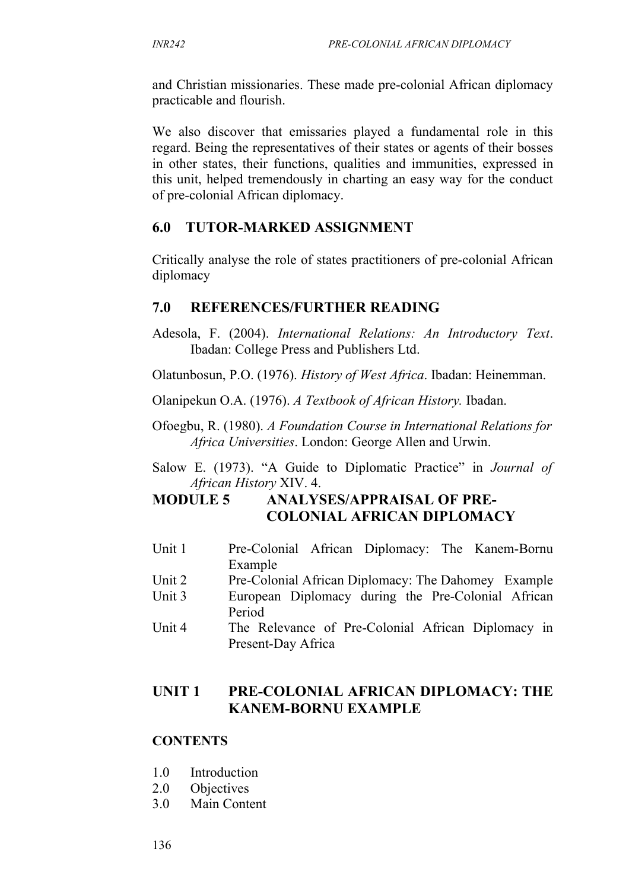and Christian missionaries. These made pre-colonial African diplomacy practicable and flourish.

We also discover that emissaries played a fundamental role in this regard. Being the representatives of their states or agents of their bosses in other states, their functions, qualities and immunities, expressed in this unit, helped tremendously in charting an easy way for the conduct of pre-colonial African diplomacy.

## 6.0 TUTOR-MARKED ASSIGNMENT

Critically analyse the role of states practitioners of pre-colonial African diplomacy

## 7.0 REFERENCES/FURTHER READING

Adesola, F. (2004). *International Relations: An Introductory Text*. Ibadan: College Press and Publishers Ltd.

Olatunbosun, P.O. (1976). *History of West Africa*. Ibadan: Heinemman.

Olanipekun O.A. (1976). *A Textbook of African History.* Ibadan.

Ofoegbu, R. (1980). *A Foundation Course in International Relations for Africa Universities*. London: George Allen and Urwin.

Salow E. (1973). "A Guide to Diplomatic Practice" in *Journal of African History* XIV. 4.

# MODULE 5 ANALYSES/APPRAISAL OF PRE-COLONIAL AFRICAN DIPLOMACY

- Unit 1 Pre-Colonial African Diplomacy: The Kanem-Bornu Example
- Unit 2 Pre-Colonial African Diplomacy: The Dahomey Example
- Unit 3 European Diplomacy during the Pre-Colonial African Period
- Unit 4 The Relevance of Pre-Colonial African Diplomacy in Present-Day Africa

## UNIT 1 PRE-COLONIAL AFRICAN DIPLOMACY: THE KANEM-BORNU EXAMPLE

### CONTENTS

- 1.0 Introduction
- 2.0 Objectives
- 3.0 Main Content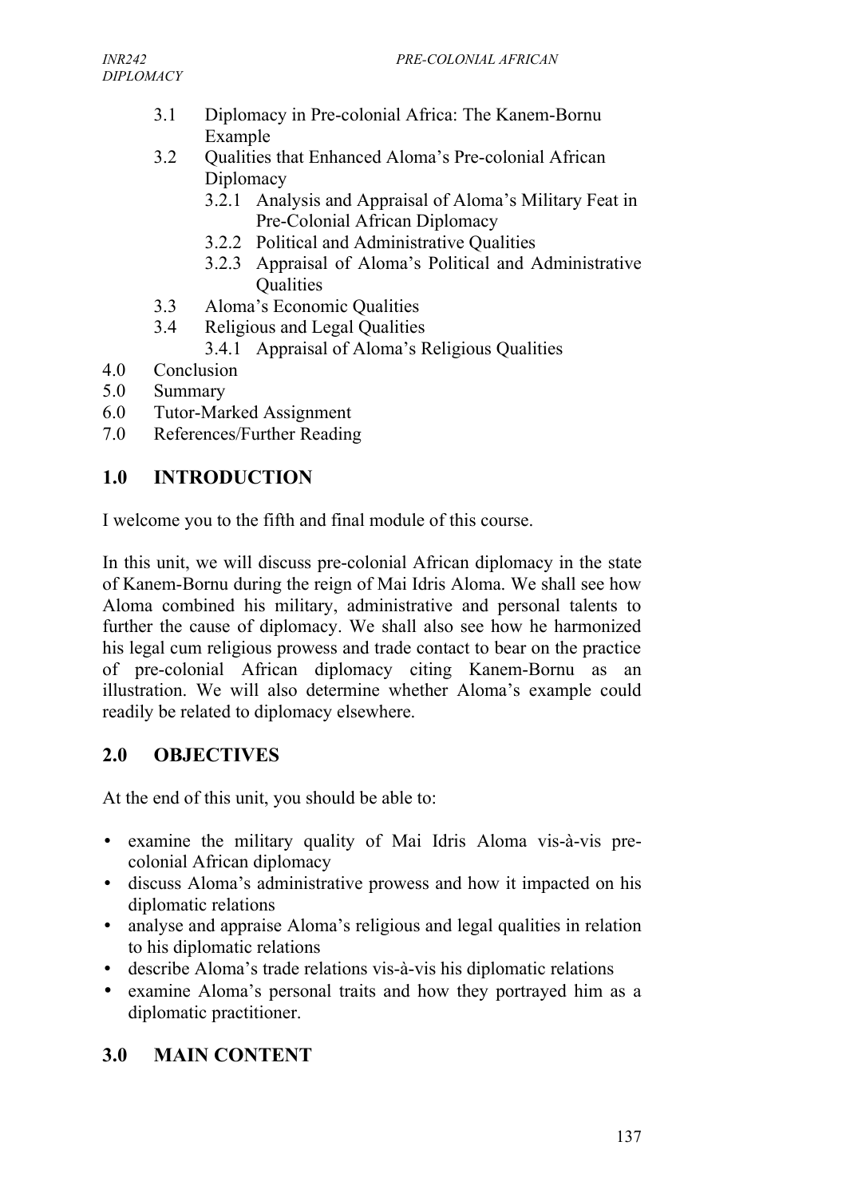3.1 Diplomacy in Pre-colonial Africa: The Kanem-Bornu Example
3.2 Qualities that Enhanced Aloma's Pre-colonial African Diplomacy
    3.2.1 Analysis and Appraisal of Aloma's Military Feat in Pre-Colonial African Diplomacy
    3.2.2 Political and Administrative Qualities
    3.2.3 Appraisal of Aloma's Political and Administrative Qualities
3.3 Aloma's Economic Qualities
3.4 Religious and Legal Qualities
    3.4.1 Appraisal of Aloma's Religious Qualities

4.0 Conclusion
5.0 Summary
6.0 Tutor-Marked Assignment
7.0 References/Further Reading

## 1.0 INTRODUCTION

I welcome you to the fifth and final module of this course.

In this unit, we will discuss pre-colonial African diplomacy in the state of Kanem-Bornu during the reign of Mai Idris Aloma. We shall see how Aloma combined his military, administrative and personal talents to further the cause of diplomacy. We shall also see how he harmonized his legal cum religious prowess and trade contact to bear on the practice of pre-colonial African diplomacy citing Kanem-Bornu as an illustration. We will also determine whether Aloma's example could readily be related to diplomacy elsewhere.

## 2.0 OBJECTIVES

At the end of this unit, you should be able to:

- examine the military quality of Mai Idris Aloma vis-à-vis pre-colonial African diplomacy
- discuss Aloma's administrative prowess and how it impacted on his diplomatic relations
- analyse and appraise Aloma's religious and legal qualities in relation to his diplomatic relations
- describe Aloma's trade relations vis-à-vis his diplomatic relations
- examine Aloma's personal traits and how they portrayed him as a diplomatic practitioner.

## 3.0 MAIN CONTENT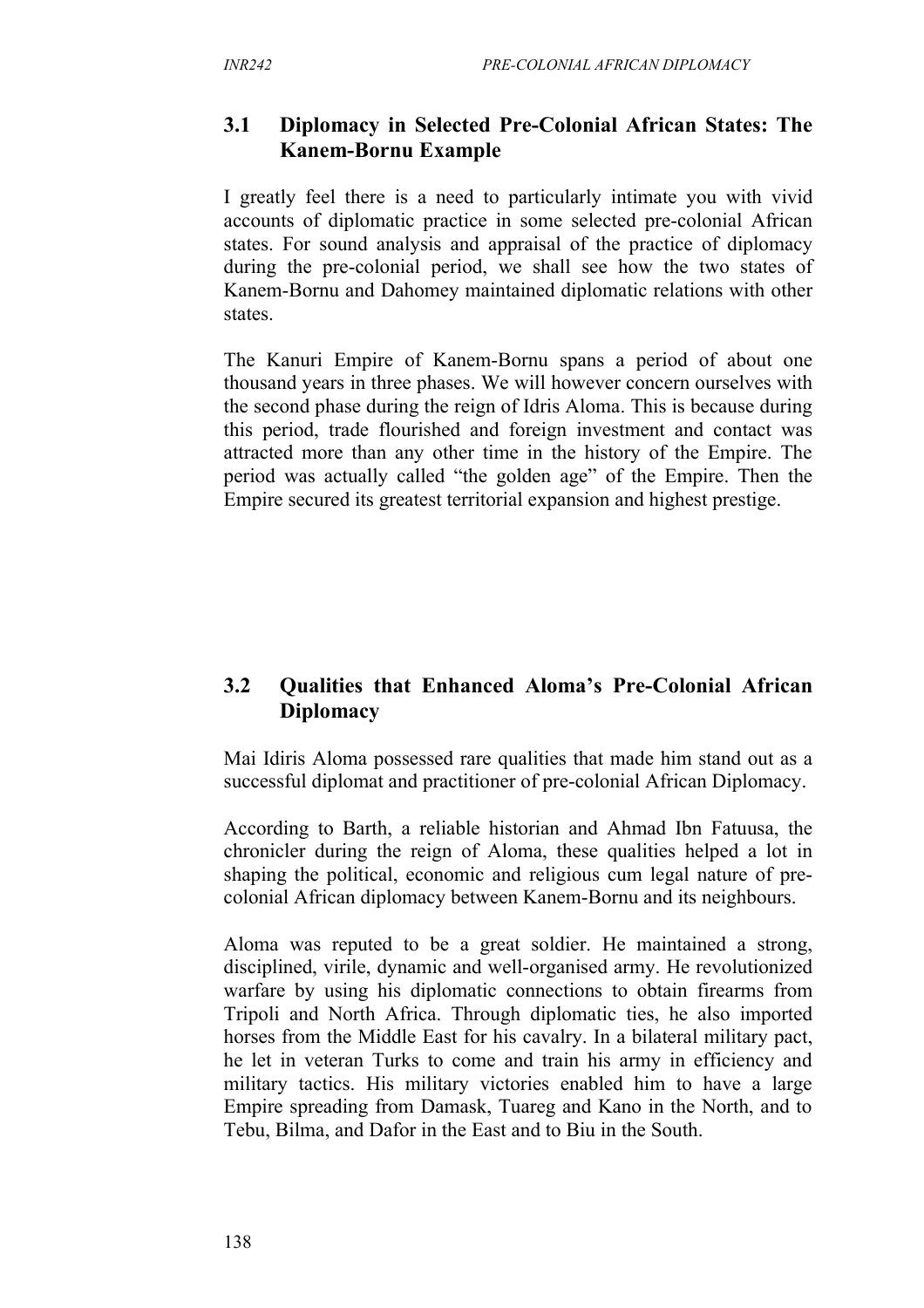## 3.1 Diplomacy in Selected Pre-Colonial African States: The Kanem-Bornu Example

I greatly feel there is a need to particularly intimate you with vivid accounts of diplomatic practice in some selected pre-colonial African states. For sound analysis and appraisal of the practice of diplomacy during the pre-colonial period, we shall see how the two states of Kanem-Bornu and Dahomey maintained diplomatic relations with other states.

The Kanuri Empire of Kanem-Bornu spans a period of about one thousand years in three phases. We will however concern ourselves with the second phase during the reign of Idris Aloma. This is because during this period, trade flourished and foreign investment and contact was attracted more than any other time in the history of the Empire. The period was actually called "the golden age" of the Empire. Then the Empire secured its greatest territorial expansion and highest prestige.

## 3.2 Qualities that Enhanced Aloma's Pre-Colonial African Diplomacy

Mai Idiris Aloma possessed rare qualities that made him stand out as a successful diplomat and practitioner of pre-colonial African Diplomacy.

According to Barth, a reliable historian and Ahmad Ibn Fatuusa, the chronicler during the reign of Aloma, these qualities helped a lot in shaping the political, economic and religious cum legal nature of pre-colonial African diplomacy between Kanem-Bornu and its neighbours.

Aloma was reputed to be a great soldier. He maintained a strong, disciplined, virile, dynamic and well-organised army. He revolutionized warfare by using his diplomatic connections to obtain firearms from Tripoli and North Africa. Through diplomatic ties, he also imported horses from the Middle East for his cavalry. In a bilateral military pact, he let in veteran Turks to come and train his army in efficiency and military tactics. His military victories enabled him to have a large Empire spreading from Damask, Tuareg and Kano in the North, and to Tebu, Bilma, and Dafor in the East and to Biu in the South.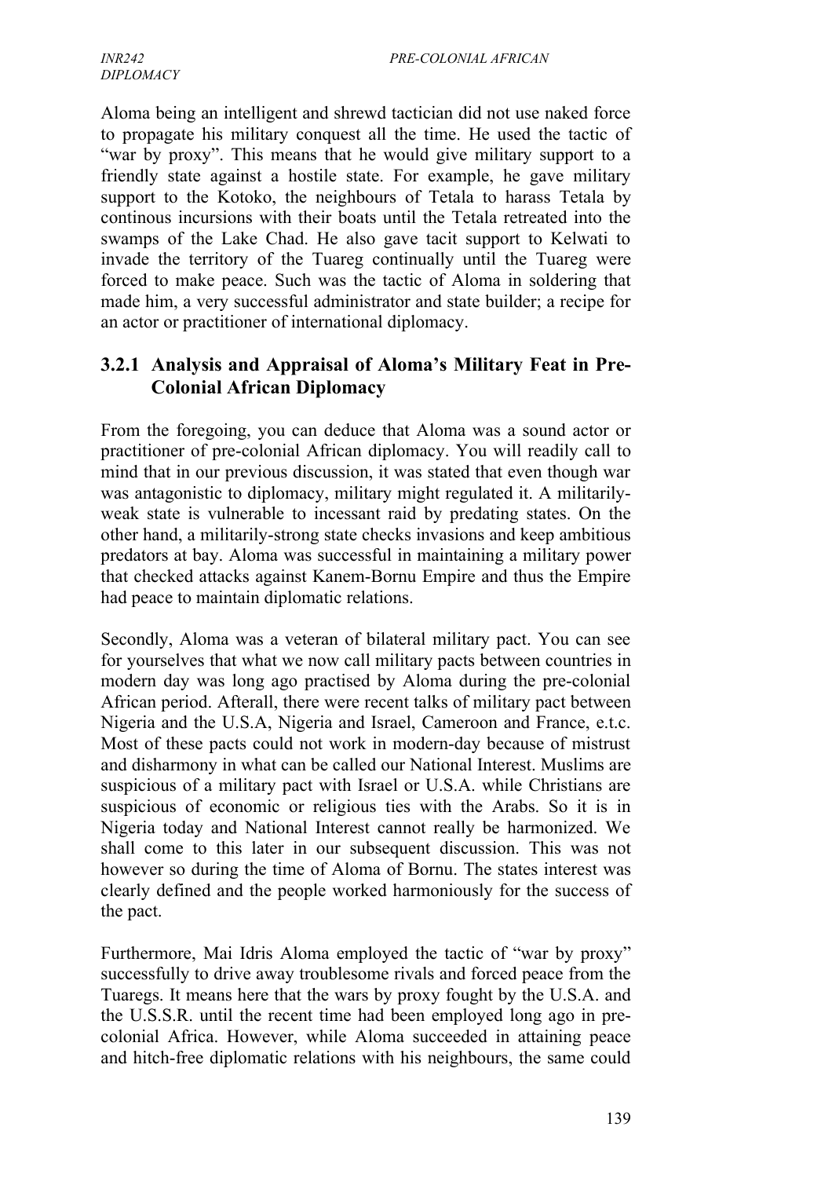Aloma being an intelligent and shrewd tactician did not use naked force to propagate his military conquest all the time. He used the tactic of "war by proxy". This means that he would give military support to a friendly state against a hostile state. For example, he gave military support to the Kotoko, the neighbours of Tetala to harass Tetala by continous incursions with their boats until the Tetala retreated into the swamps of the Lake Chad. He also gave tacit support to Kelwati to invade the territory of the Tuareg continually until the Tuareg were forced to make peace. Such was the tactic of Aloma in soldering that made him, a very successful administrator and state builder; a recipe for an actor or practitioner of international diplomacy.

### 3.2.1 Analysis and Appraisal of Aloma's Military Feat in Pre-Colonial African Diplomacy

From the foregoing, you can deduce that Aloma was a sound actor or practitioner of pre-colonial African diplomacy. You will readily call to mind that in our previous discussion, it was stated that even though war was antagonistic to diplomacy, military might regulated it. A militarily-weak state is vulnerable to incessant raid by predating states. On the other hand, a militarily-strong state checks invasions and keep ambitious predators at bay. Aloma was successful in maintaining a military power that checked attacks against Kanem-Bornu Empire and thus the Empire had peace to maintain diplomatic relations.

Secondly, Aloma was a veteran of bilateral military pact. You can see for yourselves that what we now call military pacts between countries in modern day was long ago practised by Aloma during the pre-colonial African period. Afterall, there were recent talks of military pact between Nigeria and the U.S.A, Nigeria and Israel, Cameroon and France, e.t.c. Most of these pacts could not work in modern-day because of mistrust and disharmony in what can be called our National Interest. Muslims are suspicious of a military pact with Israel or U.S.A. while Christians are suspicious of economic or religious ties with the Arabs. So it is in Nigeria today and National Interest cannot really be harmonized. We shall come to this later in our subsequent discussion. This was not however so during the time of Aloma of Bornu. The states interest was clearly defined and the people worked harmoniously for the success of the pact.

Furthermore, Mai Idris Aloma employed the tactic of "war by proxy" successfully to drive away troublesome rivals and forced peace from the Tuaregs. It means here that the wars by proxy fought by the U.S.A. and the U.S.S.R. until the recent time had been employed long ago in pre-colonial Africa. However, while Aloma succeeded in attaining peace and hitch-free diplomatic relations with his neighbours, the same could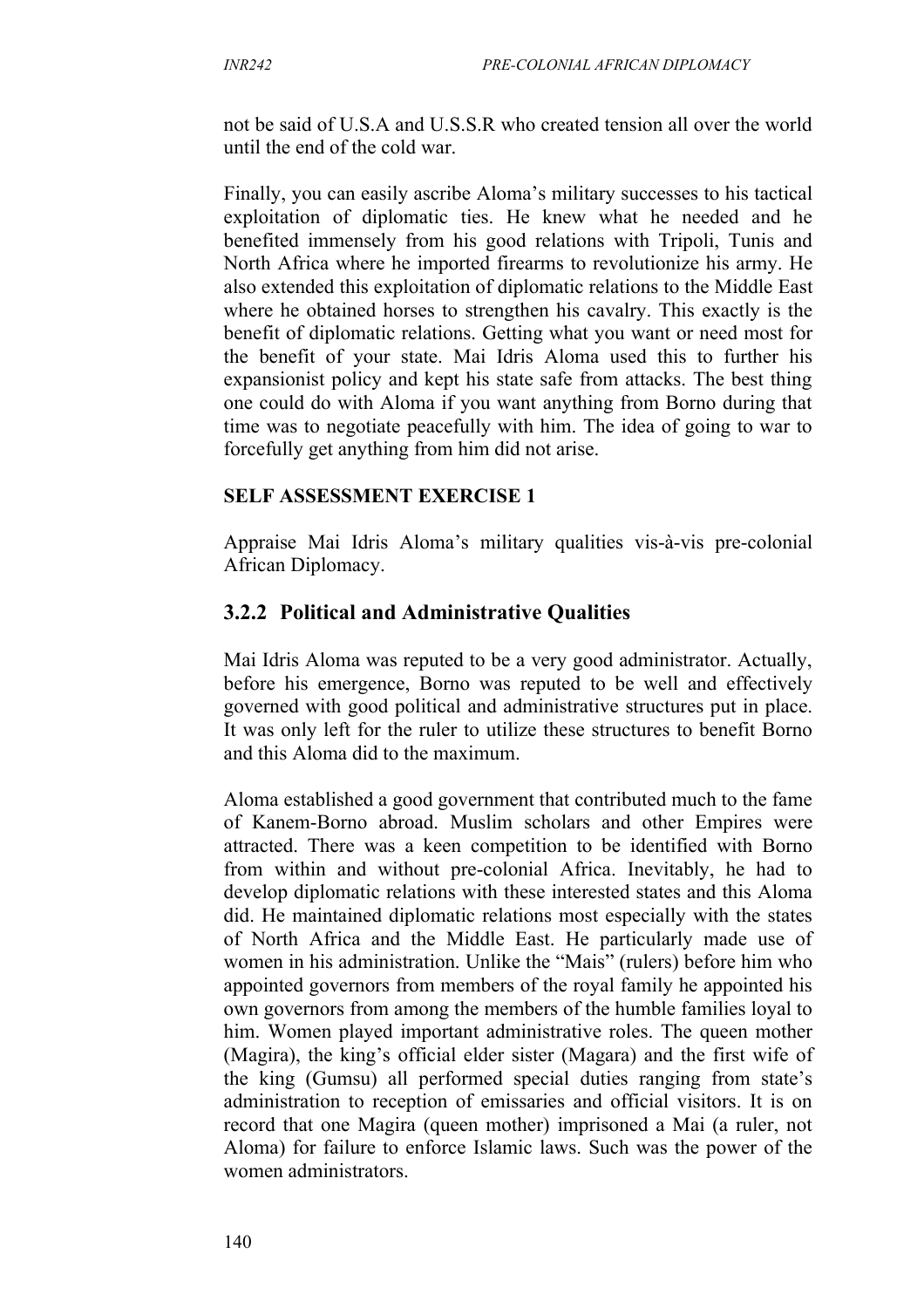not be said of U.S.A and U.S.S.R who created tension all over the world until the end of the cold war.

Finally, you can easily ascribe Aloma's military successes to his tactical exploitation of diplomatic ties. He knew what he needed and he benefited immensely from his good relations with Tripoli, Tunis and North Africa where he imported firearms to revolutionize his army. He also extended this exploitation of diplomatic relations to the Middle East where he obtained horses to strengthen his cavalry. This exactly is the benefit of diplomatic relations. Getting what you want or need most for the benefit of your state. Mai Idris Aloma used this to further his expansionist policy and kept his state safe from attacks. The best thing one could do with Aloma if you want anything from Borno during that time was to negotiate peacefully with him. The idea of going to war to forcefully get anything from him did not arise.

**SELF ASSESSMENT EXERCISE 1**

Appraise Mai Idris Aloma's military qualities vis-à-vis pre-colonial African Diplomacy.

### 3.2.2 Political and Administrative Qualities

Mai Idris Aloma was reputed to be a very good administrator. Actually, before his emergence, Borno was reputed to be well and effectively governed with good political and administrative structures put in place. It was only left for the ruler to utilize these structures to benefit Borno and this Aloma did to the maximum.

Aloma established a good government that contributed much to the fame of Kanem-Borno abroad. Muslim scholars and other Empires were attracted. There was a keen competition to be identified with Borno from within and without pre-colonial Africa. Inevitably, he had to develop diplomatic relations with these interested states and this Aloma did. He maintained diplomatic relations most especially with the states of North Africa and the Middle East. He particularly made use of women in his administration. Unlike the "Mais" (rulers) before him who appointed governors from members of the royal family he appointed his own governors from among the members of the humble families loyal to him. Women played important administrative roles. The queen mother (Magira), the king's official elder sister (Magara) and the first wife of the king (Gumsu) all performed special duties ranging from state's administration to reception of emissaries and official visitors. It is on record that one Magira (queen mother) imprisoned a Mai (a ruler, not Aloma) for failure to enforce Islamic laws. Such was the power of the women administrators.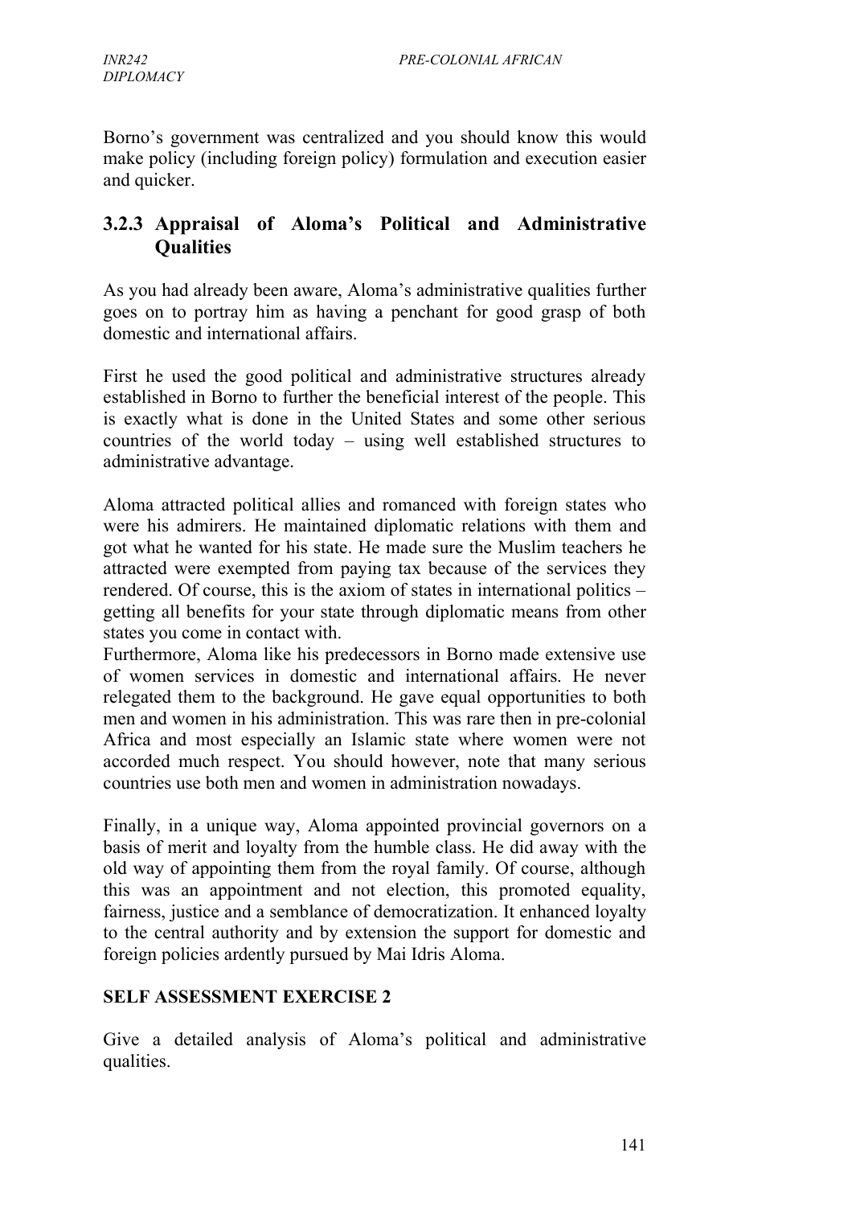Borno's government was centralized and you should know this would make policy (including foreign policy) formulation and execution easier and quicker.

### 3.2.3 Appraisal of Aloma's Political and Administrative Qualities

As you had already been aware, Aloma's administrative qualities further goes on to portray him as having a penchant for good grasp of both domestic and international affairs.

First he used the good political and administrative structures already established in Borno to further the beneficial interest of the people. This is exactly what is done in the United States and some other serious countries of the world today – using well established structures to administrative advantage.

Aloma attracted political allies and romanced with foreign states who were his admirers. He maintained diplomatic relations with them and got what he wanted for his state. He made sure the Muslim teachers he attracted were exempted from paying tax because of the services they rendered. Of course, this is the axiom of states in international politics – getting all benefits for your state through diplomatic means from other states you come in contact with.

Furthermore, Aloma like his predecessors in Borno made extensive use of women services in domestic and international affairs. He never relegated them to the background. He gave equal opportunities to both men and women in his administration. This was rare then in pre-colonial Africa and most especially an Islamic state where women were not accorded much respect. You should however, note that many serious countries use both men and women in administration nowadays.

Finally, in a unique way, Aloma appointed provincial governors on a basis of merit and loyalty from the humble class. He did away with the old way of appointing them from the royal family. Of course, although this was an appointment and not election, this promoted equality, fairness, justice and a semblance of democratization. It enhanced loyalty to the central authority and by extension the support for domestic and foreign policies ardently pursued by Mai Idris Aloma.

**SELF ASSESSMENT EXERCISE 2**

Give a detailed analysis of Aloma's political and administrative qualities.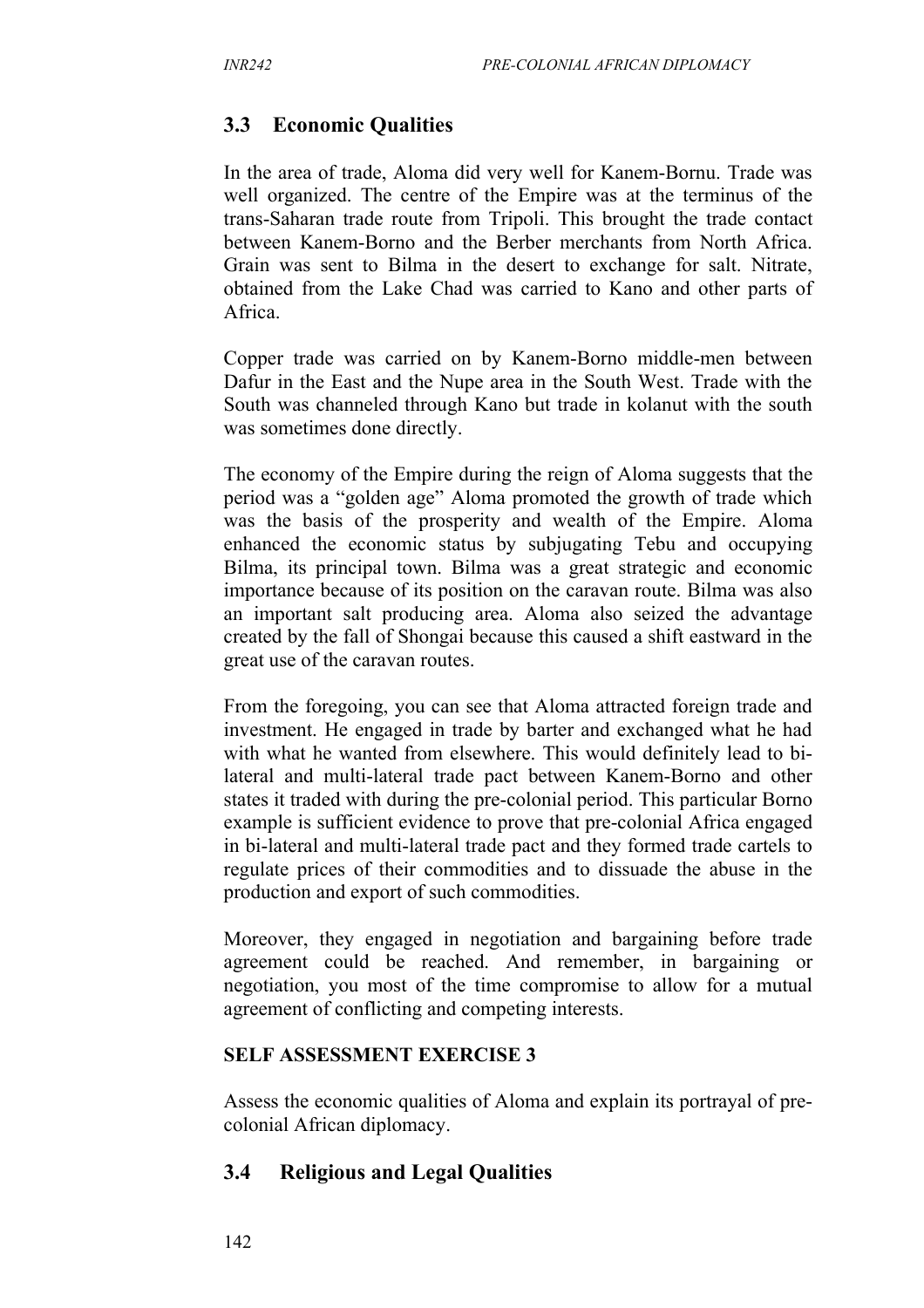## 3.3 Economic Qualities

In the area of trade, Aloma did very well for Kanem-Bornu. Trade was well organized. The centre of the Empire was at the terminus of the trans-Saharan trade route from Tripoli. This brought the trade contact between Kanem-Borno and the Berber merchants from North Africa. Grain was sent to Bilma in the desert to exchange for salt. Nitrate, obtained from the Lake Chad was carried to Kano and other parts of Africa.

Copper trade was carried on by Kanem-Borno middle-men between Dafur in the East and the Nupe area in the South West. Trade with the South was channeled through Kano but trade in kolanut with the south was sometimes done directly.

The economy of the Empire during the reign of Aloma suggests that the period was a "golden age" Aloma promoted the growth of trade which was the basis of the prosperity and wealth of the Empire. Aloma enhanced the economic status by subjugating Tebu and occupying Bilma, its principal town. Bilma was a great strategic and economic importance because of its position on the caravan route. Bilma was also an important salt producing area. Aloma also seized the advantage created by the fall of Shongai because this caused a shift eastward in the great use of the caravan routes.

From the foregoing, you can see that Aloma attracted foreign trade and investment. He engaged in trade by barter and exchanged what he had with what he wanted from elsewhere. This would definitely lead to bi-lateral and multi-lateral trade pact between Kanem-Borno and other states it traded with during the pre-colonial period. This particular Borno example is sufficient evidence to prove that pre-colonial Africa engaged in bi-lateral and multi-lateral trade pact and they formed trade cartels to regulate prices of their commodities and to dissuade the abuse in the production and export of such commodities.

Moreover, they engaged in negotiation and bargaining before trade agreement could be reached. And remember, in bargaining or negotiation, you most of the time compromise to allow for a mutual agreement of conflicting and competing interests.

**SELF ASSESSMENT EXERCISE 3**

Assess the economic qualities of Aloma and explain its portrayal of pre-colonial African diplomacy.

## 3.4 Religious and Legal Qualities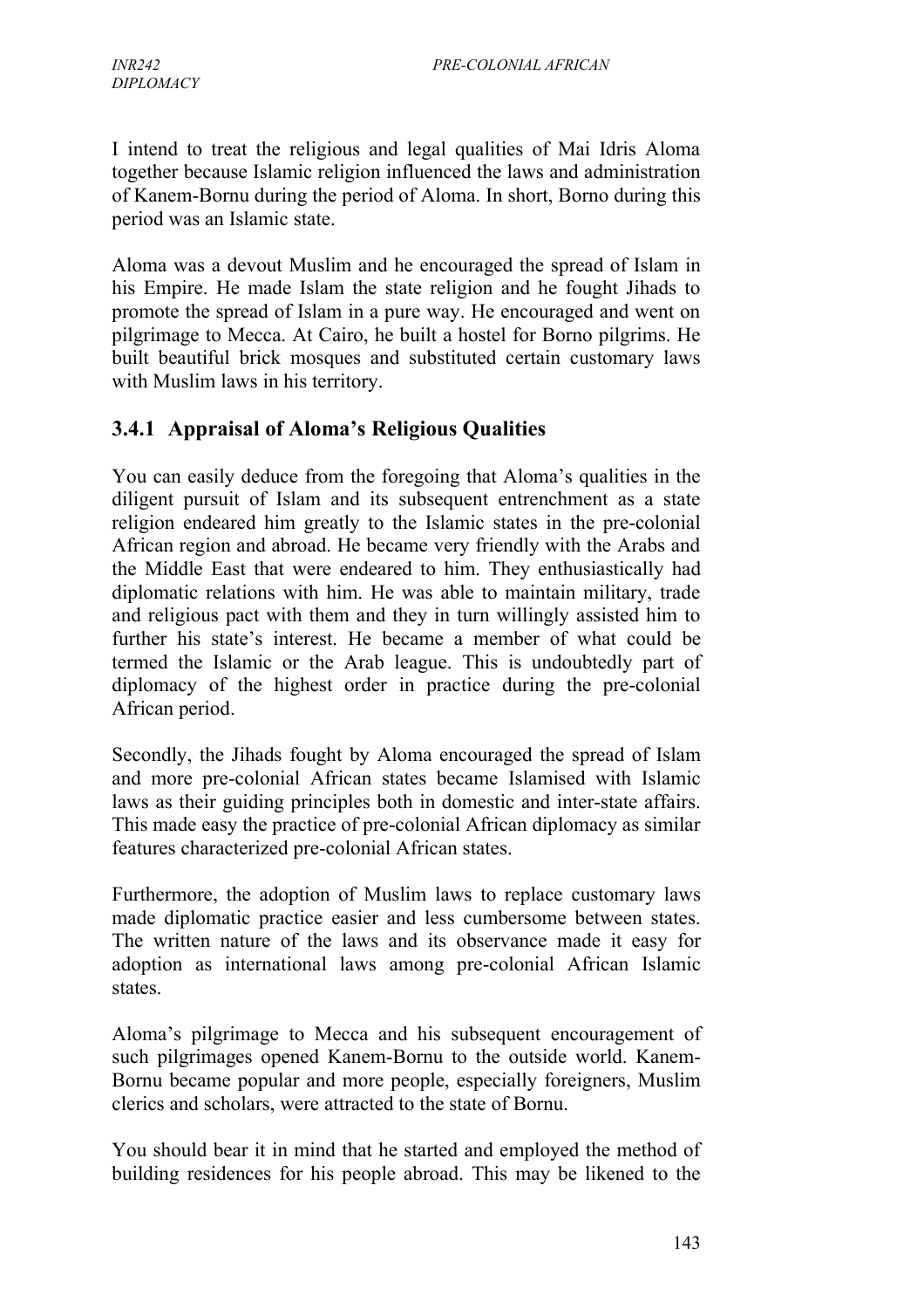I intend to treat the religious and legal qualities of Mai Idris Aloma together because Islamic religion influenced the laws and administration of Kanem-Bornu during the period of Aloma. In short, Borno during this period was an Islamic state.

Aloma was a devout Muslim and he encouraged the spread of Islam in his Empire. He made Islam the state religion and he fought Jihads to promote the spread of Islam in a pure way. He encouraged and went on pilgrimage to Mecca. At Cairo, he built a hostel for Borno pilgrims. He built beautiful brick mosques and substituted certain customary laws with Muslim laws in his territory.

### 3.4.1 Appraisal of Aloma's Religious Qualities

You can easily deduce from the foregoing that Aloma's qualities in the diligent pursuit of Islam and its subsequent entrenchment as a state religion endeared him greatly to the Islamic states in the pre-colonial African region and abroad. He became very friendly with the Arabs and the Middle East that were endeared to him. They enthusiastically had diplomatic relations with him. He was able to maintain military, trade and religious pact with them and they in turn willingly assisted him to further his state's interest. He became a member of what could be termed the Islamic or the Arab league. This is undoubtedly part of diplomacy of the highest order in practice during the pre-colonial African period.

Secondly, the Jihads fought by Aloma encouraged the spread of Islam and more pre-colonial African states became Islamised with Islamic laws as their guiding principles both in domestic and inter-state affairs. This made easy the practice of pre-colonial African diplomacy as similar features characterized pre-colonial African states.

Furthermore, the adoption of Muslim laws to replace customary laws made diplomatic practice easier and less cumbersome between states. The written nature of the laws and its observance made it easy for adoption as international laws among pre-colonial African Islamic states.

Aloma's pilgrimage to Mecca and his subsequent encouragement of such pilgrimages opened Kanem-Bornu to the outside world. Kanem-Bornu became popular and more people, especially foreigners, Muslim clerics and scholars, were attracted to the state of Bornu.

You should bear it in mind that he started and employed the method of building residences for his people abroad. This may be likened to the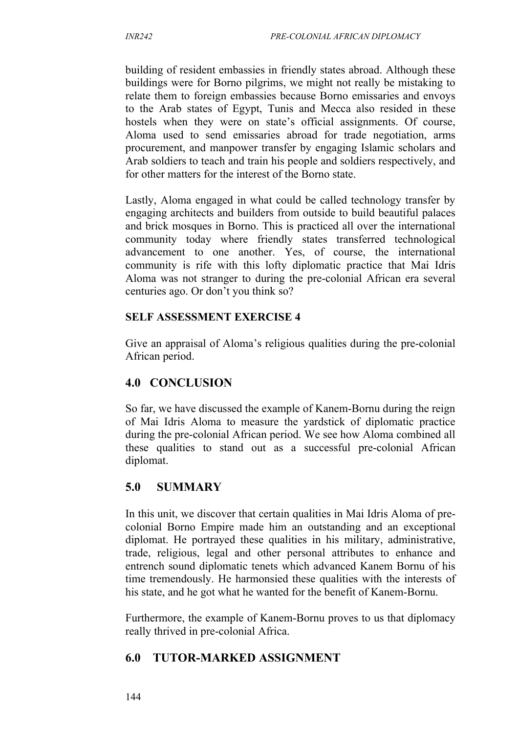building of resident embassies in friendly states abroad. Although these buildings were for Borno pilgrims, we might not really be mistaking to relate them to foreign embassies because Borno emissaries and envoys to the Arab states of Egypt, Tunis and Mecca also resided in these hostels when they were on state's official assignments. Of course, Aloma used to send emissaries abroad for trade negotiation, arms procurement, and manpower transfer by engaging Islamic scholars and Arab soldiers to teach and train his people and soldiers respectively, and for other matters for the interest of the Borno state.

Lastly, Aloma engaged in what could be called technology transfer by engaging architects and builders from outside to build beautiful palaces and brick mosques in Borno. This is practiced all over the international community today where friendly states transferred technological advancement to one another. Yes, of course, the international community is rife with this lofty diplomatic practice that Mai Idris Aloma was not stranger to during the pre-colonial African era several centuries ago. Or don't you think so?

**SELF ASSESSMENT EXERCISE 4**

Give an appraisal of Aloma's religious qualities during the pre-colonial African period.

## 4.0 CONCLUSION

So far, we have discussed the example of Kanem-Bornu during the reign of Mai Idris Aloma to measure the yardstick of diplomatic practice during the pre-colonial African period. We see how Aloma combined all these qualities to stand out as a successful pre-colonial African diplomat.

## 5.0 SUMMARY

In this unit, we discover that certain qualities in Mai Idris Aloma of pre-colonial Borno Empire made him an outstanding and an exceptional diplomat. He portrayed these qualities in his military, administrative, trade, religious, legal and other personal attributes to enhance and entrench sound diplomatic tenets which advanced Kanem Bornu of his time tremendously. He harmonsied these qualities with the interests of his state, and he got what he wanted for the benefit of Kanem-Bornu.

Furthermore, the example of Kanem-Bornu proves to us that diplomacy really thrived in pre-colonial Africa.

## 6.0 TUTOR-MARKED ASSIGNMENT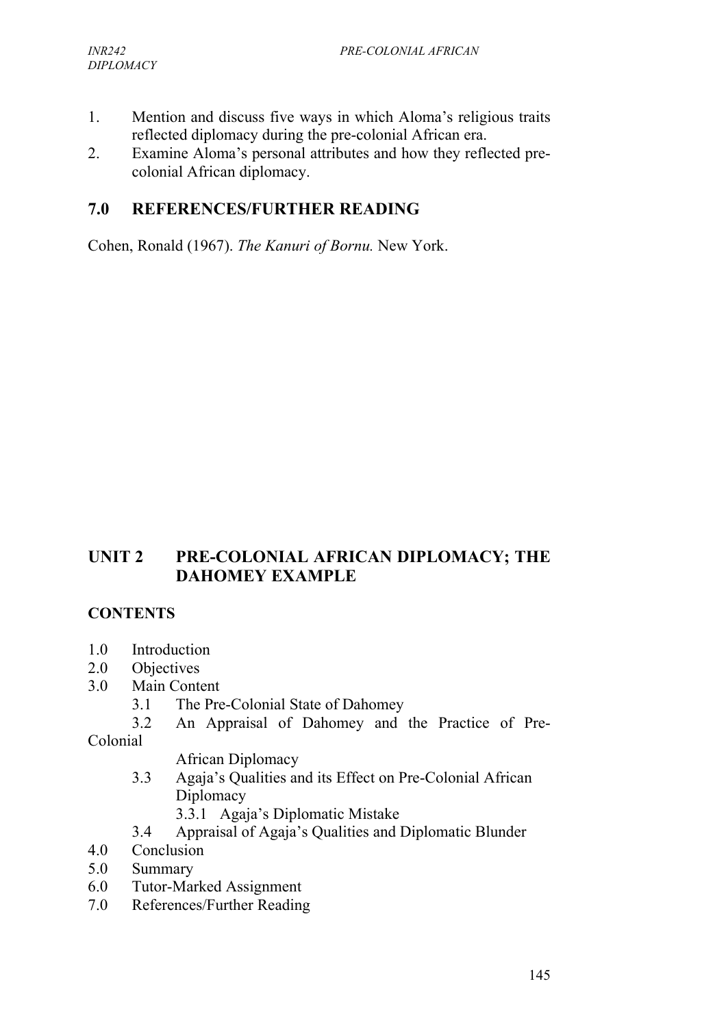1. Mention and discuss five ways in which Aloma's religious traits reflected diplomacy during the pre-colonial African era.
2. Examine Aloma's personal attributes and how they reflected pre-colonial African diplomacy.

## 7.0 REFERENCES/FURTHER READING

Cohen, Ronald (1967). *The Kanuri of Bornu.* New York.

# UNIT 2 PRE-COLONIAL AFRICAN DIPLOMACY; THE DAHOMEY EXAMPLE

## CONTENTS

- 1.0 Introduction
- 2.0 Objectives
- 3.0 Main Content
  - 3.1 The Pre-Colonial State of Dahomey
  - 3.2 An Appraisal of Dahomey and the Practice of Pre-Colonial African Diplomacy
  - 3.3 Agaja's Qualities and its Effect on Pre-Colonial African Diplomacy
    - 3.3.1 Agaja's Diplomatic Mistake
  - 3.4 Appraisal of Agaja's Qualities and Diplomatic Blunder
- 4.0 Conclusion
- 5.0 Summary
- 6.0 Tutor-Marked Assignment
- 7.0 References/Further Reading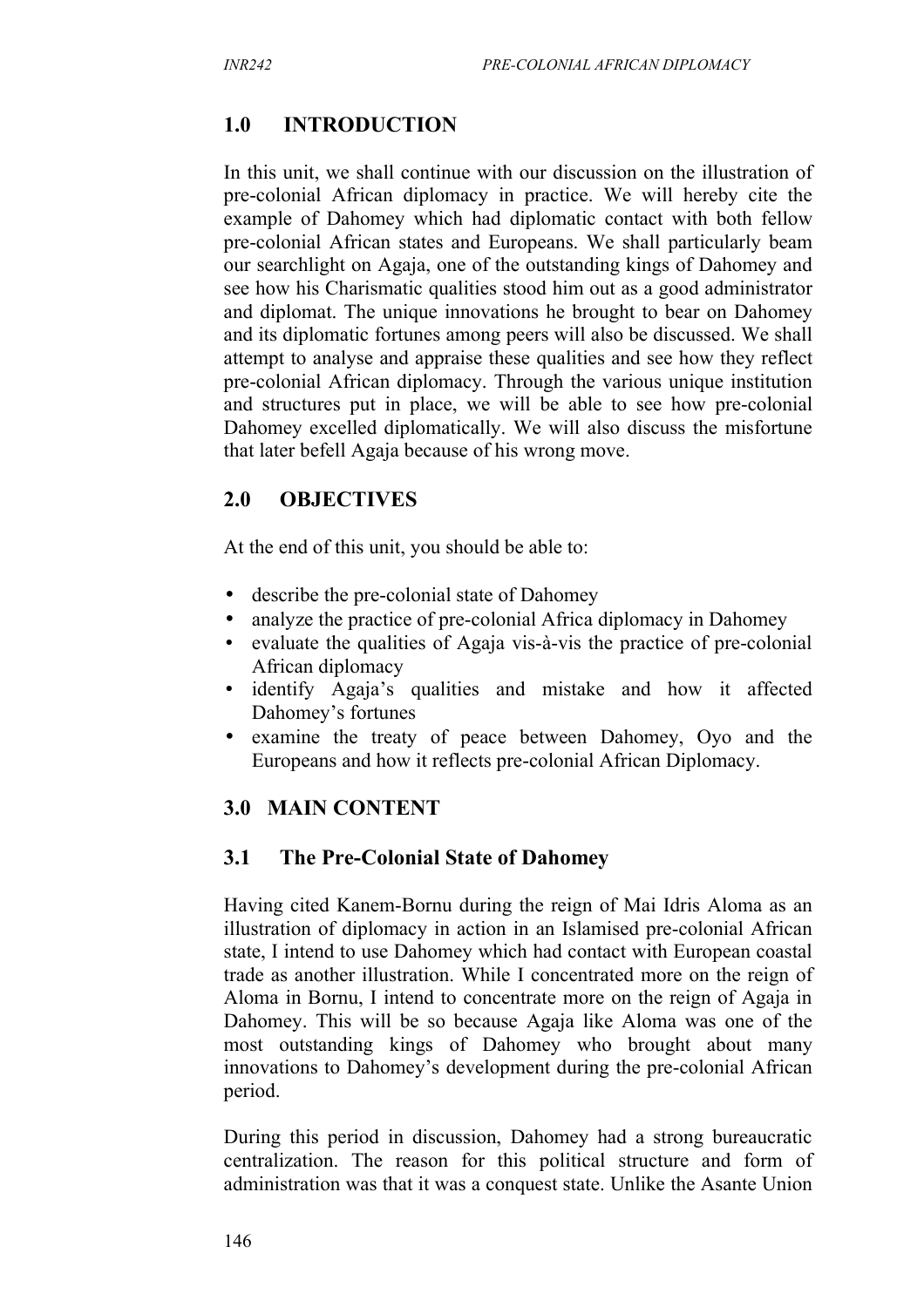## 1.0 INTRODUCTION

In this unit, we shall continue with our discussion on the illustration of pre-colonial African diplomacy in practice. We will hereby cite the example of Dahomey which had diplomatic contact with both fellow pre-colonial African states and Europeans. We shall particularly beam our searchlight on Agaja, one of the outstanding kings of Dahomey and see how his Charismatic qualities stood him out as a good administrator and diplomat. The unique innovations he brought to bear on Dahomey and its diplomatic fortunes among peers will also be discussed. We shall attempt to analyse and appraise these qualities and see how they reflect pre-colonial African diplomacy. Through the various unique institution and structures put in place, we will be able to see how pre-colonial Dahomey excelled diplomatically. We will also discuss the misfortune that later befell Agaja because of his wrong move.

## 2.0 OBJECTIVES

At the end of this unit, you should be able to:

- describe the pre-colonial state of Dahomey
- analyze the practice of pre-colonial Africa diplomacy in Dahomey
- evaluate the qualities of Agaja vis-à-vis the practice of pre-colonial African diplomacy
- identify Agaja's qualities and mistake and how it affected Dahomey's fortunes
- examine the treaty of peace between Dahomey, Oyo and the Europeans and how it reflects pre-colonial African Diplomacy.

## 3.0 MAIN CONTENT

### 3.1 The Pre-Colonial State of Dahomey

Having cited Kanem-Bornu during the reign of Mai Idris Aloma as an illustration of diplomacy in action in an Islamised pre-colonial African state, I intend to use Dahomey which had contact with European coastal trade as another illustration. While I concentrated more on the reign of Aloma in Bornu, I intend to concentrate more on the reign of Agaja in Dahomey. This will be so because Agaja like Aloma was one of the most outstanding kings of Dahomey who brought about many innovations to Dahomey's development during the pre-colonial African period.

During this period in discussion, Dahomey had a strong bureaucratic centralization. The reason for this political structure and form of administration was that it was a conquest state. Unlike the Asante Union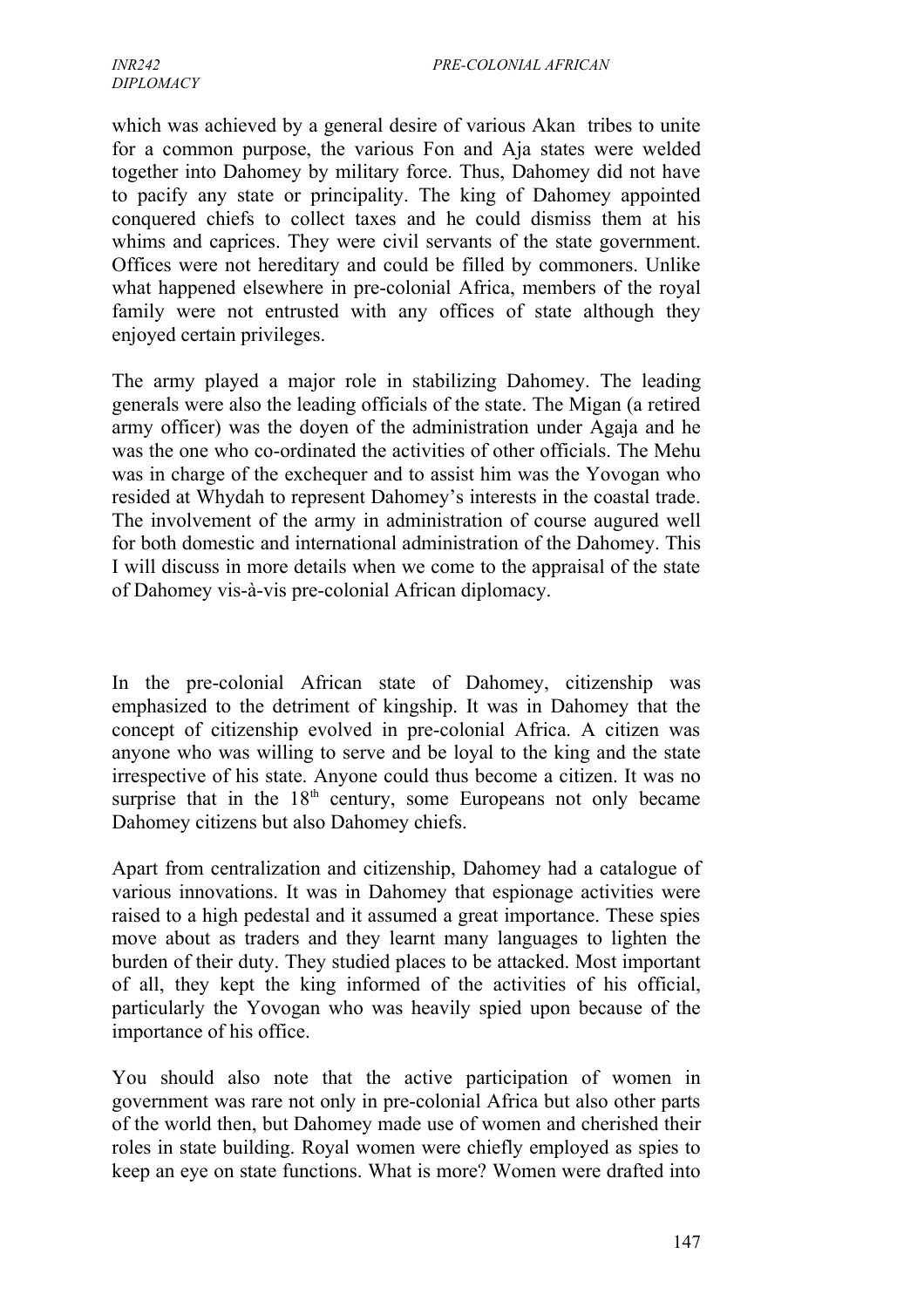which was achieved by a general desire of various Akan tribes to unite for a common purpose, the various Fon and Aja states were welded together into Dahomey by military force. Thus, Dahomey did not have to pacify any state or principality. The king of Dahomey appointed conquered chiefs to collect taxes and he could dismiss them at his whims and caprices. They were civil servants of the state government. Offices were not hereditary and could be filled by commoners. Unlike what happened elsewhere in pre-colonial Africa, members of the royal family were not entrusted with any offices of state although they enjoyed certain privileges.

The army played a major role in stabilizing Dahomey. The leading generals were also the leading officials of the state. The Migan (a retired army officer) was the doyen of the administration under Agaja and he was the one who co-ordinated the activities of other officials. The Mehu was in charge of the exchequer and to assist him was the Yovogan who resided at Whydah to represent Dahomey's interests in the coastal trade. The involvement of the army in administration of course augured well for both domestic and international administration of the Dahomey. This I will discuss in more details when we come to the appraisal of the state of Dahomey vis-à-vis pre-colonial African diplomacy.

In the pre-colonial African state of Dahomey, citizenship was emphasized to the detriment of kingship. It was in Dahomey that the concept of citizenship evolved in pre-colonial Africa. A citizen was anyone who was willing to serve and be loyal to the king and the state irrespective of his state. Anyone could thus become a citizen. It was no surprise that in the 18th century, some Europeans not only became Dahomey citizens but also Dahomey chiefs.

Apart from centralization and citizenship, Dahomey had a catalogue of various innovations. It was in Dahomey that espionage activities were raised to a high pedestal and it assumed a great importance. These spies move about as traders and they learnt many languages to lighten the burden of their duty. They studied places to be attacked. Most important of all, they kept the king informed of the activities of his official, particularly the Yovogan who was heavily spied upon because of the importance of his office.

You should also note that the active participation of women in government was rare not only in pre-colonial Africa but also other parts of the world then, but Dahomey made use of women and cherished their roles in state building. Royal women were chiefly employed as spies to keep an eye on state functions. What is more? Women were drafted into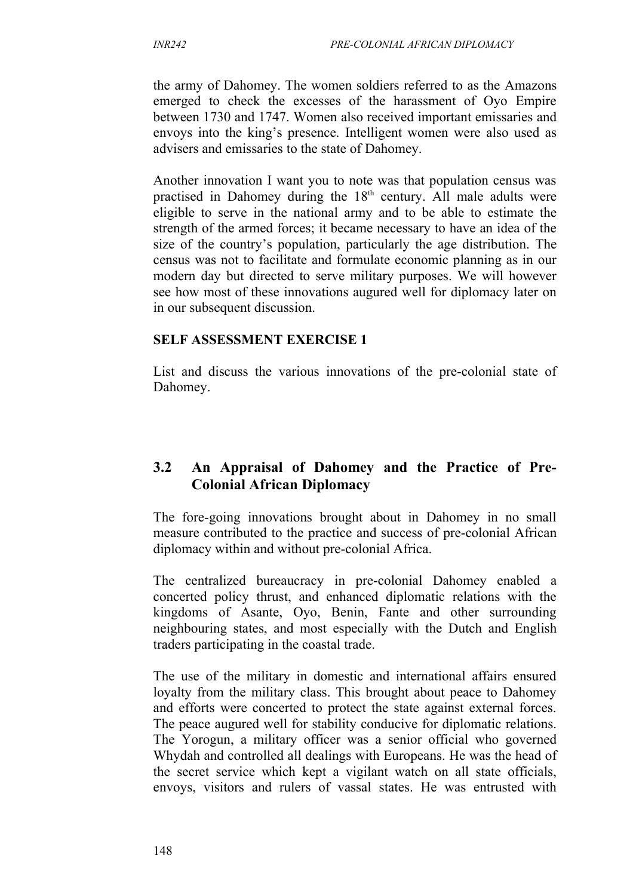the army of Dahomey. The women soldiers referred to as the Amazons emerged to check the excesses of the harassment of Oyo Empire between 1730 and 1747. Women also received important emissaries and envoys into the king's presence. Intelligent women were also used as advisers and emissaries to the state of Dahomey.

Another innovation I want you to note was that population census was practised in Dahomey during the 18th century. All male adults were eligible to serve in the national army and to be able to estimate the strength of the armed forces; it became necessary to have an idea of the size of the country's population, particularly the age distribution. The census was not to facilitate and formulate economic planning as in our modern day but directed to serve military purposes. We will however see how most of these innovations augured well for diplomacy later on in our subsequent discussion.

**SELF ASSESSMENT EXERCISE 1**

List and discuss the various innovations of the pre-colonial state of Dahomey.

## 3.2 An Appraisal of Dahomey and the Practice of Pre-Colonial African Diplomacy

The fore-going innovations brought about in Dahomey in no small measure contributed to the practice and success of pre-colonial African diplomacy within and without pre-colonial Africa.

The centralized bureaucracy in pre-colonial Dahomey enabled a concerted policy thrust, and enhanced diplomatic relations with the kingdoms of Asante, Oyo, Benin, Fante and other surrounding neighbouring states, and most especially with the Dutch and English traders participating in the coastal trade.

The use of the military in domestic and international affairs ensured loyalty from the military class. This brought about peace to Dahomey and efforts were concerted to protect the state against external forces. The peace augured well for stability conducive for diplomatic relations. The Yorogun, a military officer was a senior official who governed Whydah and controlled all dealings with Europeans. He was the head of the secret service which kept a vigilant watch on all state officials, envoys, visitors and rulers of vassal states. He was entrusted with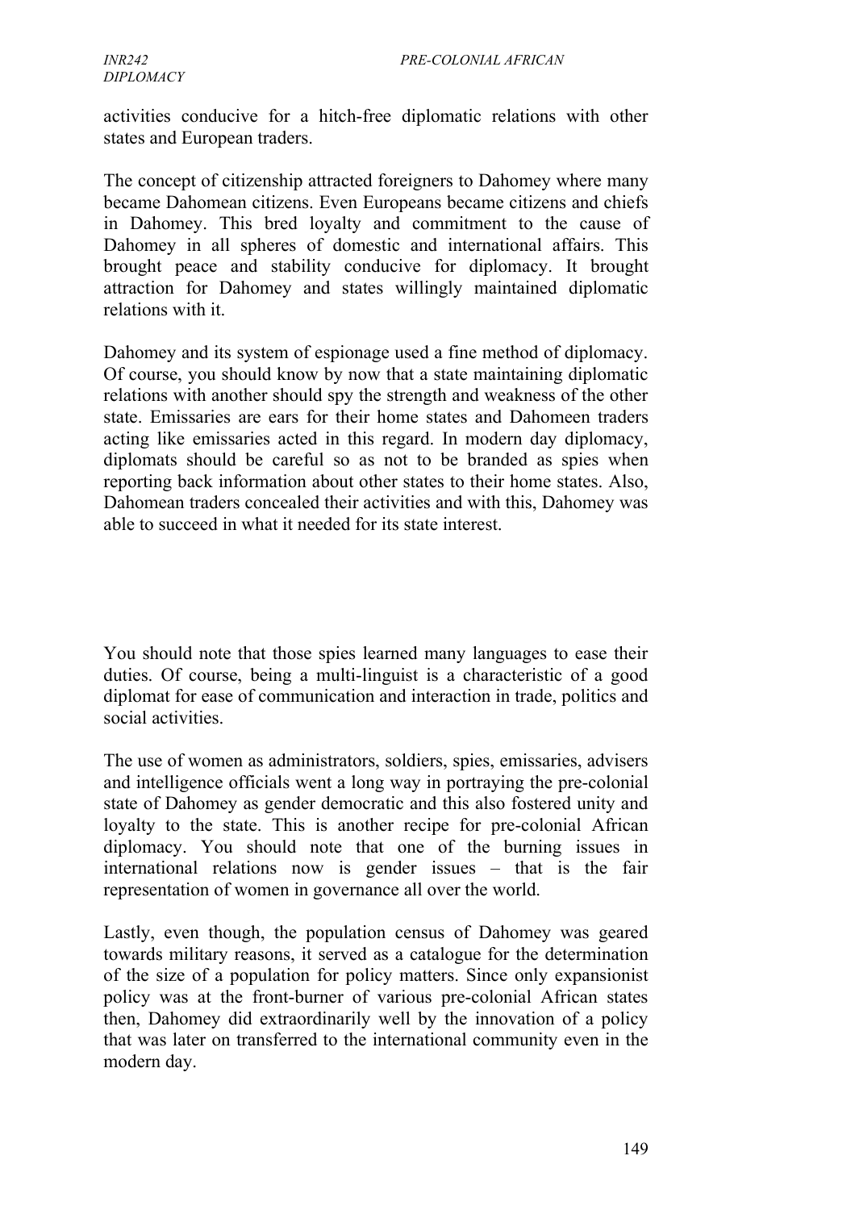activities conducive for a hitch-free diplomatic relations with other states and European traders.

The concept of citizenship attracted foreigners to Dahomey where many became Dahomean citizens. Even Europeans became citizens and chiefs in Dahomey. This bred loyalty and commitment to the cause of Dahomey in all spheres of domestic and international affairs. This brought peace and stability conducive for diplomacy. It brought attraction for Dahomey and states willingly maintained diplomatic relations with it.

Dahomey and its system of espionage used a fine method of diplomacy. Of course, you should know by now that a state maintaining diplomatic relations with another should spy the strength and weakness of the other state. Emissaries are ears for their home states and Dahomeen traders acting like emissaries acted in this regard. In modern day diplomacy, diplomats should be careful so as not to be branded as spies when reporting back information about other states to their home states. Also, Dahomean traders concealed their activities and with this, Dahomey was able to succeed in what it needed for its state interest.

You should note that those spies learned many languages to ease their duties. Of course, being a multi-linguist is a characteristic of a good diplomat for ease of communication and interaction in trade, politics and social activities.

The use of women as administrators, soldiers, spies, emissaries, advisers and intelligence officials went a long way in portraying the pre-colonial state of Dahomey as gender democratic and this also fostered unity and loyalty to the state. This is another recipe for pre-colonial African diplomacy. You should note that one of the burning issues in international relations now is gender issues – that is the fair representation of women in governance all over the world.

Lastly, even though, the population census of Dahomey was geared towards military reasons, it served as a catalogue for the determination of the size of a population for policy matters. Since only expansionist policy was at the front-burner of various pre-colonial African states then, Dahomey did extraordinarily well by the innovation of a policy that was later on transferred to the international community even in the modern day.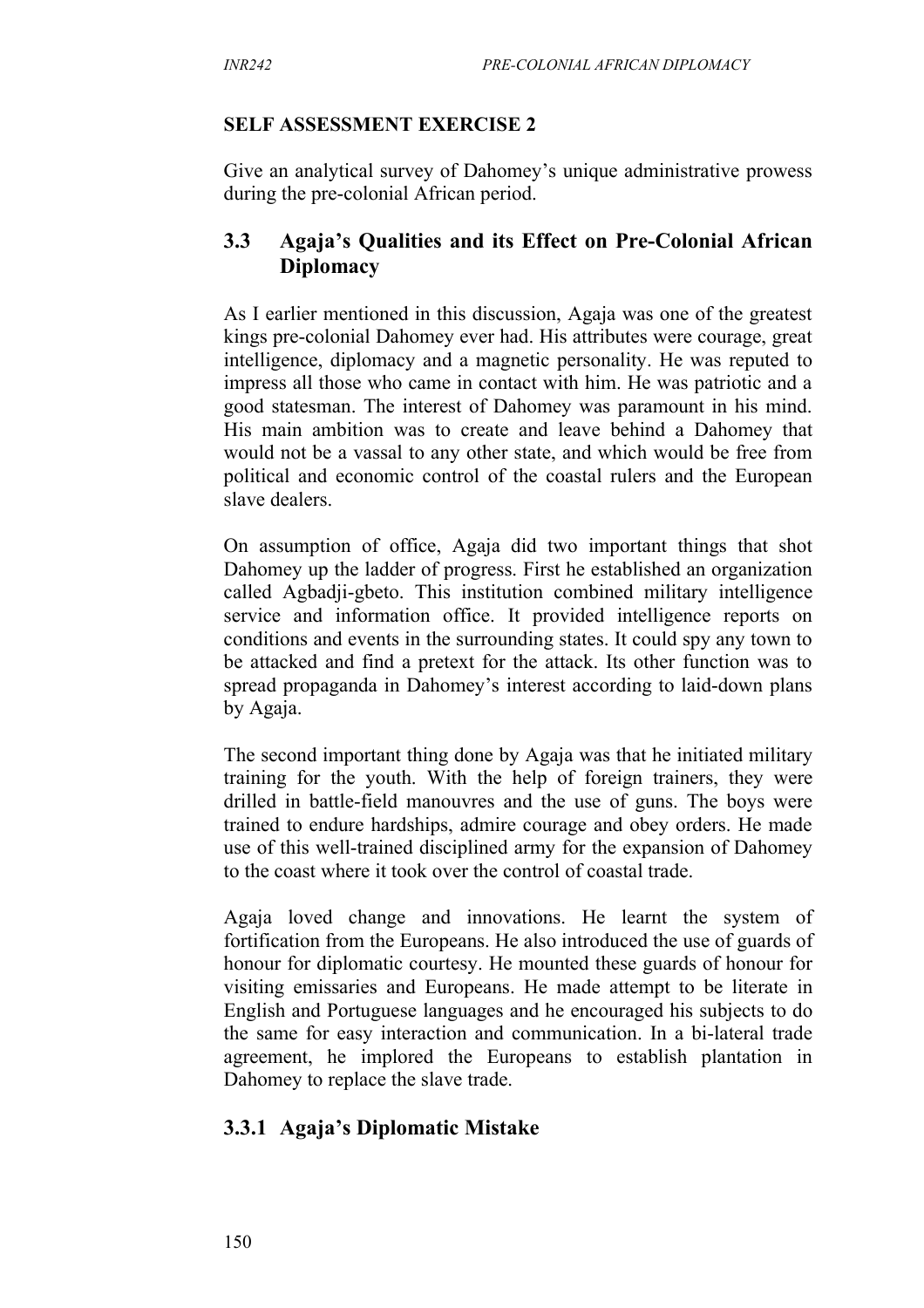**SELF ASSESSMENT EXERCISE 2**

Give an analytical survey of Dahomey's unique administrative prowess during the pre-colonial African period.

## 3.3 Agaja's Qualities and its Effect on Pre-Colonial African Diplomacy

As I earlier mentioned in this discussion, Agaja was one of the greatest kings pre-colonial Dahomey ever had. His attributes were courage, great intelligence, diplomacy and a magnetic personality. He was reputed to impress all those who came in contact with him. He was patriotic and a good statesman. The interest of Dahomey was paramount in his mind. His main ambition was to create and leave behind a Dahomey that would not be a vassal to any other state, and which would be free from political and economic control of the coastal rulers and the European slave dealers.

On assumption of office, Agaja did two important things that shot Dahomey up the ladder of progress. First he established an organization called Agbadji-gbeto. This institution combined military intelligence service and information office. It provided intelligence reports on conditions and events in the surrounding states. It could spy any town to be attacked and find a pretext for the attack. Its other function was to spread propaganda in Dahomey's interest according to laid-down plans by Agaja.

The second important thing done by Agaja was that he initiated military training for the youth. With the help of foreign trainers, they were drilled in battle-field manouvres and the use of guns. The boys were trained to endure hardships, admire courage and obey orders. He made use of this well-trained disciplined army for the expansion of Dahomey to the coast where it took over the control of coastal trade.

Agaja loved change and innovations. He learnt the system of fortification from the Europeans. He also introduced the use of guards of honour for diplomatic courtesy. He mounted these guards of honour for visiting emissaries and Europeans. He made attempt to be literate in English and Portuguese languages and he encouraged his subjects to do the same for easy interaction and communication. In a bi-lateral trade agreement, he implored the Europeans to establish plantation in Dahomey to replace the slave trade.

### 3.3.1 Agaja's Diplomatic Mistake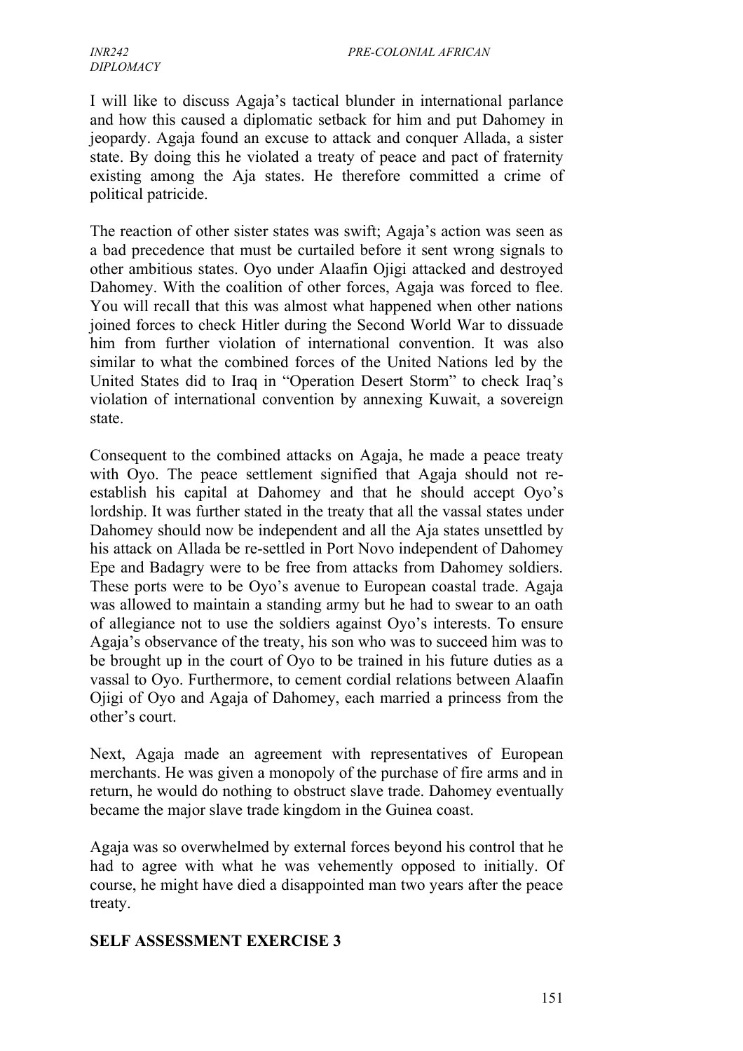I will like to discuss Agaja's tactical blunder in international parlance and how this caused a diplomatic setback for him and put Dahomey in jeopardy. Agaja found an excuse to attack and conquer Allada, a sister state. By doing this he violated a treaty of peace and pact of fraternity existing among the Aja states. He therefore committed a crime of political patricide.

The reaction of other sister states was swift; Agaja's action was seen as a bad precedence that must be curtailed before it sent wrong signals to other ambitious states. Oyo under Alaafin Ojigi attacked and destroyed Dahomey. With the coalition of other forces, Agaja was forced to flee. You will recall that this was almost what happened when other nations joined forces to check Hitler during the Second World War to dissuade him from further violation of international convention. It was also similar to what the combined forces of the United Nations led by the United States did to Iraq in "Operation Desert Storm" to check Iraq's violation of international convention by annexing Kuwait, a sovereign state.

Consequent to the combined attacks on Agaja, he made a peace treaty with Oyo. The peace settlement signified that Agaja should not re-establish his capital at Dahomey and that he should accept Oyo's lordship. It was further stated in the treaty that all the vassal states under Dahomey should now be independent and all the Aja states unsettled by his attack on Allada be re-settled in Port Novo independent of Dahomey Epe and Badagry were to be free from attacks from Dahomey soldiers. These ports were to be Oyo's avenue to European coastal trade. Agaja was allowed to maintain a standing army but he had to swear to an oath of allegiance not to use the soldiers against Oyo's interests. To ensure Agaja's observance of the treaty, his son who was to succeed him was to be brought up in the court of Oyo to be trained in his future duties as a vassal to Oyo. Furthermore, to cement cordial relations between Alaafin Ojigi of Oyo and Agaja of Dahomey, each married a princess from the other's court.

Next, Agaja made an agreement with representatives of European merchants. He was given a monopoly of the purchase of fire arms and in return, he would do nothing to obstruct slave trade. Dahomey eventually became the major slave trade kingdom in the Guinea coast.

Agaja was so overwhelmed by external forces beyond his control that he had to agree with what he was vehemently opposed to initially. Of course, he might have died a disappointed man two years after the peace treaty.

## SELF ASSESSMENT EXERCISE 3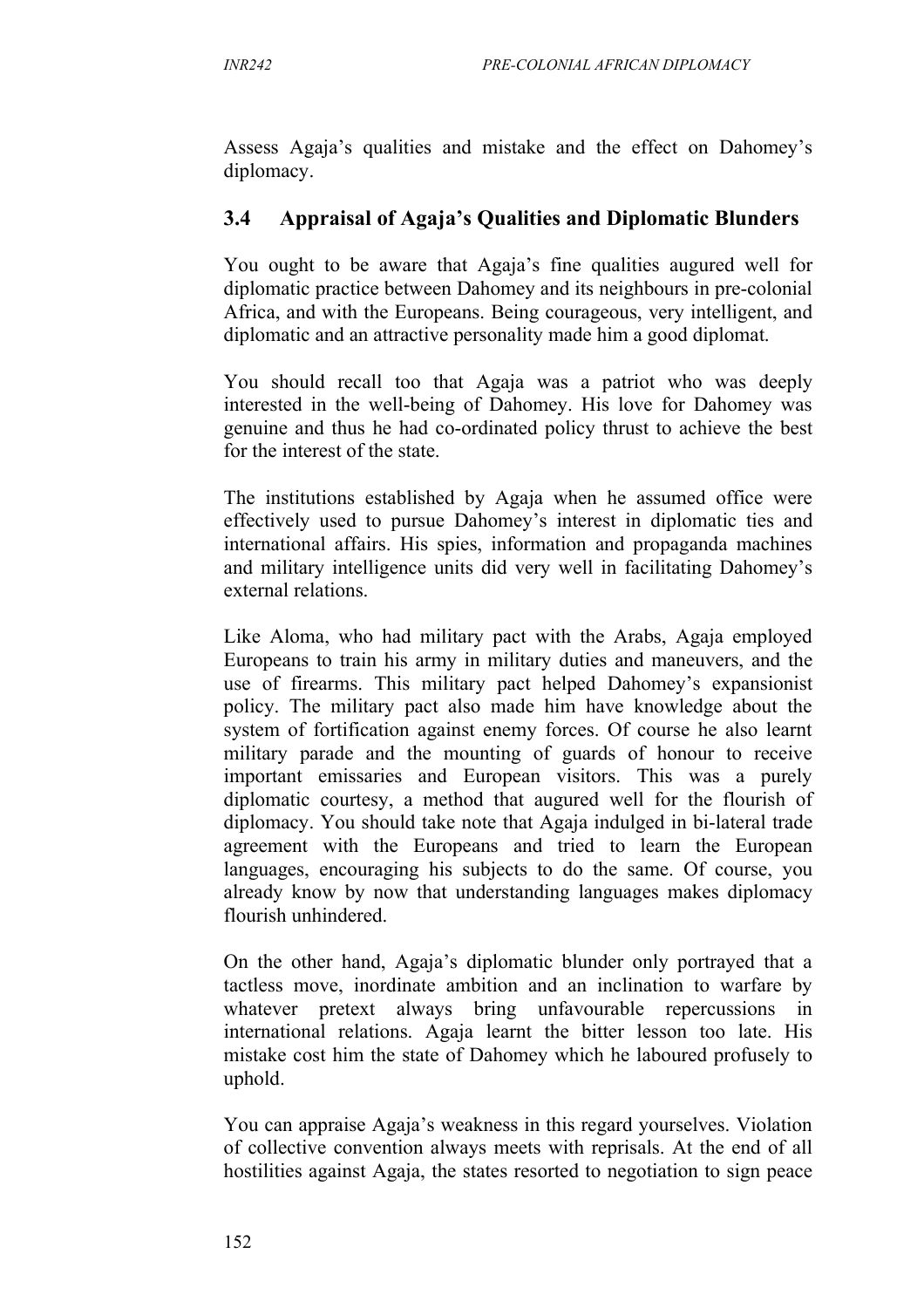Assess Agaja's qualities and mistake and the effect on Dahomey's diplomacy.

### 3.4 Appraisal of Agaja's Qualities and Diplomatic Blunders

You ought to be aware that Agaja's fine qualities augured well for diplomatic practice between Dahomey and its neighbours in pre-colonial Africa, and with the Europeans. Being courageous, very intelligent, and diplomatic and an attractive personality made him a good diplomat.

You should recall too that Agaja was a patriot who was deeply interested in the well-being of Dahomey. His love for Dahomey was genuine and thus he had co-ordinated policy thrust to achieve the best for the interest of the state.

The institutions established by Agaja when he assumed office were effectively used to pursue Dahomey's interest in diplomatic ties and international affairs. His spies, information and propaganda machines and military intelligence units did very well in facilitating Dahomey's external relations.

Like Aloma, who had military pact with the Arabs, Agaja employed Europeans to train his army in military duties and maneuvers, and the use of firearms. This military pact helped Dahomey's expansionist policy. The military pact also made him have knowledge about the system of fortification against enemy forces. Of course he also learnt military parade and the mounting of guards of honour to receive important emissaries and European visitors. This was a purely diplomatic courtesy, a method that augured well for the flourish of diplomacy. You should take note that Agaja indulged in bi-lateral trade agreement with the Europeans and tried to learn the European languages, encouraging his subjects to do the same. Of course, you already know by now that understanding languages makes diplomacy flourish unhindered.

On the other hand, Agaja's diplomatic blunder only portrayed that a tactless move, inordinate ambition and an inclination to warfare by whatever pretext always bring unfavourable repercussions in international relations. Agaja learnt the bitter lesson too late. His mistake cost him the state of Dahomey which he laboured profusely to uphold.

You can appraise Agaja's weakness in this regard yourselves. Violation of collective convention always meets with reprisals. At the end of all hostilities against Agaja, the states resorted to negotiation to sign peace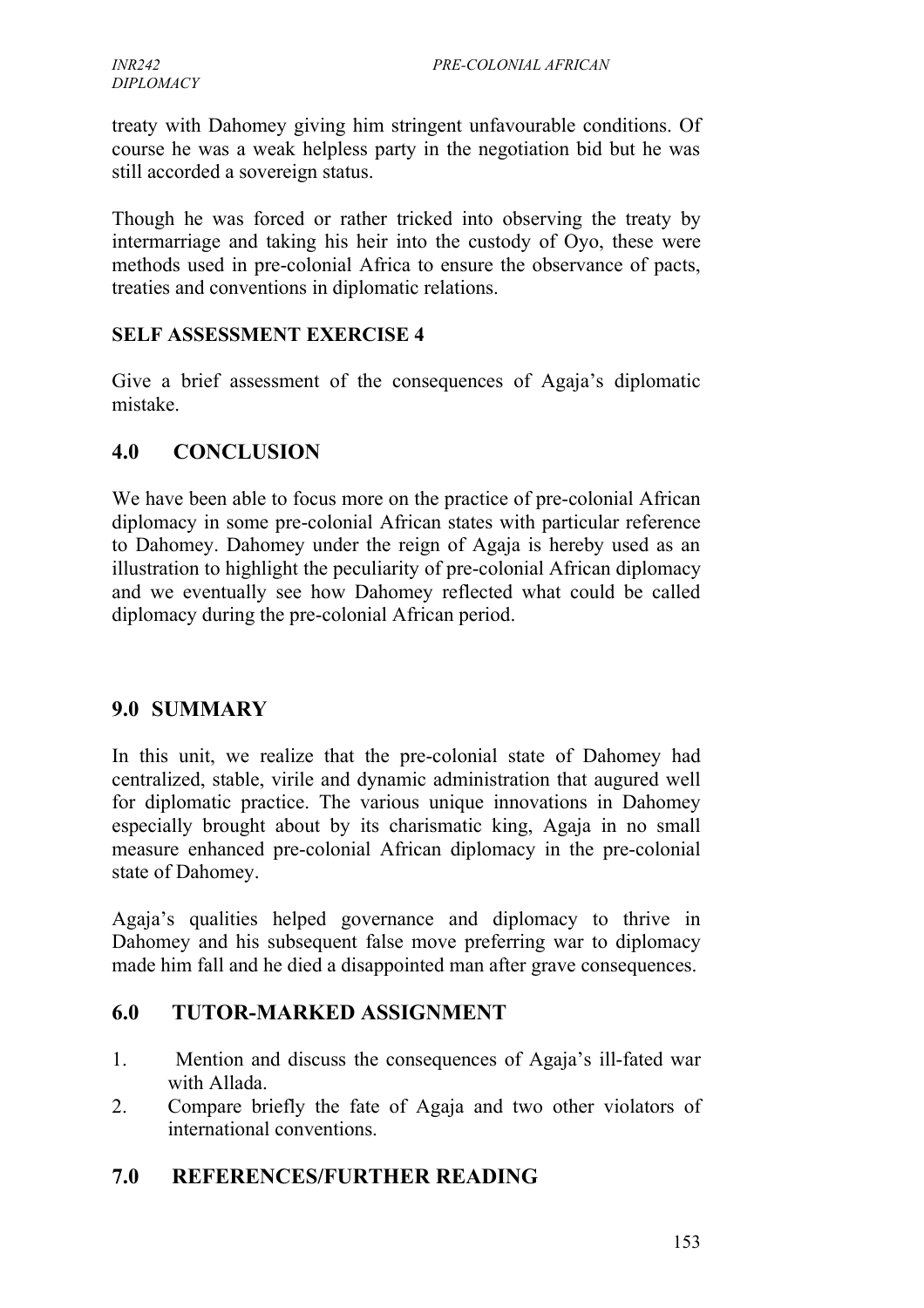treaty with Dahomey giving him stringent unfavourable conditions. Of course he was a weak helpless party in the negotiation bid but he was still accorded a sovereign status.

Though he was forced or rather tricked into observing the treaty by intermarriage and taking his heir into the custody of Oyo, these were methods used in pre-colonial Africa to ensure the observance of pacts, treaties and conventions in diplomatic relations.

**SELF ASSESSMENT EXERCISE 4**

Give a brief assessment of the consequences of Agaja's diplomatic mistake.

## 4.0 CONCLUSION

We have been able to focus more on the practice of pre-colonial African diplomacy in some pre-colonial African states with particular reference to Dahomey. Dahomey under the reign of Agaja is hereby used as an illustration to highlight the peculiarity of pre-colonial African diplomacy and we eventually see how Dahomey reflected what could be called diplomacy during the pre-colonial African period.

## 9.0 SUMMARY

In this unit, we realize that the pre-colonial state of Dahomey had centralized, stable, virile and dynamic administration that augured well for diplomatic practice. The various unique innovations in Dahomey especially brought about by its charismatic king, Agaja in no small measure enhanced pre-colonial African diplomacy in the pre-colonial state of Dahomey.

Agaja's qualities helped governance and diplomacy to thrive in Dahomey and his subsequent false move preferring war to diplomacy made him fall and he died a disappointed man after grave consequences.

## 6.0 TUTOR-MARKED ASSIGNMENT

1. Mention and discuss the consequences of Agaja's ill-fated war with Allada.
2. Compare briefly the fate of Agaja and two other violators of international conventions.

## 7.0 REFERENCES/FURTHER READING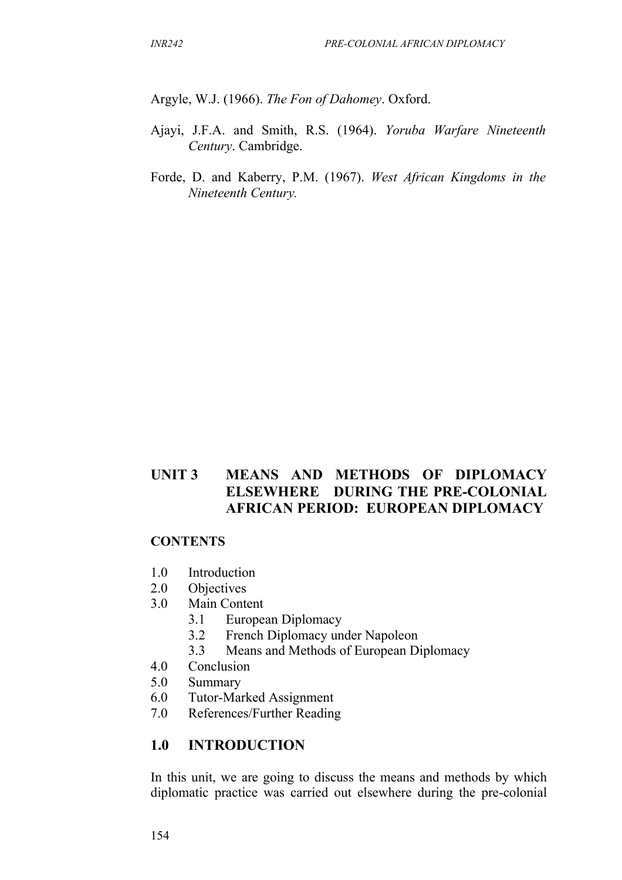Argyle, W.J. (1966). *The Fon of Dahomey*. Oxford.

Ajayi, J.F.A. and Smith, R.S. (1964). *Yoruba Warfare Nineteenth Century*. Cambridge.

Forde, D. and Kaberry, P.M. (1967). *West African Kingdoms in the Nineteenth Century.*

# UNIT 3 MEANS AND METHODS OF DIPLOMACY ELSEWHERE DURING THE PRE-COLONIAL AFRICAN PERIOD: EUROPEAN DIPLOMACY

## CONTENTS

1.0 Introduction
2.0 Objectives
3.0 Main Content
  3.1 European Diplomacy
  3.2 French Diplomacy under Napoleon
  3.3 Means and Methods of European Diplomacy
4.0 Conclusion
5.0 Summary
6.0 Tutor-Marked Assignment
7.0 References/Further Reading

## 1.0 INTRODUCTION

In this unit, we are going to discuss the means and methods by which diplomatic practice was carried out elsewhere during the pre-colonial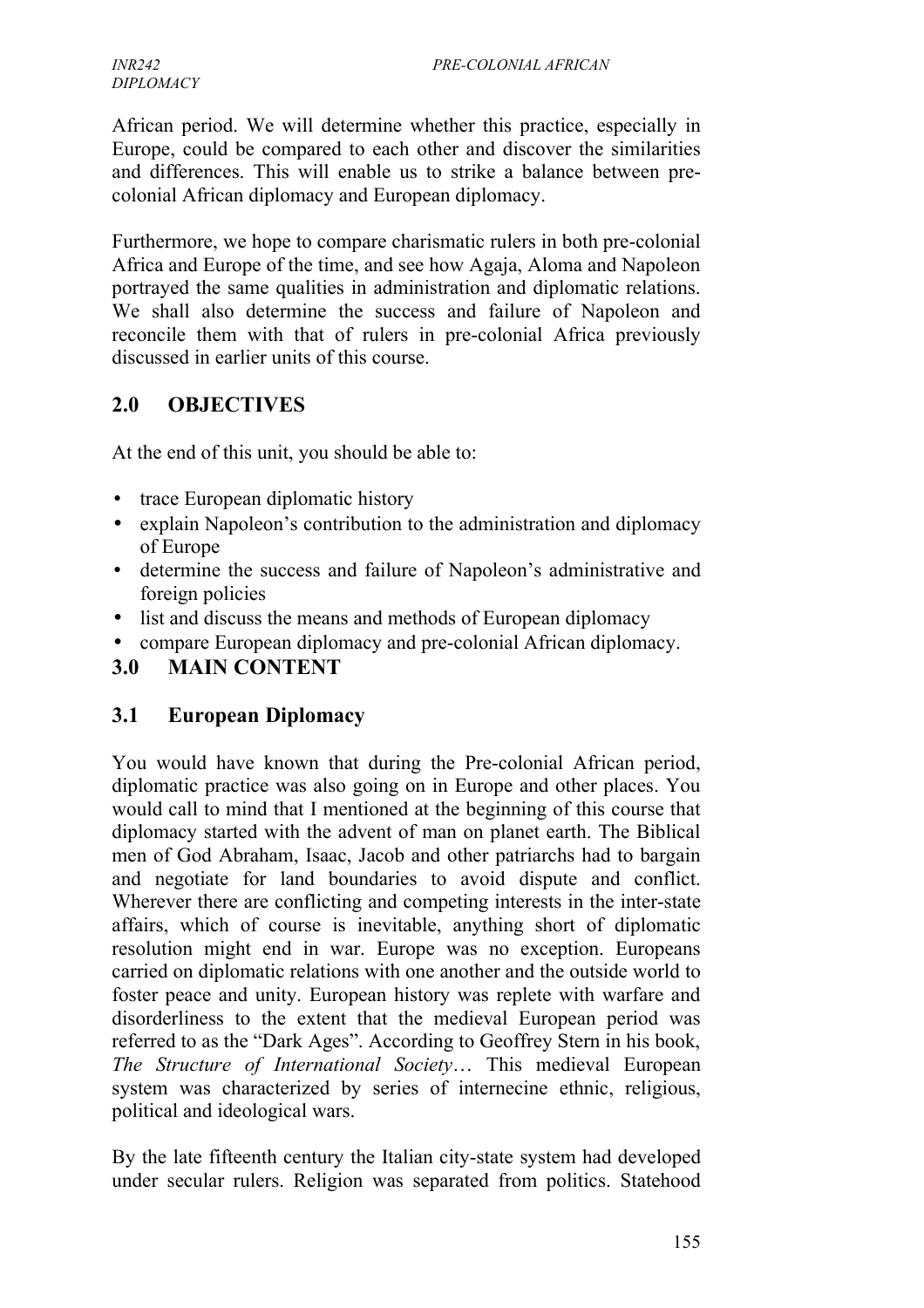African period. We will determine whether this practice, especially in Europe, could be compared to each other and discover the similarities and differences. This will enable us to strike a balance between pre-colonial African diplomacy and European diplomacy.

Furthermore, we hope to compare charismatic rulers in both pre-colonial Africa and Europe of the time, and see how Agaja, Aloma and Napoleon portrayed the same qualities in administration and diplomatic relations. We shall also determine the success and failure of Napoleon and reconcile them with that of rulers in pre-colonial Africa previously discussed in earlier units of this course.

## 2.0 OBJECTIVES

At the end of this unit, you should be able to:

- trace European diplomatic history
- explain Napoleon's contribution to the administration and diplomacy of Europe
- determine the success and failure of Napoleon's administrative and foreign policies
- list and discuss the means and methods of European diplomacy
- compare European diplomacy and pre-colonial African diplomacy.

## 3.0 MAIN CONTENT

### 3.1 European Diplomacy

You would have known that during the Pre-colonial African period, diplomatic practice was also going on in Europe and other places. You would call to mind that I mentioned at the beginning of this course that diplomacy started with the advent of man on planet earth. The Biblical men of God Abraham, Isaac, Jacob and other patriarchs had to bargain and negotiate for land boundaries to avoid dispute and conflict. Wherever there are conflicting and competing interests in the inter-state affairs, which of course is inevitable, anything short of diplomatic resolution might end in war. Europe was no exception. Europeans carried on diplomatic relations with one another and the outside world to foster peace and unity. European history was replete with warfare and disorderliness to the extent that the medieval European period was referred to as the "Dark Ages". According to Geoffrey Stern in his book, *The Structure of International Society*… This medieval European system was characterized by series of internecine ethnic, religious, political and ideological wars.

By the late fifteenth century the Italian city-state system had developed under secular rulers. Religion was separated from politics. Statehood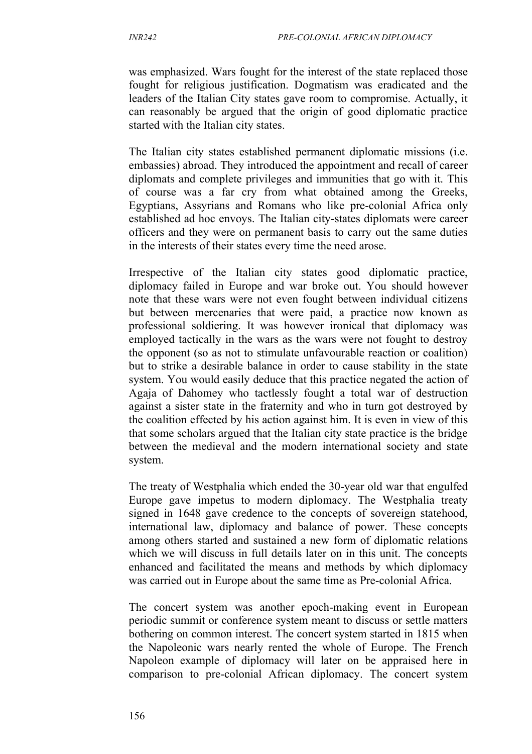was emphasized. Wars fought for the interest of the state replaced those fought for religious justification. Dogmatism was eradicated and the leaders of the Italian City states gave room to compromise. Actually, it can reasonably be argued that the origin of good diplomatic practice started with the Italian city states.

The Italian city states established permanent diplomatic missions (i.e. embassies) abroad. They introduced the appointment and recall of career diplomats and complete privileges and immunities that go with it. This of course was a far cry from what obtained among the Greeks, Egyptians, Assyrians and Romans who like pre-colonial Africa only established ad hoc envoys. The Italian city-states diplomats were career officers and they were on permanent basis to carry out the same duties in the interests of their states every time the need arose.

Irrespective of the Italian city states good diplomatic practice, diplomacy failed in Europe and war broke out. You should however note that these wars were not even fought between individual citizens but between mercenaries that were paid, a practice now known as professional soldiering. It was however ironical that diplomacy was employed tactically in the wars as the wars were not fought to destroy the opponent (so as not to stimulate unfavourable reaction or coalition) but to strike a desirable balance in order to cause stability in the state system. You would easily deduce that this practice negated the action of Agaja of Dahomey who tactlessly fought a total war of destruction against a sister state in the fraternity and who in turn got destroyed by the coalition effected by his action against him. It is even in view of this that some scholars argued that the Italian city state practice is the bridge between the medieval and the modern international society and state system.

The treaty of Westphalia which ended the 30-year old war that engulfed Europe gave impetus to modern diplomacy. The Westphalia treaty signed in 1648 gave credence to the concepts of sovereign statehood, international law, diplomacy and balance of power. These concepts among others started and sustained a new form of diplomatic relations which we will discuss in full details later on in this unit. The concepts enhanced and facilitated the means and methods by which diplomacy was carried out in Europe about the same time as Pre-colonial Africa.

The concert system was another epoch-making event in European periodic summit or conference system meant to discuss or settle matters bothering on common interest. The concert system started in 1815 when the Napoleonic wars nearly rented the whole of Europe. The French Napoleon example of diplomacy will later on be appraised here in comparison to pre-colonial African diplomacy. The concert system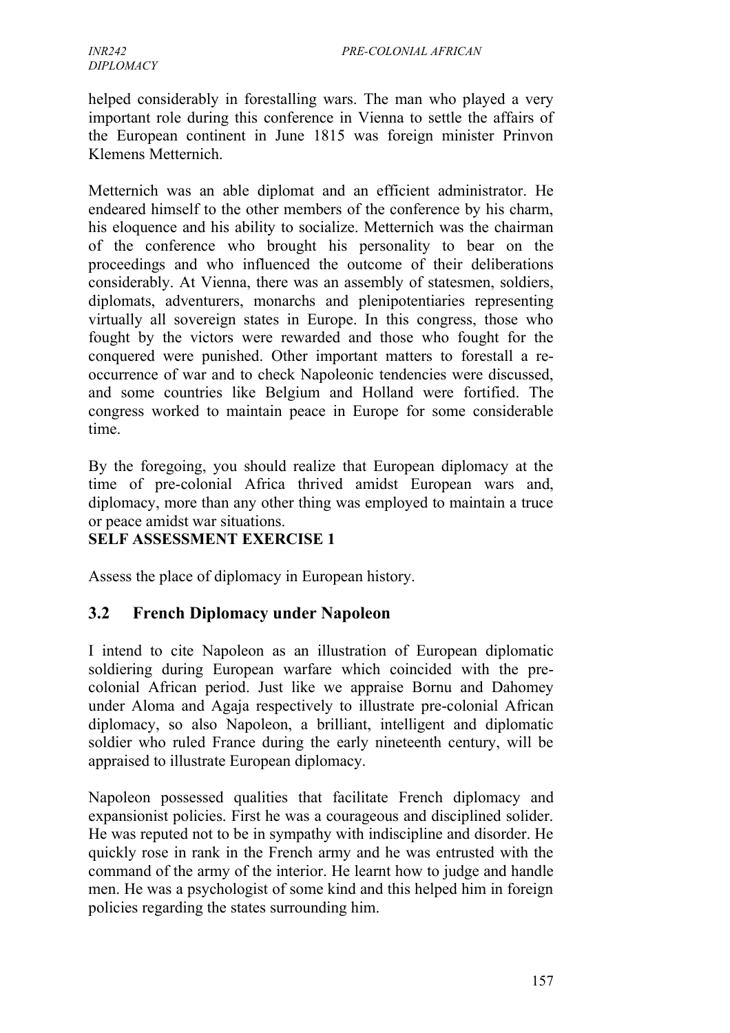helped considerably in forestalling wars. The man who played a very important role during this conference in Vienna to settle the affairs of the European continent in June 1815 was foreign minister Prinvon Klemens Metternich.

Metternich was an able diplomat and an efficient administrator. He endeared himself to the other members of the conference by his charm, his eloquence and his ability to socialize. Metternich was the chairman of the conference who brought his personality to bear on the proceedings and who influenced the outcome of their deliberations considerably. At Vienna, there was an assembly of statesmen, soldiers, diplomats, adventurers, monarchs and plenipotentiaries representing virtually all sovereign states in Europe. In this congress, those who fought by the victors were rewarded and those who fought for the conquered were punished. Other important matters to forestall a re-occurrence of war and to check Napoleonic tendencies were discussed, and some countries like Belgium and Holland were fortified. The congress worked to maintain peace in Europe for some considerable time.

By the foregoing, you should realize that European diplomacy at the time of pre-colonial Africa thrived amidst European wars and, diplomacy, more than any other thing was employed to maintain a truce or peace amidst war situations.

**SELF ASSESSMENT EXERCISE 1**

Assess the place of diplomacy in European history.

## 3.2 French Diplomacy under Napoleon

I intend to cite Napoleon as an illustration of European diplomatic soldiering during European warfare which coincided with the pre-colonial African period. Just like we appraise Bornu and Dahomey under Aloma and Agaja respectively to illustrate pre-colonial African diplomacy, so also Napoleon, a brilliant, intelligent and diplomatic soldier who ruled France during the early nineteenth century, will be appraised to illustrate European diplomacy.

Napoleon possessed qualities that facilitate French diplomacy and expansionist policies. First he was a courageous and disciplined solider. He was reputed not to be in sympathy with indiscipline and disorder. He quickly rose in rank in the French army and he was entrusted with the command of the army of the interior. He learnt how to judge and handle men. He was a psychologist of some kind and this helped him in foreign policies regarding the states surrounding him.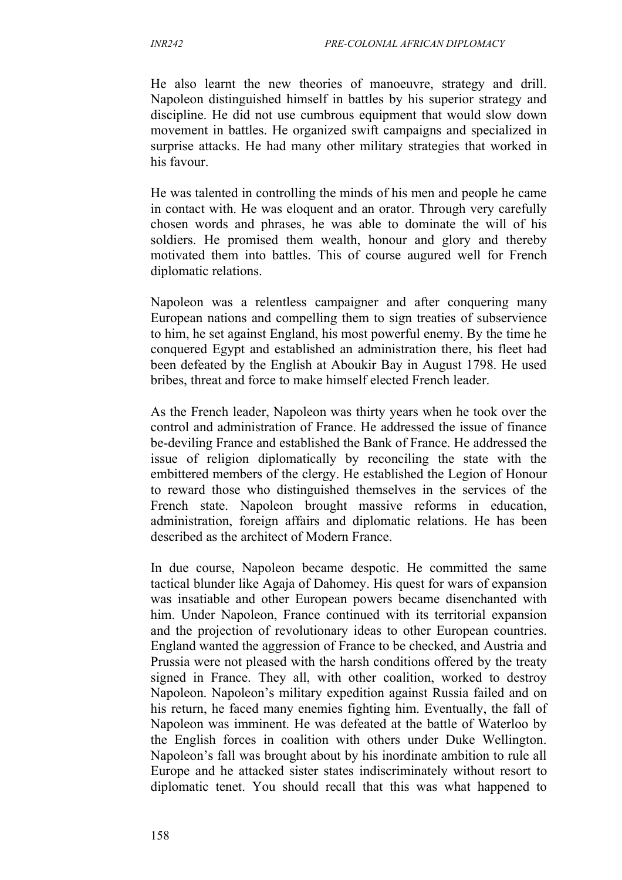He also learnt the new theories of manoeuvre, strategy and drill. Napoleon distinguished himself in battles by his superior strategy and discipline. He did not use cumbrous equipment that would slow down movement in battles. He organized swift campaigns and specialized in surprise attacks. He had many other military strategies that worked in his favour.

He was talented in controlling the minds of his men and people he came in contact with. He was eloquent and an orator. Through very carefully chosen words and phrases, he was able to dominate the will of his soldiers. He promised them wealth, honour and glory and thereby motivated them into battles. This of course augured well for French diplomatic relations.

Napoleon was a relentless campaigner and after conquering many European nations and compelling them to sign treaties of subservience to him, he set against England, his most powerful enemy. By the time he conquered Egypt and established an administration there, his fleet had been defeated by the English at Aboukir Bay in August 1798. He used bribes, threat and force to make himself elected French leader.

As the French leader, Napoleon was thirty years when he took over the control and administration of France. He addressed the issue of finance be-deviling France and established the Bank of France. He addressed the issue of religion diplomatically by reconciling the state with the embittered members of the clergy. He established the Legion of Honour to reward those who distinguished themselves in the services of the French state. Napoleon brought massive reforms in education, administration, foreign affairs and diplomatic relations. He has been described as the architect of Modern France.

In due course, Napoleon became despotic. He committed the same tactical blunder like Agaja of Dahomey. His quest for wars of expansion was insatiable and other European powers became disenchanted with him. Under Napoleon, France continued with its territorial expansion and the projection of revolutionary ideas to other European countries. England wanted the aggression of France to be checked, and Austria and Prussia were not pleased with the harsh conditions offered by the treaty signed in France. They all, with other coalition, worked to destroy Napoleon. Napoleon's military expedition against Russia failed and on his return, he faced many enemies fighting him. Eventually, the fall of Napoleon was imminent. He was defeated at the battle of Waterloo by the English forces in coalition with others under Duke Wellington. Napoleon's fall was brought about by his inordinate ambition to rule all Europe and he attacked sister states indiscriminately without resort to diplomatic tenet. You should recall that this was what happened to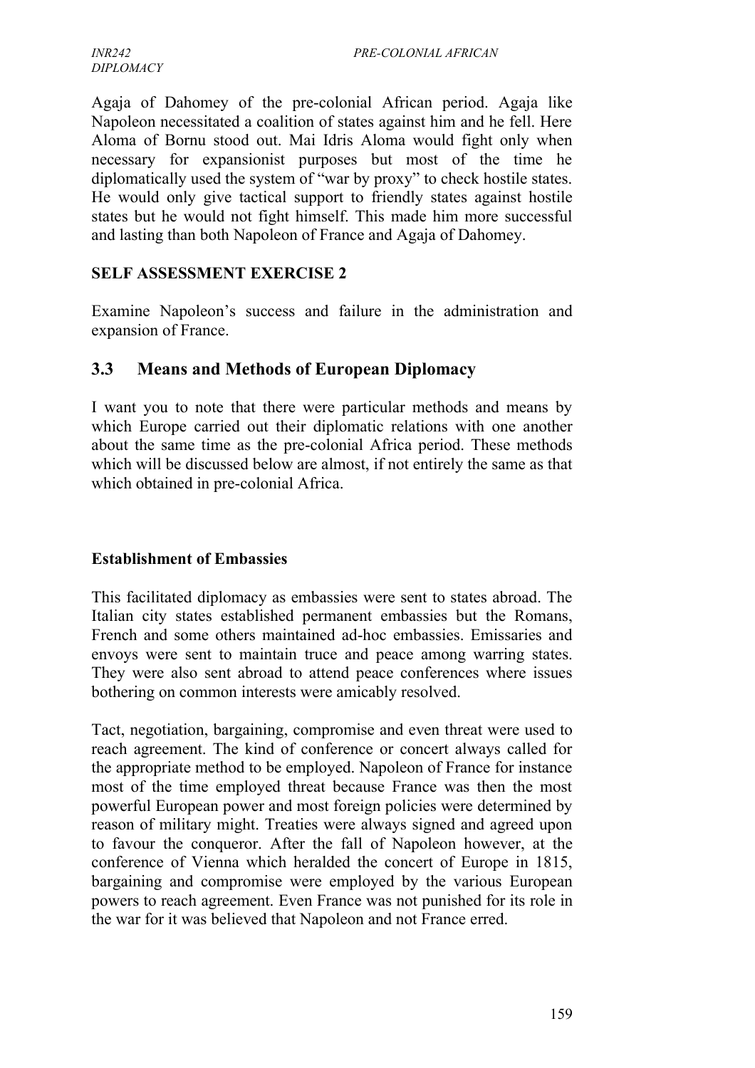Agaja of Dahomey of the pre-colonial African period. Agaja like Napoleon necessitated a coalition of states against him and he fell. Here Aloma of Bornu stood out. Mai Idris Aloma would fight only when necessary for expansionist purposes but most of the time he diplomatically used the system of "war by proxy" to check hostile states. He would only give tactical support to friendly states against hostile states but he would not fight himself. This made him more successful and lasting than both Napoleon of France and Agaja of Dahomey.

**SELF ASSESSMENT EXERCISE 2**

Examine Napoleon's success and failure in the administration and expansion of France.

## 3.3 Means and Methods of European Diplomacy

I want you to note that there were particular methods and means by which Europe carried out their diplomatic relations with one another about the same time as the pre-colonial Africa period. These methods which will be discussed below are almost, if not entirely the same as that which obtained in pre-colonial Africa.

**Establishment of Embassies**

This facilitated diplomacy as embassies were sent to states abroad. The Italian city states established permanent embassies but the Romans, French and some others maintained ad-hoc embassies. Emissaries and envoys were sent to maintain truce and peace among warring states. They were also sent abroad to attend peace conferences where issues bothering on common interests were amicably resolved.

Tact, negotiation, bargaining, compromise and even threat were used to reach agreement. The kind of conference or concert always called for the appropriate method to be employed. Napoleon of France for instance most of the time employed threat because France was then the most powerful European power and most foreign policies were determined by reason of military might. Treaties were always signed and agreed upon to favour the conqueror. After the fall of Napoleon however, at the conference of Vienna which heralded the concert of Europe in 1815, bargaining and compromise were employed by the various European powers to reach agreement. Even France was not punished for its role in the war for it was believed that Napoleon and not France erred.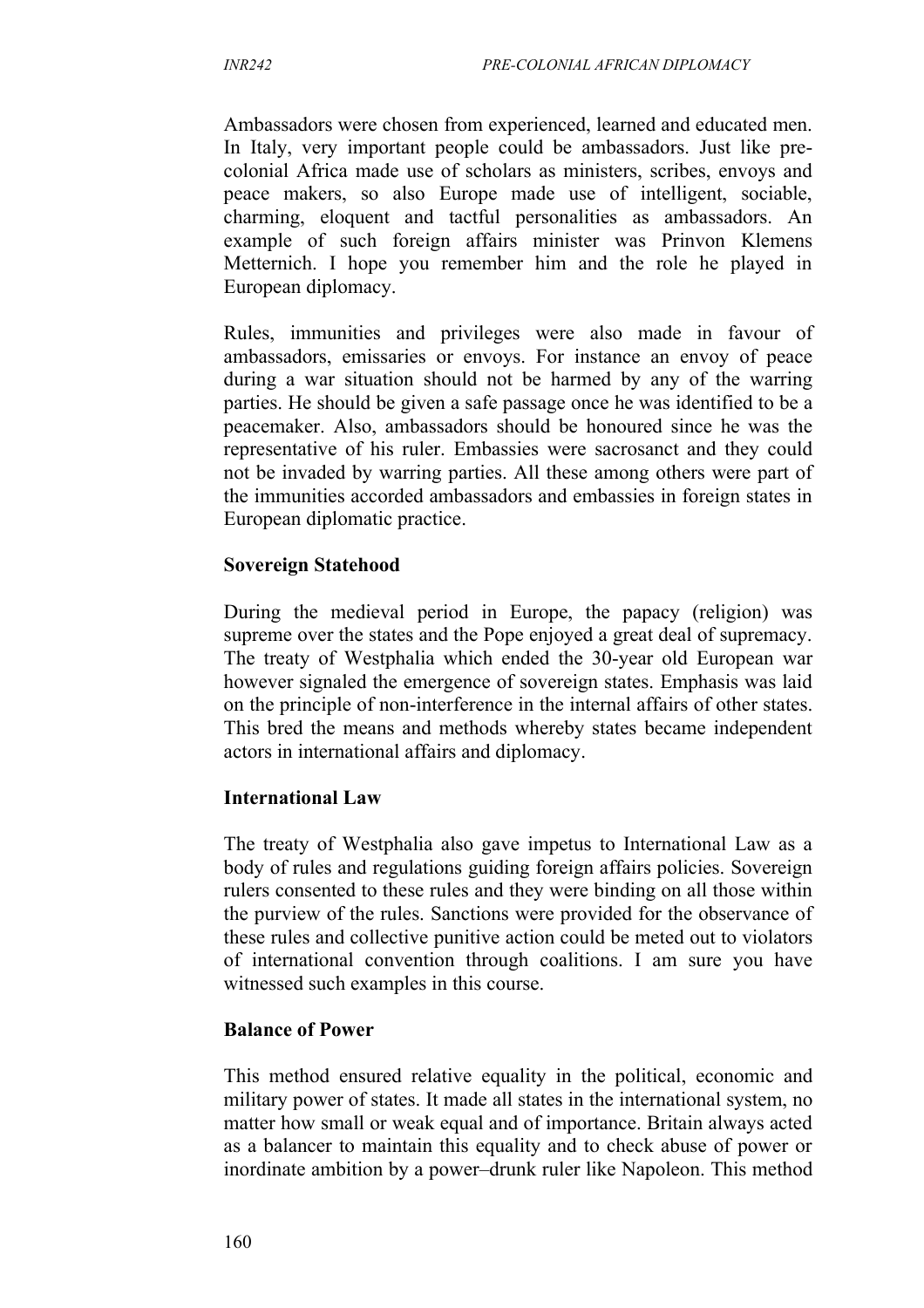Ambassadors were chosen from experienced, learned and educated men. In Italy, very important people could be ambassadors. Just like pre-colonial Africa made use of scholars as ministers, scribes, envoys and peace makers, so also Europe made use of intelligent, sociable, charming, eloquent and tactful personalities as ambassadors. An example of such foreign affairs minister was Prinvon Klemens Metternich. I hope you remember him and the role he played in European diplomacy.

Rules, immunities and privileges were also made in favour of ambassadors, emissaries or envoys. For instance an envoy of peace during a war situation should not be harmed by any of the warring parties. He should be given a safe passage once he was identified to be a peacemaker. Also, ambassadors should be honoured since he was the representative of his ruler. Embassies were sacrosanct and they could not be invaded by warring parties. All these among others were part of the immunities accorded ambassadors and embassies in foreign states in European diplomatic practice.

**Sovereign Statehood**

During the medieval period in Europe, the papacy (religion) was supreme over the states and the Pope enjoyed a great deal of supremacy. The treaty of Westphalia which ended the 30-year old European war however signaled the emergence of sovereign states. Emphasis was laid on the principle of non-interference in the internal affairs of other states. This bred the means and methods whereby states became independent actors in international affairs and diplomacy.

**International Law**

The treaty of Westphalia also gave impetus to International Law as a body of rules and regulations guiding foreign affairs policies. Sovereign rulers consented to these rules and they were binding on all those within the purview of the rules. Sanctions were provided for the observance of these rules and collective punitive action could be meted out to violators of international convention through coalitions. I am sure you have witnessed such examples in this course.

**Balance of Power**

This method ensured relative equality in the political, economic and military power of states. It made all states in the international system, no matter how small or weak equal and of importance. Britain always acted as a balancer to maintain this equality and to check abuse of power or inordinate ambition by a power–drunk ruler like Napoleon. This method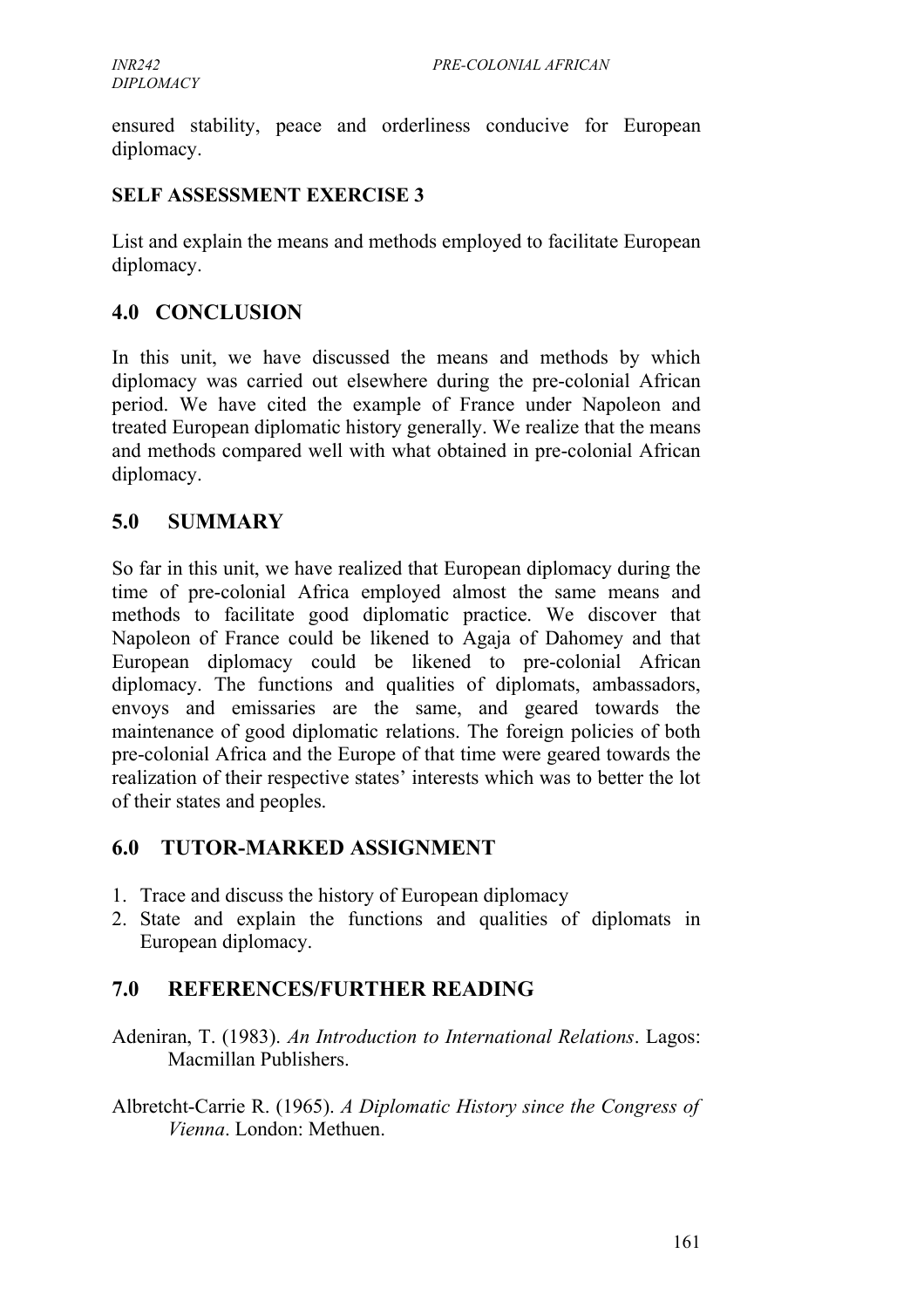ensured stability, peace and orderliness conducive for European diplomacy.

**SELF ASSESSMENT EXERCISE 3**

List and explain the means and methods employed to facilitate European diplomacy.

## 4.0 CONCLUSION

In this unit, we have discussed the means and methods by which diplomacy was carried out elsewhere during the pre-colonial African period. We have cited the example of France under Napoleon and treated European diplomatic history generally. We realize that the means and methods compared well with what obtained in pre-colonial African diplomacy.

## 5.0 SUMMARY

So far in this unit, we have realized that European diplomacy during the time of pre-colonial Africa employed almost the same means and methods to facilitate good diplomatic practice. We discover that Napoleon of France could be likened to Agaja of Dahomey and that European diplomacy could be likened to pre-colonial African diplomacy. The functions and qualities of diplomats, ambassadors, envoys and emissaries are the same, and geared towards the maintenance of good diplomatic relations. The foreign policies of both pre-colonial Africa and the Europe of that time were geared towards the realization of their respective states' interests which was to better the lot of their states and peoples.

## 6.0 TUTOR-MARKED ASSIGNMENT

1. Trace and discuss the history of European diplomacy
2. State and explain the functions and qualities of diplomats in European diplomacy.

## 7.0 REFERENCES/FURTHER READING

Adeniran, T. (1983). *An Introduction to International Relations*. Lagos: Macmillan Publishers.

Albretcht-Carrie R. (1965). *A Diplomatic History since the Congress of Vienna*. London: Methuen.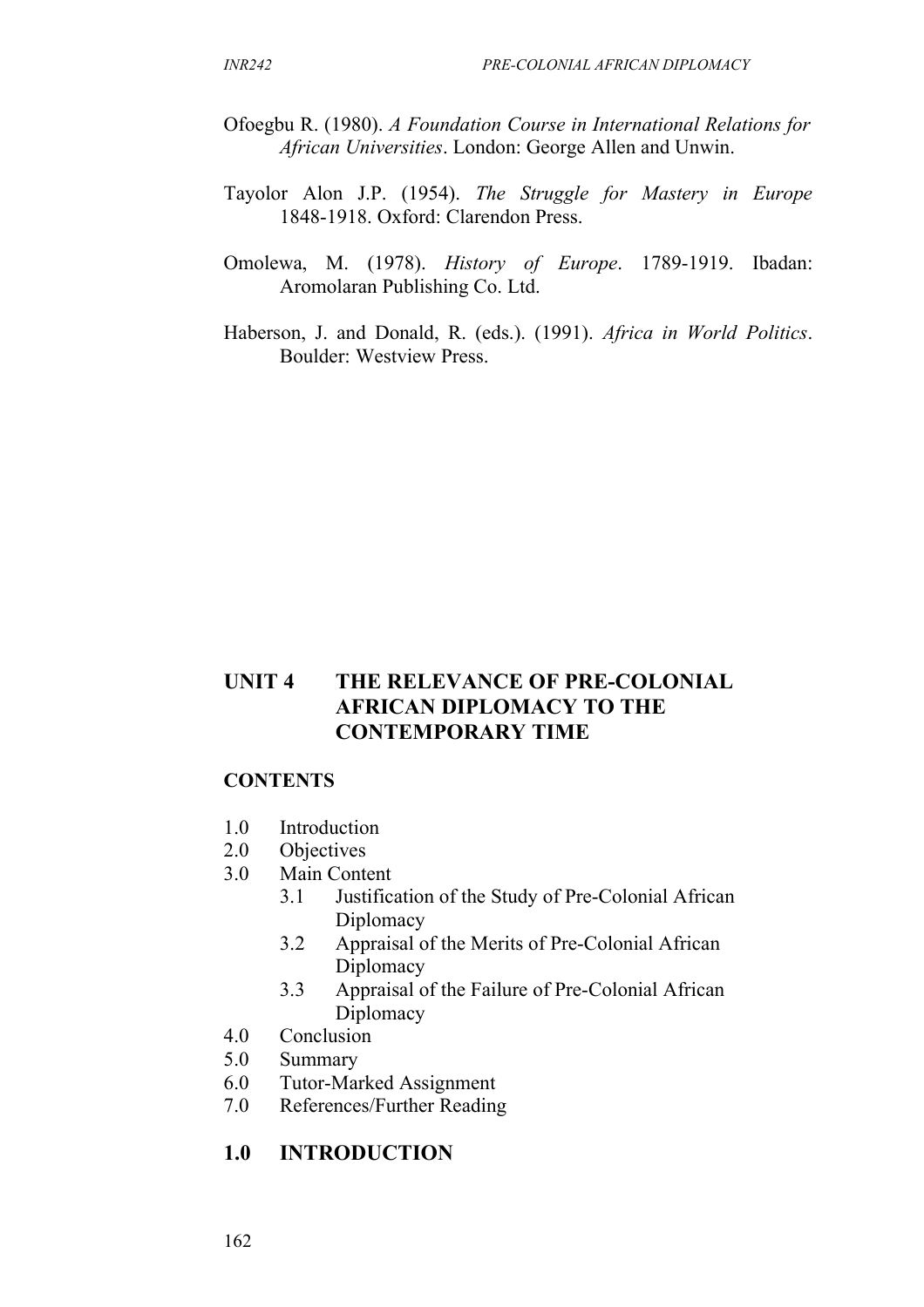Ofoegbu R. (1980). *A Foundation Course in International Relations for African Universities*. London: George Allen and Unwin.

Tayolor Alon J.P. (1954). *The Struggle for Mastery in Europe* 1848-1918. Oxford: Clarendon Press.

Omolewa, M. (1978). *History of Europe*. 1789-1919. Ibadan: Aromolaran Publishing Co. Ltd.

Haberson, J. and Donald, R. (eds.). (1991). *Africa in World Politics*. Boulder: Westview Press.

## UNIT 4 THE RELEVANCE OF PRE-COLONIAL AFRICAN DIPLOMACY TO THE CONTEMPORARY TIME

### CONTENTS

- 1.0 Introduction
- 2.0 Objectives
- 3.0 Main Content
  - 3.1 Justification of the Study of Pre-Colonial African Diplomacy
  - 3.2 Appraisal of the Merits of Pre-Colonial African Diplomacy
  - 3.3 Appraisal of the Failure of Pre-Colonial African Diplomacy
- 4.0 Conclusion
- 5.0 Summary
- 6.0 Tutor-Marked Assignment
- 7.0 References/Further Reading

### 1.0 INTRODUCTION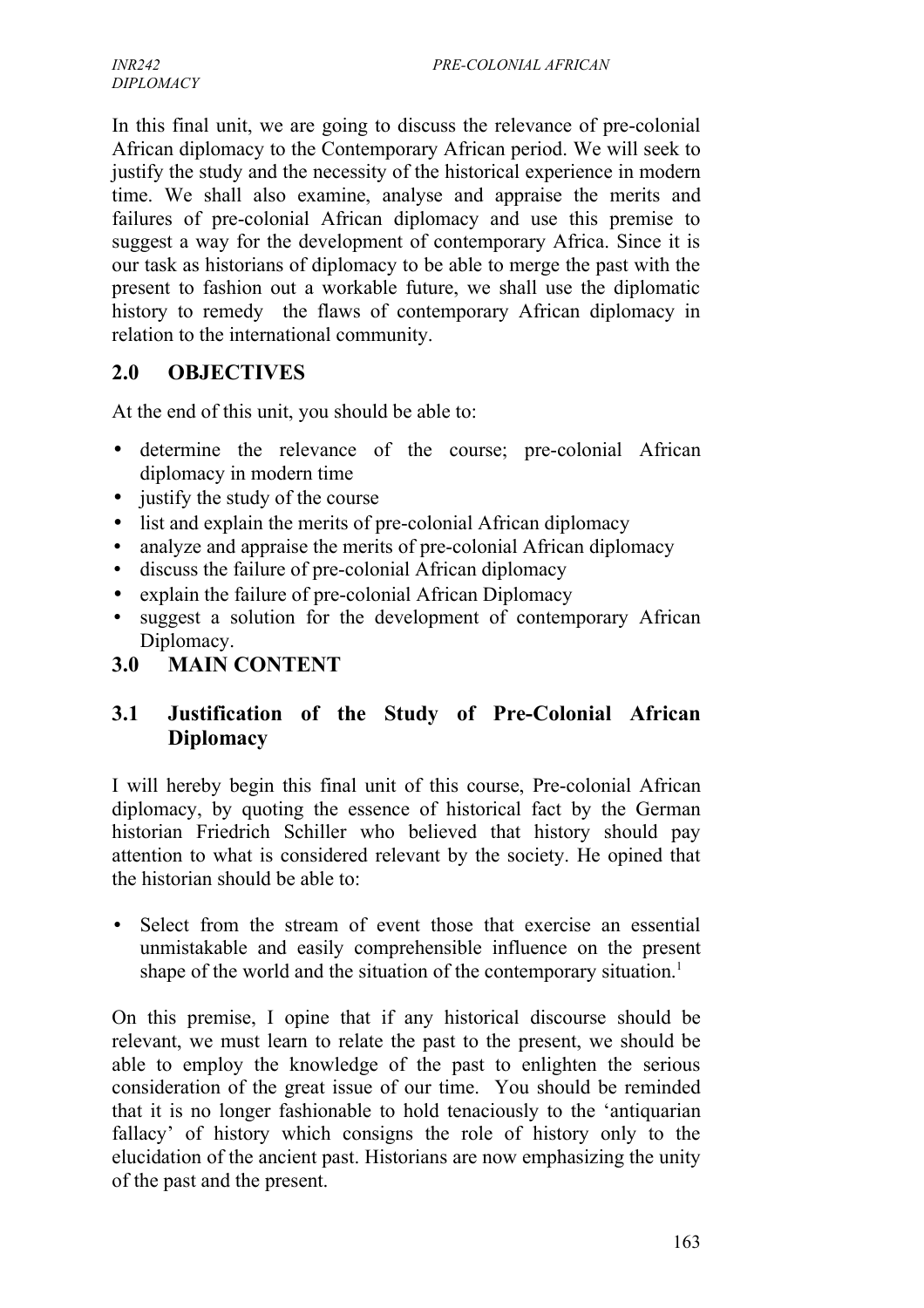In this final unit, we are going to discuss the relevance of pre-colonial African diplomacy to the Contemporary African period. We will seek to justify the study and the necessity of the historical experience in modern time. We shall also examine, analyse and appraise the merits and failures of pre-colonial African diplomacy and use this premise to suggest a way for the development of contemporary Africa. Since it is our task as historians of diplomacy to be able to merge the past with the present to fashion out a workable future, we shall use the diplomatic history to remedy the flaws of contemporary African diplomacy in relation to the international community.

## 2.0 OBJECTIVES

At the end of this unit, you should be able to:

- determine the relevance of the course; pre-colonial African diplomacy in modern time
- justify the study of the course
- list and explain the merits of pre-colonial African diplomacy
- analyze and appraise the merits of pre-colonial African diplomacy
- discuss the failure of pre-colonial African diplomacy
- explain the failure of pre-colonial African Diplomacy
- suggest a solution for the development of contemporary African Diplomacy.

## 3.0 MAIN CONTENT

### 3.1 Justification of the Study of Pre-Colonial African Diplomacy

I will hereby begin this final unit of this course, Pre-colonial African diplomacy, by quoting the essence of historical fact by the German historian Friedrich Schiller who believed that history should pay attention to what is considered relevant by the society. He opined that the historian should be able to:

- Select from the stream of event those that exercise an essential unmistakable and easily comprehensible influence on the present shape of the world and the situation of the contemporary situation.[1]

On this premise, I opine that if any historical discourse should be relevant, we must learn to relate the past to the present, we should be able to employ the knowledge of the past to enlighten the serious consideration of the great issue of our time. You should be reminded that it is no longer fashionable to hold tenaciously to the 'antiquarian fallacy' of history which consigns the role of history only to the elucidation of the ancient past. Historians are now emphasizing the unity of the past and the present.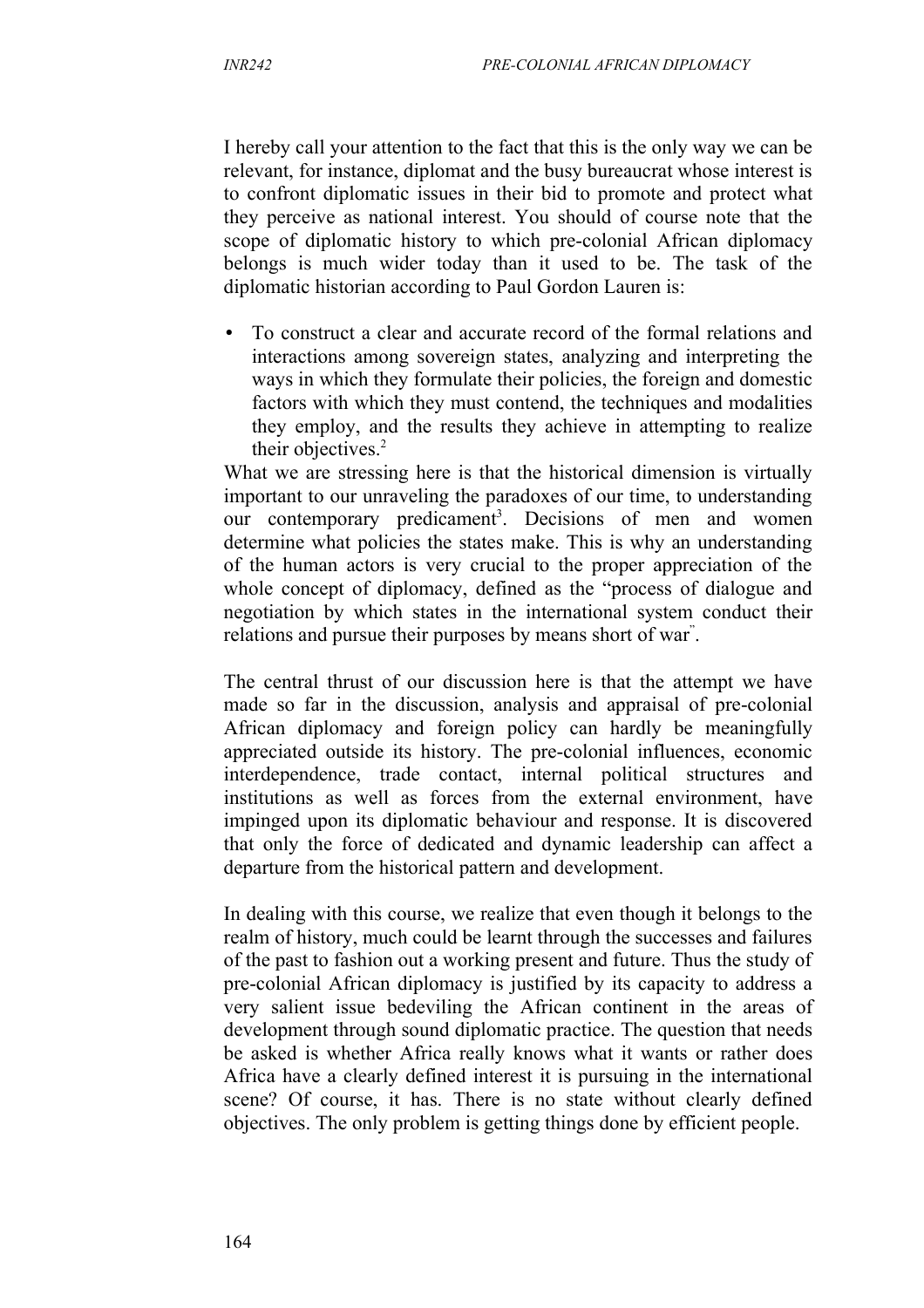I hereby call your attention to the fact that this is the only way we can be relevant, for instance, diplomat and the busy bureaucrat whose interest is to confront diplomatic issues in their bid to promote and protect what they perceive as national interest. You should of course note that the scope of diplomatic history to which pre-colonial African diplomacy belongs is much wider today than it used to be. The task of the diplomatic historian according to Paul Gordon Lauren is:

- To construct a clear and accurate record of the formal relations and interactions among sovereign states, analyzing and interpreting the ways in which they formulate their policies, the foreign and domestic factors with which they must contend, the techniques and modalities they employ, and the results they achieve in attempting to realize their objectives.[2]

What we are stressing here is that the historical dimension is virtually important to our unraveling the paradoxes of our time, to understanding our contemporary predicament[3]. Decisions of men and women determine what policies the states make. This is why an understanding of the human actors is very crucial to the proper appreciation of the whole concept of diplomacy, defined as the "process of dialogue and negotiation by which states in the international system conduct their relations and pursue their purposes by means short of war".

The central thrust of our discussion here is that the attempt we have made so far in the discussion, analysis and appraisal of pre-colonial African diplomacy and foreign policy can hardly be meaningfully appreciated outside its history. The pre-colonial influences, economic interdependence, trade contact, internal political structures and institutions as well as forces from the external environment, have impinged upon its diplomatic behaviour and response. It is discovered that only the force of dedicated and dynamic leadership can affect a departure from the historical pattern and development.

In dealing with this course, we realize that even though it belongs to the realm of history, much could be learnt through the successes and failures of the past to fashion out a working present and future. Thus the study of pre-colonial African diplomacy is justified by its capacity to address a very salient issue bedeviling the African continent in the areas of development through sound diplomatic practice. The question that needs be asked is whether Africa really knows what it wants or rather does Africa have a clearly defined interest it is pursuing in the international scene? Of course, it has. There is no state without clearly defined objectives. The only problem is getting things done by efficient people.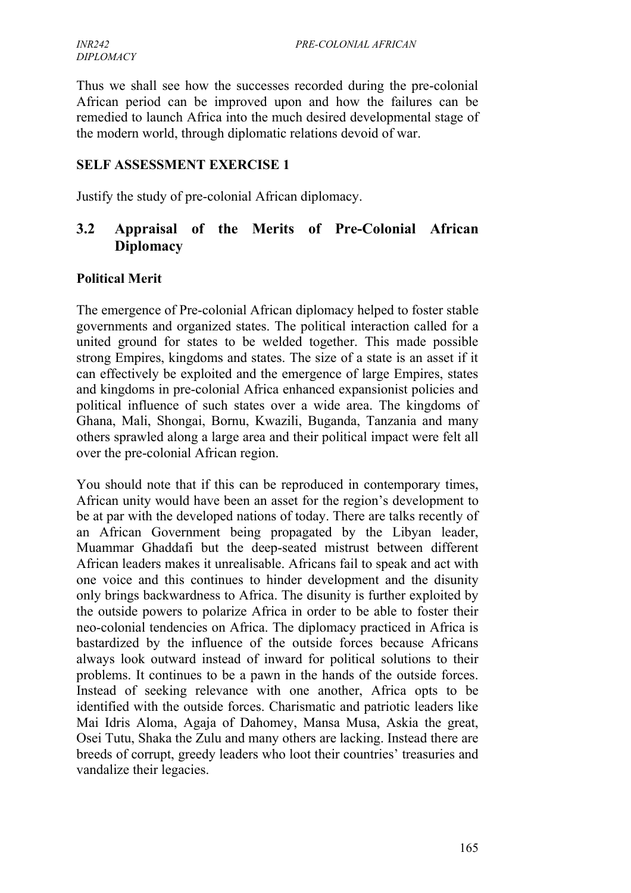Thus we shall see how the successes recorded during the pre-colonial African period can be improved upon and how the failures can be remedied to launch Africa into the much desired developmental stage of the modern world, through diplomatic relations devoid of war.

## SELF ASSESSMENT EXERCISE 1

Justify the study of pre-colonial African diplomacy.

## 3.2 Appraisal of the Merits of Pre-Colonial African Diplomacy

### Political Merit

The emergence of Pre-colonial African diplomacy helped to foster stable governments and organized states. The political interaction called for a united ground for states to be welded together. This made possible strong Empires, kingdoms and states. The size of a state is an asset if it can effectively be exploited and the emergence of large Empires, states and kingdoms in pre-colonial Africa enhanced expansionist policies and political influence of such states over a wide area. The kingdoms of Ghana, Mali, Shongai, Bornu, Kwazili, Buganda, Tanzania and many others sprawled along a large area and their political impact were felt all over the pre-colonial African region.

You should note that if this can be reproduced in contemporary times, African unity would have been an asset for the region's development to be at par with the developed nations of today. There are talks recently of an African Government being propagated by the Libyan leader, Muammar Ghaddafi but the deep-seated mistrust between different African leaders makes it unrealisable. Africans fail to speak and act with one voice and this continues to hinder development and the disunity only brings backwardness to Africa. The disunity is further exploited by the outside powers to polarize Africa in order to be able to foster their neo-colonial tendencies on Africa. The diplomacy practiced in Africa is bastardized by the influence of the outside forces because Africans always look outward instead of inward for political solutions to their problems. It continues to be a pawn in the hands of the outside forces. Instead of seeking relevance with one another, Africa opts to be identified with the outside forces. Charismatic and patriotic leaders like Mai Idris Aloma, Agaja of Dahomey, Mansa Musa, Askia the great, Osei Tutu, Shaka the Zulu and many others are lacking. Instead there are breeds of corrupt, greedy leaders who loot their countries' treasuries and vandalize their legacies.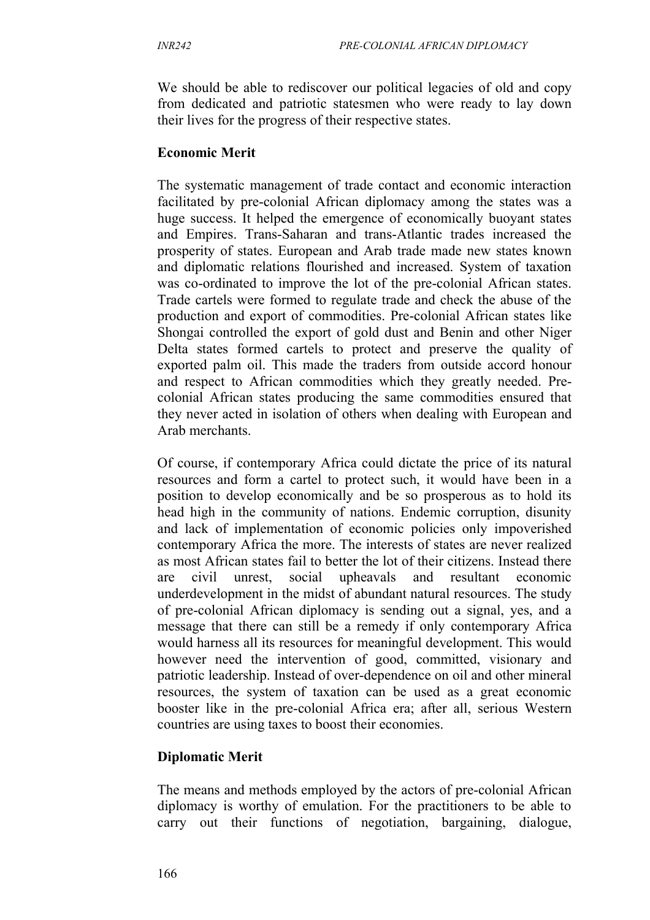We should be able to rediscover our political legacies of old and copy from dedicated and patriotic statesmen who were ready to lay down their lives for the progress of their respective states.

**Economic Merit**

The systematic management of trade contact and economic interaction facilitated by pre-colonial African diplomacy among the states was a huge success. It helped the emergence of economically buoyant states and Empires. Trans-Saharan and trans-Atlantic trades increased the prosperity of states. European and Arab trade made new states known and diplomatic relations flourished and increased. System of taxation was co-ordinated to improve the lot of the pre-colonial African states. Trade cartels were formed to regulate trade and check the abuse of the production and export of commodities. Pre-colonial African states like Shongai controlled the export of gold dust and Benin and other Niger Delta states formed cartels to protect and preserve the quality of exported palm oil. This made the traders from outside accord honour and respect to African commodities which they greatly needed. Pre-colonial African states producing the same commodities ensured that they never acted in isolation of others when dealing with European and Arab merchants.

Of course, if contemporary Africa could dictate the price of its natural resources and form a cartel to protect such, it would have been in a position to develop economically and be so prosperous as to hold its head high in the community of nations. Endemic corruption, disunity and lack of implementation of economic policies only impoverished contemporary Africa the more. The interests of states are never realized as most African states fail to better the lot of their citizens. Instead there are civil unrest, social upheavals and resultant economic underdevelopment in the midst of abundant natural resources. The study of pre-colonial African diplomacy is sending out a signal, yes, and a message that there can still be a remedy if only contemporary Africa would harness all its resources for meaningful development. This would however need the intervention of good, committed, visionary and patriotic leadership. Instead of over-dependence on oil and other mineral resources, the system of taxation can be used as a great economic booster like in the pre-colonial Africa era; after all, serious Western countries are using taxes to boost their economies.

**Diplomatic Merit**

The means and methods employed by the actors of pre-colonial African diplomacy is worthy of emulation. For the practitioners to be able to carry out their functions of negotiation, bargaining, dialogue,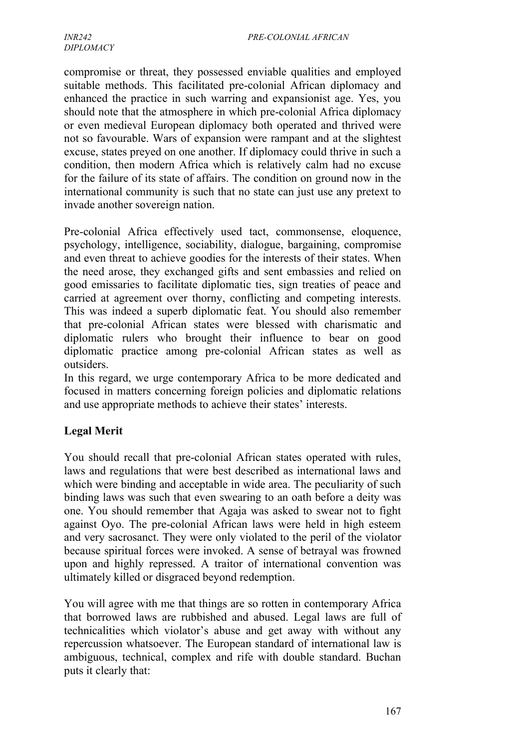compromise or threat, they possessed enviable qualities and employed suitable methods. This facilitated pre-colonial African diplomacy and enhanced the practice in such warring and expansionist age. Yes, you should note that the atmosphere in which pre-colonial Africa diplomacy or even medieval European diplomacy both operated and thrived were not so favourable. Wars of expansion were rampant and at the slightest excuse, states preyed on one another. If diplomacy could thrive in such a condition, then modern Africa which is relatively calm had no excuse for the failure of its state of affairs. The condition on ground now in the international community is such that no state can just use any pretext to invade another sovereign nation.

Pre-colonial Africa effectively used tact, commonsense, eloquence, psychology, intelligence, sociability, dialogue, bargaining, compromise and even threat to achieve goodies for the interests of their states. When the need arose, they exchanged gifts and sent embassies and relied on good emissaries to facilitate diplomatic ties, sign treaties of peace and carried at agreement over thorny, conflicting and competing interests. This was indeed a superb diplomatic feat. You should also remember that pre-colonial African states were blessed with charismatic and diplomatic rulers who brought their influence to bear on good diplomatic practice among pre-colonial African states as well as outsiders.

In this regard, we urge contemporary Africa to be more dedicated and focused in matters concerning foreign policies and diplomatic relations and use appropriate methods to achieve their states' interests.

**Legal Merit**

You should recall that pre-colonial African states operated with rules, laws and regulations that were best described as international laws and which were binding and acceptable in wide area. The peculiarity of such binding laws was such that even swearing to an oath before a deity was one. You should remember that Agaja was asked to swear not to fight against Oyo. The pre-colonial African laws were held in high esteem and very sacrosanct. They were only violated to the peril of the violator because spiritual forces were invoked. A sense of betrayal was frowned upon and highly repressed. A traitor of international convention was ultimately killed or disgraced beyond redemption.

You will agree with me that things are so rotten in contemporary Africa that borrowed laws are rubbished and abused. Legal laws are full of technicalities which violator's abuse and get away with without any repercussion whatsoever. The European standard of international law is ambiguous, technical, complex and rife with double standard. Buchan puts it clearly that: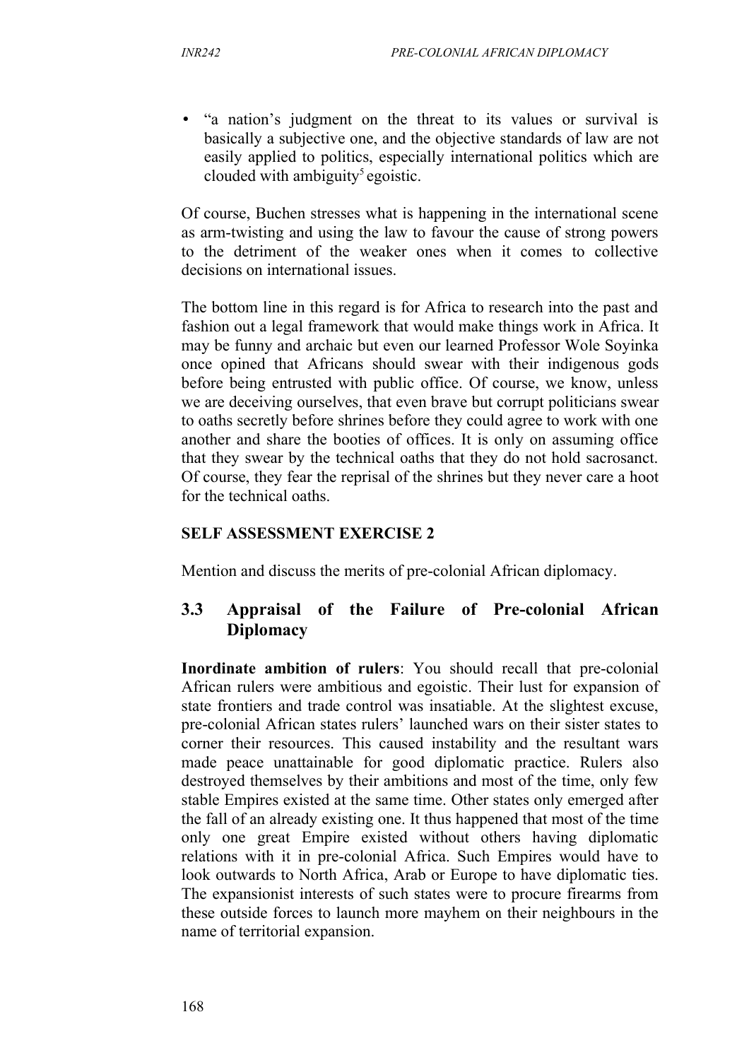- "a nation's judgment on the threat to its values or survival is basically a subjective one, and the objective standards of law are not easily applied to politics, especially international politics which are clouded with ambiguity[5] egoistic.

Of course, Buchen stresses what is happening in the international scene as arm-twisting and using the law to favour the cause of strong powers to the detriment of the weaker ones when it comes to collective decisions on international issues.

The bottom line in this regard is for Africa to research into the past and fashion out a legal framework that would make things work in Africa. It may be funny and archaic but even our learned Professor Wole Soyinka once opined that Africans should swear with their indigenous gods before being entrusted with public office. Of course, we know, unless we are deceiving ourselves, that even brave but corrupt politicians swear to oaths secretly before shrines before they could agree to work with one another and share the booties of offices. It is only on assuming office that they swear by the technical oaths that they do not hold sacrosanct. Of course, they fear the reprisal of the shrines but they never care a hoot for the technical oaths.

**SELF ASSESSMENT EXERCISE 2**

Mention and discuss the merits of pre-colonial African diplomacy.

## 3.3 Appraisal of the Failure of Pre-colonial African Diplomacy

**Inordinate ambition of rulers**: You should recall that pre-colonial African rulers were ambitious and egoistic. Their lust for expansion of state frontiers and trade control was insatiable. At the slightest excuse, pre-colonial African states rulers' launched wars on their sister states to corner their resources. This caused instability and the resultant wars made peace unattainable for good diplomatic practice. Rulers also destroyed themselves by their ambitions and most of the time, only few stable Empires existed at the same time. Other states only emerged after the fall of an already existing one. It thus happened that most of the time only one great Empire existed without others having diplomatic relations with it in pre-colonial Africa. Such Empires would have to look outwards to North Africa, Arab or Europe to have diplomatic ties. The expansionist interests of such states were to procure firearms from these outside forces to launch more mayhem on their neighbours in the name of territorial expansion.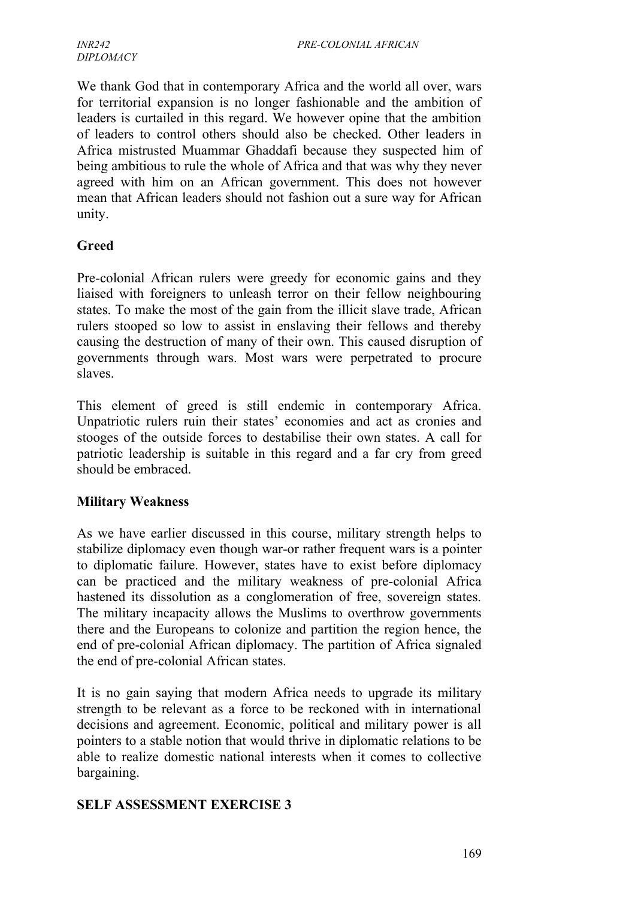We thank God that in contemporary Africa and the world all over, wars for territorial expansion is no longer fashionable and the ambition of leaders is curtailed in this regard. We however opine that the ambition of leaders to control others should also be checked. Other leaders in Africa mistrusted Muammar Ghaddafi because they suspected him of being ambitious to rule the whole of Africa and that was why they never agreed with him on an African government. This does not however mean that African leaders should not fashion out a sure way for African unity.

**Greed**

Pre-colonial African rulers were greedy for economic gains and they liaised with foreigners to unleash terror on their fellow neighbouring states. To make the most of the gain from the illicit slave trade, African rulers stooped so low to assist in enslaving their fellows and thereby causing the destruction of many of their own. This caused disruption of governments through wars. Most wars were perpetrated to procure slaves.

This element of greed is still endemic in contemporary Africa. Unpatriotic rulers ruin their states' economies and act as cronies and stooges of the outside forces to destabilise their own states. A call for patriotic leadership is suitable in this regard and a far cry from greed should be embraced.

**Military Weakness**

As we have earlier discussed in this course, military strength helps to stabilize diplomacy even though war-or rather frequent wars is a pointer to diplomatic failure. However, states have to exist before diplomacy can be practiced and the military weakness of pre-colonial Africa hastened its dissolution as a conglomeration of free, sovereign states. The military incapacity allows the Muslims to overthrow governments there and the Europeans to colonize and partition the region hence, the end of pre-colonial African diplomacy. The partition of Africa signaled the end of pre-colonial African states.

It is no gain saying that modern Africa needs to upgrade its military strength to be relevant as a force to be reckoned with in international decisions and agreement. Economic, political and military power is all pointers to a stable notion that would thrive in diplomatic relations to be able to realize domestic national interests when it comes to collective bargaining.

**SELF ASSESSMENT EXERCISE 3**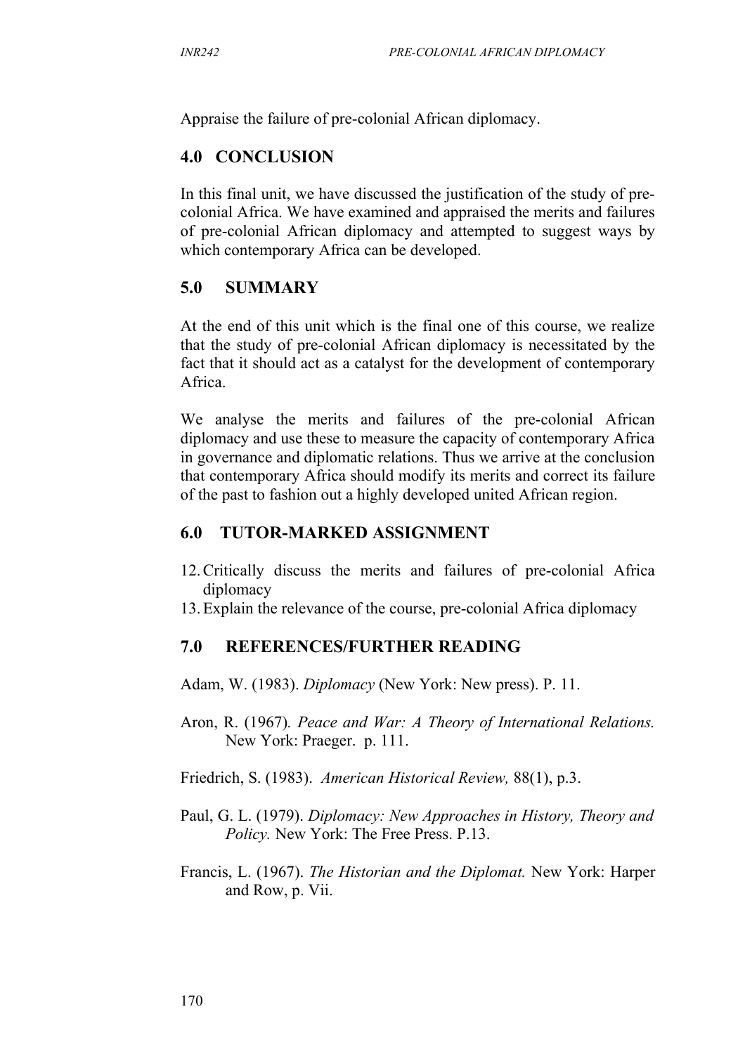Appraise the failure of pre-colonial African diplomacy.

## 4.0 CONCLUSION

In this final unit, we have discussed the justification of the study of pre-colonial Africa. We have examined and appraised the merits and failures of pre-colonial African diplomacy and attempted to suggest ways by which contemporary Africa can be developed.

## 5.0 SUMMARY

At the end of this unit which is the final one of this course, we realize that the study of pre-colonial African diplomacy is necessitated by the fact that it should act as a catalyst for the development of contemporary Africa.

We analyse the merits and failures of the pre-colonial African diplomacy and use these to measure the capacity of contemporary Africa in governance and diplomatic relations. Thus we arrive at the conclusion that contemporary Africa should modify its merits and correct its failure of the past to fashion out a highly developed united African region.

## 6.0 TUTOR-MARKED ASSIGNMENT

12. Critically discuss the merits and failures of pre-colonial Africa diplomacy
13. Explain the relevance of the course, pre-colonial Africa diplomacy

## 7.0 REFERENCES/FURTHER READING

Adam, W. (1983). *Diplomacy* (New York: New press). P. 11.

Aron, R. (1967). *Peace and War: A Theory of International Relations.* New York: Praeger. p. 111.

Friedrich, S. (1983). *American Historical Review,* 88(1), p.3.

Paul, G. L. (1979). *Diplomacy: New Approaches in History, Theory and Policy.* New York: The Free Press. P.13.

Francis, L. (1967). *The Historian and the Diplomat.* New York: Harper and Row, p. Vii.